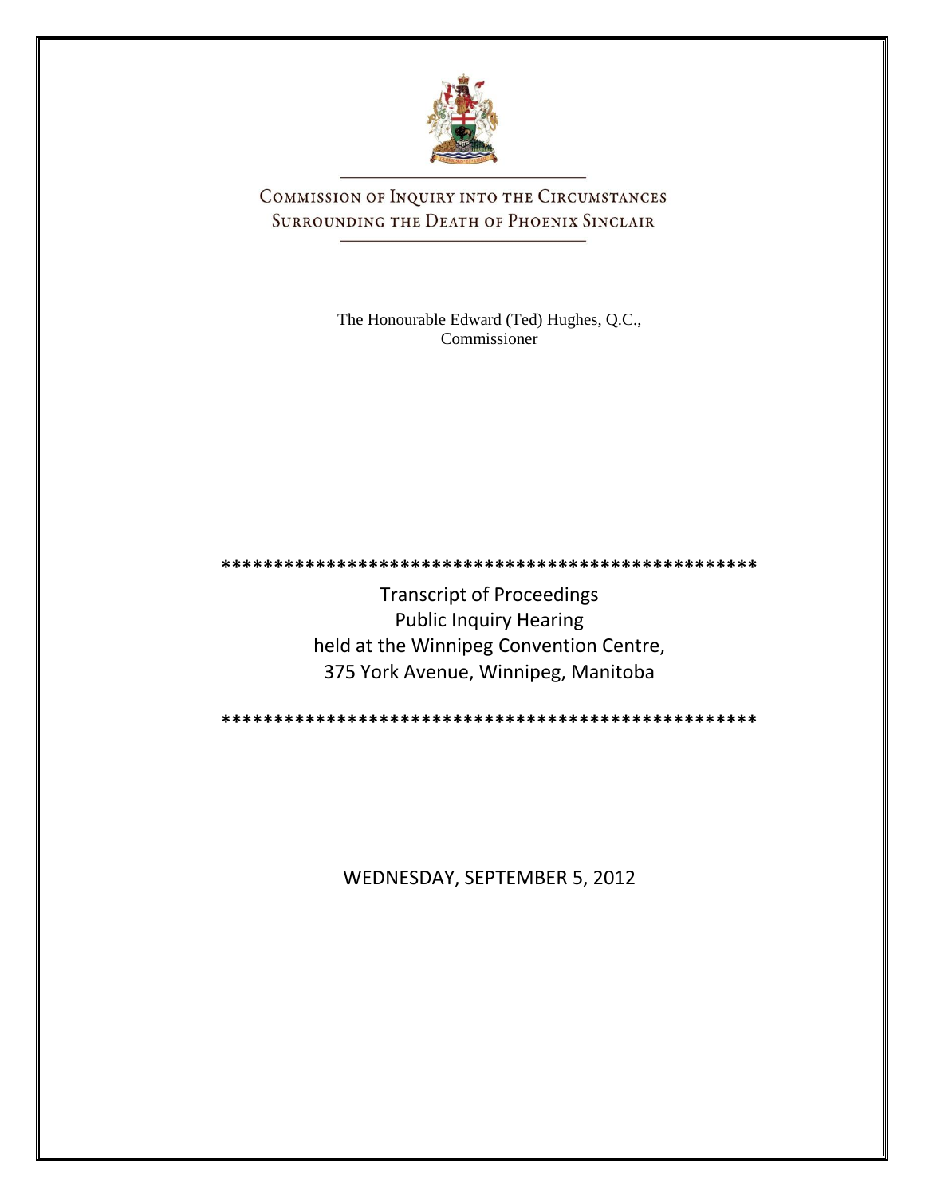# COMMISSION OF INQUIRY INTO THE CIRCUMSTANCES SURROUNDING THE DEATH OF PHOENIX SINCLAIR

The Honourable Edward (Ted) Hughes, Q.C.,
Commissioner

\*\*\*\*\*\*\*\*\*\*\*\*\*\*\*\*\*\*\*\*\*\*\*\*\*\*\*\*\*\*\*\*\*\*\*\*\*\*\*\*\*\*\*\*\*\*\*\*\*\*\*\*

Transcript of Proceedings
Public Inquiry Hearing
held at the Winnipeg Convention Centre,
375 York Avenue, Winnipeg, Manitoba

\*\*\*\*\*\*\*\*\*\*\*\*\*\*\*\*\*\*\*\*\*\*\*\*\*\*\*\*\*\*\*\*\*\*\*\*\*\*\*\*\*\*\*\*\*\*\*\*\*\*\*\*

WEDNESDAY, SEPTEMBER 5, 2012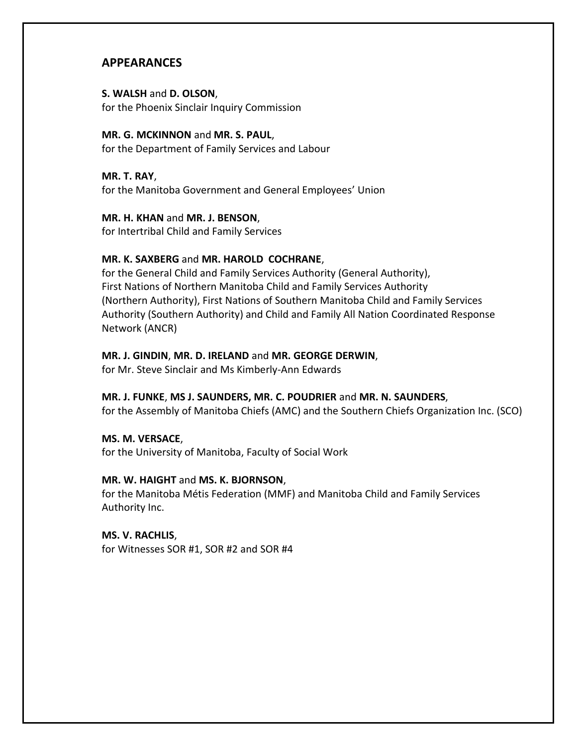## APPEARANCES

**S. WALSH** and **D. OLSON**,
for the Phoenix Sinclair Inquiry Commission

**MR. G. MCKINNON** and **MR. S. PAUL**,
for the Department of Family Services and Labour

**MR. T. RAY**,
for the Manitoba Government and General Employees' Union

**MR. H. KHAN** and **MR. J. BENSON**,
for Intertribal Child and Family Services

**MR. K. SAXBERG** and **MR. HAROLD COCHRANE**,
for the General Child and Family Services Authority (General Authority), First Nations of Northern Manitoba Child and Family Services Authority (Northern Authority), First Nations of Southern Manitoba Child and Family Services Authority (Southern Authority) and Child and Family All Nation Coordinated Response Network (ANCR)

**MR. J. GINDIN**, **MR. D. IRELAND** and **MR. GEORGE DERWIN**,
for Mr. Steve Sinclair and Ms Kimberly-Ann Edwards

**MR. J. FUNKE**, **MS J. SAUNDERS, MR. C. POUDRIER** and **MR. N. SAUNDERS**,
for the Assembly of Manitoba Chiefs (AMC) and the Southern Chiefs Organization Inc. (SCO)

**MS. M. VERSACE**,
for the University of Manitoba, Faculty of Social Work

**MR. W. HAIGHT** and **MS. K. BJORNSON**,
for the Manitoba Métis Federation (MMF) and Manitoba Child and Family Services Authority Inc.

**MS. V. RACHLIS**,
for Witnesses SOR #1, SOR #2 and SOR #4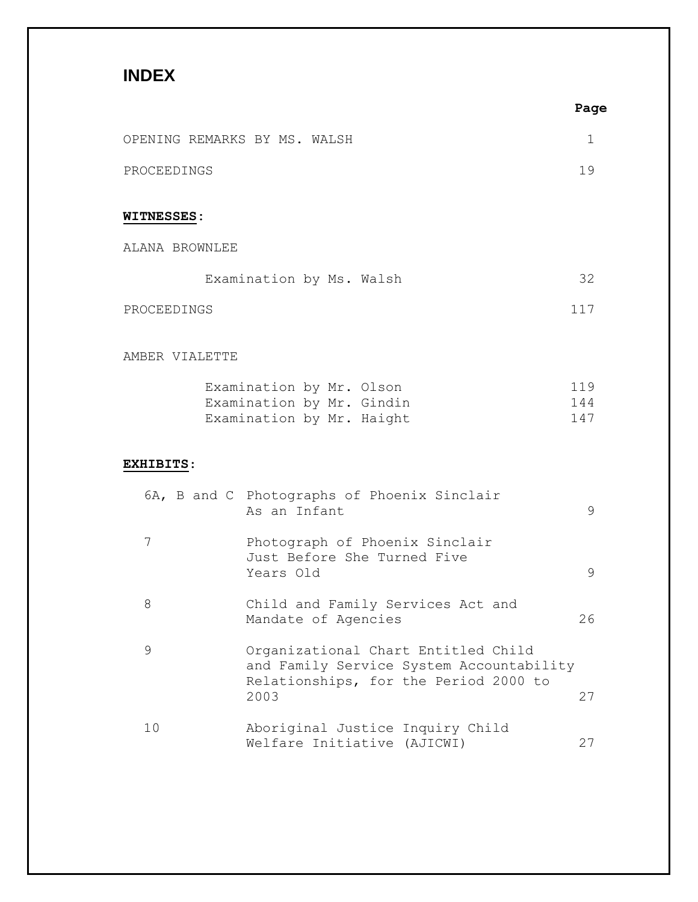# INDEX

| | Page |
|---|---|
| OPENING REMARKS BY MS. WALSH | 1 |
| PROCEEDINGS | 19 |

**WITNESSES**:

| | Page |
|---|---|
| ALANA BROWNLEE | |
| Examination by Ms. Walsh | 32 |
| PROCEEDINGS | 117 |
| AMBER VIALETTE | |
| Examination by Mr. Olson | 119 |
| Examination by Mr. Gindin | 144 |
| Examination by Mr. Haight | 147 |

**EXHIBITS**:

| | | Page |
|---|---|---|
| 6A, B and C | Photographs of Phoenix Sinclair As an Infant | 9 |
| 7 | Photograph of Phoenix Sinclair Just Before She Turned Five Years Old | 9 |
| 8 | Child and Family Services Act and Mandate of Agencies | 26 |
| 9 | Organizational Chart Entitled Child and Family Service System Accountability Relationships, for the Period 2000 to 2003 | 27 |
| 10 | Aboriginal Justice Inquiry Child Welfare Initiative (AJICWI) | 27 |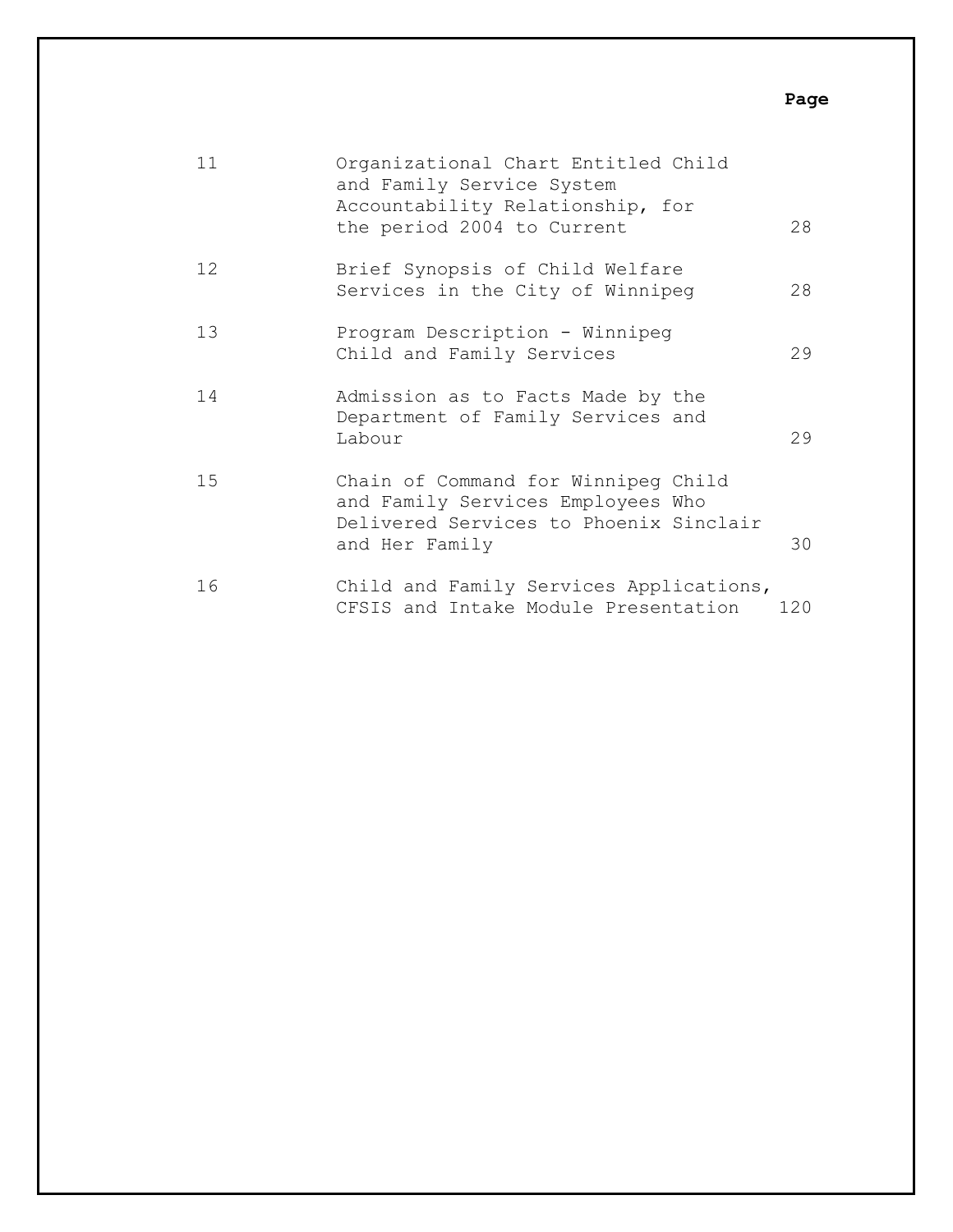| | | Page |
|---|---|---|
| 11 | Organizational Chart Entitled Child and Family Service System Accountability Relationship, for the period 2004 to Current | 28 |
| 12 | Brief Synopsis of Child Welfare Services in the City of Winnipeg | 28 |
| 13 | Program Description - Winnipeg Child and Family Services | 29 |
| 14 | Admission as to Facts Made by the Department of Family Services and Labour | 29 |
| 15 | Chain of Command for Winnipeg Child and Family Services Employees Who Delivered Services to Phoenix Sinclair and Her Family | 30 |
| 16 | Child and Family Services Applications, CFSIS and Intake Module Presentation | 120 |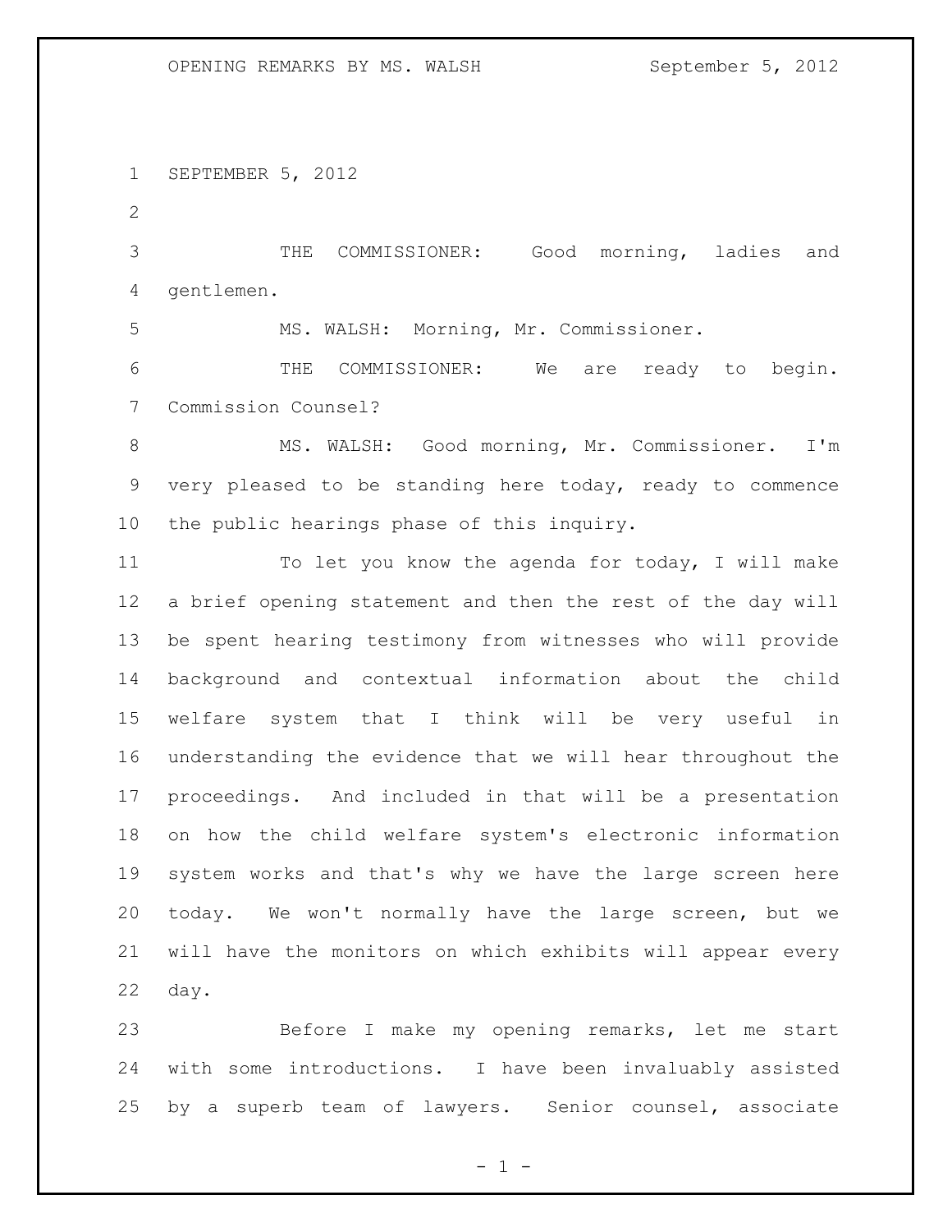SEPTEMBER 5, 2012

THE COMMISSIONER: Good morning, ladies and gentlemen.

MS. WALSH: Morning, Mr. Commissioner.

THE COMMISSIONER: We are ready to begin. Commission Counsel?

MS. WALSH: Good morning, Mr. Commissioner. I'm very pleased to be standing here today, ready to commence the public hearings phase of this inquiry.

To let you know the agenda for today, I will make a brief opening statement and then the rest of the day will be spent hearing testimony from witnesses who will provide background and contextual information about the child welfare system that I think will be very useful in understanding the evidence that we will hear throughout the proceedings. And included in that will be a presentation on how the child welfare system's electronic information system works and that's why we have the large screen here today. We won't normally have the large screen, but we will have the monitors on which exhibits will appear every day.

Before I make my opening remarks, let me start with some introductions. I have been invaluably assisted by a superb team of lawyers. Senior counsel, associate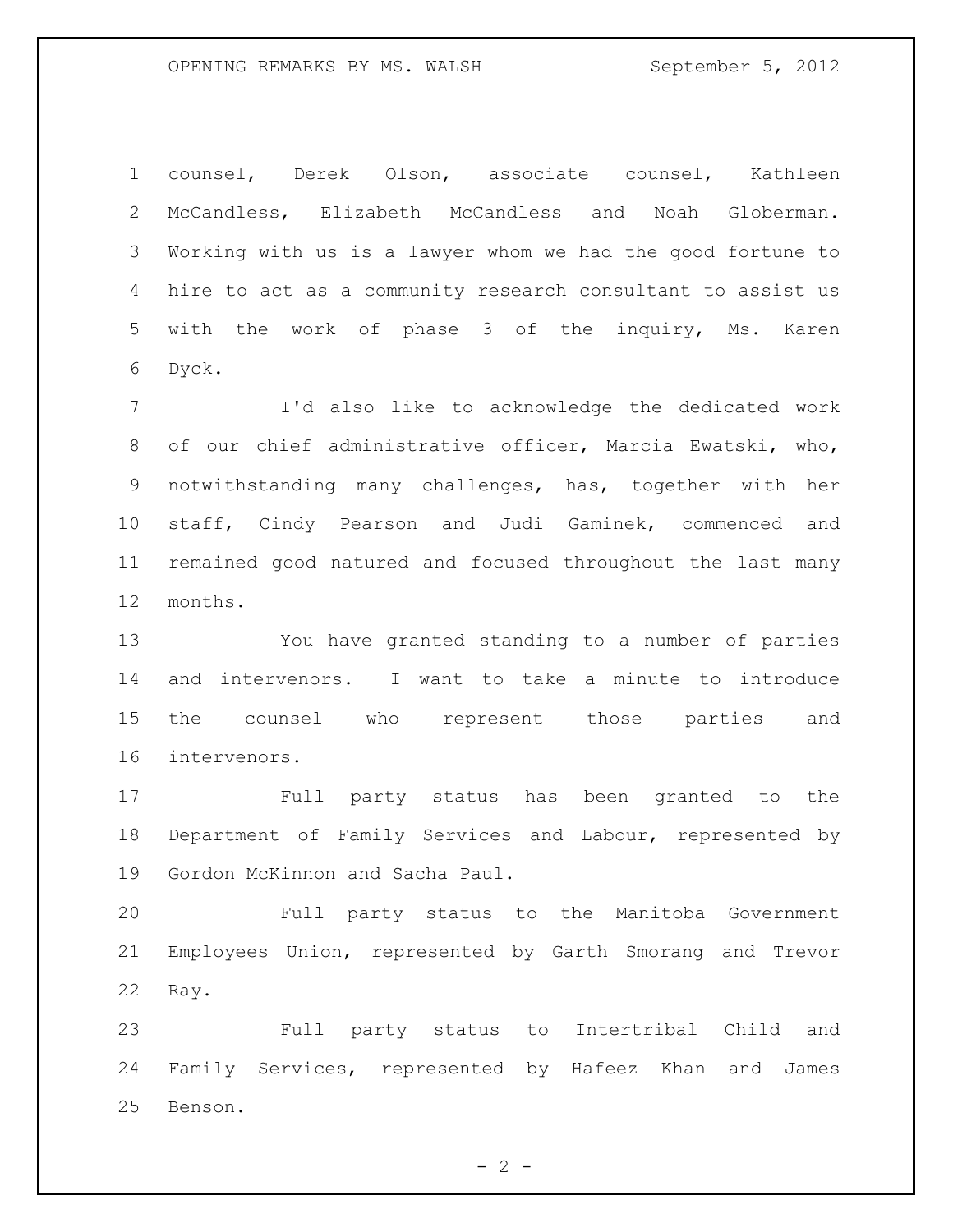counsel, Derek Olson, associate counsel, Kathleen McCandless, Elizabeth McCandless and Noah Globerman. Working with us is a lawyer whom we had the good fortune to hire to act as a community research consultant to assist us with the work of phase 3 of the inquiry, Ms. Karen Dyck.

I'd also like to acknowledge the dedicated work of our chief administrative officer, Marcia Ewatski, who, notwithstanding many challenges, has, together with her staff, Cindy Pearson and Judi Gaminek, commenced and remained good natured and focused throughout the last many months.

You have granted standing to a number of parties and intervenors. I want to take a minute to introduce the counsel who represent those parties and intervenors.

Full party status has been granted to the Department of Family Services and Labour, represented by Gordon McKinnon and Sacha Paul.

Full party status to the Manitoba Government Employees Union, represented by Garth Smorang and Trevor Ray.

Full party status to Intertribal Child and Family Services, represented by Hafeez Khan and James Benson.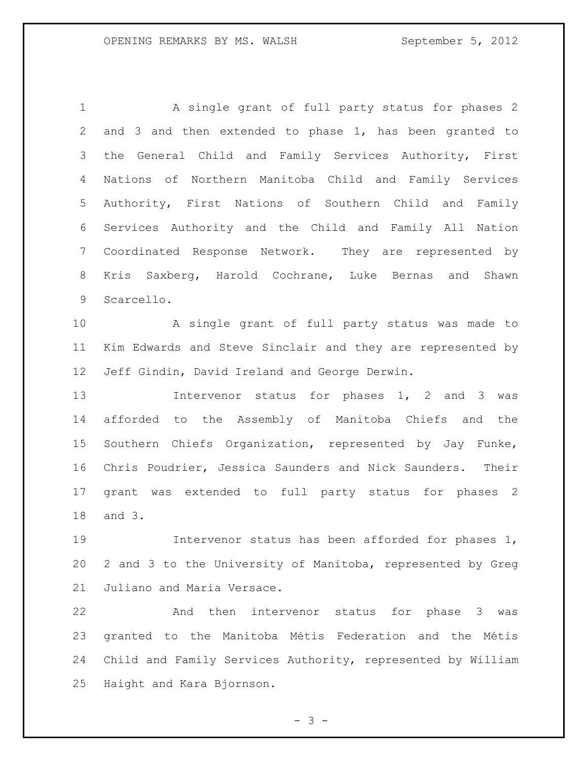A single grant of full party status for phases 2 and 3 and then extended to phase 1, has been granted to the General Child and Family Services Authority, First Nations of Northern Manitoba Child and Family Services Authority, First Nations of Southern Child and Family Services Authority and the Child and Family All Nation Coordinated Response Network. They are represented by Kris Saxberg, Harold Cochrane, Luke Bernas and Shawn Scarcello.

A single grant of full party status was made to Kim Edwards and Steve Sinclair and they are represented by Jeff Gindin, David Ireland and George Derwin.

Intervenor status for phases 1, 2 and 3 was afforded to the Assembly of Manitoba Chiefs and the Southern Chiefs Organization, represented by Jay Funke, Chris Poudrier, Jessica Saunders and Nick Saunders. Their grant was extended to full party status for phases 2 and 3.

Intervenor status has been afforded for phases 1, 2 and 3 to the University of Manitoba, represented by Greg Juliano and Maria Versace.

And then intervenor status for phase 3 was granted to the Manitoba Métis Federation and the Métis Child and Family Services Authority, represented by William Haight and Kara Bjornson.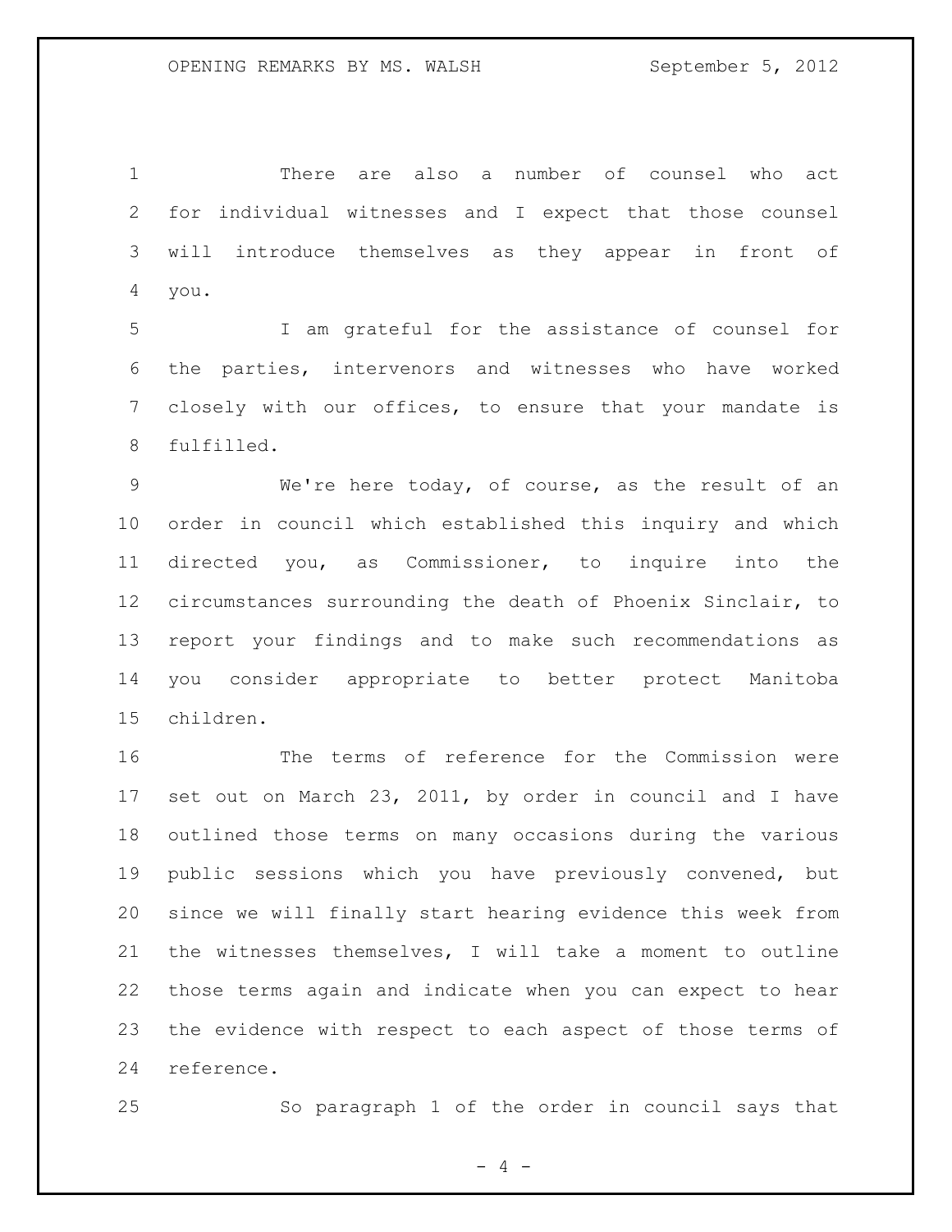There are also a number of counsel who act for individual witnesses and I expect that those counsel will introduce themselves as they appear in front of you.

I am grateful for the assistance of counsel for the parties, intervenors and witnesses who have worked closely with our offices, to ensure that your mandate is fulfilled.

We're here today, of course, as the result of an order in council which established this inquiry and which directed you, as Commissioner, to inquire into the circumstances surrounding the death of Phoenix Sinclair, to report your findings and to make such recommendations as you consider appropriate to better protect Manitoba children.

The terms of reference for the Commission were set out on March 23, 2011, by order in council and I have outlined those terms on many occasions during the various public sessions which you have previously convened, but since we will finally start hearing evidence this week from the witnesses themselves, I will take a moment to outline those terms again and indicate when you can expect to hear the evidence with respect to each aspect of those terms of reference.

So paragraph 1 of the order in council says that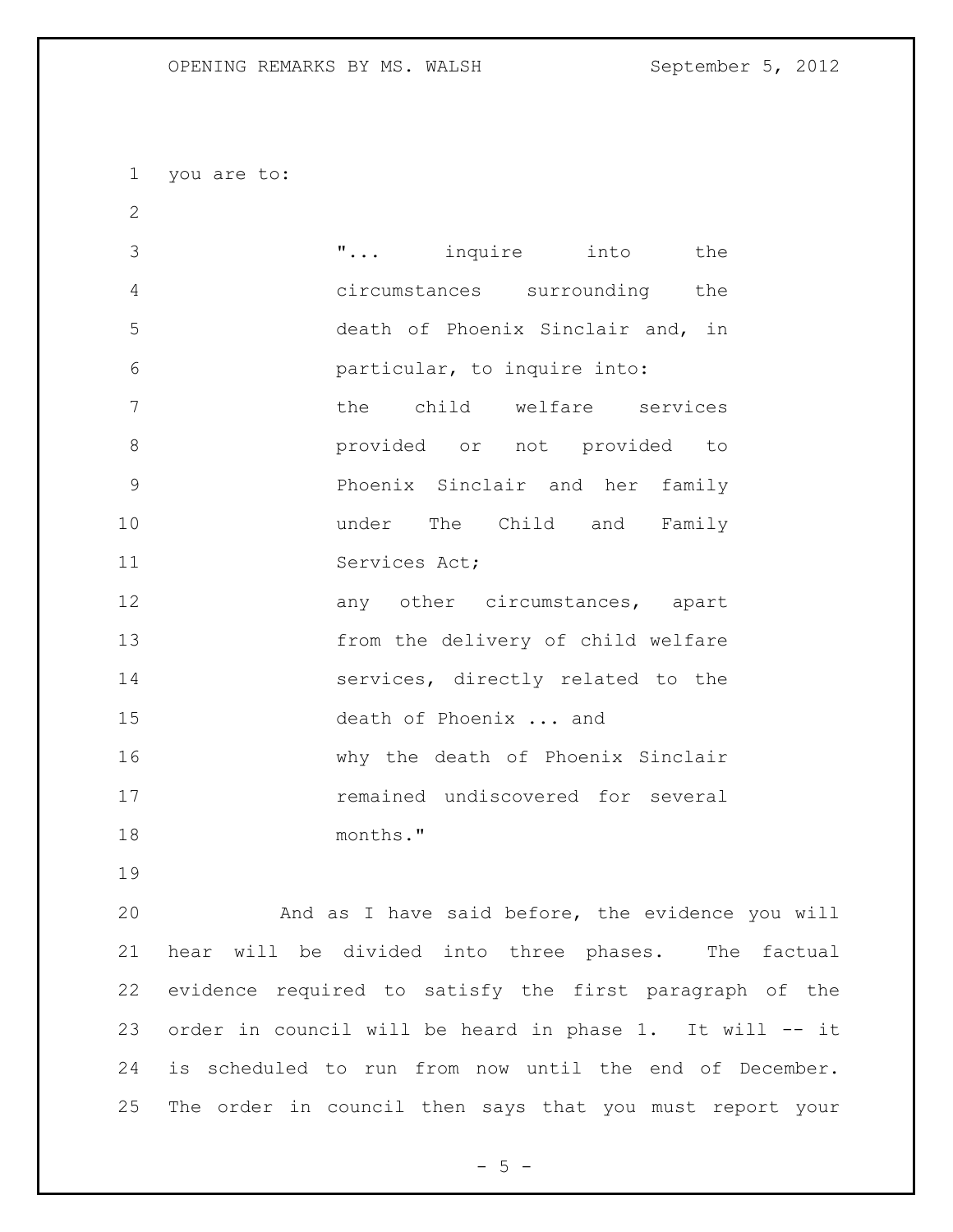you are to:

> "... inquire into the circumstances surrounding the death of Phoenix Sinclair and, in particular, to inquire into:
> the child welfare services provided or not provided to Phoenix Sinclair and her family under The Child and Family Services Act;
> any other circumstances, apart from the delivery of child welfare services, directly related to the death of Phoenix ... and
> why the death of Phoenix Sinclair remained undiscovered for several months."

And as I have said before, the evidence you will hear will be divided into three phases. The factual evidence required to satisfy the first paragraph of the order in council will be heard in phase 1. It will -- it is scheduled to run from now until the end of December. The order in council then says that you must report your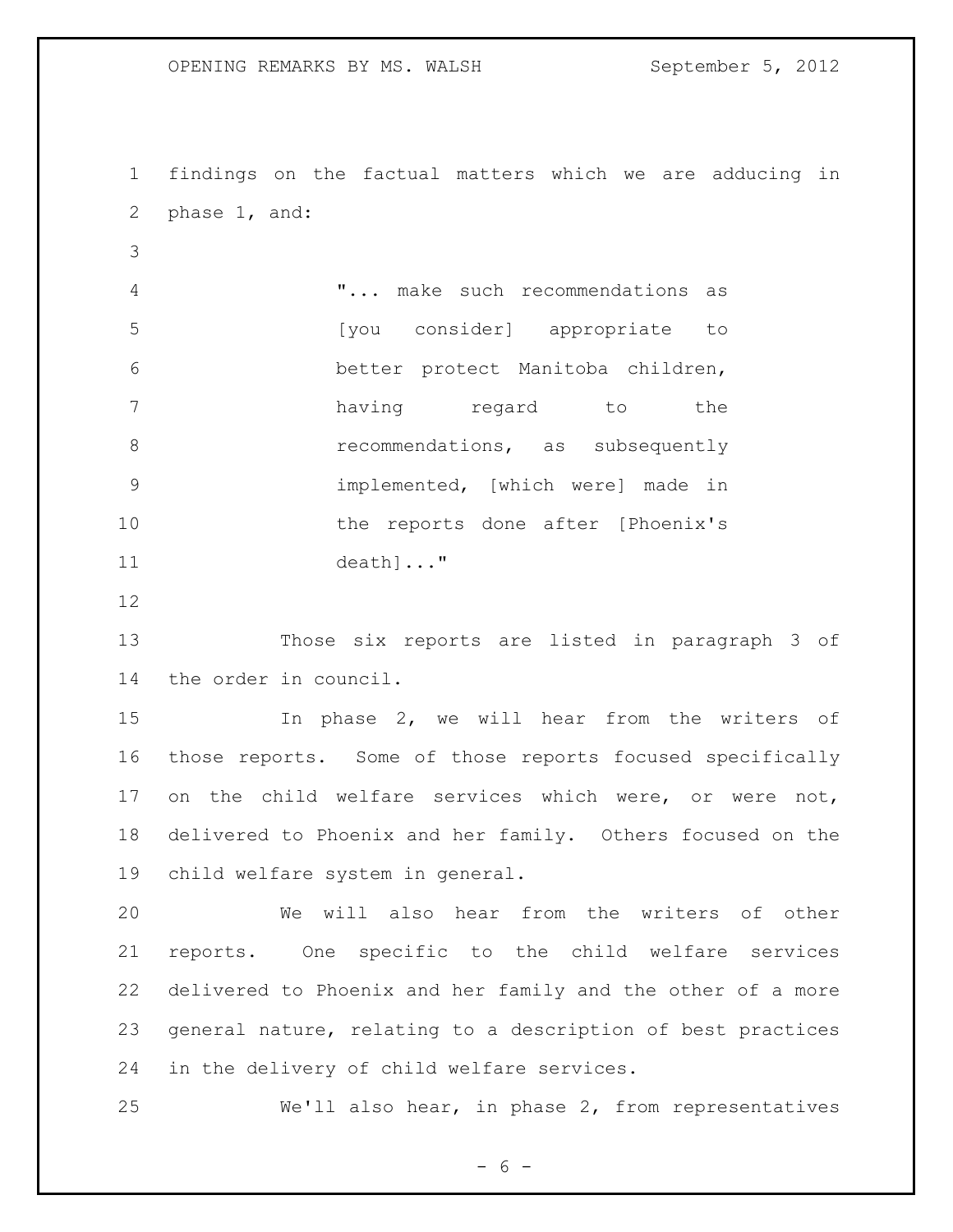findings on the factual matters which we are adducing in phase 1, and:

> "... make such recommendations as [you consider] appropriate to better protect Manitoba children, having regard to the recommendations, as subsequently implemented, [which were] made in the reports done after [Phoenix's death]..."

Those six reports are listed in paragraph 3 of the order in council.

In phase 2, we will hear from the writers of those reports. Some of those reports focused specifically on the child welfare services which were, or were not, delivered to Phoenix and her family. Others focused on the child welfare system in general.

We will also hear from the writers of other reports. One specific to the child welfare services delivered to Phoenix and her family and the other of a more general nature, relating to a description of best practices in the delivery of child welfare services.

We'll also hear, in phase 2, from representatives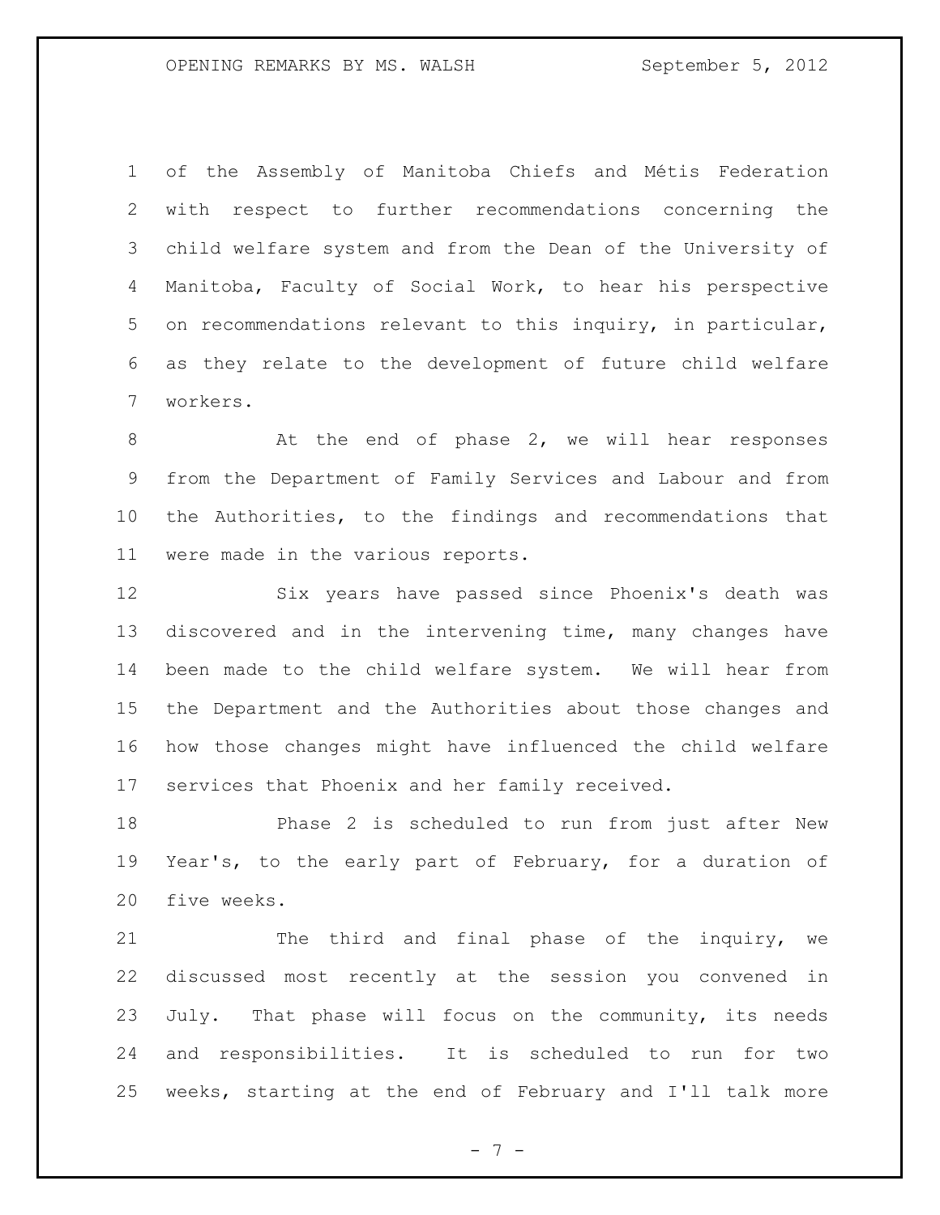of the Assembly of Manitoba Chiefs and Métis Federation with respect to further recommendations concerning the child welfare system and from the Dean of the University of Manitoba, Faculty of Social Work, to hear his perspective on recommendations relevant to this inquiry, in particular, as they relate to the development of future child welfare workers.

At the end of phase 2, we will hear responses from the Department of Family Services and Labour and from the Authorities, to the findings and recommendations that were made in the various reports.

Six years have passed since Phoenix's death was discovered and in the intervening time, many changes have been made to the child welfare system. We will hear from the Department and the Authorities about those changes and how those changes might have influenced the child welfare services that Phoenix and her family received.

Phase 2 is scheduled to run from just after New Year's, to the early part of February, for a duration of five weeks.

The third and final phase of the inquiry, we discussed most recently at the session you convened in July. That phase will focus on the community, its needs and responsibilities. It is scheduled to run for two weeks, starting at the end of February and I'll talk more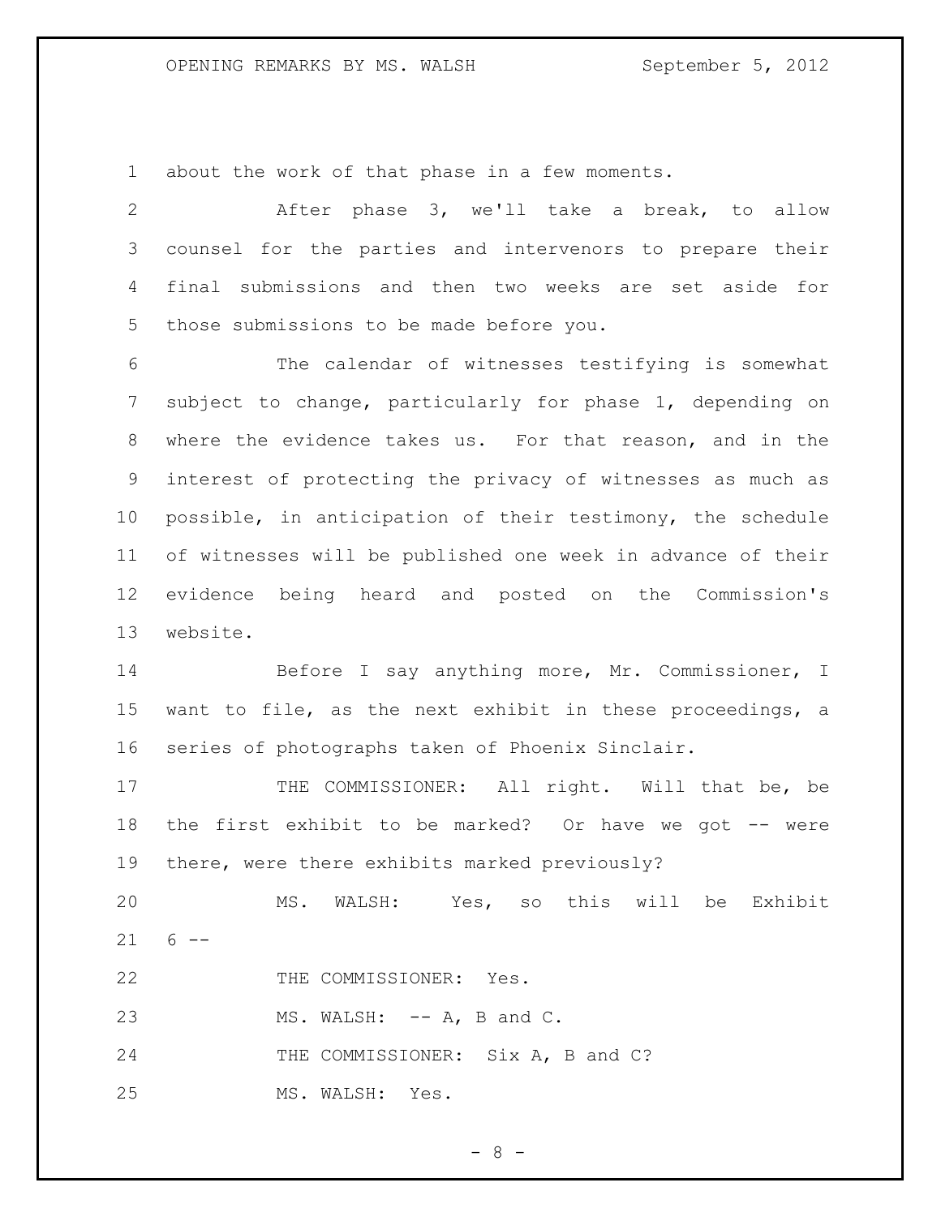about the work of that phase in a few moments.

After phase 3, we'll take a break, to allow counsel for the parties and intervenors to prepare their final submissions and then two weeks are set aside for those submissions to be made before you.

The calendar of witnesses testifying is somewhat subject to change, particularly for phase 1, depending on where the evidence takes us. For that reason, and in the interest of protecting the privacy of witnesses as much as possible, in anticipation of their testimony, the schedule of witnesses will be published one week in advance of their evidence being heard and posted on the Commission's website.

Before I say anything more, Mr. Commissioner, I want to file, as the next exhibit in these proceedings, a series of photographs taken of Phoenix Sinclair.

THE COMMISSIONER: All right. Will that be, be the first exhibit to be marked? Or have we got -- were there, were there exhibits marked previously?

MS. WALSH: Yes, so this will be Exhibit 6 --

THE COMMISSIONER: Yes.

MS. WALSH: -- A, B and C.

THE COMMISSIONER: Six A, B and C?

MS. WALSH: Yes.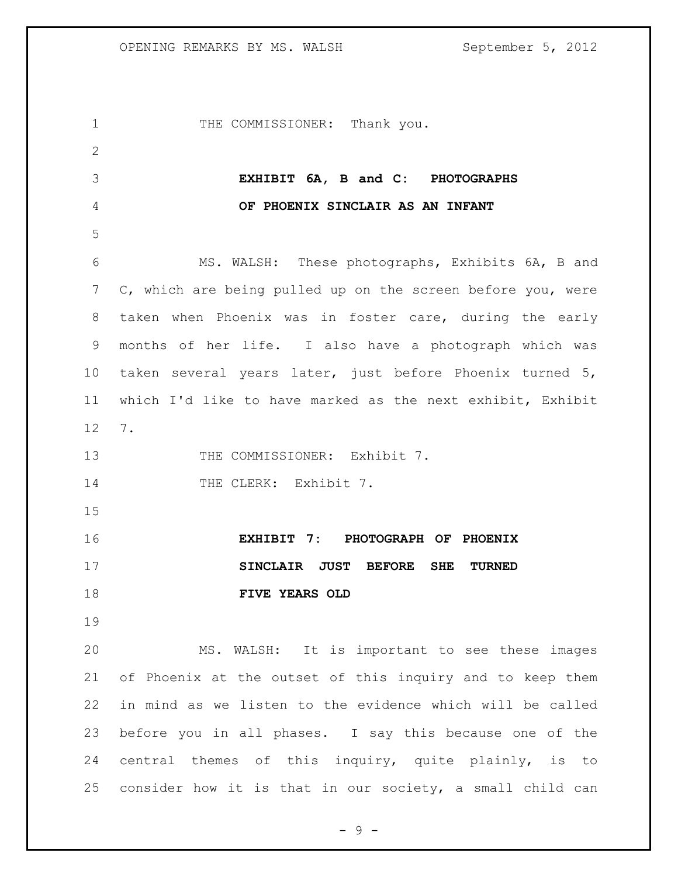THE COMMISSIONER: Thank you.

**EXHIBIT 6A, B and C: PHOTOGRAPHS OF PHOENIX SINCLAIR AS AN INFANT**

MS. WALSH: These photographs, Exhibits 6A, B and C, which are being pulled up on the screen before you, were taken when Phoenix was in foster care, during the early months of her life. I also have a photograph which was taken several years later, just before Phoenix turned 5, which I'd like to have marked as the next exhibit, Exhibit 7.

THE COMMISSIONER: Exhibit 7.

THE CLERK: Exhibit 7.

**EXHIBIT 7: PHOTOGRAPH OF PHOENIX SINCLAIR JUST BEFORE SHE TURNED FIVE YEARS OLD**

MS. WALSH: It is important to see these images of Phoenix at the outset of this inquiry and to keep them in mind as we listen to the evidence which will be called before you in all phases. I say this because one of the central themes of this inquiry, quite plainly, is to consider how it is that in our society, a small child can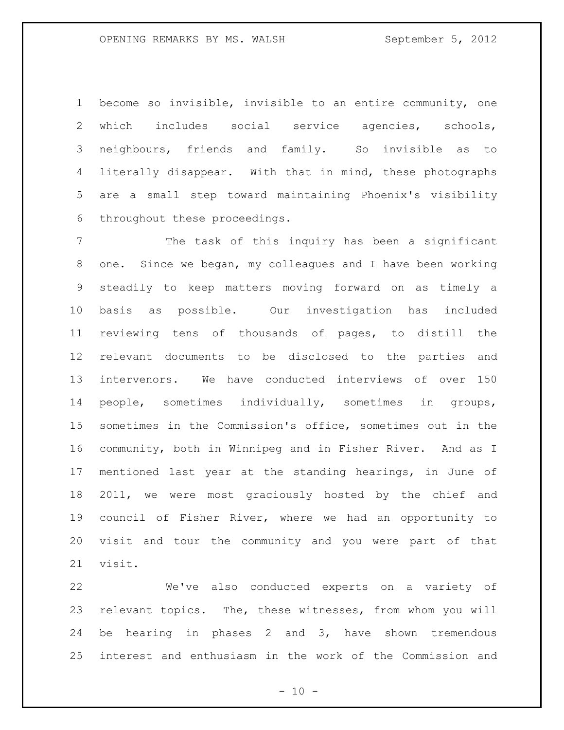become so invisible, invisible to an entire community, one which includes social service agencies, schools, neighbours, friends and family. So invisible as to literally disappear. With that in mind, these photographs are a small step toward maintaining Phoenix's visibility throughout these proceedings.

The task of this inquiry has been a significant one. Since we began, my colleagues and I have been working steadily to keep matters moving forward on as timely a basis as possible. Our investigation has included reviewing tens of thousands of pages, to distill the relevant documents to be disclosed to the parties and intervenors. We have conducted interviews of over 150 people, sometimes individually, sometimes in groups, sometimes in the Commission's office, sometimes out in the community, both in Winnipeg and in Fisher River. And as I mentioned last year at the standing hearings, in June of 2011, we were most graciously hosted by the chief and council of Fisher River, where we had an opportunity to visit and tour the community and you were part of that visit.

We've also conducted experts on a variety of relevant topics. The, these witnesses, from whom you will be hearing in phases 2 and 3, have shown tremendous interest and enthusiasm in the work of the Commission and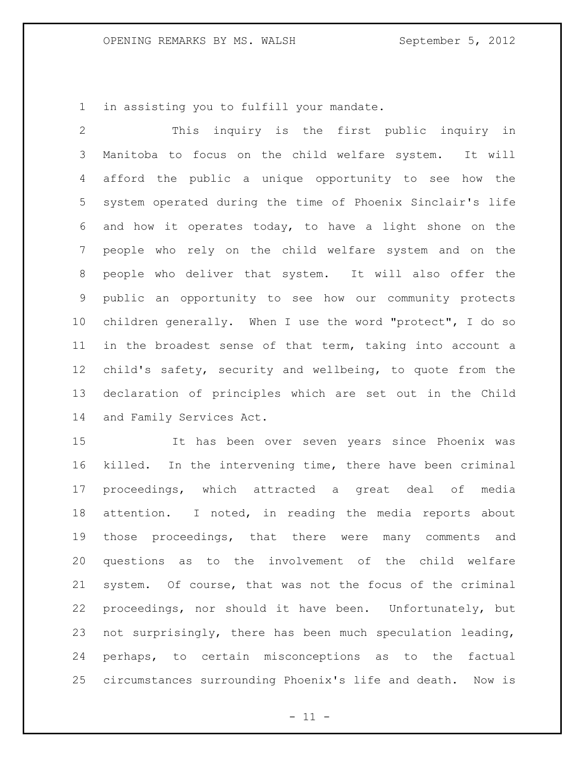in assisting you to fulfill your mandate.

This inquiry is the first public inquiry in Manitoba to focus on the child welfare system. It will afford the public a unique opportunity to see how the system operated during the time of Phoenix Sinclair's life and how it operates today, to have a light shone on the people who rely on the child welfare system and on the people who deliver that system. It will also offer the public an opportunity to see how our community protects children generally. When I use the word "protect", I do so in the broadest sense of that term, taking into account a child's safety, security and wellbeing, to quote from the declaration of principles which are set out in the Child and Family Services Act.

It has been over seven years since Phoenix was killed. In the intervening time, there have been criminal proceedings, which attracted a great deal of media attention. I noted, in reading the media reports about those proceedings, that there were many comments and questions as to the involvement of the child welfare system. Of course, that was not the focus of the criminal proceedings, nor should it have been. Unfortunately, but not surprisingly, there has been much speculation leading, perhaps, to certain misconceptions as to the factual circumstances surrounding Phoenix's life and death. Now is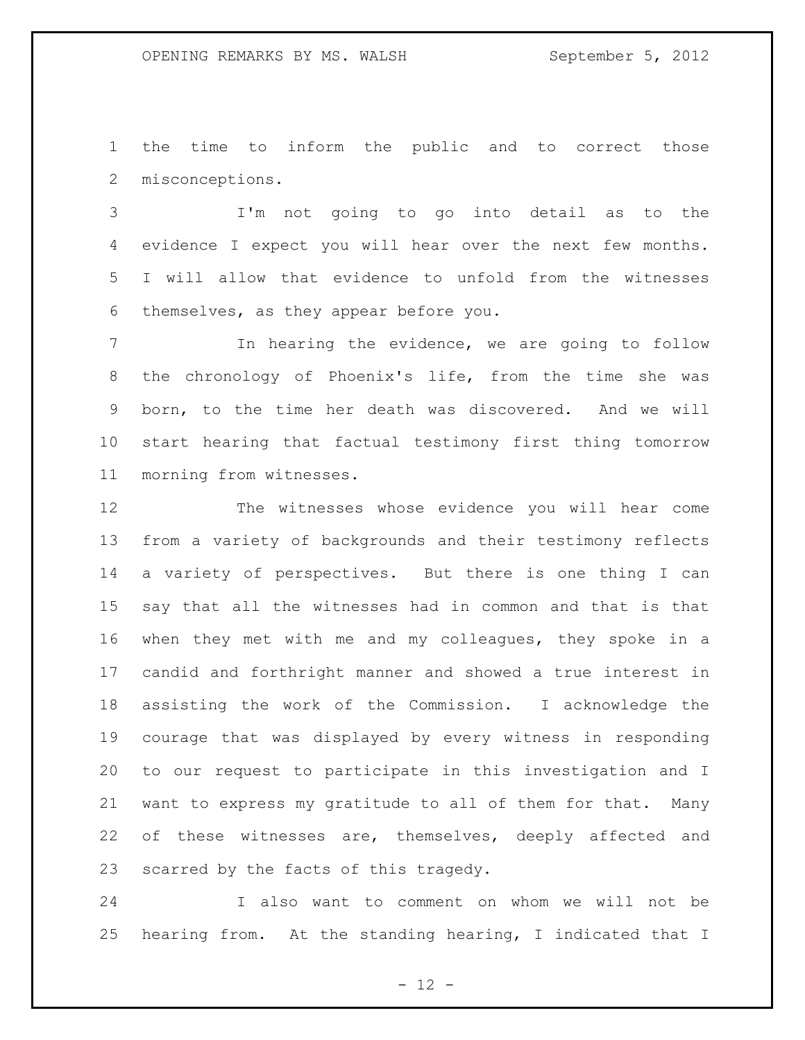the time to inform the public and to correct those misconceptions.

I'm not going to go into detail as to the evidence I expect you will hear over the next few months. I will allow that evidence to unfold from the witnesses themselves, as they appear before you.

In hearing the evidence, we are going to follow the chronology of Phoenix's life, from the time she was born, to the time her death was discovered. And we will start hearing that factual testimony first thing tomorrow morning from witnesses.

The witnesses whose evidence you will hear come from a variety of backgrounds and their testimony reflects a variety of perspectives. But there is one thing I can say that all the witnesses had in common and that is that when they met with me and my colleagues, they spoke in a candid and forthright manner and showed a true interest in assisting the work of the Commission. I acknowledge the courage that was displayed by every witness in responding to our request to participate in this investigation and I want to express my gratitude to all of them for that. Many of these witnesses are, themselves, deeply affected and scarred by the facts of this tragedy.

I also want to comment on whom we will not be hearing from. At the standing hearing, I indicated that I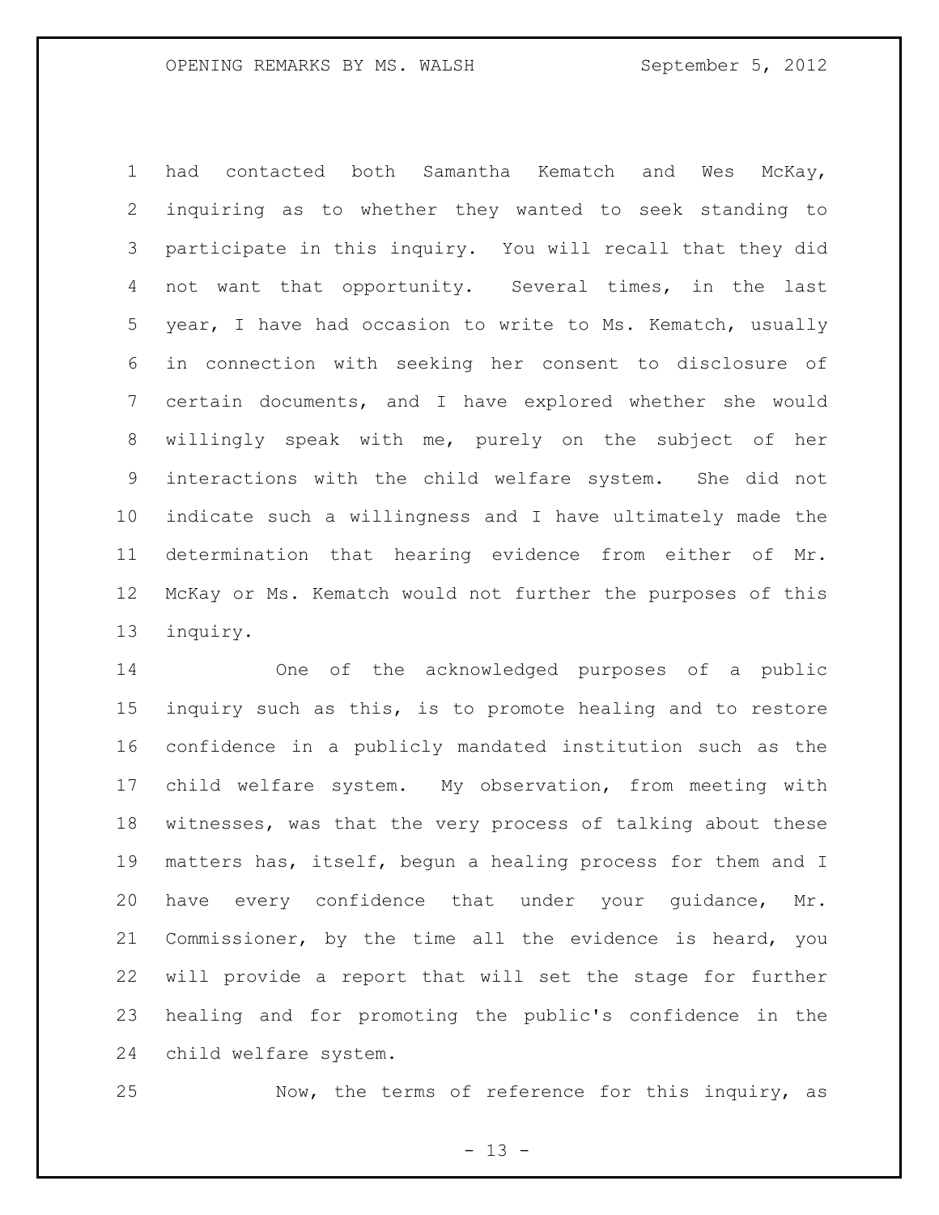had contacted both Samantha Kematch and Wes McKay, inquiring as to whether they wanted to seek standing to participate in this inquiry. You will recall that they did not want that opportunity. Several times, in the last year, I have had occasion to write to Ms. Kematch, usually in connection with seeking her consent to disclosure of certain documents, and I have explored whether she would willingly speak with me, purely on the subject of her interactions with the child welfare system. She did not indicate such a willingness and I have ultimately made the determination that hearing evidence from either of Mr. McKay or Ms. Kematch would not further the purposes of this inquiry.

One of the acknowledged purposes of a public inquiry such as this, is to promote healing and to restore confidence in a publicly mandated institution such as the child welfare system. My observation, from meeting with witnesses, was that the very process of talking about these matters has, itself, begun a healing process for them and I have every confidence that under your guidance, Mr. Commissioner, by the time all the evidence is heard, you will provide a report that will set the stage for further healing and for promoting the public's confidence in the child welfare system.

Now, the terms of reference for this inquiry, as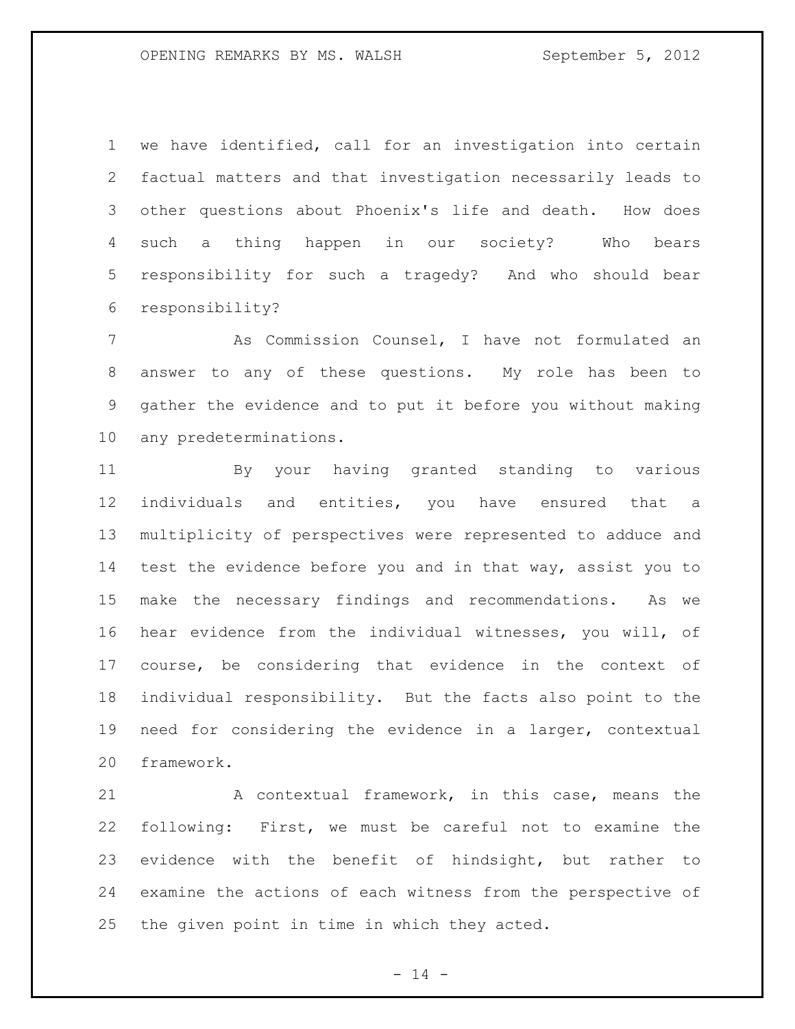we have identified, call for an investigation into certain factual matters and that investigation necessarily leads to other questions about Phoenix's life and death. How does such a thing happen in our society? Who bears responsibility for such a tragedy? And who should bear responsibility?

As Commission Counsel, I have not formulated an answer to any of these questions. My role has been to gather the evidence and to put it before you without making any predeterminations.

By your having granted standing to various individuals and entities, you have ensured that a multiplicity of perspectives were represented to adduce and test the evidence before you and in that way, assist you to make the necessary findings and recommendations. As we hear evidence from the individual witnesses, you will, of course, be considering that evidence in the context of individual responsibility. But the facts also point to the need for considering the evidence in a larger, contextual framework.

A contextual framework, in this case, means the following: First, we must be careful not to examine the evidence with the benefit of hindsight, but rather to examine the actions of each witness from the perspective of the given point in time in which they acted.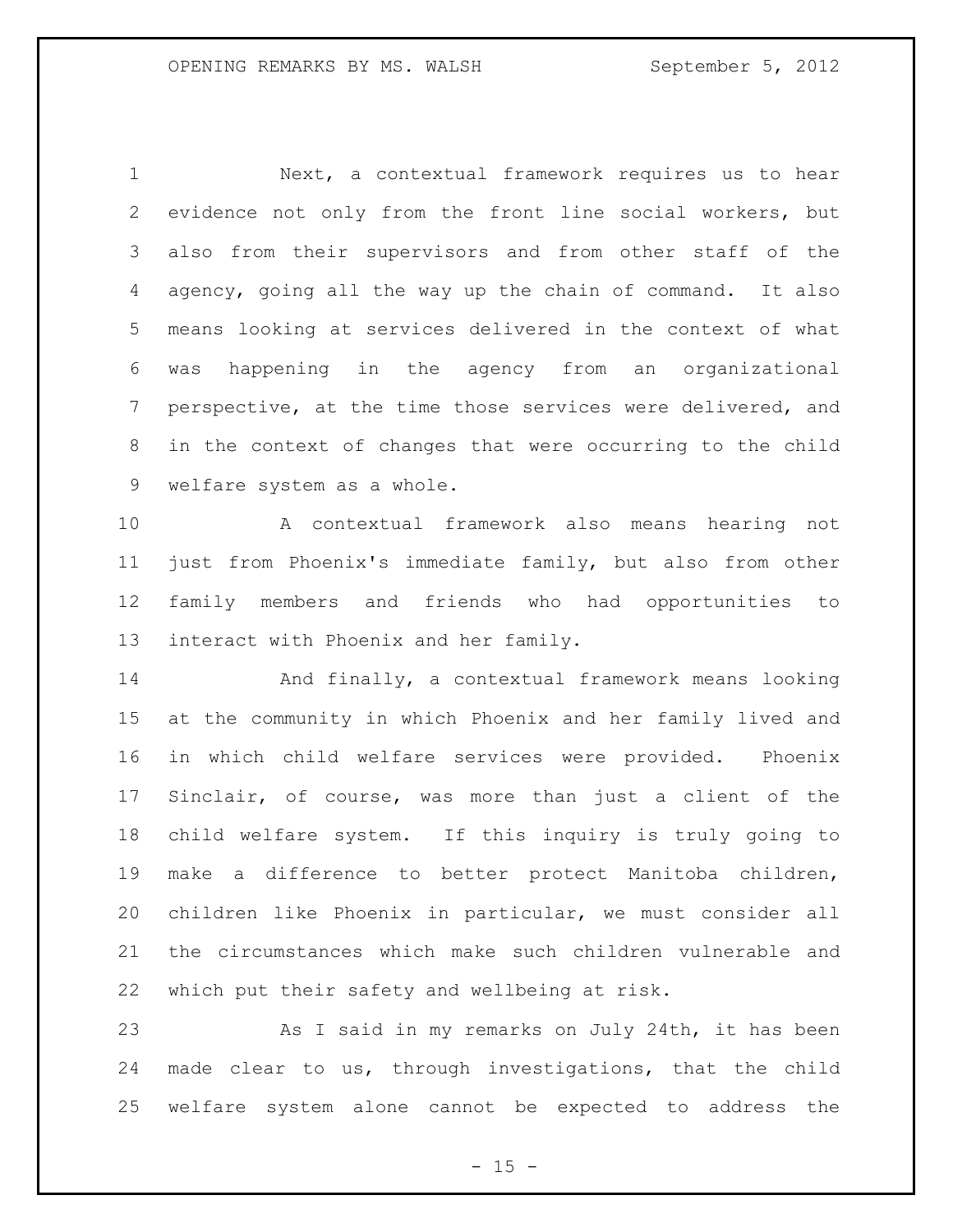Next, a contextual framework requires us to hear evidence not only from the front line social workers, but also from their supervisors and from other staff of the agency, going all the way up the chain of command. It also means looking at services delivered in the context of what was happening in the agency from an organizational perspective, at the time those services were delivered, and in the context of changes that were occurring to the child welfare system as a whole.

A contextual framework also means hearing not just from Phoenix's immediate family, but also from other family members and friends who had opportunities to interact with Phoenix and her family.

And finally, a contextual framework means looking at the community in which Phoenix and her family lived and in which child welfare services were provided. Phoenix Sinclair, of course, was more than just a client of the child welfare system. If this inquiry is truly going to make a difference to better protect Manitoba children, children like Phoenix in particular, we must consider all the circumstances which make such children vulnerable and which put their safety and wellbeing at risk.

As I said in my remarks on July 24th, it has been made clear to us, through investigations, that the child welfare system alone cannot be expected to address the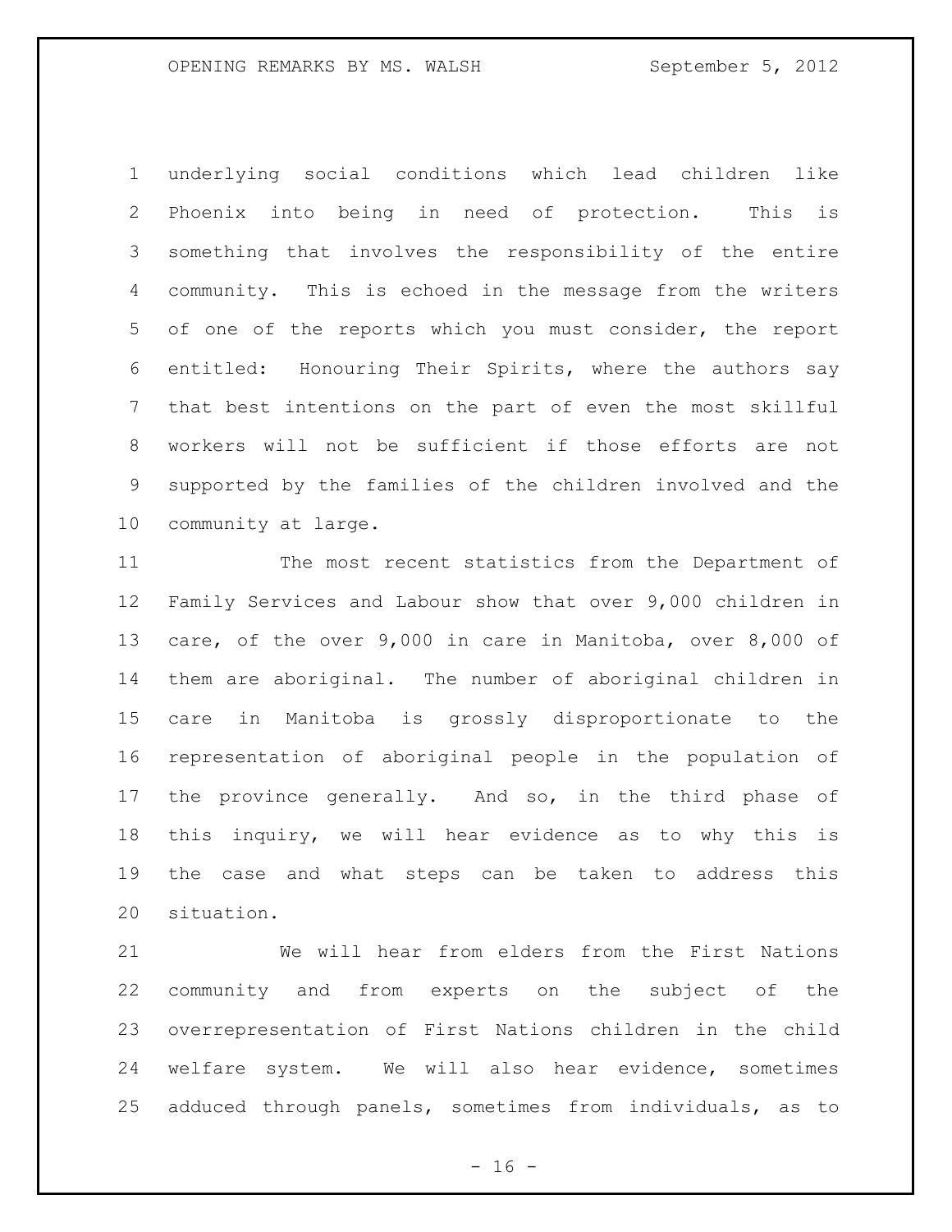underlying social conditions which lead children like Phoenix into being in need of protection. This is something that involves the responsibility of the entire community. This is echoed in the message from the writers of one of the reports which you must consider, the report entitled: Honouring Their Spirits, where the authors say that best intentions on the part of even the most skillful workers will not be sufficient if those efforts are not supported by the families of the children involved and the community at large.

The most recent statistics from the Department of Family Services and Labour show that over 9,000 children in care, of the over 9,000 in care in Manitoba, over 8,000 of them are aboriginal. The number of aboriginal children in care in Manitoba is grossly disproportionate to the representation of aboriginal people in the population of the province generally. And so, in the third phase of this inquiry, we will hear evidence as to why this is the case and what steps can be taken to address this situation.

We will hear from elders from the First Nations community and from experts on the subject of the overrepresentation of First Nations children in the child welfare system. We will also hear evidence, sometimes adduced through panels, sometimes from individuals, as to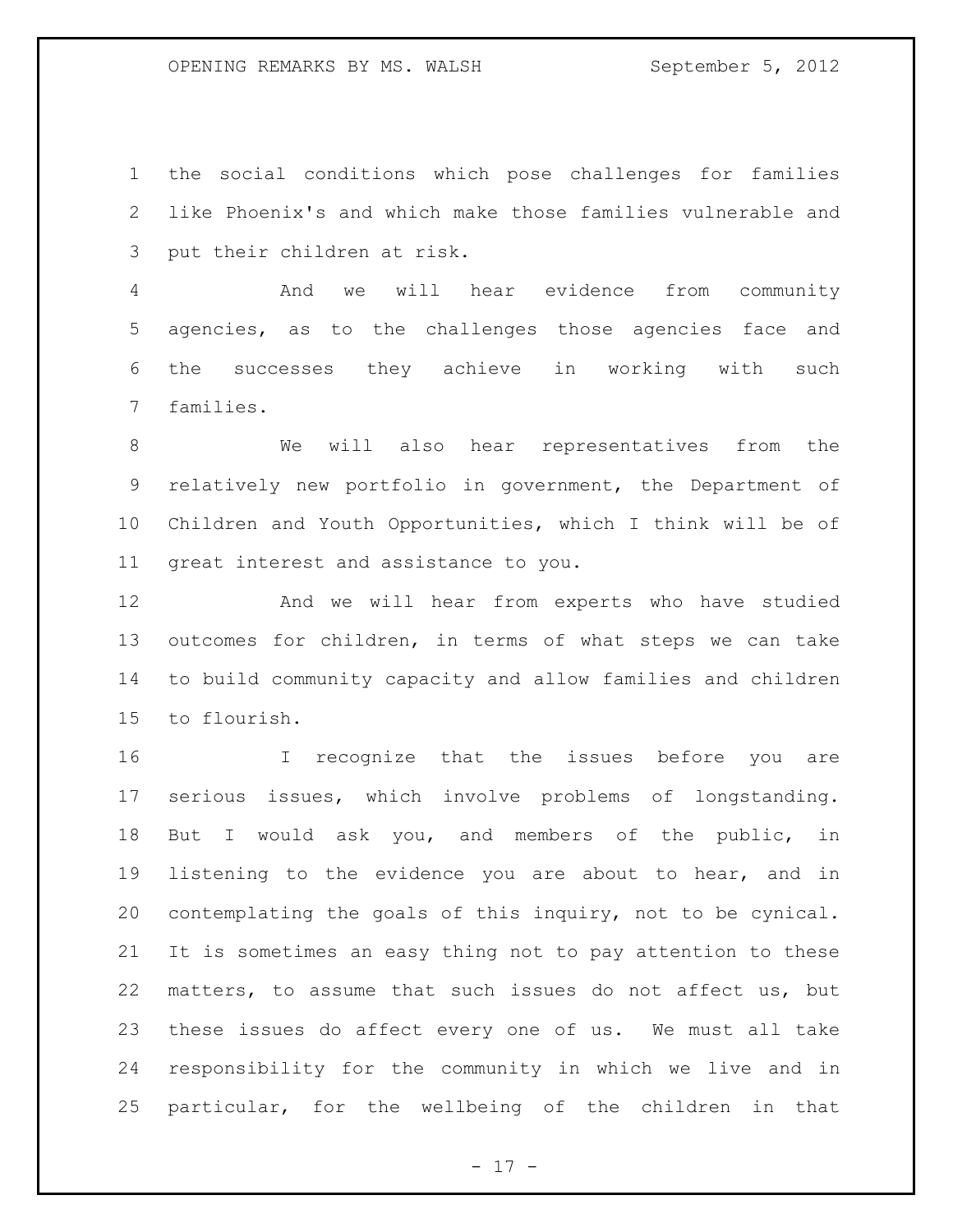the social conditions which pose challenges for families like Phoenix's and which make those families vulnerable and put their children at risk.

And we will hear evidence from community agencies, as to the challenges those agencies face and the successes they achieve in working with such families.

We will also hear representatives from the relatively new portfolio in government, the Department of Children and Youth Opportunities, which I think will be of great interest and assistance to you.

And we will hear from experts who have studied outcomes for children, in terms of what steps we can take to build community capacity and allow families and children to flourish.

I recognize that the issues before you are serious issues, which involve problems of longstanding. But I would ask you, and members of the public, in listening to the evidence you are about to hear, and in contemplating the goals of this inquiry, not to be cynical. It is sometimes an easy thing not to pay attention to these matters, to assume that such issues do not affect us, but these issues do affect every one of us. We must all take responsibility for the community in which we live and in particular, for the wellbeing of the children in that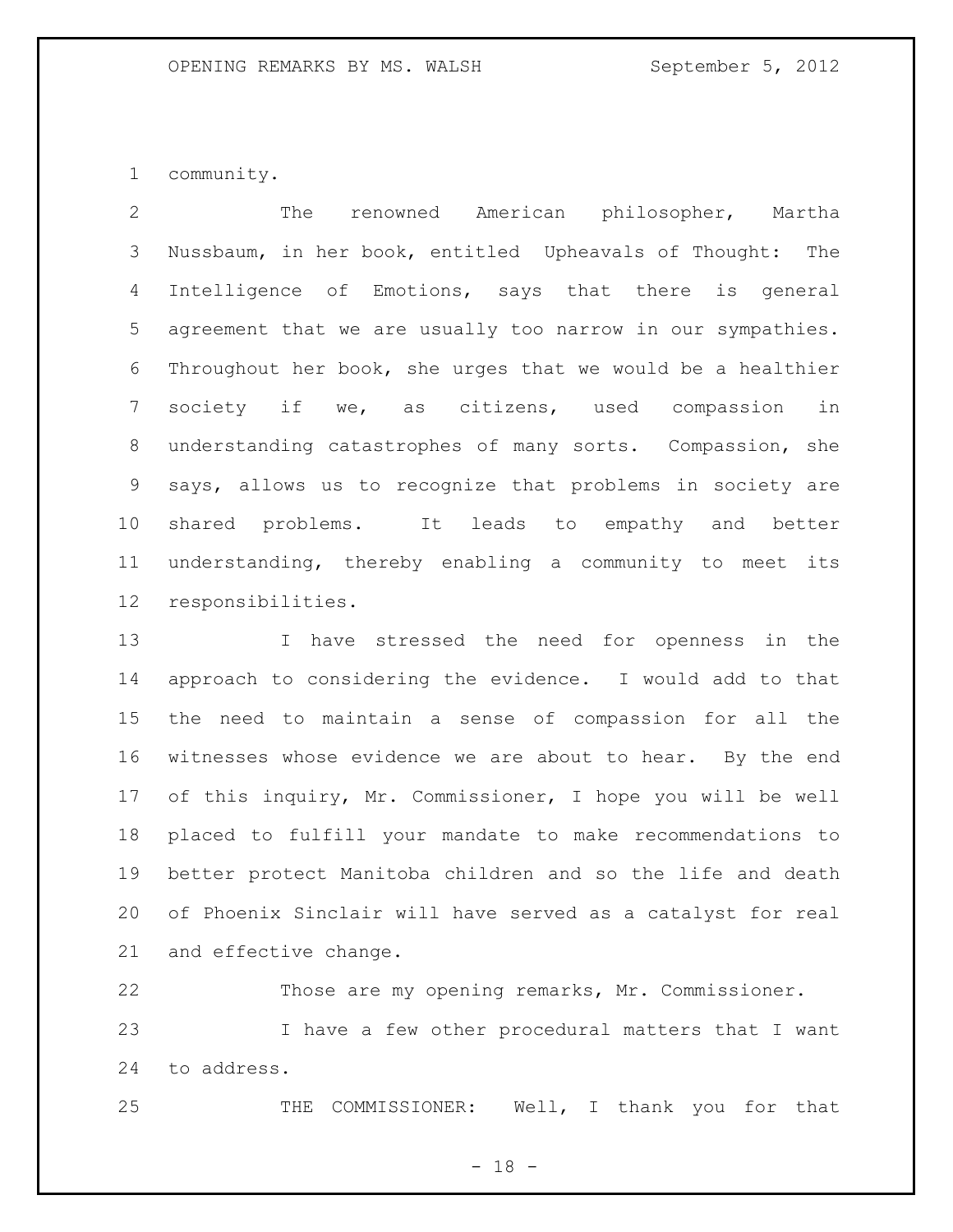community.

The renowned American philosopher, Martha Nussbaum, in her book, entitled Upheavals of Thought: The Intelligence of Emotions, says that there is general agreement that we are usually too narrow in our sympathies. Throughout her book, she urges that we would be a healthier society if we, as citizens, used compassion in understanding catastrophes of many sorts. Compassion, she says, allows us to recognize that problems in society are shared problems. It leads to empathy and better understanding, thereby enabling a community to meet its responsibilities.

I have stressed the need for openness in the approach to considering the evidence. I would add to that the need to maintain a sense of compassion for all the witnesses whose evidence we are about to hear. By the end of this inquiry, Mr. Commissioner, I hope you will be well placed to fulfill your mandate to make recommendations to better protect Manitoba children and so the life and death of Phoenix Sinclair will have served as a catalyst for real and effective change.

Those are my opening remarks, Mr. Commissioner.

I have a few other procedural matters that I want to address.

THE COMMISSIONER: Well, I thank you for that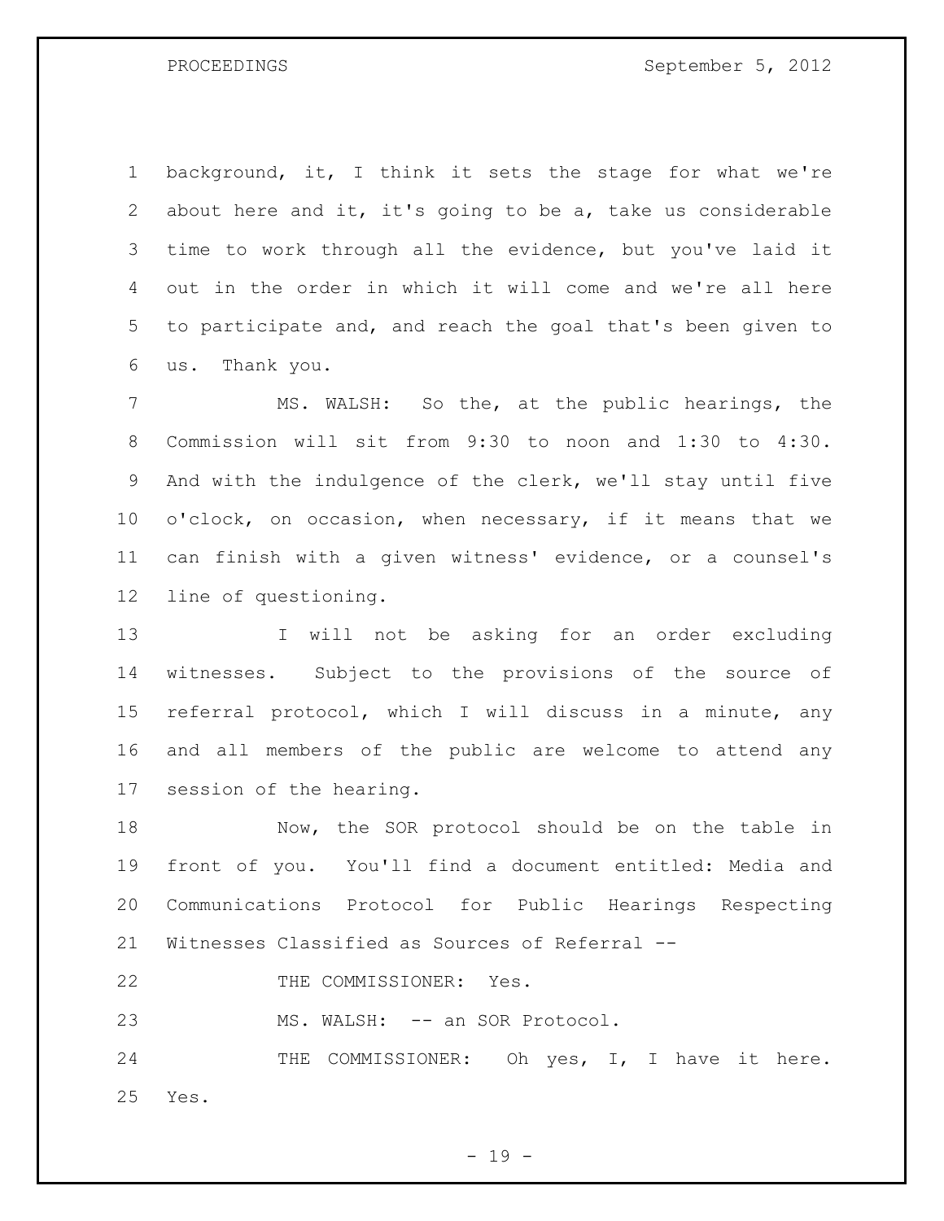background, it, I think it sets the stage for what we're about here and it, it's going to be a, take us considerable time to work through all the evidence, but you've laid it out in the order in which it will come and we're all here to participate and, and reach the goal that's been given to us. Thank you.

MS. WALSH: So the, at the public hearings, the Commission will sit from 9:30 to noon and 1:30 to 4:30. And with the indulgence of the clerk, we'll stay until five o'clock, on occasion, when necessary, if it means that we can finish with a given witness' evidence, or a counsel's line of questioning.

I will not be asking for an order excluding witnesses. Subject to the provisions of the source of referral protocol, which I will discuss in a minute, any and all members of the public are welcome to attend any session of the hearing.

Now, the SOR protocol should be on the table in front of you. You'll find a document entitled: Media and Communications Protocol for Public Hearings Respecting Witnesses Classified as Sources of Referral --

THE COMMISSIONER: Yes.

MS. WALSH: -- an SOR Protocol.

THE COMMISSIONER: Oh yes, I, I have it here. Yes.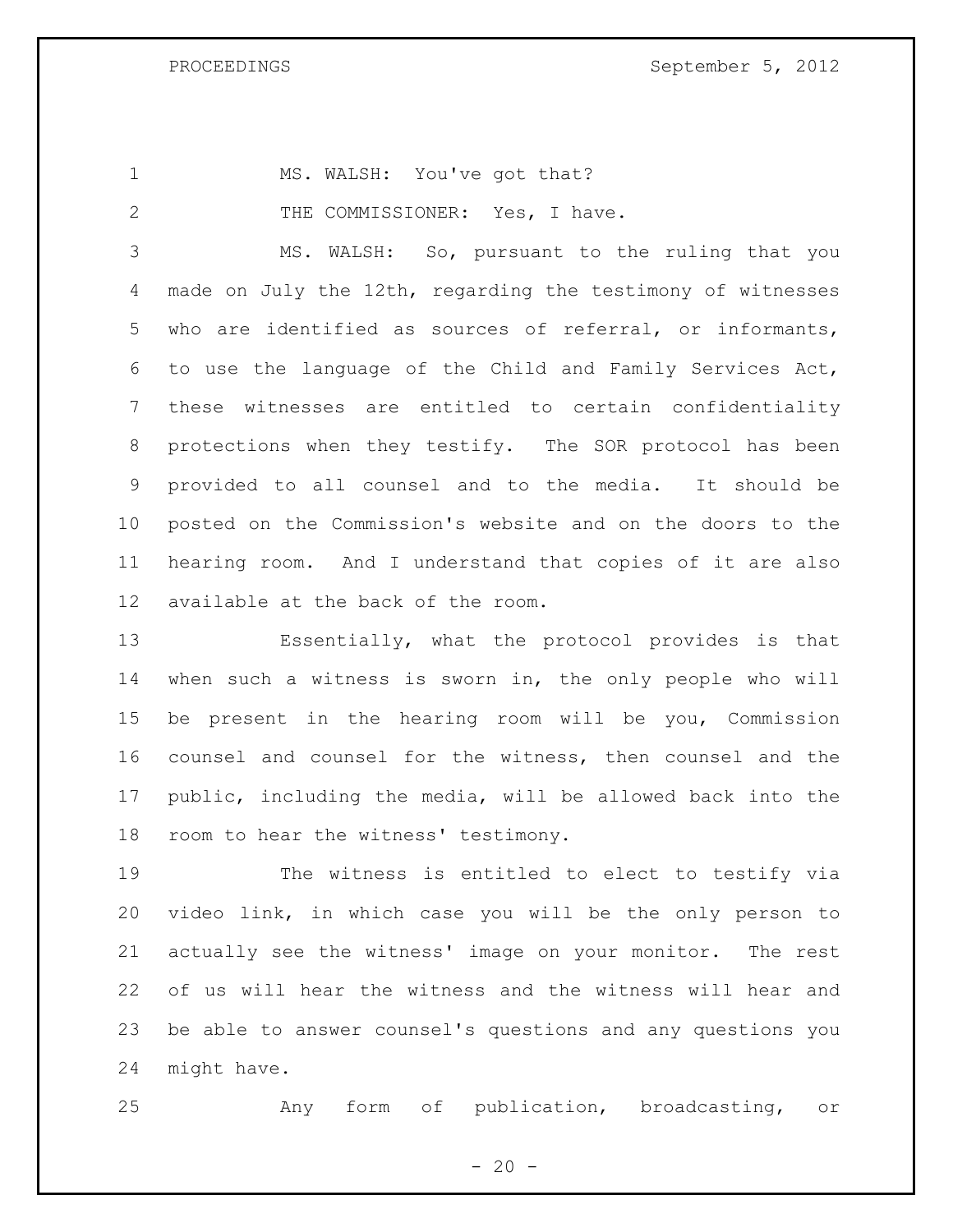MS. WALSH: You've got that?

THE COMMISSIONER: Yes, I have.

MS. WALSH: So, pursuant to the ruling that you made on July the 12th, regarding the testimony of witnesses who are identified as sources of referral, or informants, to use the language of the Child and Family Services Act, these witnesses are entitled to certain confidentiality protections when they testify. The SOR protocol has been provided to all counsel and to the media. It should be posted on the Commission's website and on the doors to the hearing room. And I understand that copies of it are also available at the back of the room.

Essentially, what the protocol provides is that when such a witness is sworn in, the only people who will be present in the hearing room will be you, Commission counsel and counsel for the witness, then counsel and the public, including the media, will be allowed back into the room to hear the witness' testimony.

The witness is entitled to elect to testify via video link, in which case you will be the only person to actually see the witness' image on your monitor. The rest of us will hear the witness and the witness will hear and be able to answer counsel's questions and any questions you might have.

Any form of publication, broadcasting, or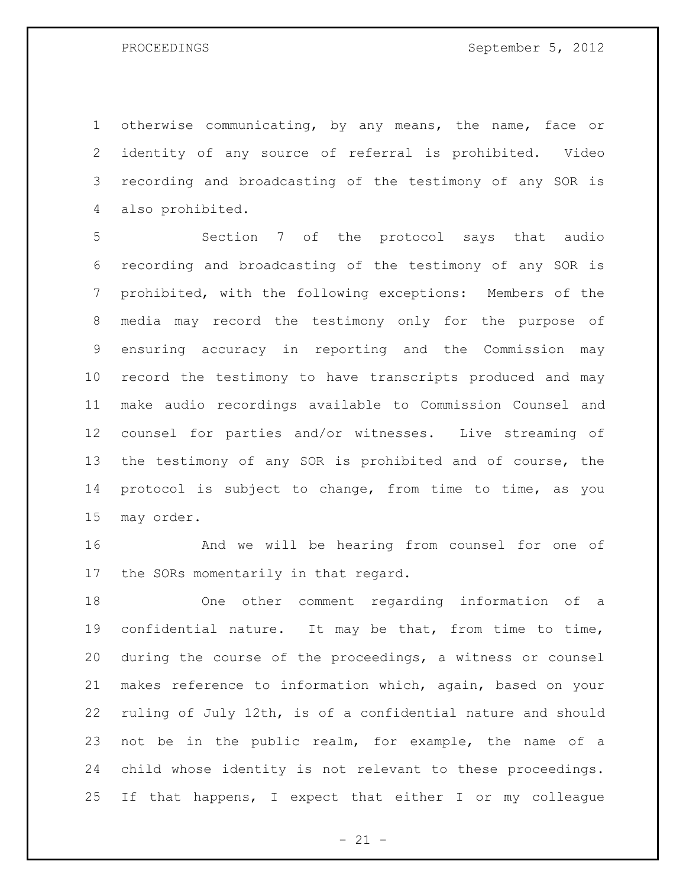otherwise communicating, by any means, the name, face or identity of any source of referral is prohibited. Video recording and broadcasting of the testimony of any SOR is also prohibited.

Section 7 of the protocol says that audio recording and broadcasting of the testimony of any SOR is prohibited, with the following exceptions: Members of the media may record the testimony only for the purpose of ensuring accuracy in reporting and the Commission may record the testimony to have transcripts produced and may make audio recordings available to Commission Counsel and counsel for parties and/or witnesses. Live streaming of the testimony of any SOR is prohibited and of course, the protocol is subject to change, from time to time, as you may order.

And we will be hearing from counsel for one of the SORs momentarily in that regard.

One other comment regarding information of a confidential nature. It may be that, from time to time, during the course of the proceedings, a witness or counsel makes reference to information which, again, based on your ruling of July 12th, is of a confidential nature and should not be in the public realm, for example, the name of a child whose identity is not relevant to these proceedings. If that happens, I expect that either I or my colleague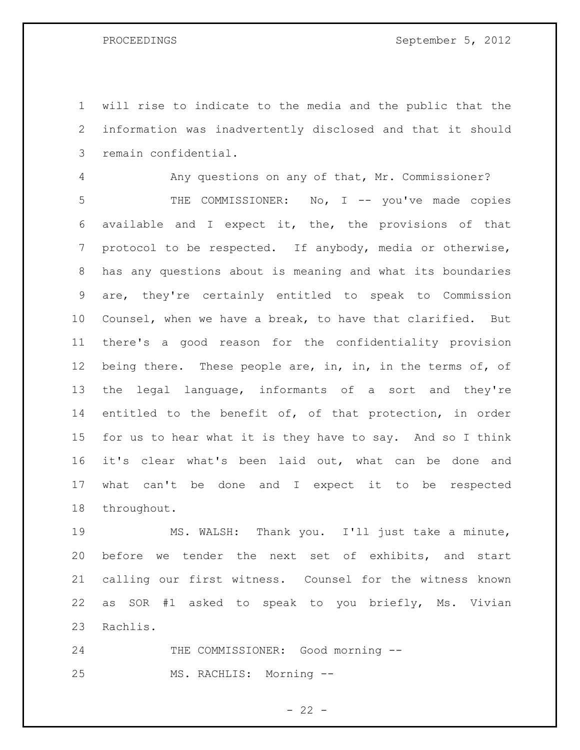will rise to indicate to the media and the public that the information was inadvertently disclosed and that it should remain confidential.

Any questions on any of that, Mr. Commissioner?

THE COMMISSIONER: No, I -- you've made copies available and I expect it, the, the provisions of that protocol to be respected. If anybody, media or otherwise, has any questions about is meaning and what its boundaries are, they're certainly entitled to speak to Commission Counsel, when we have a break, to have that clarified. But there's a good reason for the confidentiality provision being there. These people are, in, in, in the terms of, of the legal language, informants of a sort and they're entitled to the benefit of, of that protection, in order for us to hear what it is they have to say. And so I think it's clear what's been laid out, what can be done and what can't be done and I expect it to be respected throughout.

MS. WALSH: Thank you. I'll just take a minute, before we tender the next set of exhibits, and start calling our first witness. Counsel for the witness known as SOR #1 asked to speak to you briefly, Ms. Vivian Rachlis.

THE COMMISSIONER: Good morning --

MS. RACHLIS: Morning --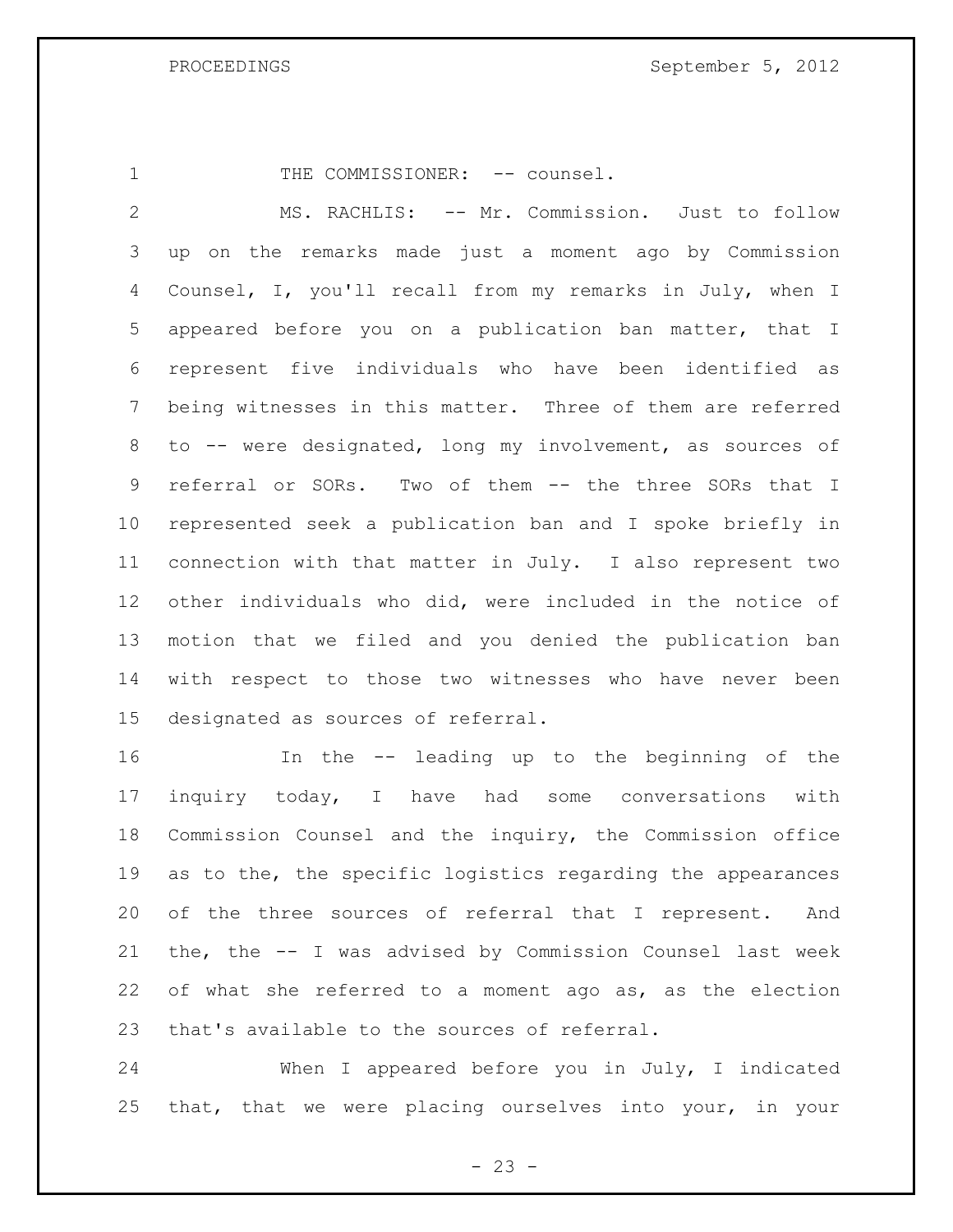THE COMMISSIONER: -- counsel.

MS. RACHLIS: -- Mr. Commission. Just to follow up on the remarks made just a moment ago by Commission Counsel, I, you'll recall from my remarks in July, when I appeared before you on a publication ban matter, that I represent five individuals who have been identified as being witnesses in this matter. Three of them are referred to -- were designated, long my involvement, as sources of referral or SORs. Two of them -- the three SORs that I represented seek a publication ban and I spoke briefly in connection with that matter in July. I also represent two other individuals who did, were included in the notice of motion that we filed and you denied the publication ban with respect to those two witnesses who have never been designated as sources of referral.

In the -- leading up to the beginning of the inquiry today, I have had some conversations with Commission Counsel and the inquiry, the Commission office as to the, the specific logistics regarding the appearances of the three sources of referral that I represent. And the, the -- I was advised by Commission Counsel last week of what she referred to a moment ago as, as the election that's available to the sources of referral.

When I appeared before you in July, I indicated that, that we were placing ourselves into your, in your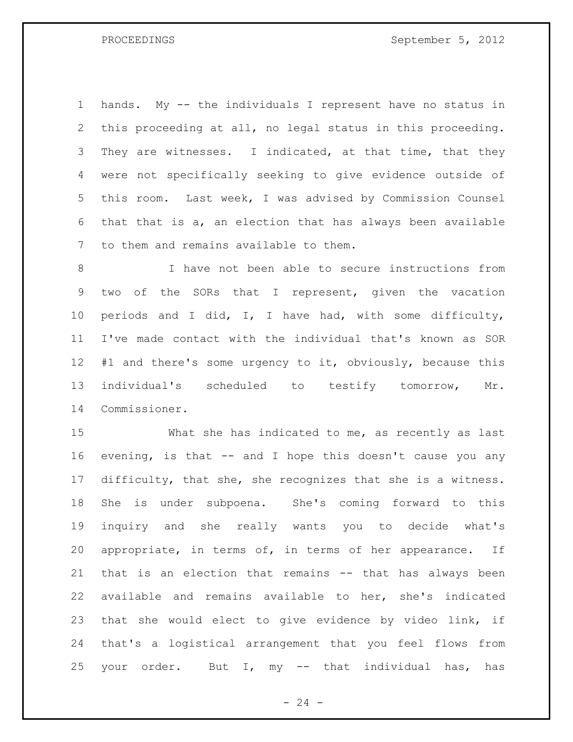hands. My -- the individuals I represent have no status in this proceeding at all, no legal status in this proceeding. They are witnesses. I indicated, at that time, that they were not specifically seeking to give evidence outside of this room. Last week, I was advised by Commission Counsel that that is a, an election that has always been available to them and remains available to them.

I have not been able to secure instructions from two of the SORs that I represent, given the vacation periods and I did, I, I have had, with some difficulty, I've made contact with the individual that's known as SOR #1 and there's some urgency to it, obviously, because this individual's scheduled to testify tomorrow, Mr. Commissioner.

What she has indicated to me, as recently as last evening, is that -- and I hope this doesn't cause you any difficulty, that she, she recognizes that she is a witness. She is under subpoena. She's coming forward to this inquiry and she really wants you to decide what's appropriate, in terms of, in terms of her appearance. If that is an election that remains -- that has always been available and remains available to her, she's indicated that she would elect to give evidence by video link, if that's a logistical arrangement that you feel flows from your order. But I, my -- that individual has, has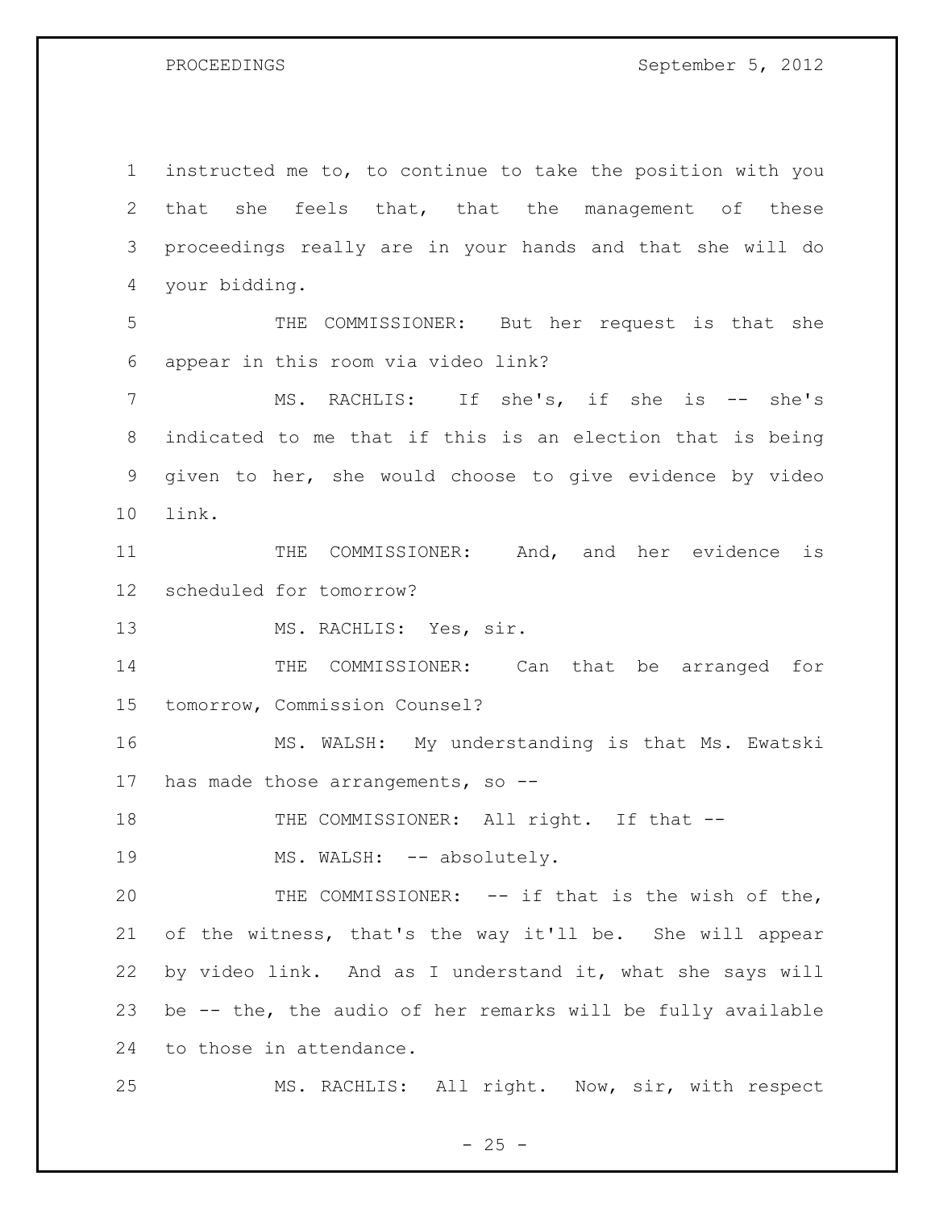instructed me to, to continue to take the position with you that she feels that, that the management of these proceedings really are in your hands and that she will do your bidding.

THE COMMISSIONER: But her request is that she appear in this room via video link?

MS. RACHLIS: If she's, if she is -- she's indicated to me that if this is an election that is being given to her, she would choose to give evidence by video link.

THE COMMISSIONER: And, and her evidence is scheduled for tomorrow?

MS. RACHLIS: Yes, sir.

THE COMMISSIONER: Can that be arranged for tomorrow, Commission Counsel?

MS. WALSH: My understanding is that Ms. Ewatski has made those arrangements, so --

THE COMMISSIONER: All right. If that --

MS. WALSH: -- absolutely.

THE COMMISSIONER: -- if that is the wish of the, of the witness, that's the way it'll be. She will appear by video link. And as I understand it, what she says will be -- the, the audio of her remarks will be fully available to those in attendance.

MS. RACHLIS: All right. Now, sir, with respect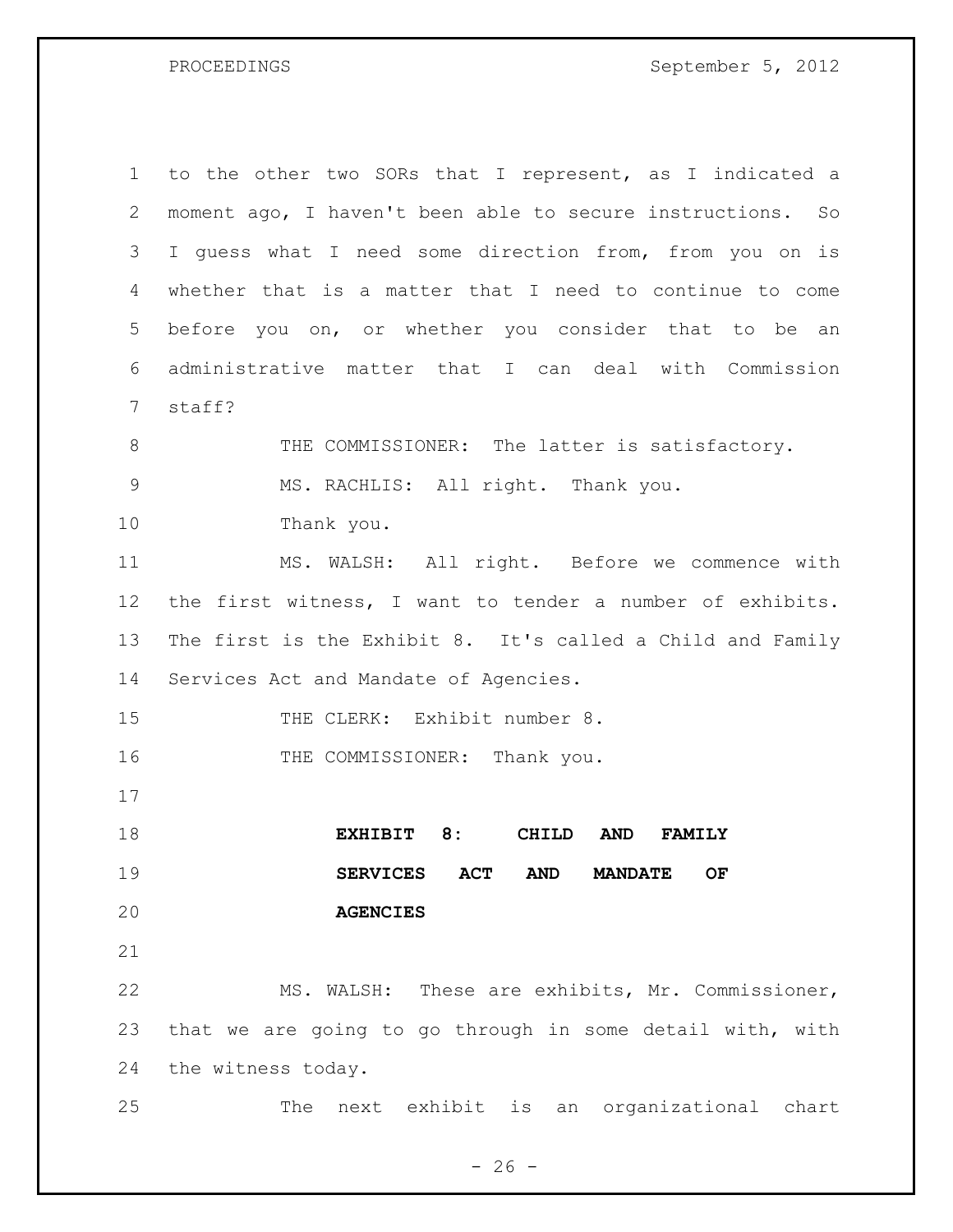to the other two SORs that I represent, as I indicated a moment ago, I haven't been able to secure instructions. So I guess what I need some direction from, from you on is whether that is a matter that I need to continue to come before you on, or whether you consider that to be an administrative matter that I can deal with Commission staff?

THE COMMISSIONER: The latter is satisfactory.

MS. RACHLIS: All right. Thank you.

Thank you.

MS. WALSH: All right. Before we commence with the first witness, I want to tender a number of exhibits. The first is the Exhibit 8. It's called a Child and Family Services Act and Mandate of Agencies.

THE CLERK: Exhibit number 8.

THE COMMISSIONER: Thank you.

**EXHIBIT 8: CHILD AND FAMILY SERVICES ACT AND MANDATE OF AGENCIES**

MS. WALSH: These are exhibits, Mr. Commissioner, that we are going to go through in some detail with, with the witness today.

The next exhibit is an organizational chart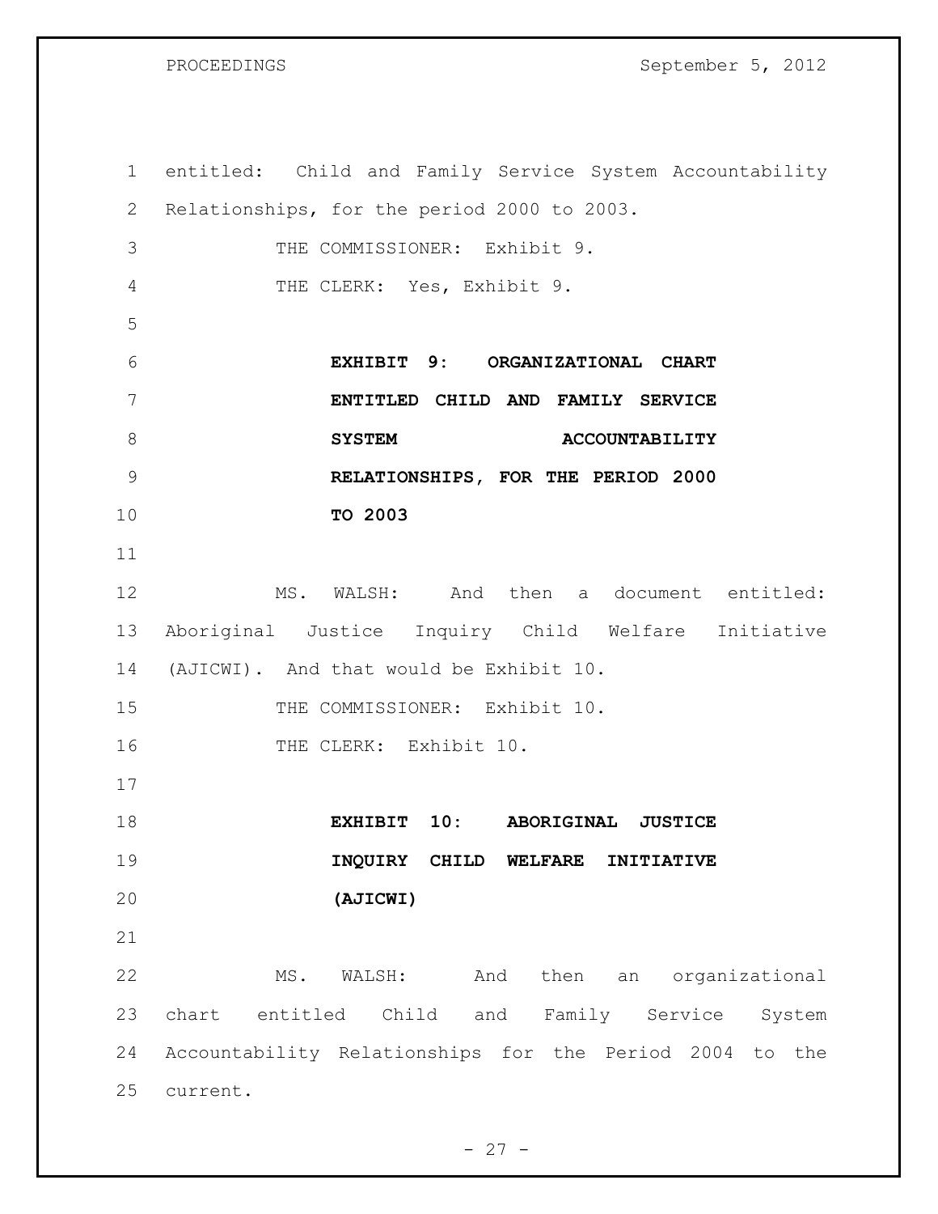entitled: Child and Family Service System Accountability Relationships, for the period 2000 to 2003.

THE COMMISSIONER: Exhibit 9.

THE CLERK: Yes, Exhibit 9.

**EXHIBIT 9: ORGANIZATIONAL CHART ENTITLED CHILD AND FAMILY SERVICE SYSTEM ACCOUNTABILITY RELATIONSHIPS, FOR THE PERIOD 2000 TO 2003**

MS. WALSH: And then a document entitled: Aboriginal Justice Inquiry Child Welfare Initiative (AJICWI). And that would be Exhibit 10.

THE COMMISSIONER: Exhibit 10.

THE CLERK: Exhibit 10.

**EXHIBIT 10: ABORIGINAL JUSTICE INQUIRY CHILD WELFARE INITIATIVE (AJICWI)**

MS. WALSH: And then an organizational chart entitled Child and Family Service System Accountability Relationships for the Period 2004 to the current.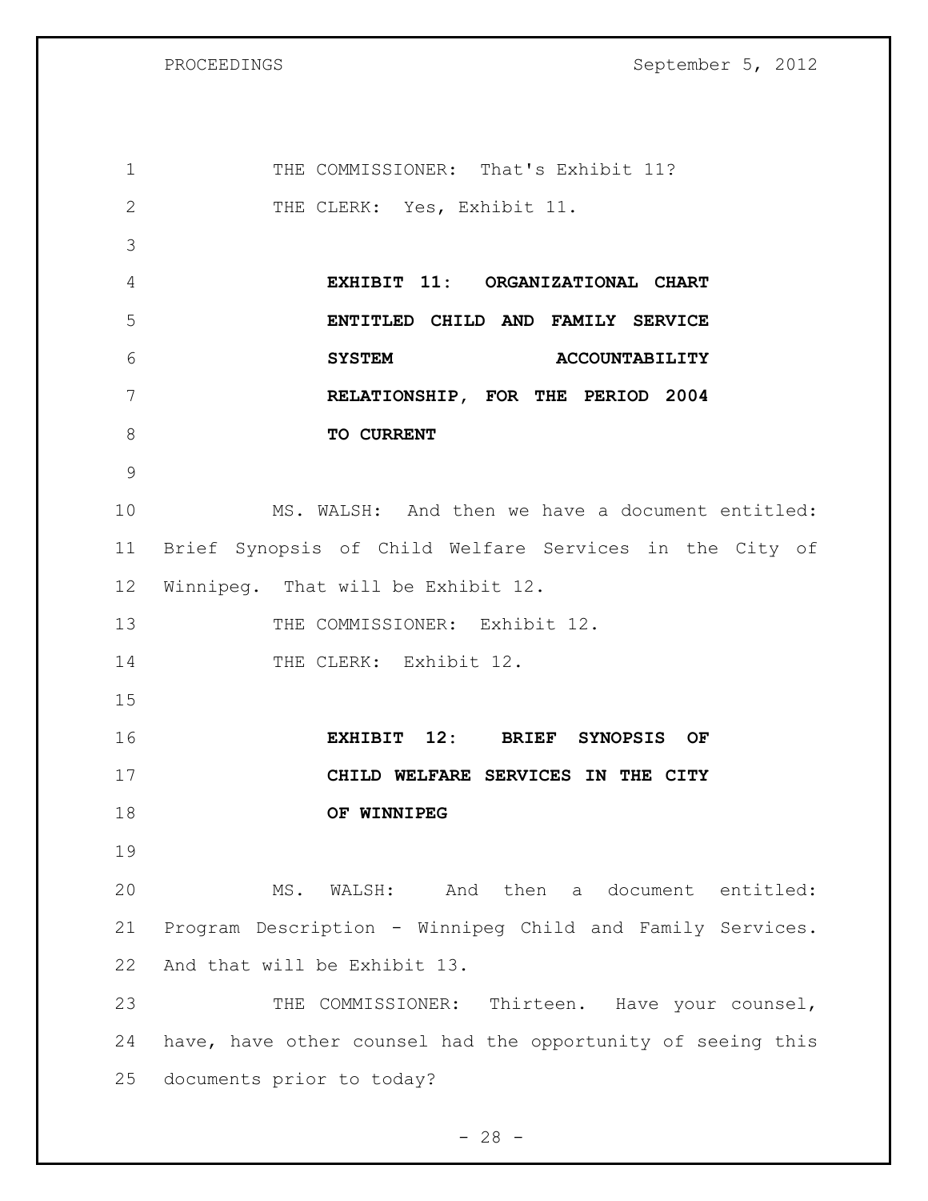THE COMMISSIONER: That's Exhibit 11?

THE CLERK: Yes, Exhibit 11.

**EXHIBIT 11: ORGANIZATIONAL CHART ENTITLED CHILD AND FAMILY SERVICE SYSTEM ACCOUNTABILITY RELATIONSHIP, FOR THE PERIOD 2004 TO CURRENT**

MS. WALSH: And then we have a document entitled: Brief Synopsis of Child Welfare Services in the City of Winnipeg. That will be Exhibit 12.

THE COMMISSIONER: Exhibit 12.

THE CLERK: Exhibit 12.

**EXHIBIT 12: BRIEF SYNOPSIS OF CHILD WELFARE SERVICES IN THE CITY OF WINNIPEG**

MS. WALSH: And then a document entitled: Program Description - Winnipeg Child and Family Services. And that will be Exhibit 13.

THE COMMISSIONER: Thirteen. Have your counsel, have, have other counsel had the opportunity of seeing this documents prior to today?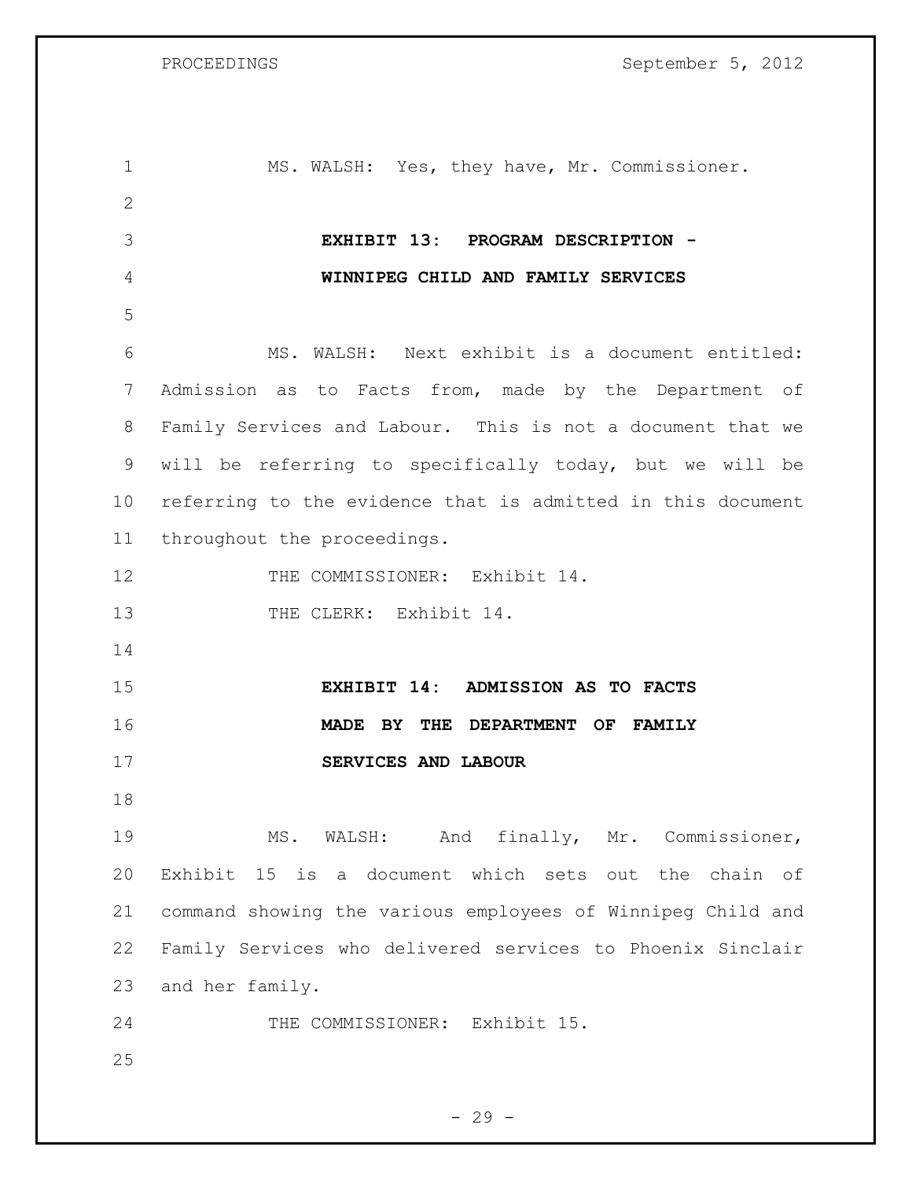MS. WALSH: Yes, they have, Mr. Commissioner.

**EXHIBIT 13: PROGRAM DESCRIPTION - WINNIPEG CHILD AND FAMILY SERVICES**

MS. WALSH: Next exhibit is a document entitled: Admission as to Facts from, made by the Department of Family Services and Labour. This is not a document that we will be referring to specifically today, but we will be referring to the evidence that is admitted in this document throughout the proceedings.

THE COMMISSIONER: Exhibit 14.

THE CLERK: Exhibit 14.

**EXHIBIT 14: ADMISSION AS TO FACTS MADE BY THE DEPARTMENT OF FAMILY SERVICES AND LABOUR**

MS. WALSH: And finally, Mr. Commissioner, Exhibit 15 is a document which sets out the chain of command showing the various employees of Winnipeg Child and Family Services who delivered services to Phoenix Sinclair and her family.

THE COMMISSIONER: Exhibit 15.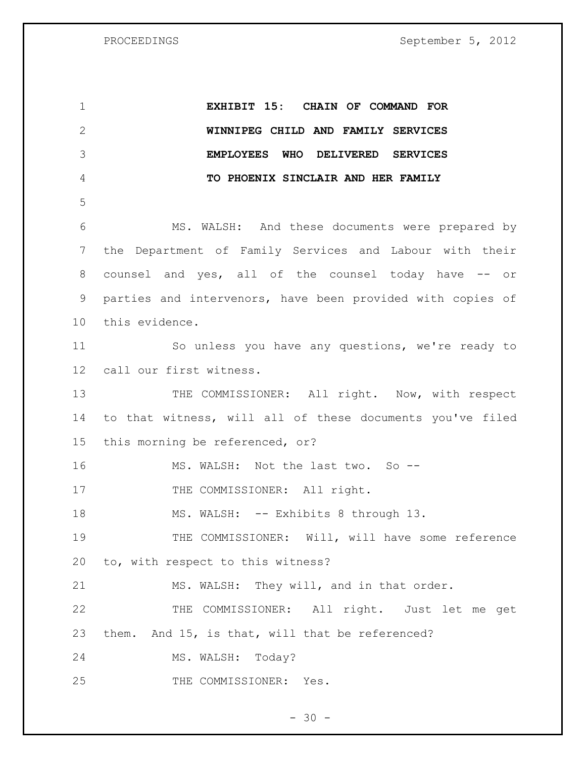**EXHIBIT 15: CHAIN OF COMMAND FOR WINNIPEG CHILD AND FAMILY SERVICES EMPLOYEES WHO DELIVERED SERVICES TO PHOENIX SINCLAIR AND HER FAMILY**

MS. WALSH: And these documents were prepared by the Department of Family Services and Labour with their counsel and yes, all of the counsel today have -- or parties and intervenors, have been provided with copies of this evidence.

So unless you have any questions, we're ready to call our first witness.

THE COMMISSIONER: All right. Now, with respect to that witness, will all of these documents you've filed this morning be referenced, or?

MS. WALSH: Not the last two. So --

THE COMMISSIONER: All right.

MS. WALSH: -- Exhibits 8 through 13.

THE COMMISSIONER: Will, will have some reference to, with respect to this witness?

MS. WALSH: They will, and in that order.

THE COMMISSIONER: All right. Just let me get them. And 15, is that, will that be referenced?

MS. WALSH: Today?

THE COMMISSIONER: Yes.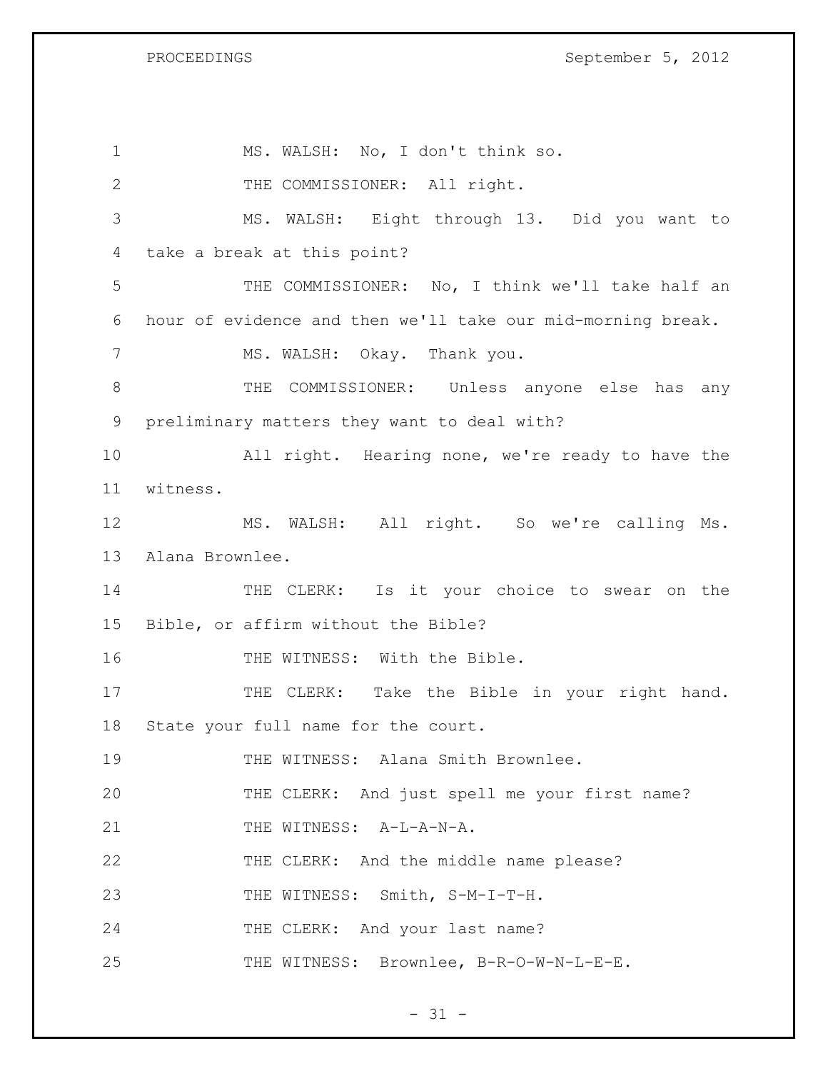MS. WALSH: No, I don't think so.

THE COMMISSIONER: All right.

MS. WALSH: Eight through 13. Did you want to take a break at this point?

THE COMMISSIONER: No, I think we'll take half an hour of evidence and then we'll take our mid-morning break.

MS. WALSH: Okay. Thank you.

THE COMMISSIONER: Unless anyone else has any preliminary matters they want to deal with?

All right. Hearing none, we're ready to have the witness.

MS. WALSH: All right. So we're calling Ms. Alana Brownlee.

THE CLERK: Is it your choice to swear on the Bible, or affirm without the Bible?

THE WITNESS: With the Bible.

THE CLERK: Take the Bible in your right hand. State your full name for the court.

THE WITNESS: Alana Smith Brownlee.

THE CLERK: And just spell me your first name?

THE WITNESS: A-L-A-N-A.

THE CLERK: And the middle name please?

THE WITNESS: Smith, S-M-I-T-H.

THE CLERK: And your last name?

THE WITNESS: Brownlee, B-R-O-W-N-L-E-E.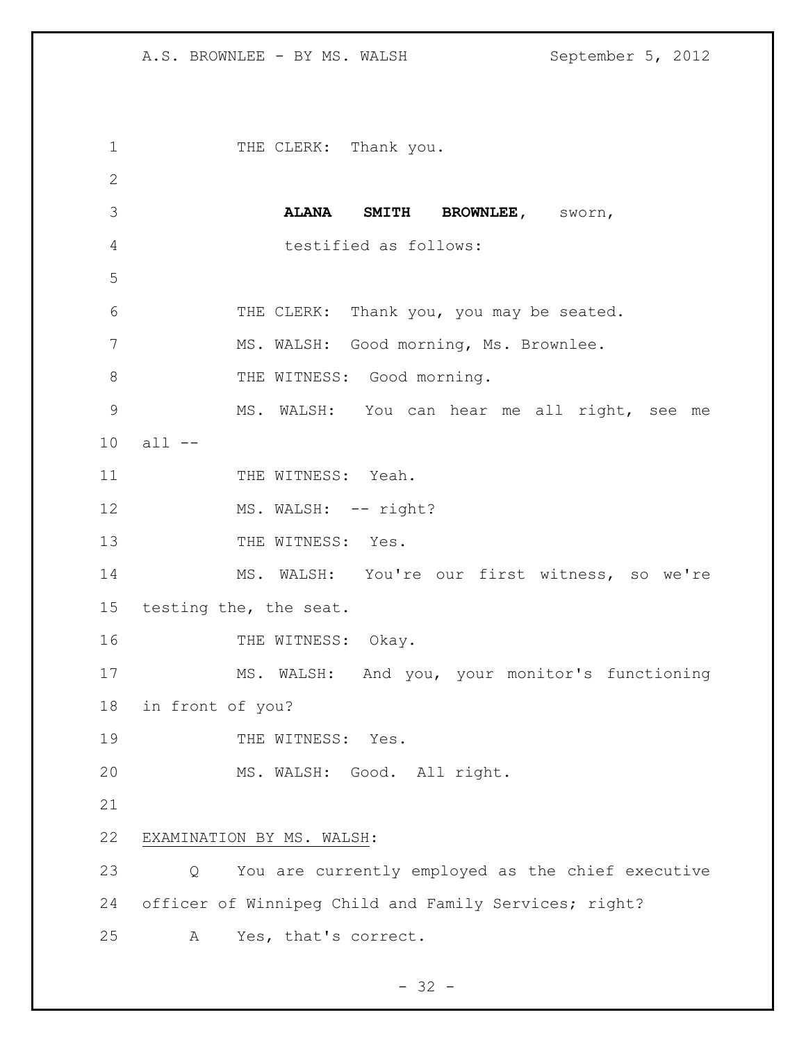THE CLERK: Thank you.

**ALANA SMITH BROWNLEE,** sworn,
testified as follows:

THE CLERK: Thank you, you may be seated.

MS. WALSH: Good morning, Ms. Brownlee.

THE WITNESS: Good morning.

MS. WALSH: You can hear me all right, see me all --

THE WITNESS: Yeah.

MS. WALSH: -- right?

THE WITNESS: Yes.

MS. WALSH: You're our first witness, so we're testing the, the seat.

THE WITNESS: Okay.

MS. WALSH: And you, your monitor's functioning in front of you?

THE WITNESS: Yes.

MS. WALSH: Good. All right.

EXAMINATION BY MS. WALSH:

Q You are currently employed as the chief executive officer of Winnipeg Child and Family Services; right?

A Yes, that's correct.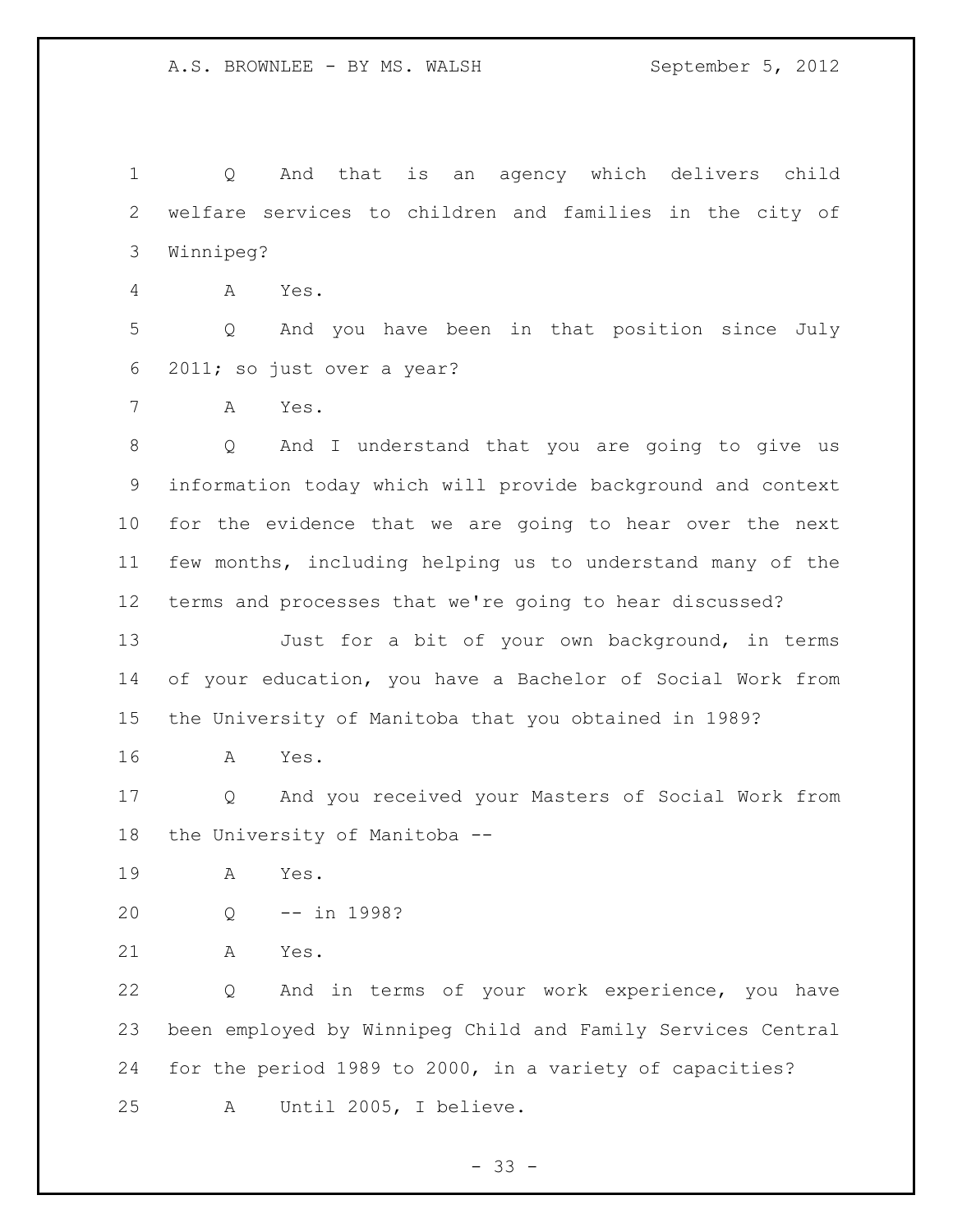Q And that is an agency which delivers child welfare services to children and families in the city of Winnipeg?

A Yes.

Q And you have been in that position since July 2011; so just over a year?

A Yes.

Q And I understand that you are going to give us information today which will provide background and context for the evidence that we are going to hear over the next few months, including helping us to understand many of the terms and processes that we're going to hear discussed?

Just for a bit of your own background, in terms of your education, you have a Bachelor of Social Work from the University of Manitoba that you obtained in 1989?

A Yes.

Q And you received your Masters of Social Work from the University of Manitoba --

A Yes.

Q -- in 1998?

A Yes.

Q And in terms of your work experience, you have been employed by Winnipeg Child and Family Services Central for the period 1989 to 2000, in a variety of capacities?

A Until 2005, I believe.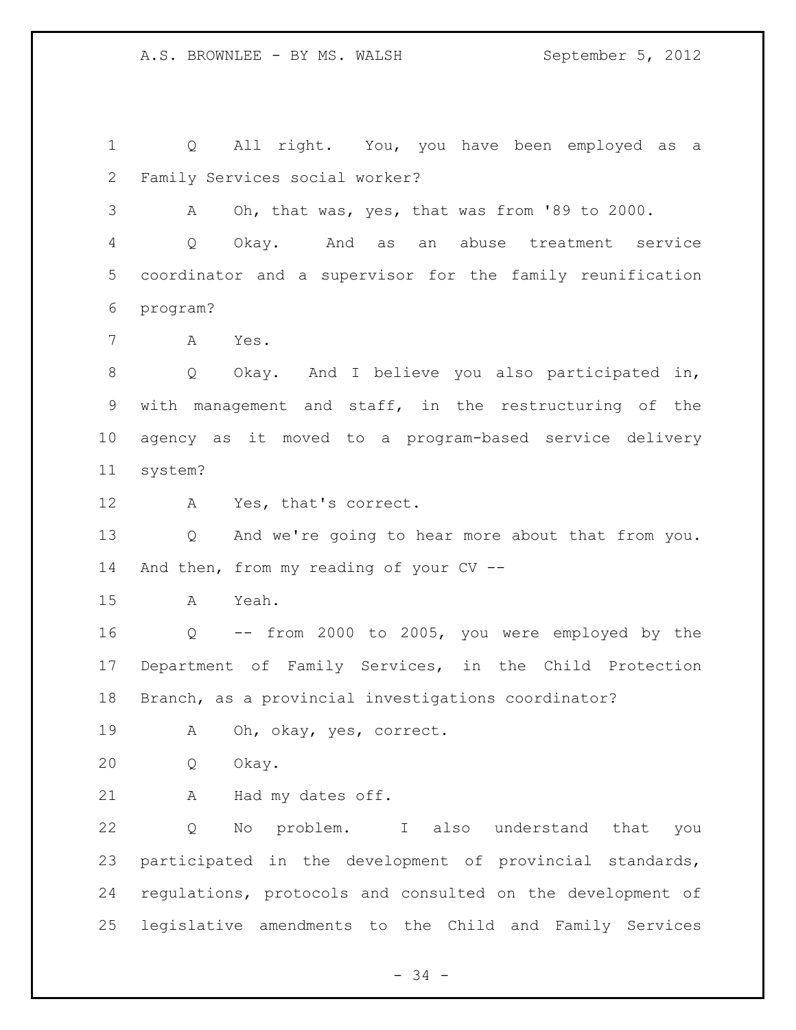Q All right. You, you have been employed as a Family Services social worker?

A Oh, that was, yes, that was from '89 to 2000.

Q Okay. And as an abuse treatment service coordinator and a supervisor for the family reunification program?

A Yes.

Q Okay. And I believe you also participated in, with management and staff, in the restructuring of the agency as it moved to a program-based service delivery system?

A Yes, that's correct.

Q And we're going to hear more about that from you. And then, from my reading of your CV --

A Yeah.

Q -- from 2000 to 2005, you were employed by the Department of Family Services, in the Child Protection Branch, as a provincial investigations coordinator?

A Oh, okay, yes, correct.

Q Okay.

A Had my dates off.

Q No problem. I also understand that you participated in the development of provincial standards, regulations, protocols and consulted on the development of legislative amendments to the Child and Family Services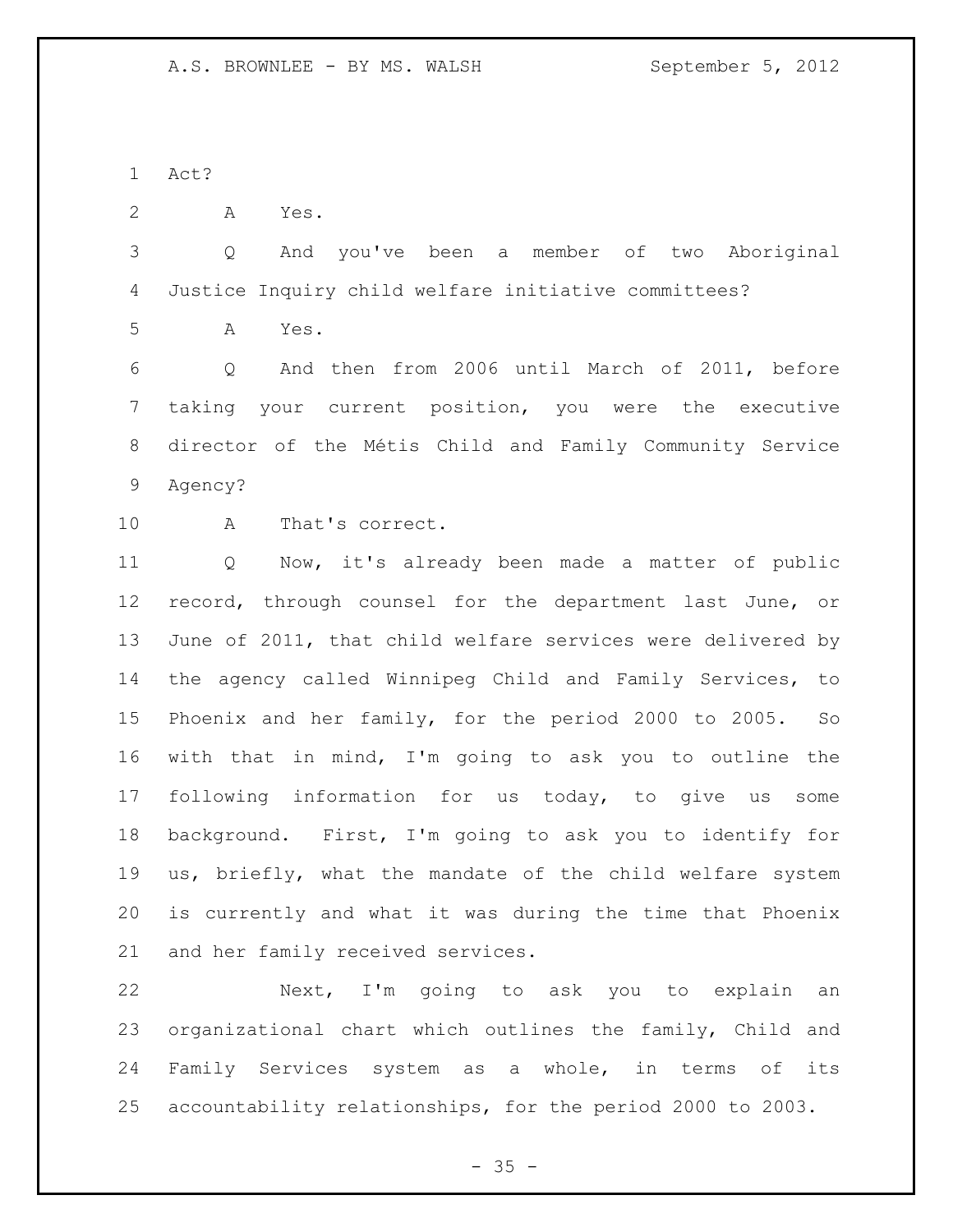Act?

A Yes.

Q And you've been a member of two Aboriginal Justice Inquiry child welfare initiative committees?

A Yes.

Q And then from 2006 until March of 2011, before taking your current position, you were the executive director of the Métis Child and Family Community Service Agency?

A That's correct.

Q Now, it's already been made a matter of public record, through counsel for the department last June, or June of 2011, that child welfare services were delivered by the agency called Winnipeg Child and Family Services, to Phoenix and her family, for the period 2000 to 2005. So with that in mind, I'm going to ask you to outline the following information for us today, to give us some background. First, I'm going to ask you to identify for us, briefly, what the mandate of the child welfare system is currently and what it was during the time that Phoenix and her family received services.

Next, I'm going to ask you to explain an organizational chart which outlines the family, Child and Family Services system as a whole, in terms of its accountability relationships, for the period 2000 to 2003.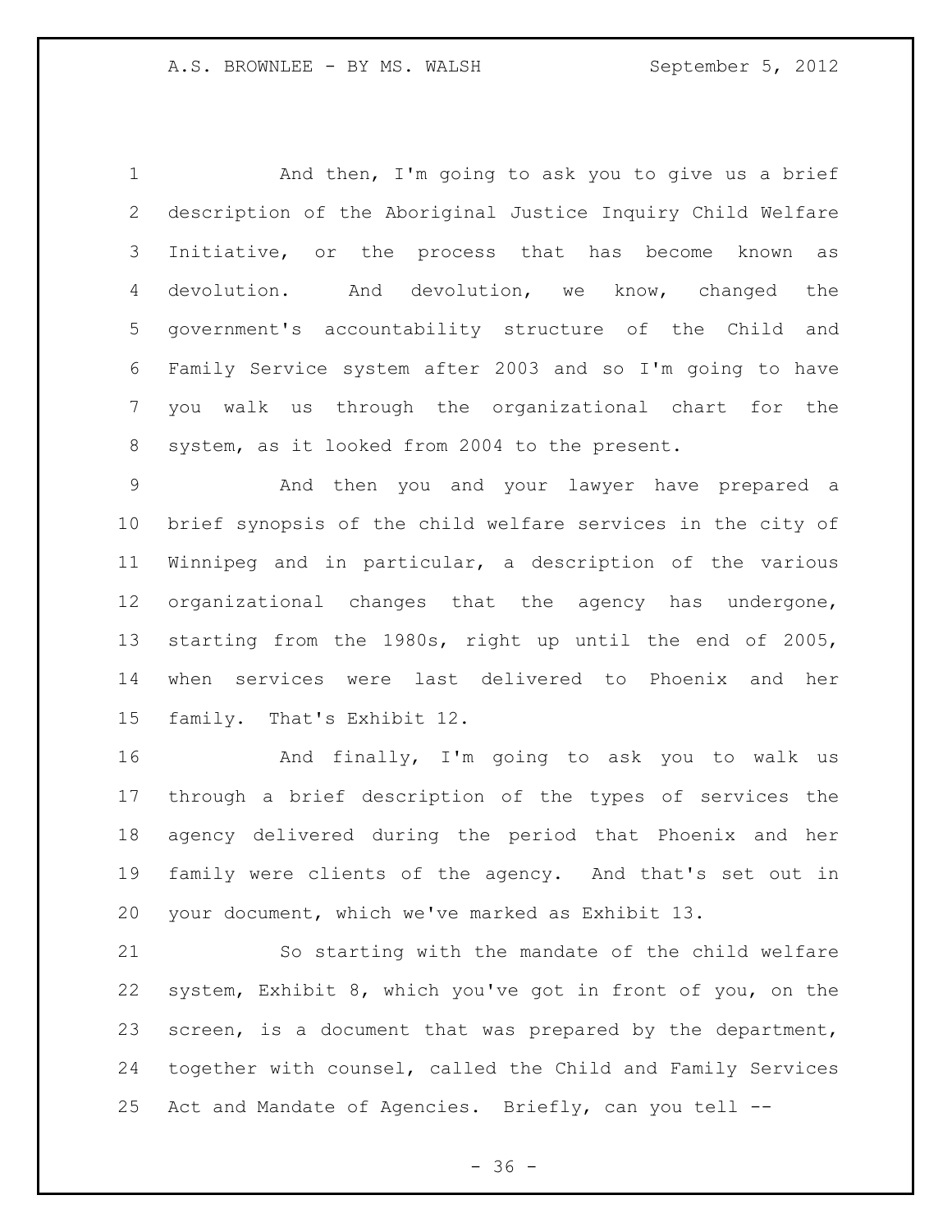And then, I'm going to ask you to give us a brief description of the Aboriginal Justice Inquiry Child Welfare Initiative, or the process that has become known as devolution. And devolution, we know, changed the government's accountability structure of the Child and Family Service system after 2003 and so I'm going to have you walk us through the organizational chart for the system, as it looked from 2004 to the present.

And then you and your lawyer have prepared a brief synopsis of the child welfare services in the city of Winnipeg and in particular, a description of the various organizational changes that the agency has undergone, starting from the 1980s, right up until the end of 2005, when services were last delivered to Phoenix and her family. That's Exhibit 12.

And finally, I'm going to ask you to walk us through a brief description of the types of services the agency delivered during the period that Phoenix and her family were clients of the agency. And that's set out in your document, which we've marked as Exhibit 13.

So starting with the mandate of the child welfare system, Exhibit 8, which you've got in front of you, on the screen, is a document that was prepared by the department, together with counsel, called the Child and Family Services Act and Mandate of Agencies. Briefly, can you tell --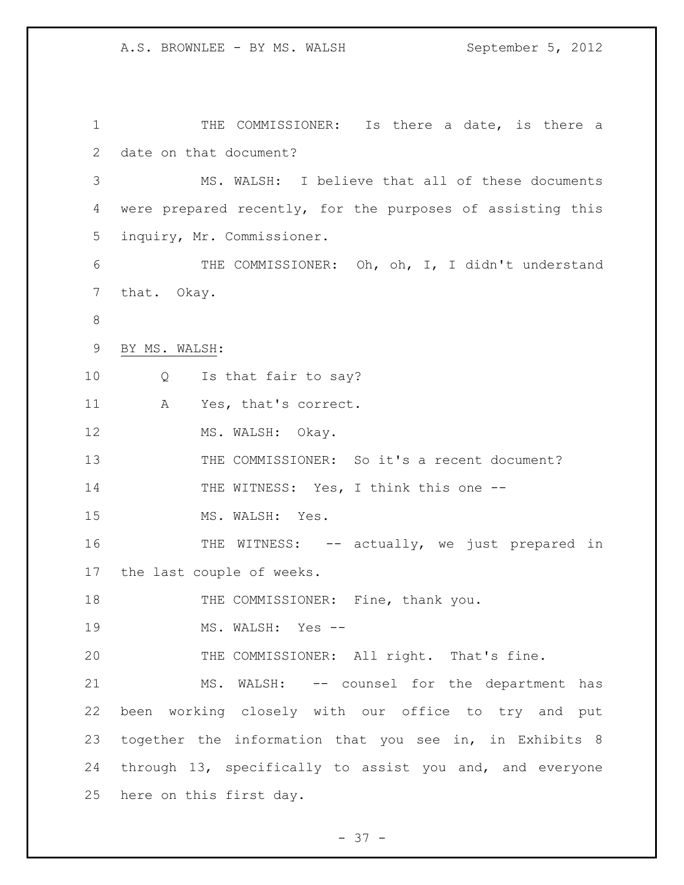THE COMMISSIONER: Is there a date, is there a date on that document?

MS. WALSH: I believe that all of these documents were prepared recently, for the purposes of assisting this inquiry, Mr. Commissioner.

THE COMMISSIONER: Oh, oh, I, I didn't understand that. Okay.

BY MS. WALSH:

Q Is that fair to say?

A Yes, that's correct.

MS. WALSH: Okay.

THE COMMISSIONER: So it's a recent document?

THE WITNESS: Yes, I think this one --

MS. WALSH: Yes.

THE WITNESS: -- actually, we just prepared in the last couple of weeks.

THE COMMISSIONER: Fine, thank you.

MS. WALSH: Yes --

THE COMMISSIONER: All right. That's fine.

MS. WALSH: -- counsel for the department has been working closely with our office to try and put together the information that you see in, in Exhibits 8 through 13, specifically to assist you and, and everyone here on this first day.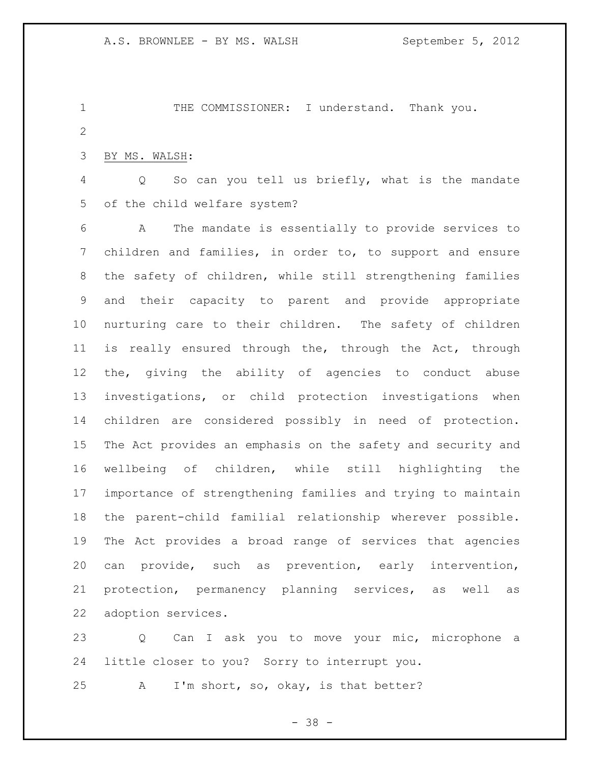THE COMMISSIONER: I understand. Thank you.

BY MS. WALSH:

Q So can you tell us briefly, what is the mandate of the child welfare system?

A The mandate is essentially to provide services to children and families, in order to, to support and ensure the safety of children, while still strengthening families and their capacity to parent and provide appropriate nurturing care to their children. The safety of children is really ensured through the, through the Act, through the, giving the ability of agencies to conduct abuse investigations, or child protection investigations when children are considered possibly in need of protection. The Act provides an emphasis on the safety and security and wellbeing of children, while still highlighting the importance of strengthening families and trying to maintain the parent-child familial relationship wherever possible. The Act provides a broad range of services that agencies can provide, such as prevention, early intervention, protection, permanency planning services, as well as adoption services.

Q Can I ask you to move your mic, microphone a little closer to you? Sorry to interrupt you.

A I'm short, so, okay, is that better?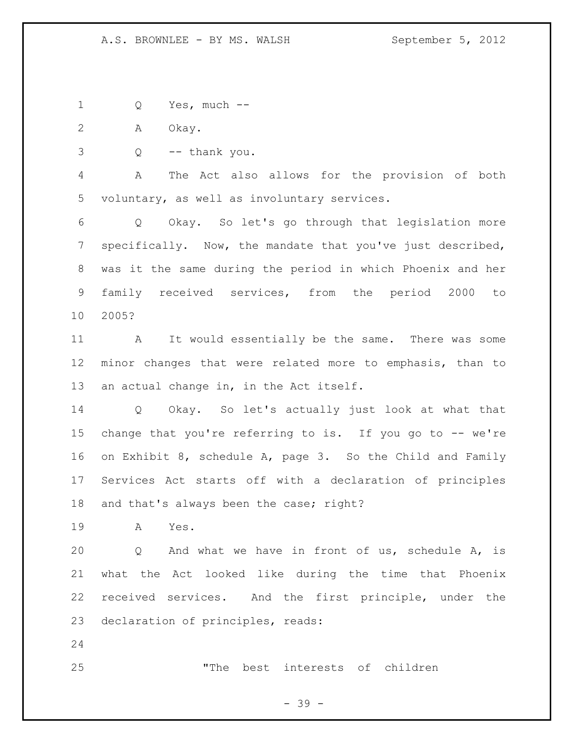Q Yes, much --

A Okay.

Q -- thank you.

A The Act also allows for the provision of both voluntary, as well as involuntary services.

Q Okay. So let's go through that legislation more specifically. Now, the mandate that you've just described, was it the same during the period in which Phoenix and her family received services, from the period 2000 to 2005?

A It would essentially be the same. There was some minor changes that were related more to emphasis, than to an actual change in, in the Act itself.

Q Okay. So let's actually just look at what that change that you're referring to is. If you go to -- we're on Exhibit 8, schedule A, page 3. So the Child and Family Services Act starts off with a declaration of principles and that's always been the case; right?

A Yes.

Q And what we have in front of us, schedule A, is what the Act looked like during the time that Phoenix received services. And the first principle, under the declaration of principles, reads:

> "The best interests of children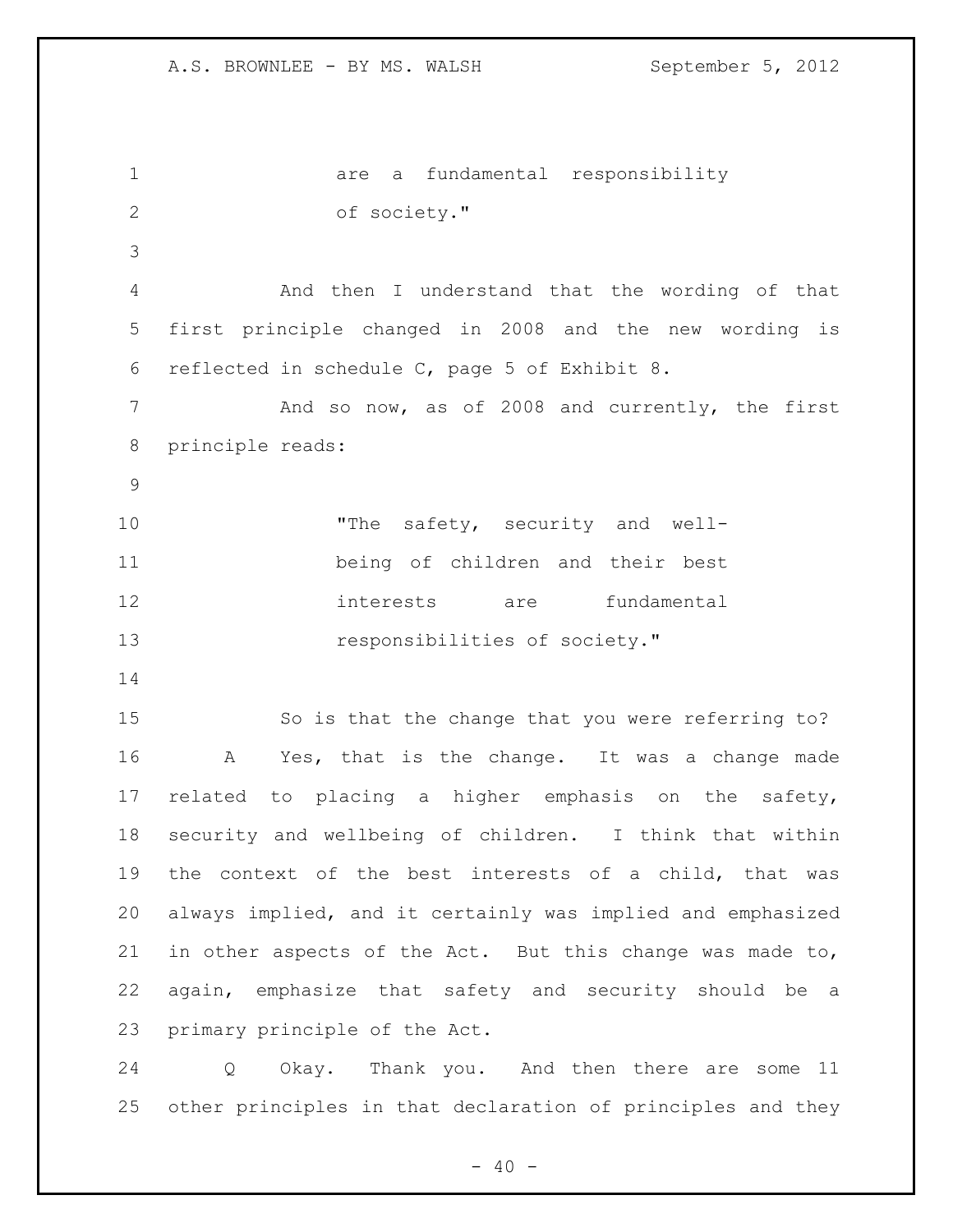are a fundamental responsibility of society."

And then I understand that the wording of that first principle changed in 2008 and the new wording is reflected in schedule C, page 5 of Exhibit 8.

And so now, as of 2008 and currently, the first principle reads:

> "The safety, security and well-being of children and their best interests are fundamental responsibilities of society."

So is that the change that you were referring to?

A Yes, that is the change. It was a change made related to placing a higher emphasis on the safety, security and wellbeing of children. I think that within the context of the best interests of a child, that was always implied, and it certainly was implied and emphasized in other aspects of the Act. But this change was made to, again, emphasize that safety and security should be a primary principle of the Act.

Q Okay. Thank you. And then there are some 11 other principles in that declaration of principles and they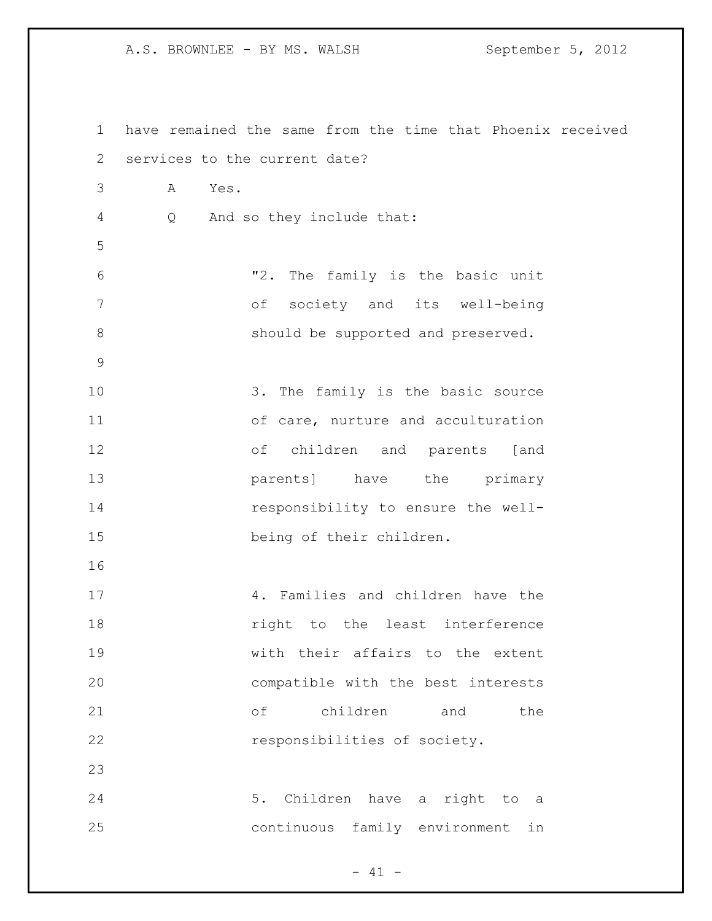have remained the same from the time that Phoenix received services to the current date?

A Yes.

Q And so they include that:

> "2. The family is the basic unit of society and its well-being should be supported and preserved.
>
> 3. The family is the basic source of care, nurture and acculturation of children and parents [and parents] have the primary responsibility to ensure the well-being of their children.
>
> 4. Families and children have the right to the least interference with their affairs to the extent compatible with the best interests of children and the responsibilities of society.
>
> 5. Children have a right to a continuous family environment in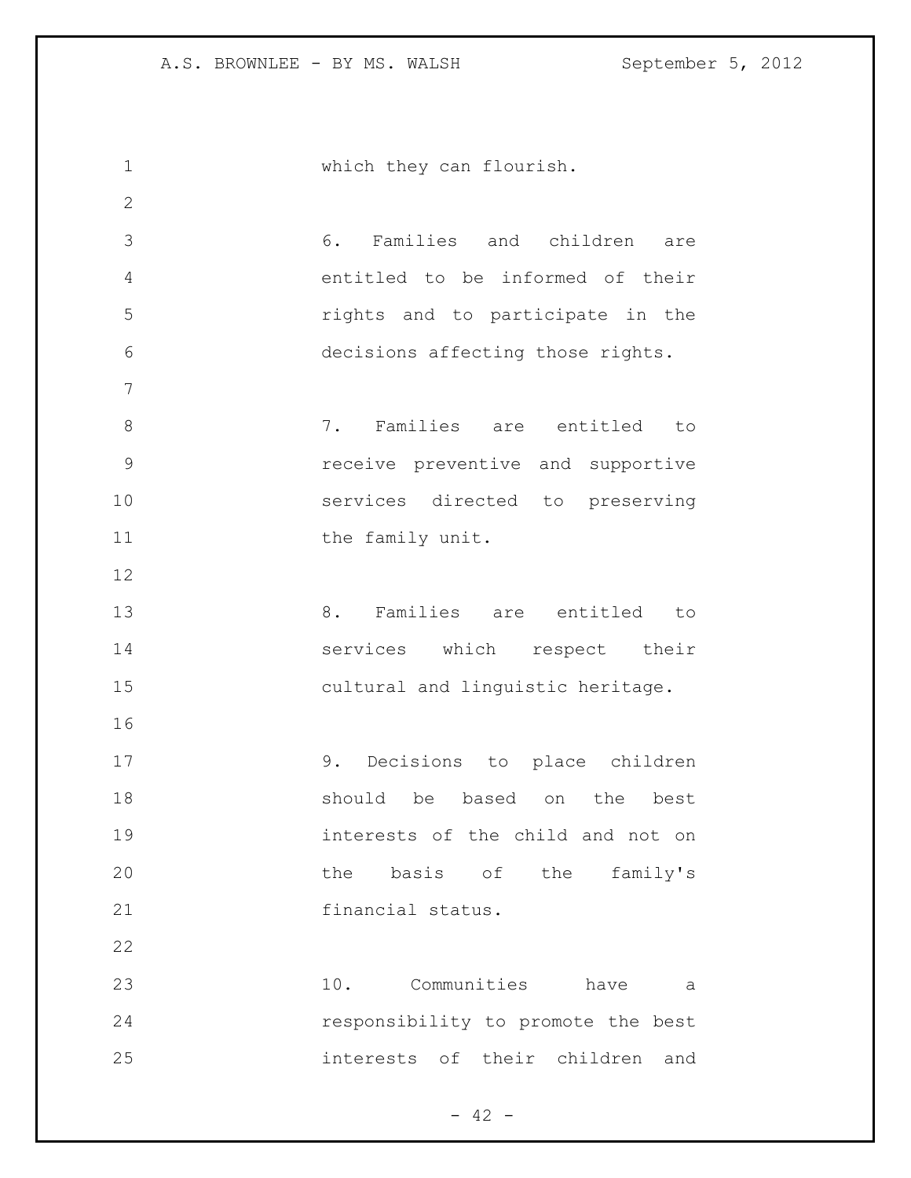which they can flourish.

6. Families and children are entitled to be informed of their rights and to participate in the decisions affecting those rights.

7. Families are entitled to receive preventive and supportive services directed to preserving the family unit.

8. Families are entitled to services which respect their cultural and linguistic heritage.

9. Decisions to place children should be based on the best interests of the child and not on the basis of the family's financial status.

10. Communities have a responsibility to promote the best interests of their children and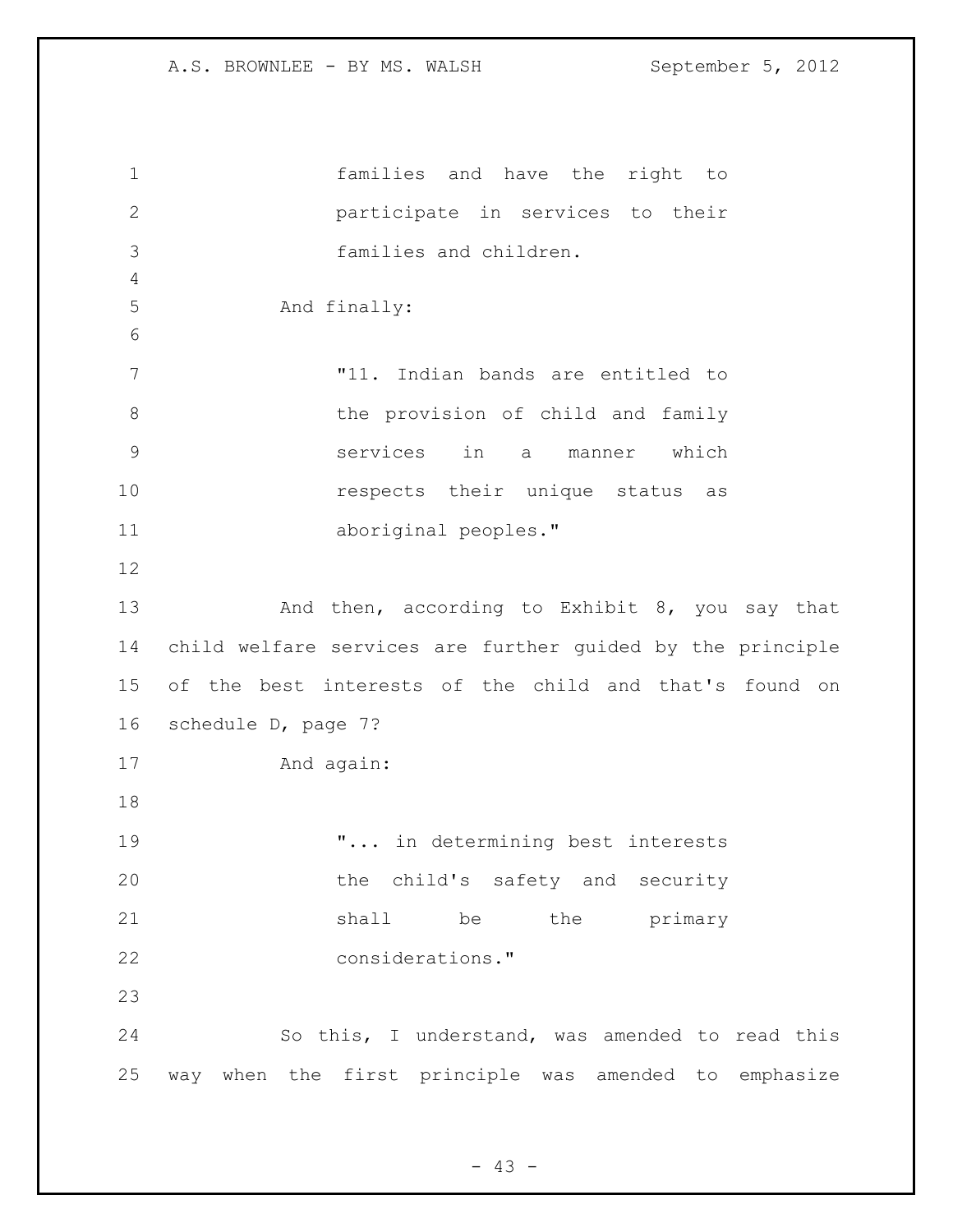families and have the right to participate in services to their families and children.

And finally:

> "11. Indian bands are entitled to the provision of child and family services in a manner which respects their unique status as aboriginal peoples."

And then, according to Exhibit 8, you say that child welfare services are further guided by the principle of the best interests of the child and that's found on schedule D, page 7?

And again:

> "... in determining best interests the child's safety and security shall be the primary considerations."

So this, I understand, was amended to read this way when the first principle was amended to emphasize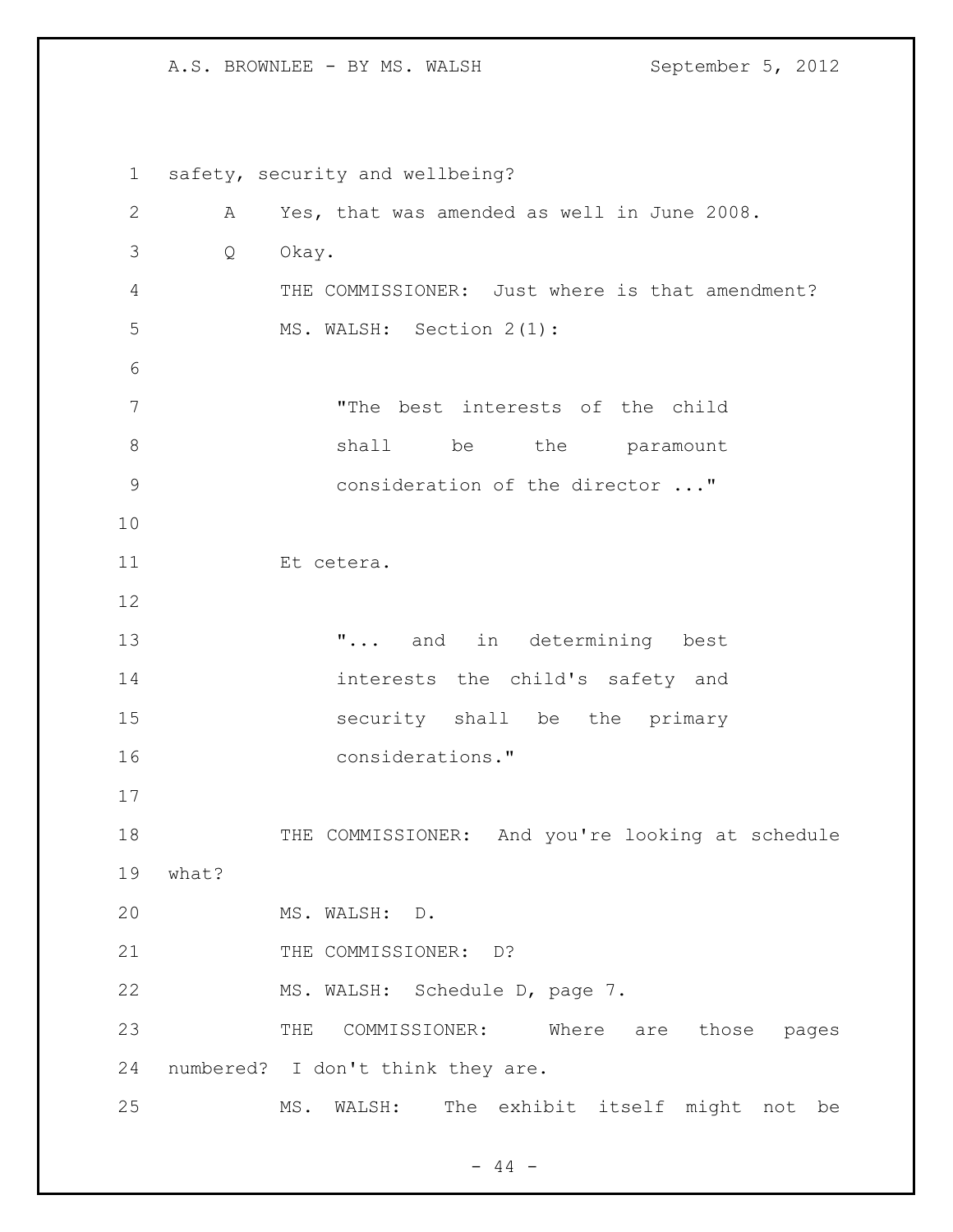safety, security and wellbeing?

A Yes, that was amended as well in June 2008.

Q Okay.

THE COMMISSIONER: Just where is that amendment?

MS. WALSH: Section 2(1):

> "The best interests of the child shall be the paramount consideration of the director ..."

Et cetera.

> "... and in determining best interests the child's safety and security shall be the primary considerations."

THE COMMISSIONER: And you're looking at schedule what?

MS. WALSH: D.

THE COMMISSIONER: D?

MS. WALSH: Schedule D, page 7.

THE COMMISSIONER: Where are those pages numbered? I don't think they are.

MS. WALSH: The exhibit itself might not be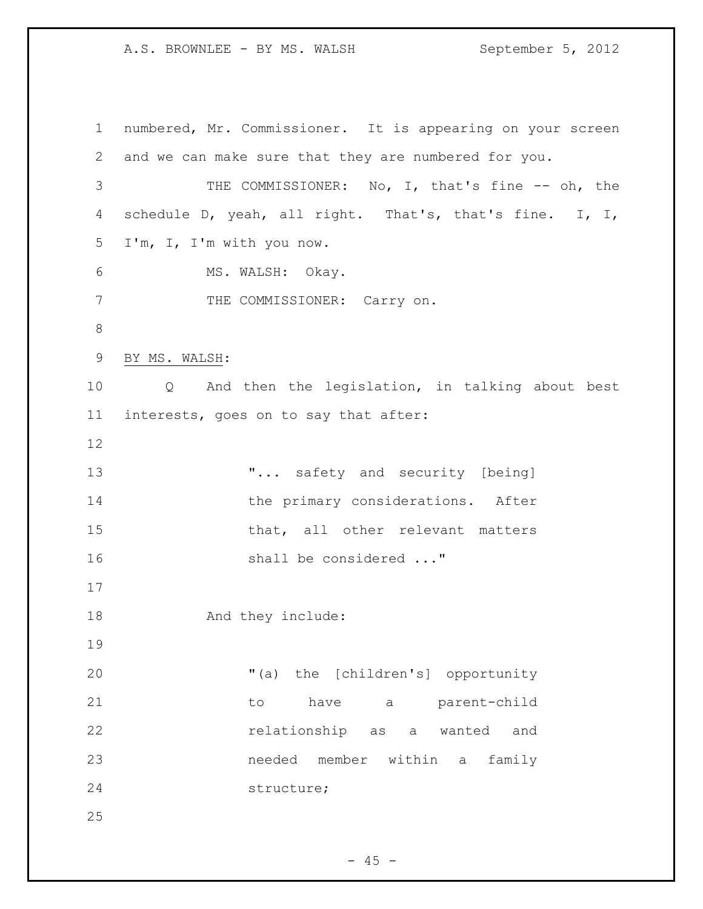numbered, Mr. Commissioner. It is appearing on your screen and we can make sure that they are numbered for you.

THE COMMISSIONER: No, I, that's fine -- oh, the schedule D, yeah, all right. That's, that's fine. I, I, I'm, I, I'm with you now.

MS. WALSH: Okay.

THE COMMISSIONER: Carry on.

BY MS. WALSH:

Q And then the legislation, in talking about best interests, goes on to say that after:

> "... safety and security [being] the primary considerations. After that, all other relevant matters shall be considered ..."

And they include:

> "(a) the [children's] opportunity to have a parent-child relationship as a wanted and needed member within a family structure;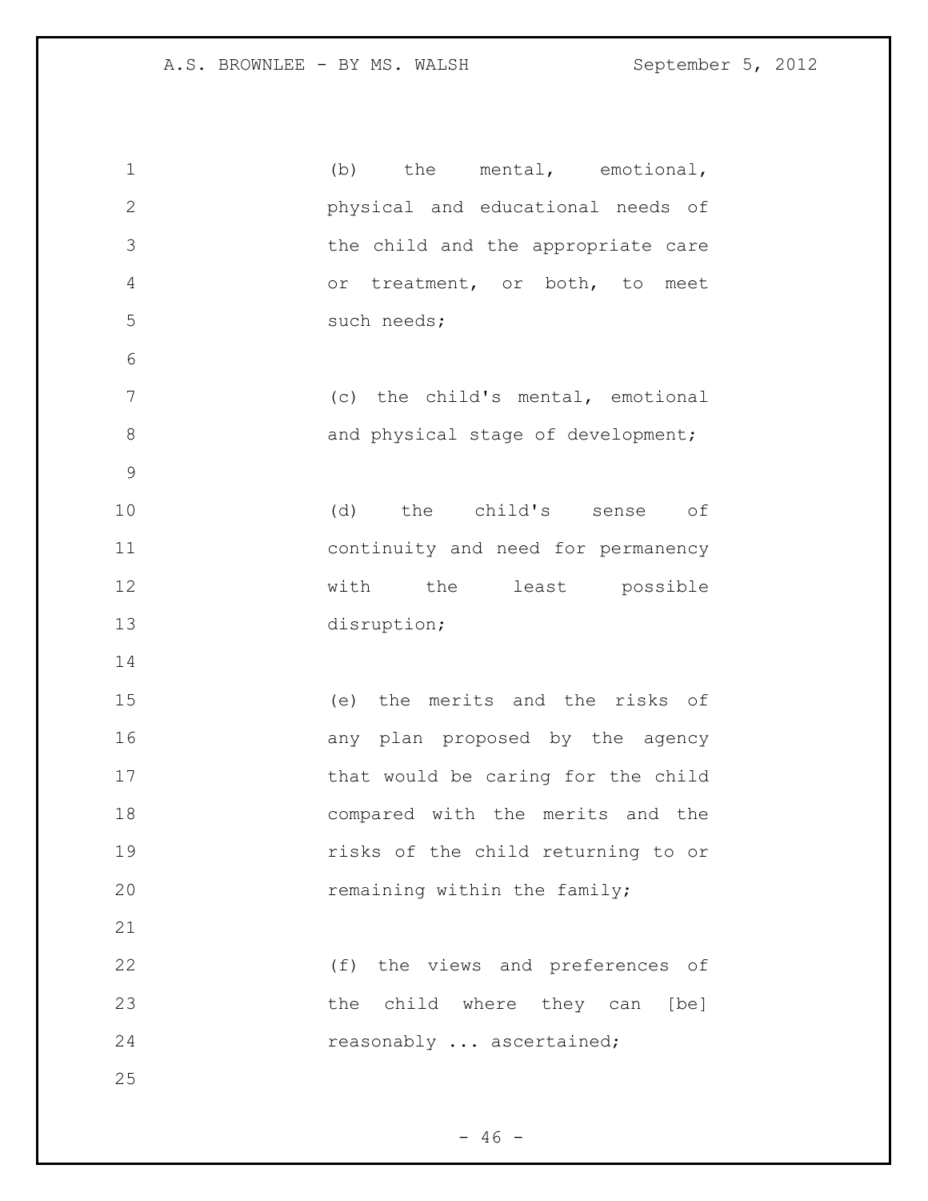(b) the mental, emotional, physical and educational needs of the child and the appropriate care or treatment, or both, to meet such needs;

(c) the child's mental, emotional and physical stage of development;

(d) the child's sense of continuity and need for permanency with the least possible disruption;

(e) the merits and the risks of any plan proposed by the agency that would be caring for the child compared with the merits and the risks of the child returning to or remaining within the family;

(f) the views and preferences of the child where they can [be] reasonably ... ascertained;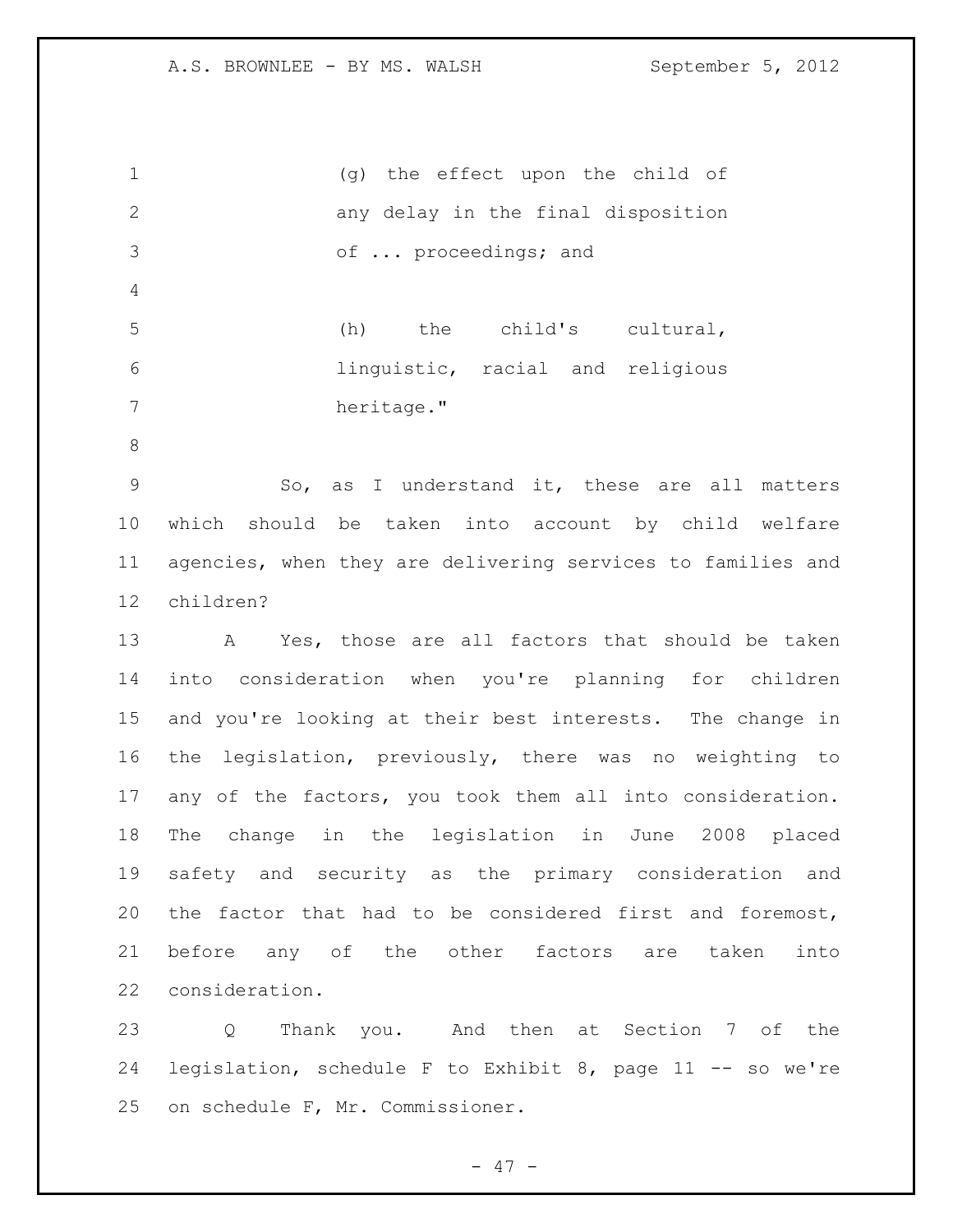(g) the effect upon the child of any delay in the final disposition of ... proceedings; and

(h) the child's cultural, linguistic, racial and religious heritage."

So, as I understand it, these are all matters which should be taken into account by child welfare agencies, when they are delivering services to families and children?

A Yes, those are all factors that should be taken into consideration when you're planning for children and you're looking at their best interests. The change in the legislation, previously, there was no weighting to any of the factors, you took them all into consideration. The change in the legislation in June 2008 placed safety and security as the primary consideration and the factor that had to be considered first and foremost, before any of the other factors are taken into consideration.

Q Thank you. And then at Section 7 of the legislation, schedule F to Exhibit 8, page 11 -- so we're on schedule F, Mr. Commissioner.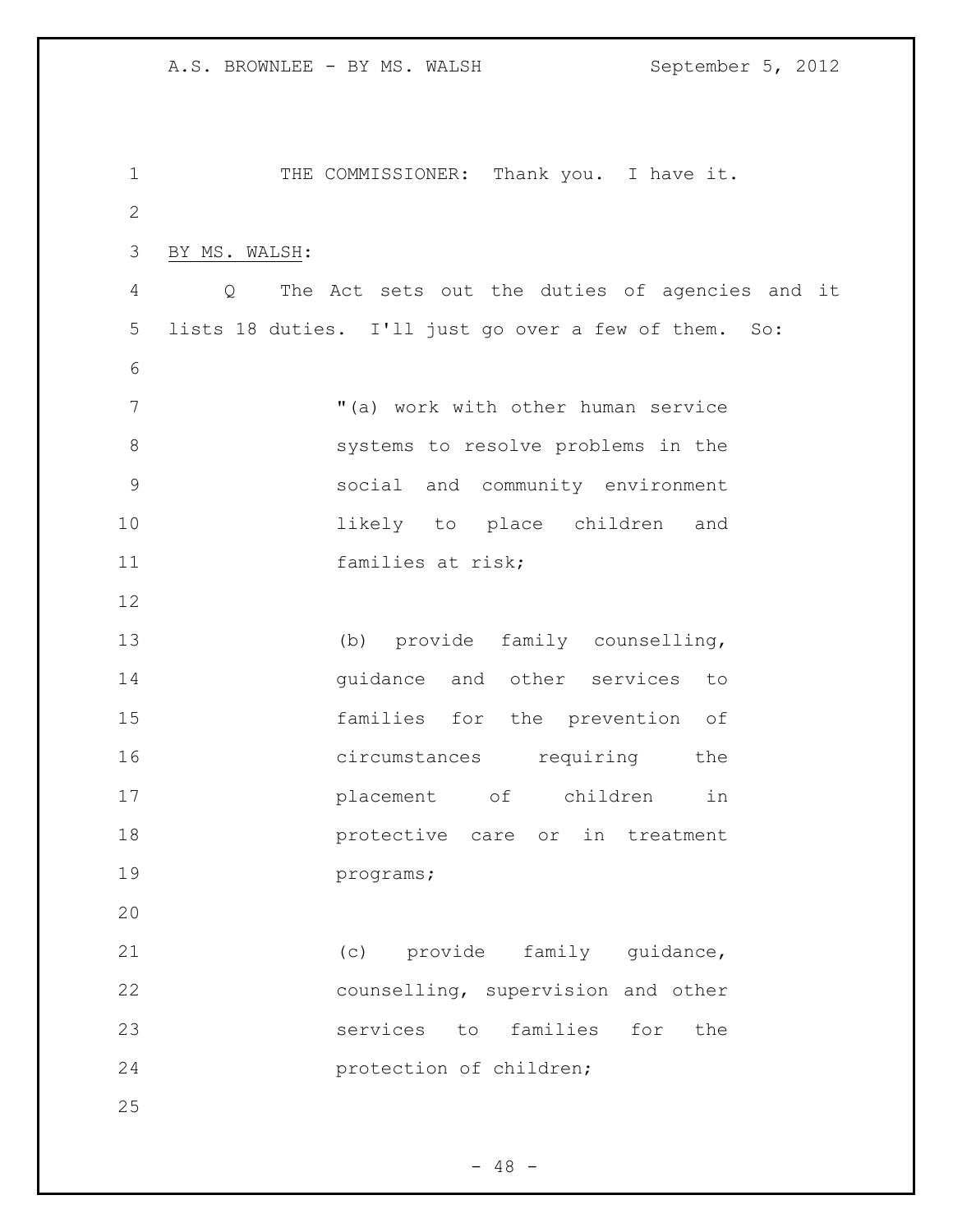THE COMMISSIONER: Thank you. I have it.

BY MS. WALSH:

Q The Act sets out the duties of agencies and it lists 18 duties. I'll just go over a few of them. So:

> "(a) work with other human service systems to resolve problems in the social and community environment likely to place children and families at risk;
>
> (b) provide family counselling, guidance and other services to families for the prevention of circumstances requiring the placement of children in protective care or in treatment programs;
>
> (c) provide family guidance, counselling, supervision and other services to families for the protection of children;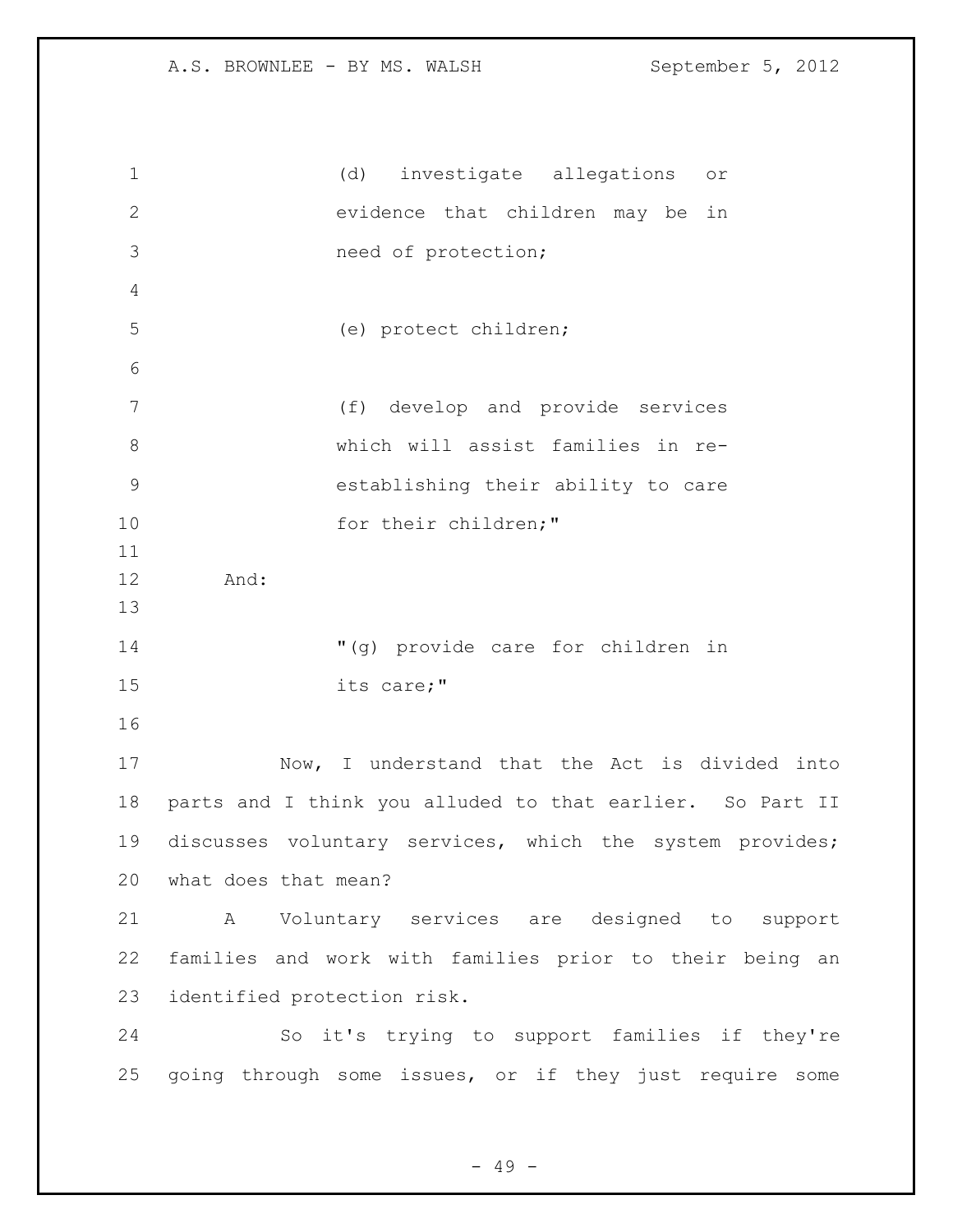(d) investigate allegations or evidence that children may be in need of protection;

(e) protect children;

(f) develop and provide services which will assist families in re-establishing their ability to care for their children;"

And:

"(g) provide care for children in its care;"

Now, I understand that the Act is divided into parts and I think you alluded to that earlier. So Part II discusses voluntary services, which the system provides; what does that mean?

A Voluntary services are designed to support families and work with families prior to their being an identified protection risk.

So it's trying to support families if they're going through some issues, or if they just require some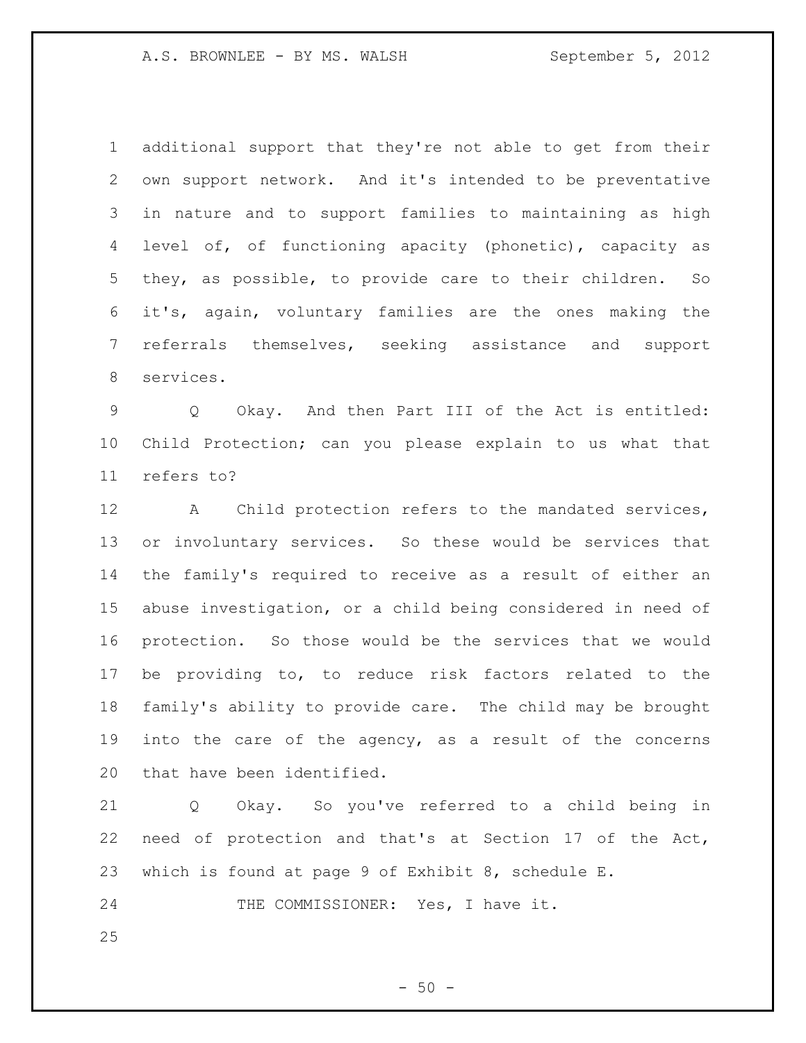additional support that they're not able to get from their own support network. And it's intended to be preventative in nature and to support families to maintaining as high level of, of functioning apacity (phonetic), capacity as they, as possible, to provide care to their children. So it's, again, voluntary families are the ones making the referrals themselves, seeking assistance and support services.

Q Okay. And then Part III of the Act is entitled: Child Protection; can you please explain to us what that refers to?

A Child protection refers to the mandated services, or involuntary services. So these would be services that the family's required to receive as a result of either an abuse investigation, or a child being considered in need of protection. So those would be the services that we would be providing to, to reduce risk factors related to the family's ability to provide care. The child may be brought into the care of the agency, as a result of the concerns that have been identified.

Q Okay. So you've referred to a child being in need of protection and that's at Section 17 of the Act, which is found at page 9 of Exhibit 8, schedule E.

THE COMMISSIONER: Yes, I have it.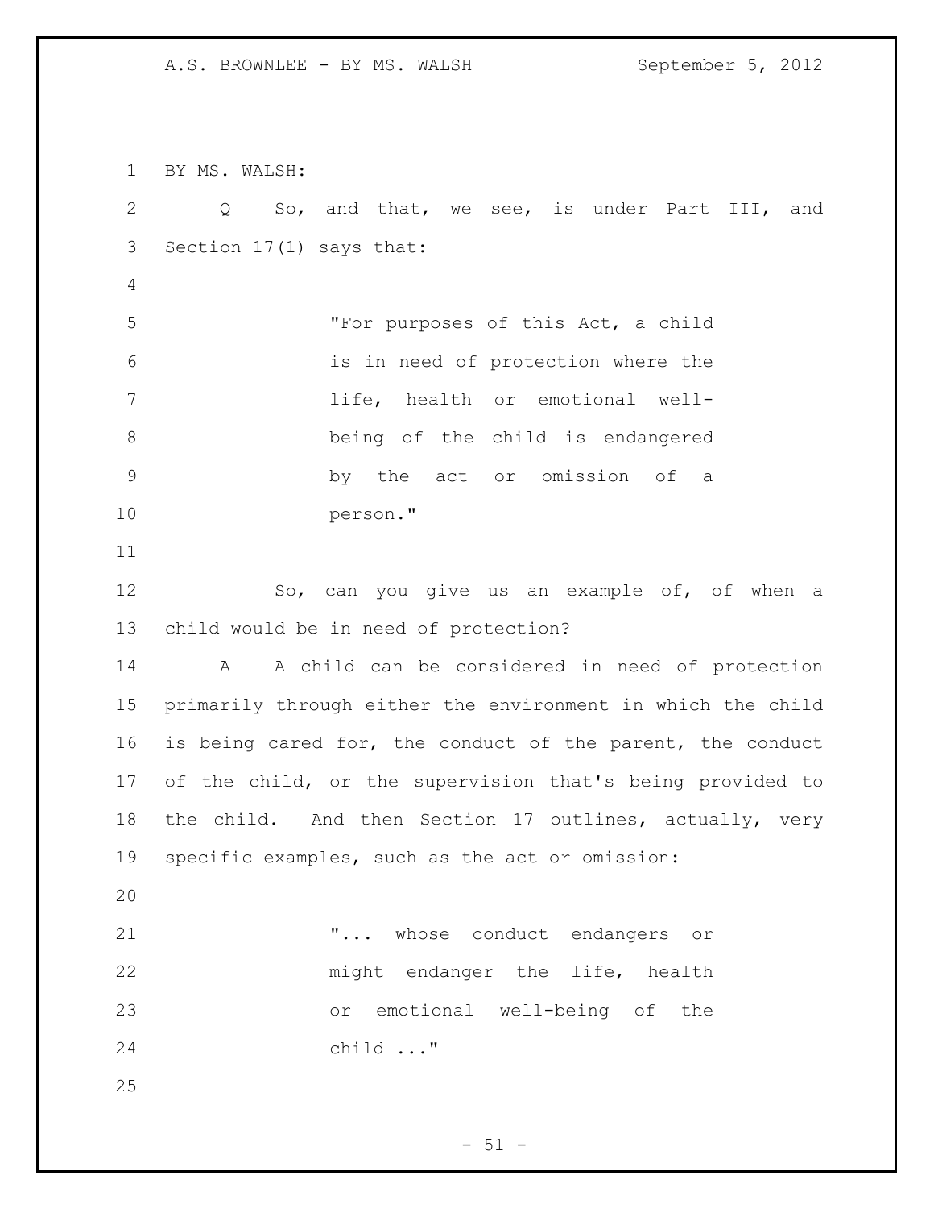BY MS. WALSH:

Q So, and that, we see, is under Part III, and Section 17(1) says that:

> "For purposes of this Act, a child is in need of protection where the life, health or emotional well-being of the child is endangered by the act or omission of a person."

So, can you give us an example of, of when a child would be in need of protection?

A A child can be considered in need of protection primarily through either the environment in which the child is being cared for, the conduct of the parent, the conduct of the child, or the supervision that's being provided to the child. And then Section 17 outlines, actually, very specific examples, such as the act or omission:

> "... whose conduct endangers or might endanger the life, health or emotional well-being of the child ..."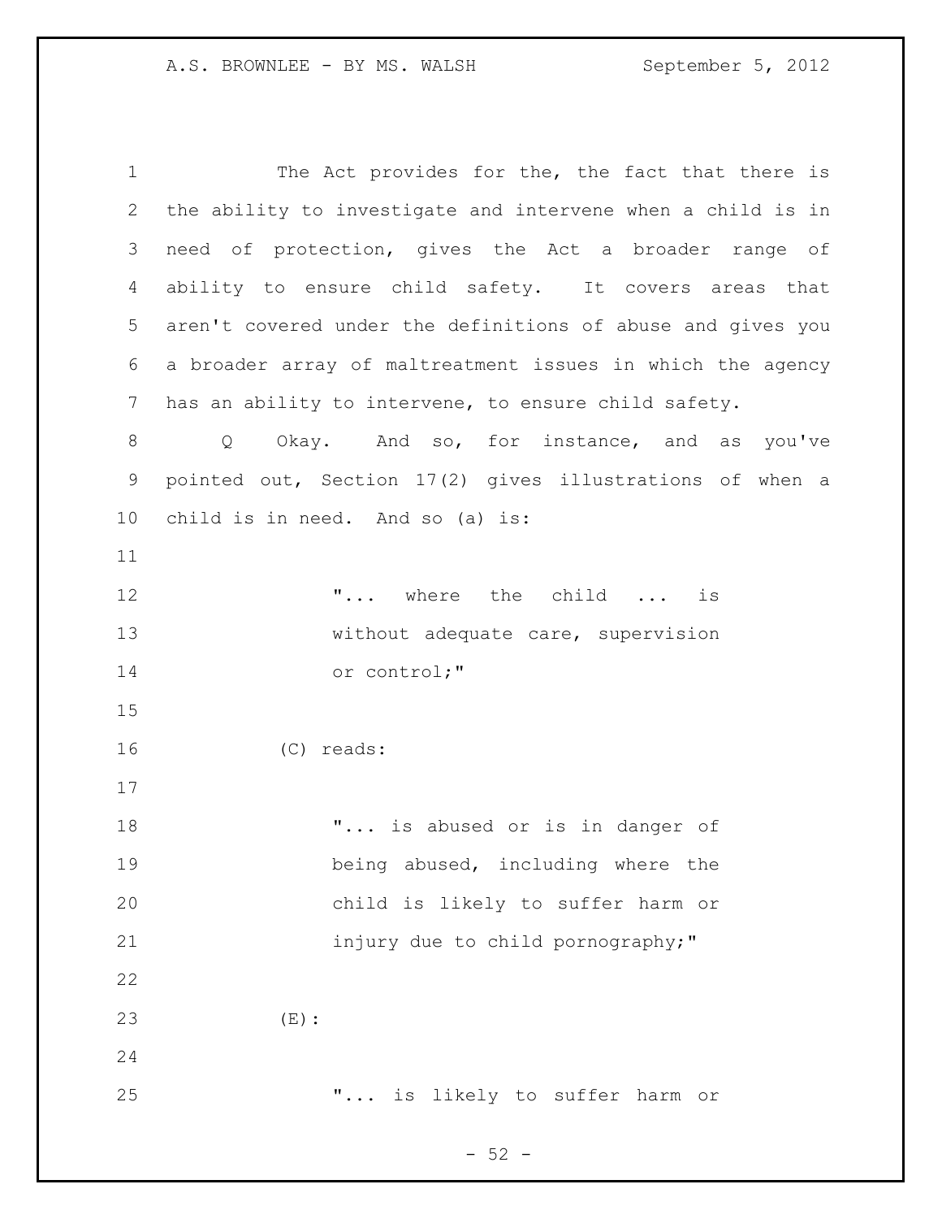The Act provides for the, the fact that there is the ability to investigate and intervene when a child is in need of protection, gives the Act a broader range of ability to ensure child safety. It covers areas that aren't covered under the definitions of abuse and gives you a broader array of maltreatment issues in which the agency has an ability to intervene, to ensure child safety.

Q Okay. And so, for instance, and as you've pointed out, Section 17(2) gives illustrations of when a child is in need. And so (a) is:

> "... where the child ... is without adequate care, supervision or control;"

(C) reads:

> "... is abused or is in danger of being abused, including where the child is likely to suffer harm or injury due to child pornography;"

(E):

> "... is likely to suffer harm or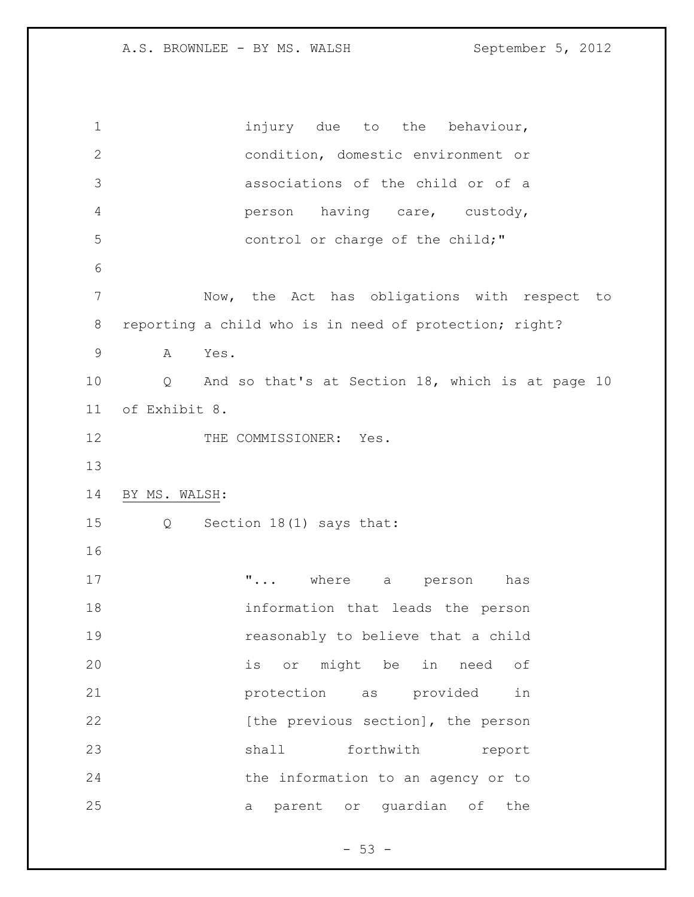> injury due to the behaviour, condition, domestic environment or associations of the child or of a person having care, custody, control or charge of the child;"

Now, the Act has obligations with respect to reporting a child who is in need of protection; right?

A Yes.

Q And so that's at Section 18, which is at page 10 of Exhibit 8.

THE COMMISSIONER: Yes.

BY MS. WALSH:

Q Section 18(1) says that:

> "... where a person has information that leads the person reasonably to believe that a child is or might be in need of protection as provided in [the previous section], the person shall forthwith report the information to an agency or to a parent or guardian of the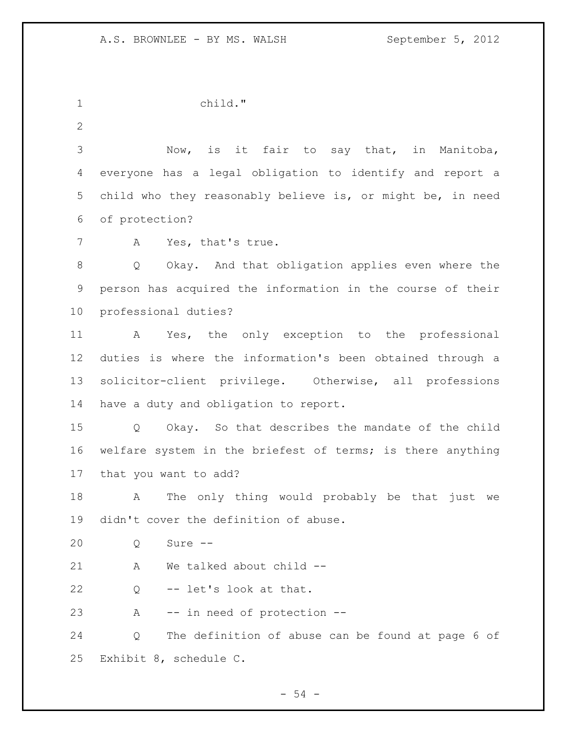child."

Now, is it fair to say that, in Manitoba, everyone has a legal obligation to identify and report a child who they reasonably believe is, or might be, in need of protection?

A Yes, that's true.

Q Okay. And that obligation applies even where the person has acquired the information in the course of their professional duties?

A Yes, the only exception to the professional duties is where the information's been obtained through a solicitor-client privilege. Otherwise, all professions have a duty and obligation to report.

Q Okay. So that describes the mandate of the child welfare system in the briefest of terms; is there anything that you want to add?

A The only thing would probably be that just we didn't cover the definition of abuse.

Q Sure --

A We talked about child --

Q -- let's look at that.

A -- in need of protection --

Q The definition of abuse can be found at page 6 of Exhibit 8, schedule C.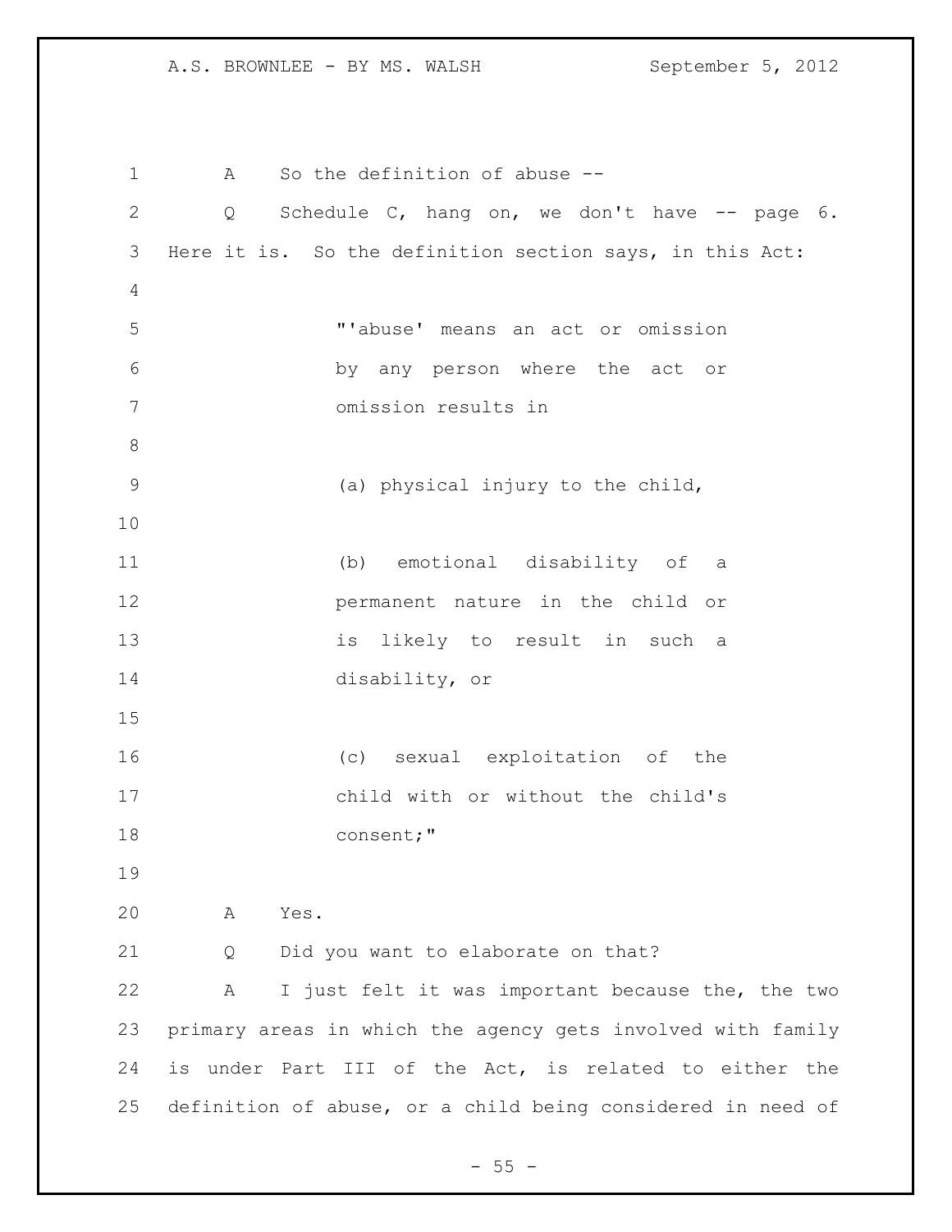A So the definition of abuse --

Q Schedule C, hang on, we don't have -- page 6. Here it is. So the definition section says, in this Act:

> "'abuse' means an act or omission by any person where the act or omission results in
>
> (a) physical injury to the child,
>
> (b) emotional disability of a permanent nature in the child or is likely to result in such a disability, or
>
> (c) sexual exploitation of the child with or without the child's consent;"

A Yes.

Q Did you want to elaborate on that?

A I just felt it was important because the, the two primary areas in which the agency gets involved with family is under Part III of the Act, is related to either the definition of abuse, or a child being considered in need of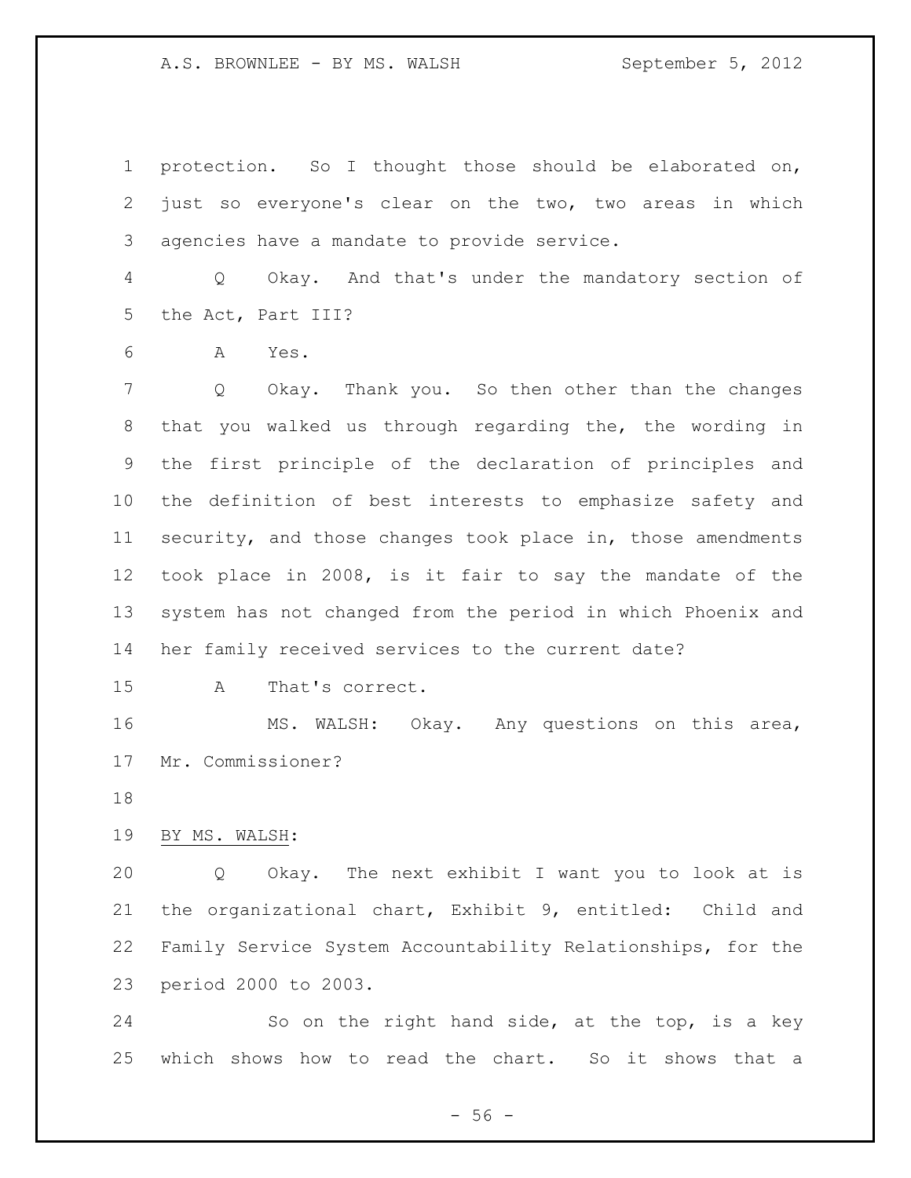protection. So I thought those should be elaborated on, just so everyone's clear on the two, two areas in which agencies have a mandate to provide service.

Q Okay. And that's under the mandatory section of the Act, Part III?

A Yes.

Q Okay. Thank you. So then other than the changes that you walked us through regarding the, the wording in the first principle of the declaration of principles and the definition of best interests to emphasize safety and security, and those changes took place in, those amendments took place in 2008, is it fair to say the mandate of the system has not changed from the period in which Phoenix and her family received services to the current date?

A That's correct.

MS. WALSH: Okay. Any questions on this area, Mr. Commissioner?

BY MS. WALSH:

Q Okay. The next exhibit I want you to look at is the organizational chart, Exhibit 9, entitled: Child and Family Service System Accountability Relationships, for the period 2000 to 2003.

So on the right hand side, at the top, is a key which shows how to read the chart. So it shows that a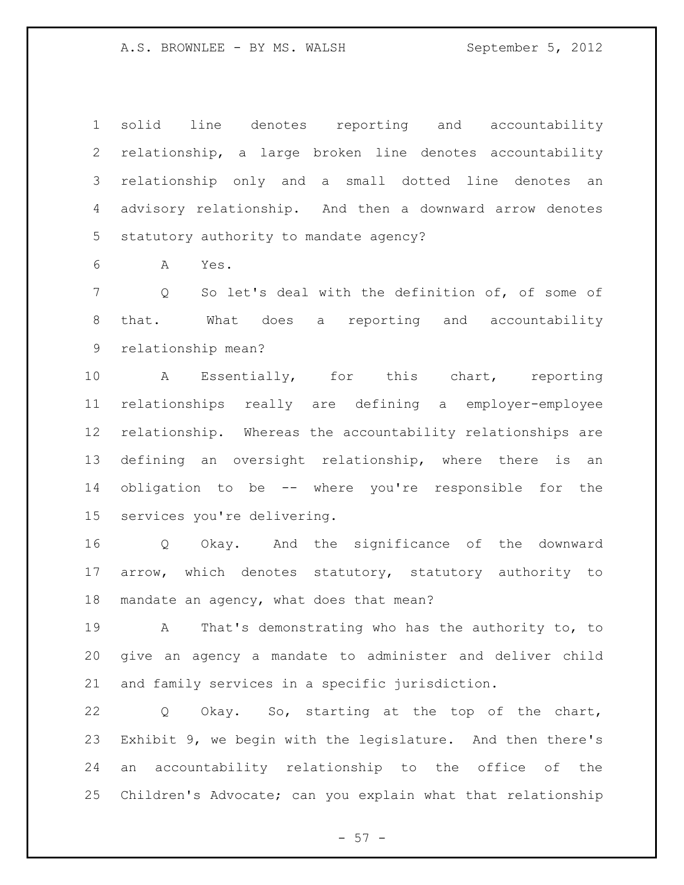solid line denotes reporting and accountability relationship, a large broken line denotes accountability relationship only and a small dotted line denotes an advisory relationship. And then a downward arrow denotes statutory authority to mandate agency?

A Yes.

Q So let's deal with the definition of, of some of that. What does a reporting and accountability relationship mean?

A Essentially, for this chart, reporting relationships really are defining a employer-employee relationship. Whereas the accountability relationships are defining an oversight relationship, where there is an obligation to be -- where you're responsible for the services you're delivering.

Q Okay. And the significance of the downward arrow, which denotes statutory, statutory authority to mandate an agency, what does that mean?

A That's demonstrating who has the authority to, to give an agency a mandate to administer and deliver child and family services in a specific jurisdiction.

Q Okay. So, starting at the top of the chart, Exhibit 9, we begin with the legislature. And then there's an accountability relationship to the office of the Children's Advocate; can you explain what that relationship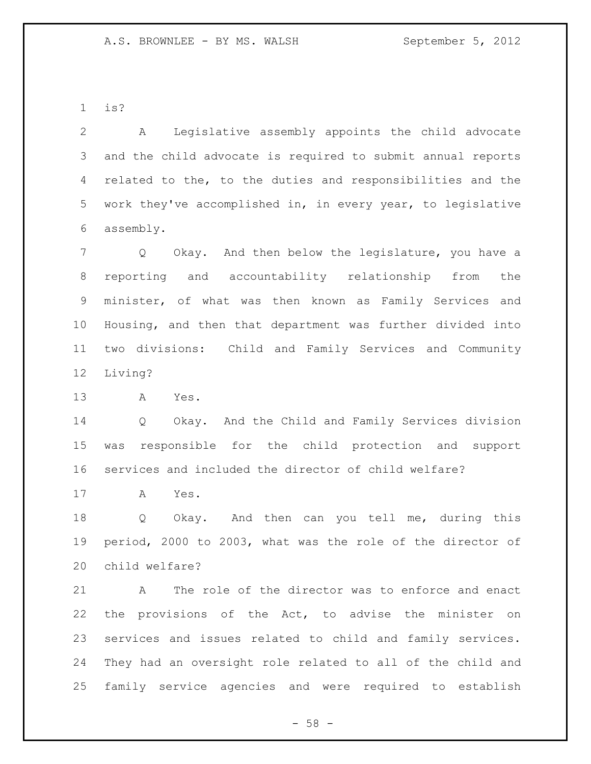is?

A Legislative assembly appoints the child advocate and the child advocate is required to submit annual reports related to the, to the duties and responsibilities and the work they've accomplished in, in every year, to legislative assembly.

Q Okay. And then below the legislature, you have a reporting and accountability relationship from the minister, of what was then known as Family Services and Housing, and then that department was further divided into two divisions: Child and Family Services and Community Living?

A Yes.

Q Okay. And the Child and Family Services division was responsible for the child protection and support services and included the director of child welfare?

A Yes.

Q Okay. And then can you tell me, during this period, 2000 to 2003, what was the role of the director of child welfare?

A The role of the director was to enforce and enact the provisions of the Act, to advise the minister on services and issues related to child and family services. They had an oversight role related to all of the child and family service agencies and were required to establish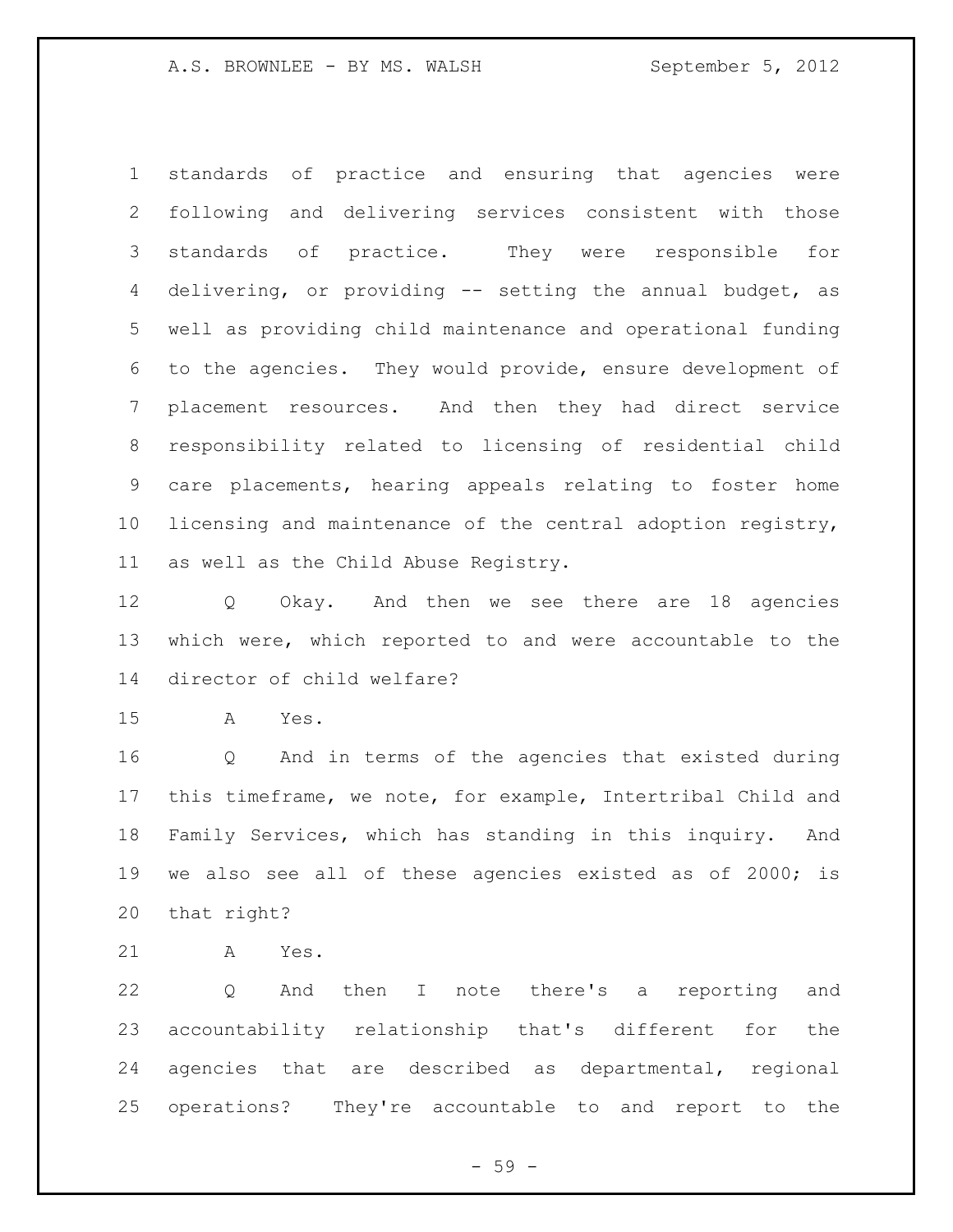standards of practice and ensuring that agencies were following and delivering services consistent with those standards of practice. They were responsible for delivering, or providing -- setting the annual budget, as well as providing child maintenance and operational funding to the agencies. They would provide, ensure development of placement resources. And then they had direct service responsibility related to licensing of residential child care placements, hearing appeals relating to foster home licensing and maintenance of the central adoption registry, as well as the Child Abuse Registry.

Q Okay. And then we see there are 18 agencies which were, which reported to and were accountable to the director of child welfare?

A Yes.

Q And in terms of the agencies that existed during this timeframe, we note, for example, Intertribal Child and Family Services, which has standing in this inquiry. And we also see all of these agencies existed as of 2000; is that right?

A Yes.

Q And then I note there's a reporting and accountability relationship that's different for the agencies that are described as departmental, regional operations? They're accountable to and report to the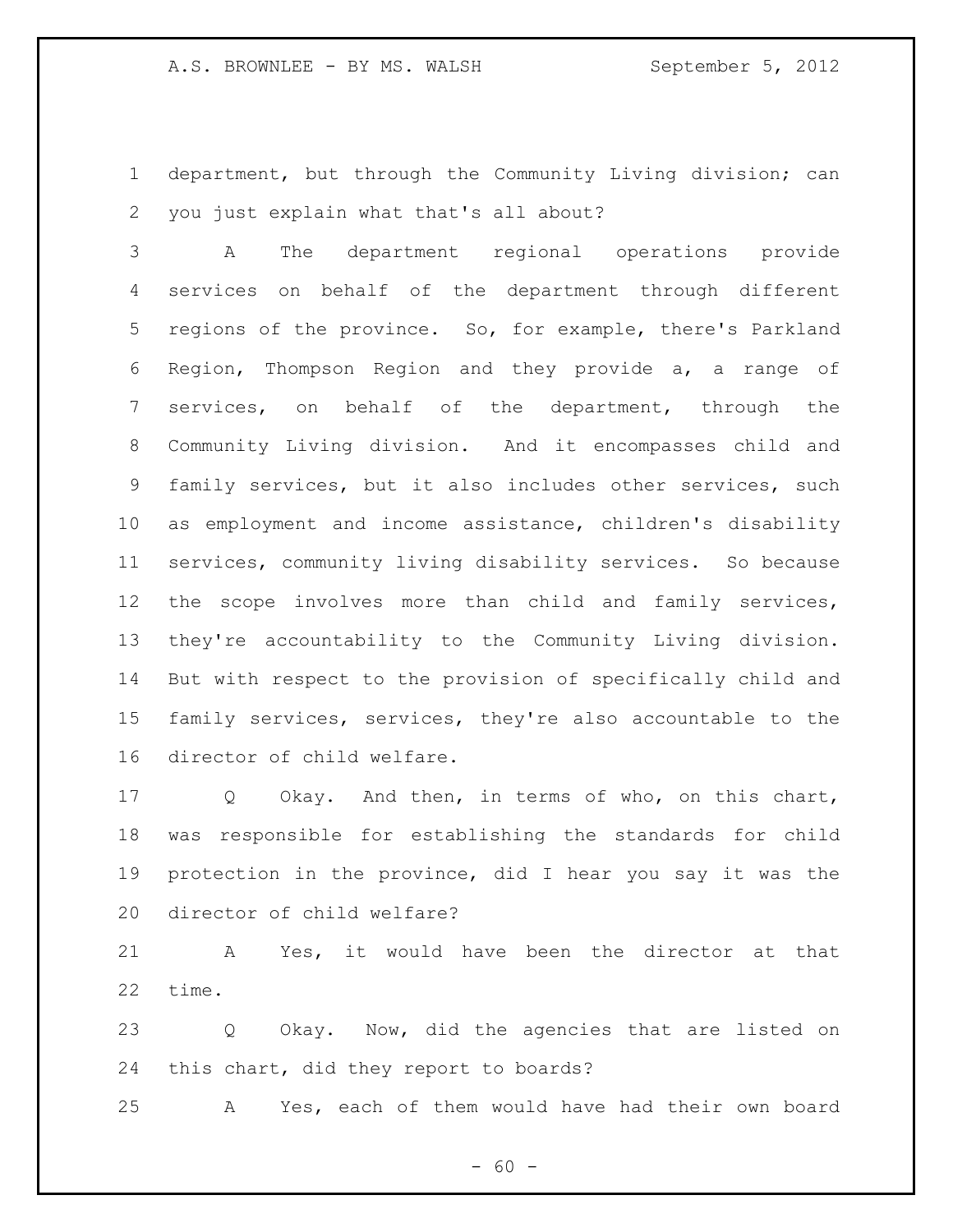department, but through the Community Living division; can you just explain what that's all about?

A The department regional operations provide services on behalf of the department through different regions of the province. So, for example, there's Parkland Region, Thompson Region and they provide a, a range of services, on behalf of the department, through the Community Living division. And it encompasses child and family services, but it also includes other services, such as employment and income assistance, children's disability services, community living disability services. So because the scope involves more than child and family services, they're accountability to the Community Living division. But with respect to the provision of specifically child and family services, services, they're also accountable to the director of child welfare.

Q Okay. And then, in terms of who, on this chart, was responsible for establishing the standards for child protection in the province, did I hear you say it was the director of child welfare?

A Yes, it would have been the director at that time.

Q Okay. Now, did the agencies that are listed on this chart, did they report to boards?

A Yes, each of them would have had their own board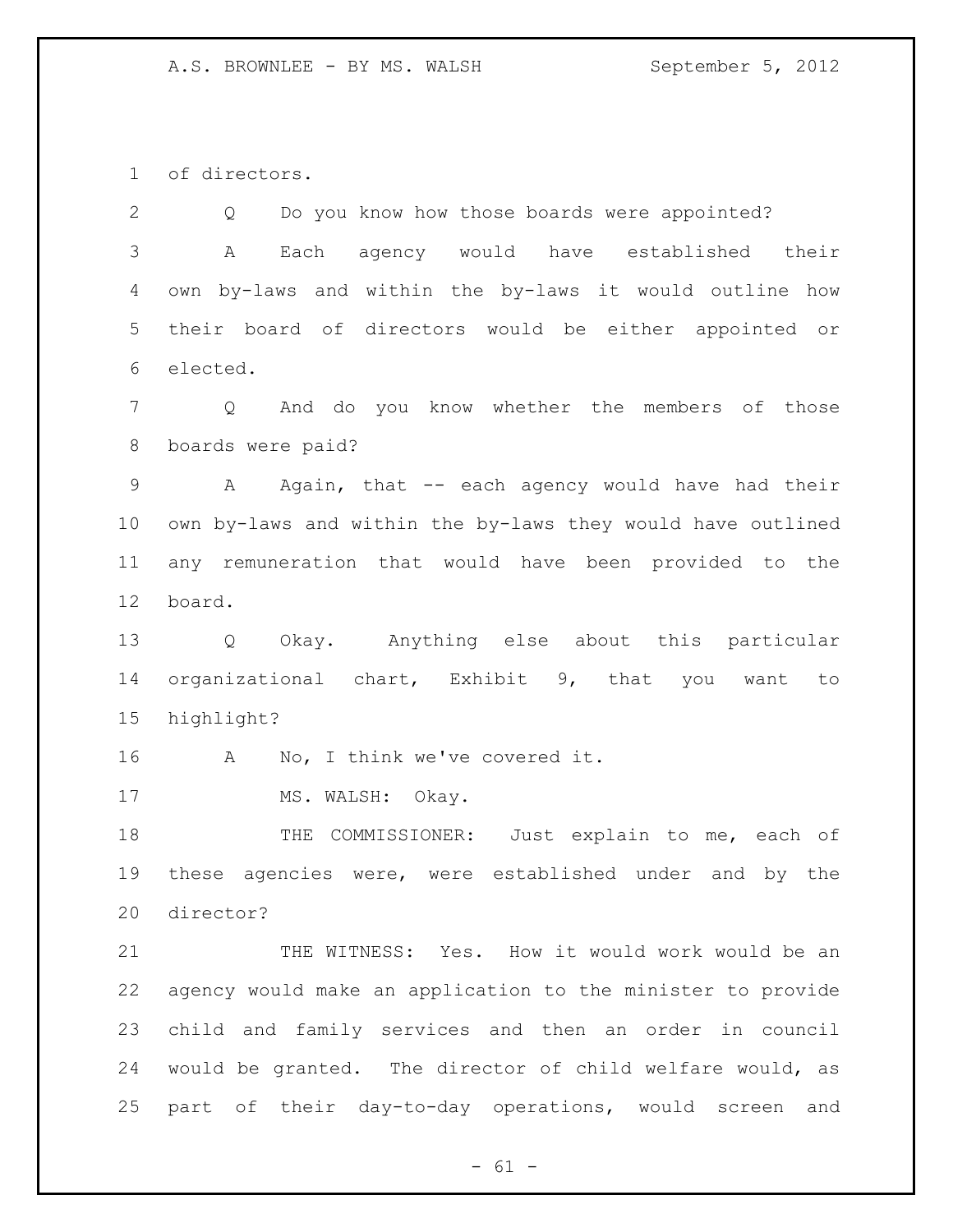of directors.

Q Do you know how those boards were appointed?

A Each agency would have established their own by-laws and within the by-laws it would outline how their board of directors would be either appointed or elected.

Q And do you know whether the members of those boards were paid?

A Again, that -- each agency would have had their own by-laws and within the by-laws they would have outlined any remuneration that would have been provided to the board.

Q Okay. Anything else about this particular organizational chart, Exhibit 9, that you want to highlight?

A No, I think we've covered it.

MS. WALSH: Okay.

THE COMMISSIONER: Just explain to me, each of these agencies were, were established under and by the director?

THE WITNESS: Yes. How it would work would be an agency would make an application to the minister to provide child and family services and then an order in council would be granted. The director of child welfare would, as part of their day-to-day operations, would screen and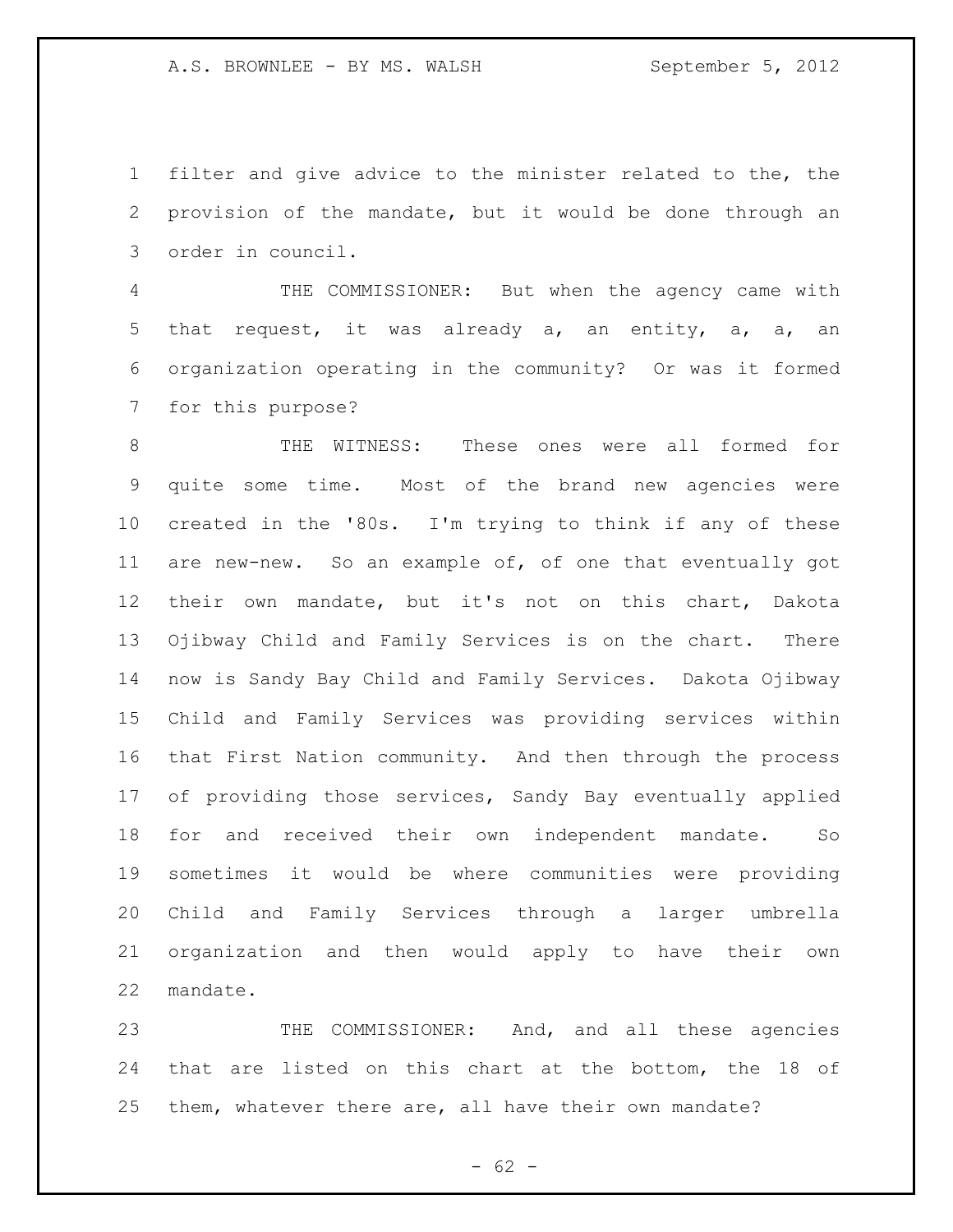filter and give advice to the minister related to the, the provision of the mandate, but it would be done through an order in council.

THE COMMISSIONER: But when the agency came with that request, it was already a, an entity, a, a, an organization operating in the community? Or was it formed for this purpose?

THE WITNESS: These ones were all formed for quite some time. Most of the brand new agencies were created in the '80s. I'm trying to think if any of these are new-new. So an example of, of one that eventually got their own mandate, but it's not on this chart, Dakota Ojibway Child and Family Services is on the chart. There now is Sandy Bay Child and Family Services. Dakota Ojibway Child and Family Services was providing services within that First Nation community. And then through the process of providing those services, Sandy Bay eventually applied for and received their own independent mandate. So sometimes it would be where communities were providing Child and Family Services through a larger umbrella organization and then would apply to have their own mandate.

THE COMMISSIONER: And, and all these agencies that are listed on this chart at the bottom, the 18 of them, whatever there are, all have their own mandate?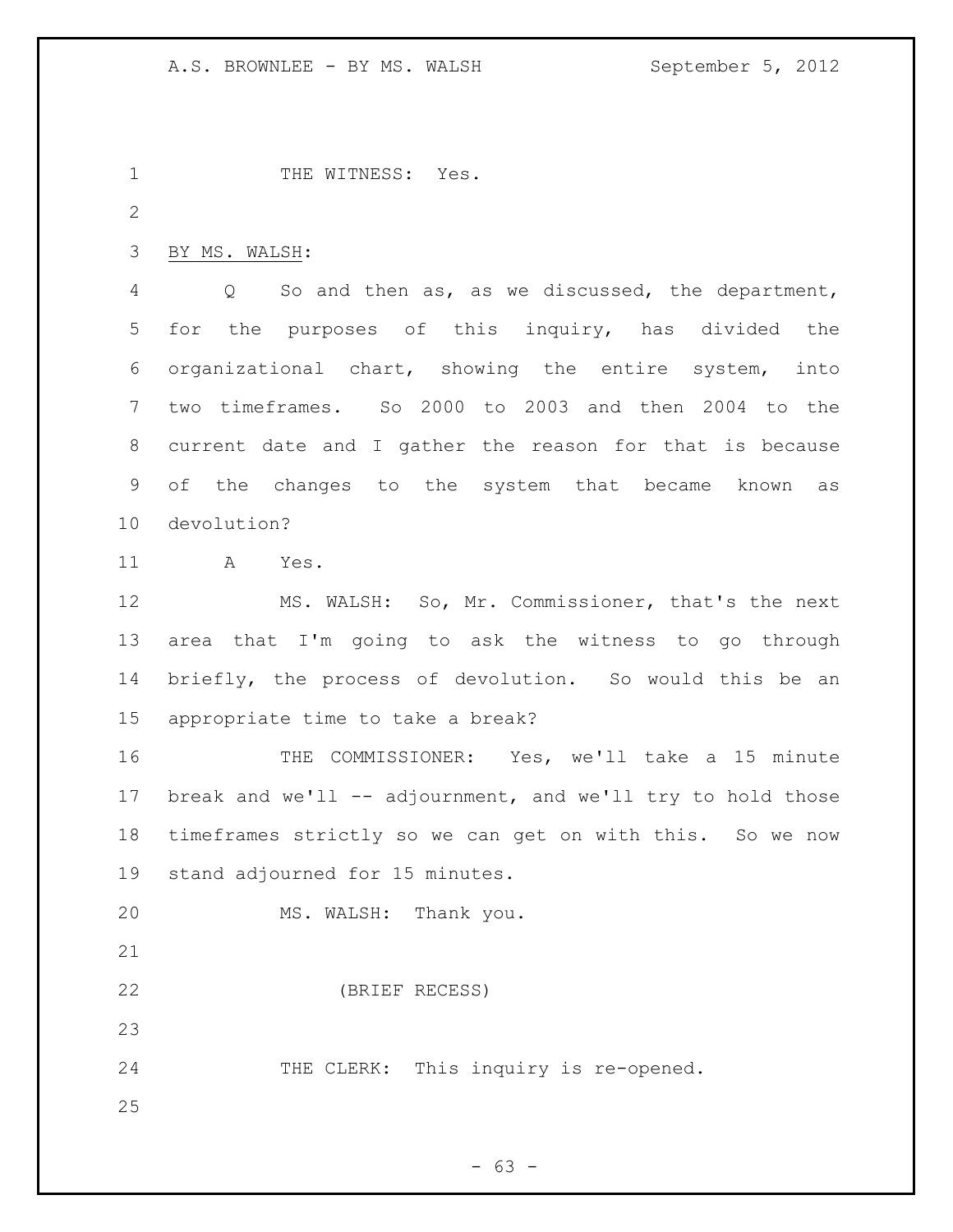THE WITNESS: Yes.

BY MS. WALSH:

Q So and then as, as we discussed, the department, for the purposes of this inquiry, has divided the organizational chart, showing the entire system, into two timeframes. So 2000 to 2003 and then 2004 to the current date and I gather the reason for that is because of the changes to the system that became known as devolution?

A Yes.

MS. WALSH: So, Mr. Commissioner, that's the next area that I'm going to ask the witness to go through briefly, the process of devolution. So would this be an appropriate time to take a break?

THE COMMISSIONER: Yes, we'll take a 15 minute break and we'll -- adjournment, and we'll try to hold those timeframes strictly so we can get on with this. So we now stand adjourned for 15 minutes.

MS. WALSH: Thank you.

(BRIEF RECESS)

THE CLERK: This inquiry is re-opened.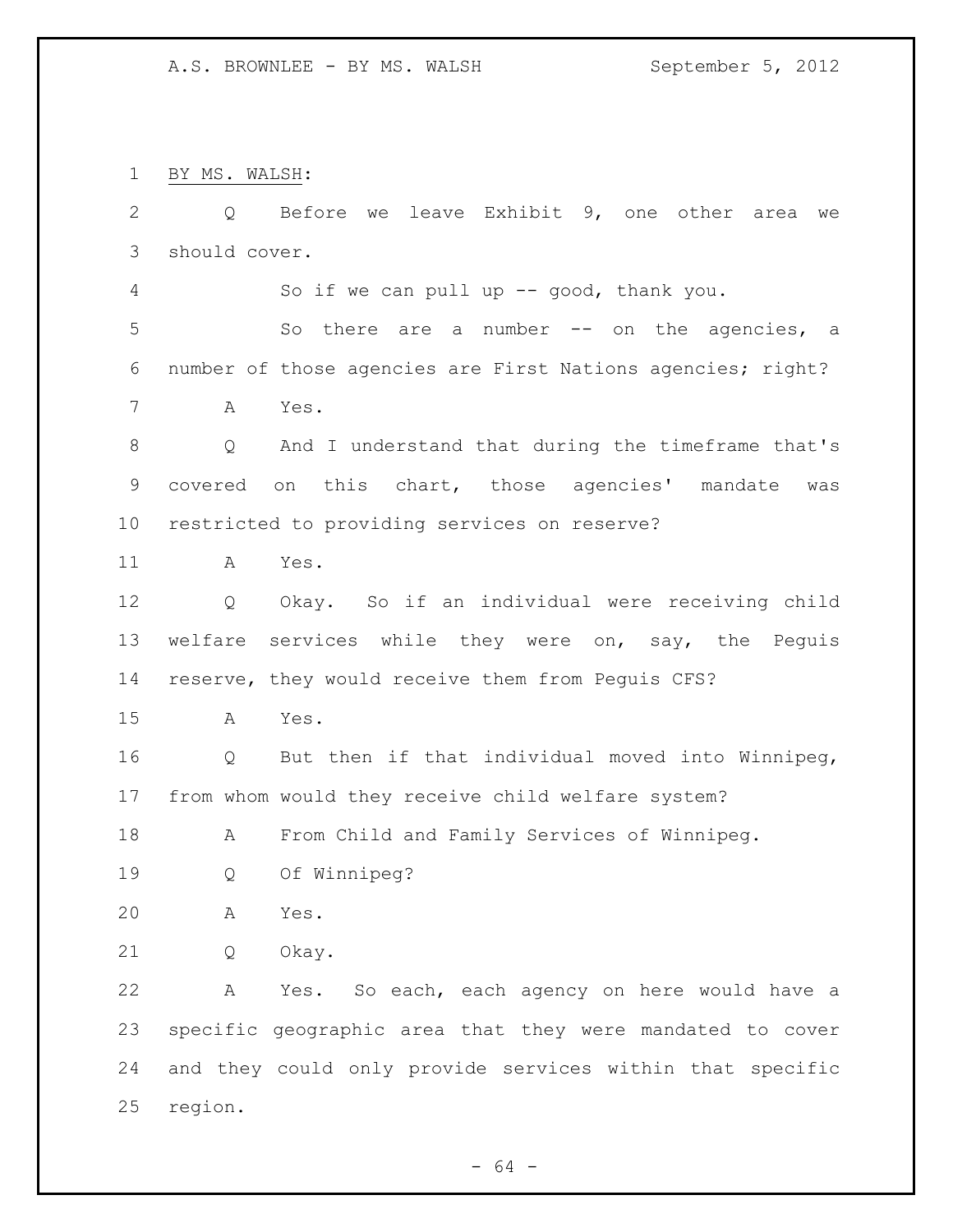BY MS. WALSH:

Q Before we leave Exhibit 9, one other area we should cover.

So if we can pull up -- good, thank you.

So there are a number -- on the agencies, a number of those agencies are First Nations agencies; right?

A Yes.

Q And I understand that during the timeframe that's covered on this chart, those agencies' mandate was restricted to providing services on reserve?

A Yes.

Q Okay. So if an individual were receiving child welfare services while they were on, say, the Peguis reserve, they would receive them from Peguis CFS?

A Yes.

Q But then if that individual moved into Winnipeg, from whom would they receive child welfare system?

A From Child and Family Services of Winnipeg.

Q Of Winnipeg?

A Yes.

Q Okay.

A Yes. So each, each agency on here would have a specific geographic area that they were mandated to cover and they could only provide services within that specific region.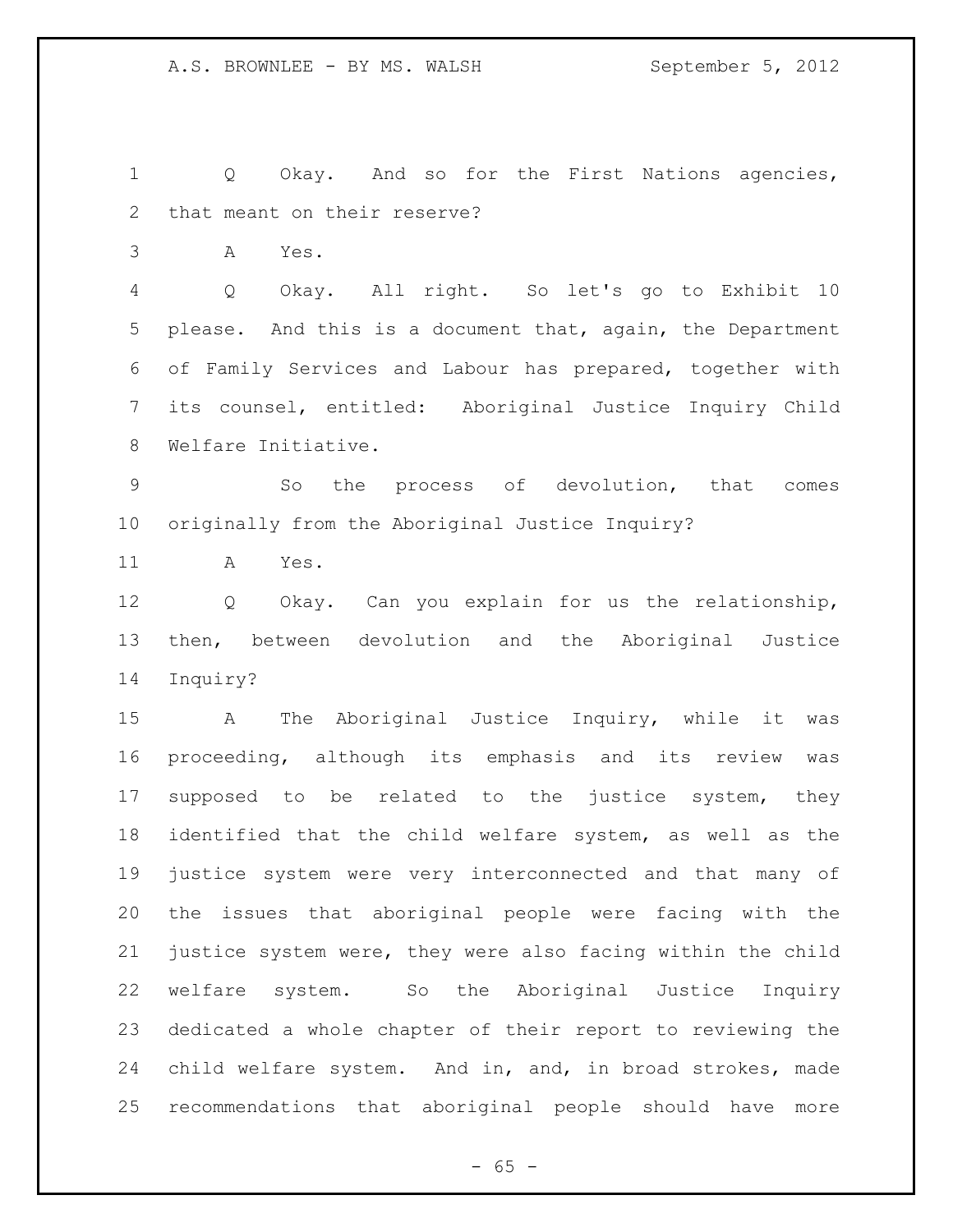Q Okay. And so for the First Nations agencies, that meant on their reserve?

A Yes.

Q Okay. All right. So let's go to Exhibit 10 please. And this is a document that, again, the Department of Family Services and Labour has prepared, together with its counsel, entitled: Aboriginal Justice Inquiry Child Welfare Initiative.

So the process of devolution, that comes originally from the Aboriginal Justice Inquiry?

A Yes.

Q Okay. Can you explain for us the relationship, then, between devolution and the Aboriginal Justice Inquiry?

A The Aboriginal Justice Inquiry, while it was proceeding, although its emphasis and its review was supposed to be related to the justice system, they identified that the child welfare system, as well as the justice system were very interconnected and that many of the issues that aboriginal people were facing with the justice system were, they were also facing within the child welfare system. So the Aboriginal Justice Inquiry dedicated a whole chapter of their report to reviewing the child welfare system. And in, and, in broad strokes, made recommendations that aboriginal people should have more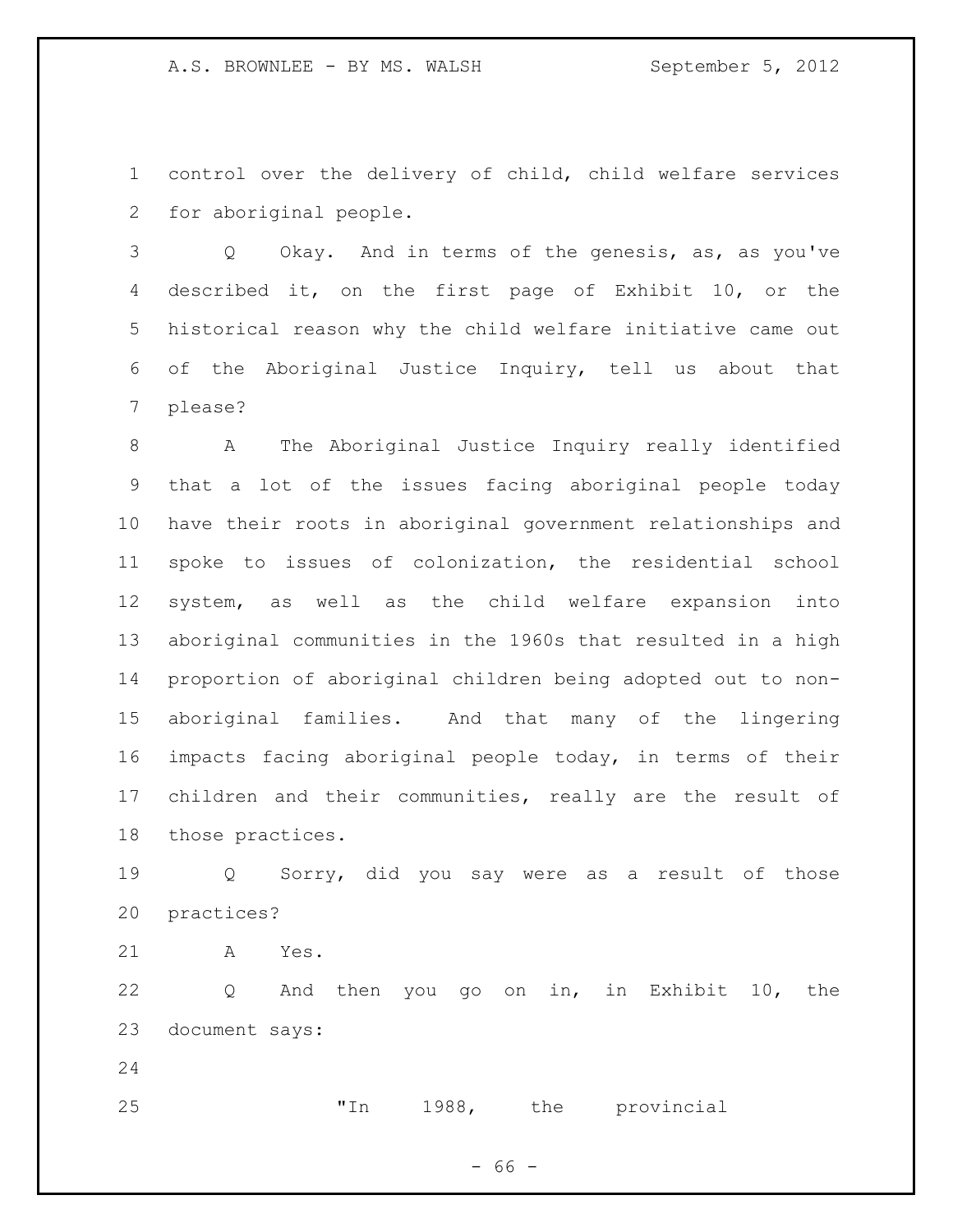control over the delivery of child, child welfare services for aboriginal people.

Q Okay. And in terms of the genesis, as, as you've described it, on the first page of Exhibit 10, or the historical reason why the child welfare initiative came out of the Aboriginal Justice Inquiry, tell us about that please?

A The Aboriginal Justice Inquiry really identified that a lot of the issues facing aboriginal people today have their roots in aboriginal government relationships and spoke to issues of colonization, the residential school system, as well as the child welfare expansion into aboriginal communities in the 1960s that resulted in a high proportion of aboriginal children being adopted out to non-aboriginal families. And that many of the lingering impacts facing aboriginal people today, in terms of their children and their communities, really are the result of those practices.

Q Sorry, did you say were as a result of those practices?

A Yes.

Q And then you go on in, in Exhibit 10, the document says:

"In 1988, the provincial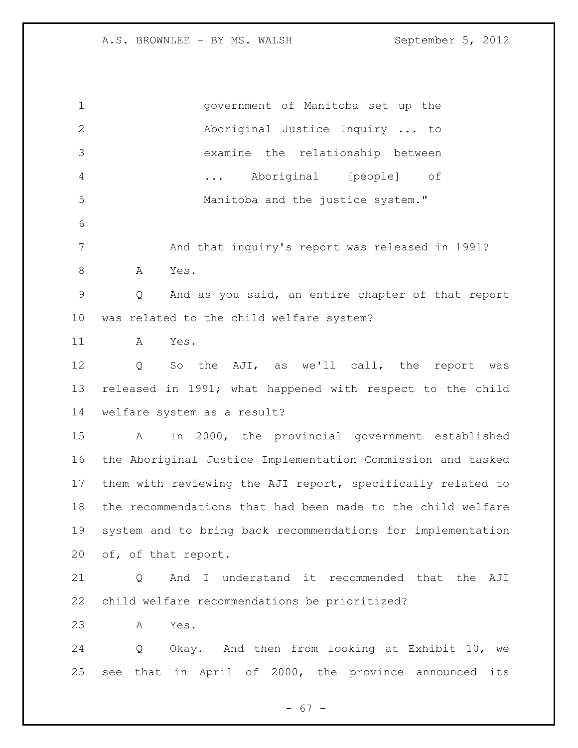government of Manitoba set up the Aboriginal Justice Inquiry ... to examine the relationship between ... Aboriginal [people] of Manitoba and the justice system."

And that inquiry's report was released in 1991?

A Yes.

Q And as you said, an entire chapter of that report was related to the child welfare system?

A Yes.

Q So the AJI, as we'll call, the report was released in 1991; what happened with respect to the child welfare system as a result?

A In 2000, the provincial government established the Aboriginal Justice Implementation Commission and tasked them with reviewing the AJI report, specifically related to the recommendations that had been made to the child welfare system and to bring back recommendations for implementation of, of that report.

Q And I understand it recommended that the AJI child welfare recommendations be prioritized?

A Yes.

Q Okay. And then from looking at Exhibit 10, we see that in April of 2000, the province announced its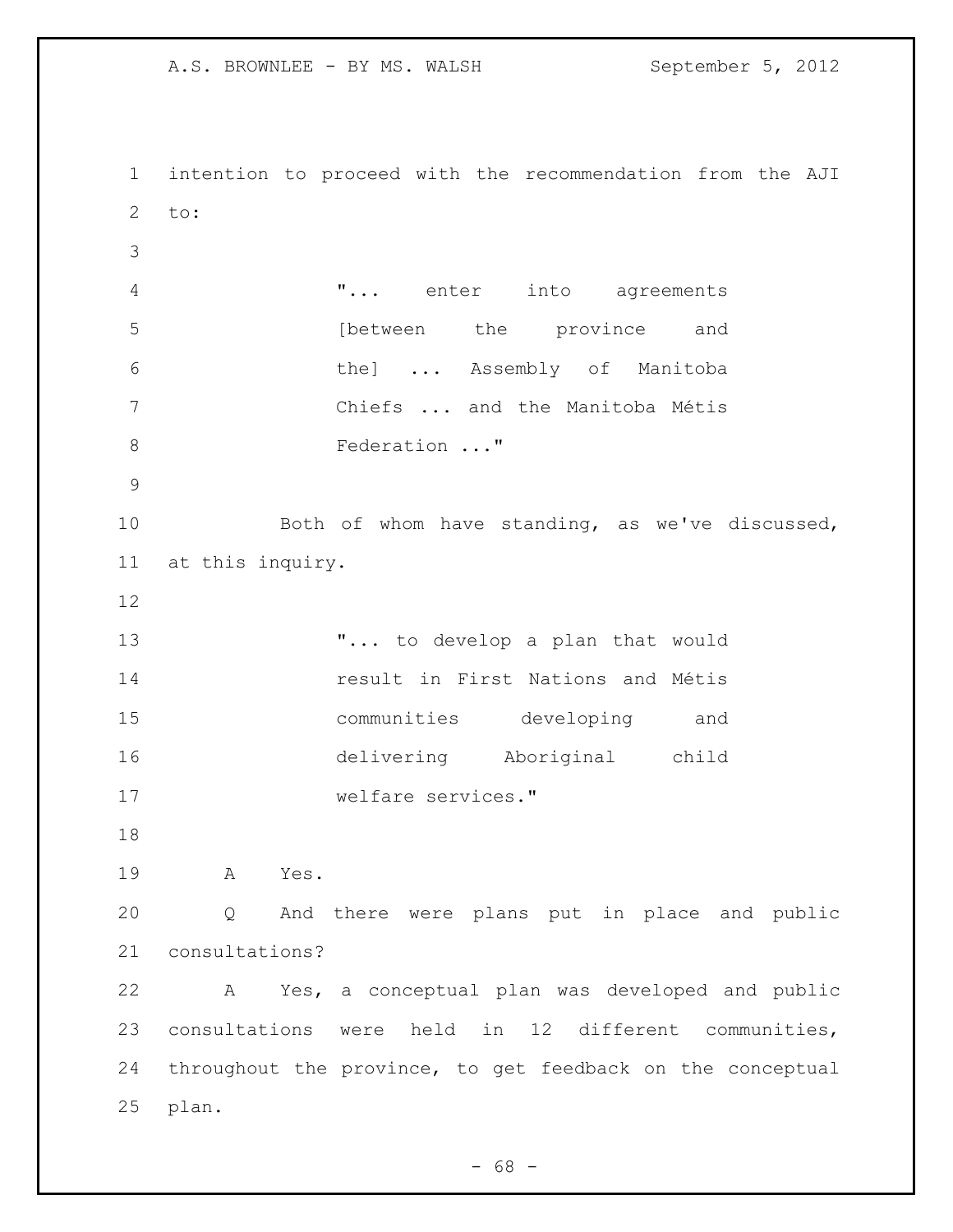intention to proceed with the recommendation from the AJI to:

> "... enter into agreements [between the province and the] ... Assembly of Manitoba Chiefs ... and the Manitoba Métis Federation ..."

Both of whom have standing, as we've discussed, at this inquiry.

> "... to develop a plan that would result in First Nations and Métis communities developing and delivering Aboriginal child welfare services."

A Yes.

Q And there were plans put in place and public consultations?

A Yes, a conceptual plan was developed and public consultations were held in 12 different communities, throughout the province, to get feedback on the conceptual plan.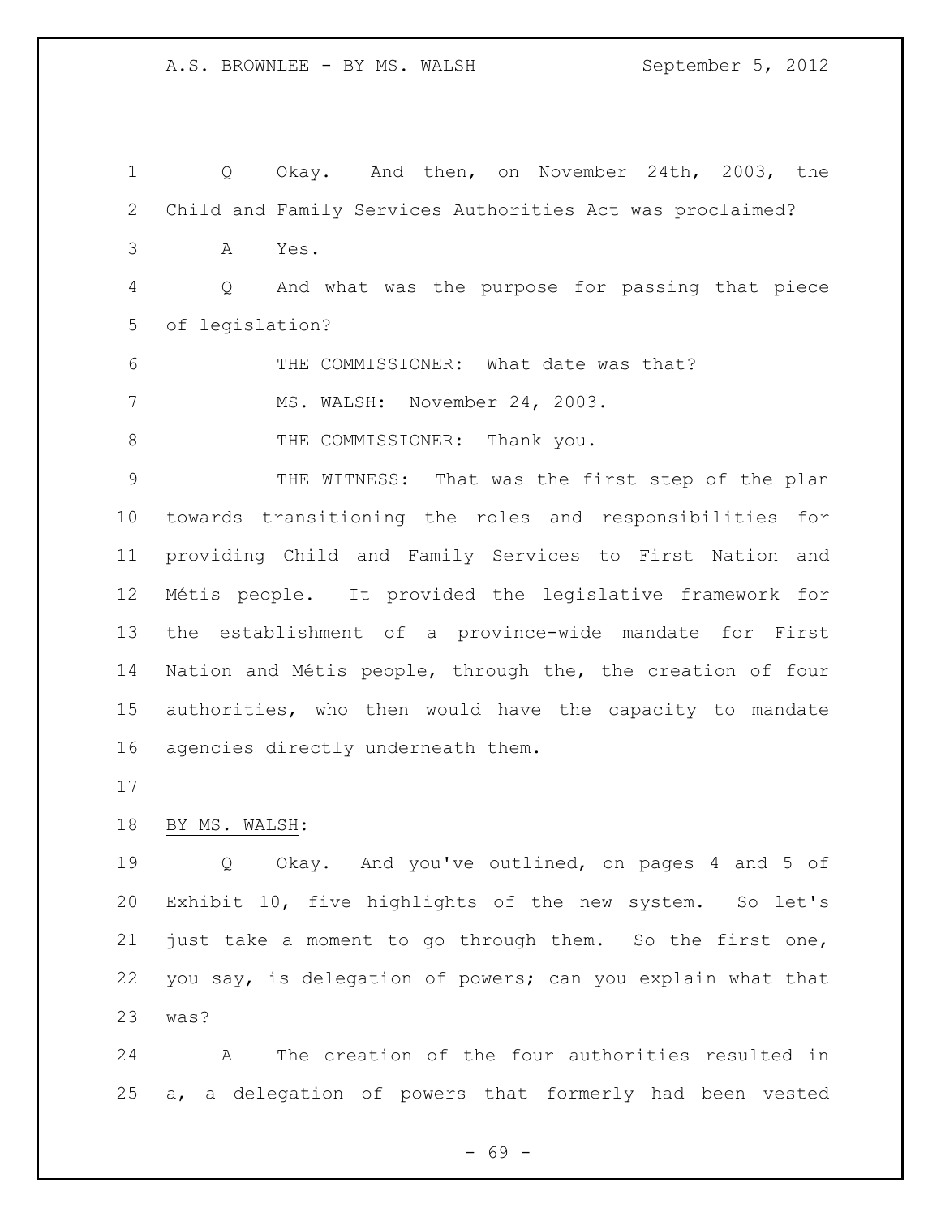Q Okay. And then, on November 24th, 2003, the Child and Family Services Authorities Act was proclaimed?

A Yes.

Q And what was the purpose for passing that piece of legislation?

THE COMMISSIONER: What date was that?

MS. WALSH: November 24, 2003.

THE COMMISSIONER: Thank you.

THE WITNESS: That was the first step of the plan towards transitioning the roles and responsibilities for providing Child and Family Services to First Nation and Métis people. It provided the legislative framework for the establishment of a province-wide mandate for First Nation and Métis people, through the, the creation of four authorities, who then would have the capacity to mandate agencies directly underneath them.

BY MS. WALSH:

Q Okay. And you've outlined, on pages 4 and 5 of Exhibit 10, five highlights of the new system. So let's just take a moment to go through them. So the first one, you say, is delegation of powers; can you explain what that was?

A The creation of the four authorities resulted in a, a delegation of powers that formerly had been vested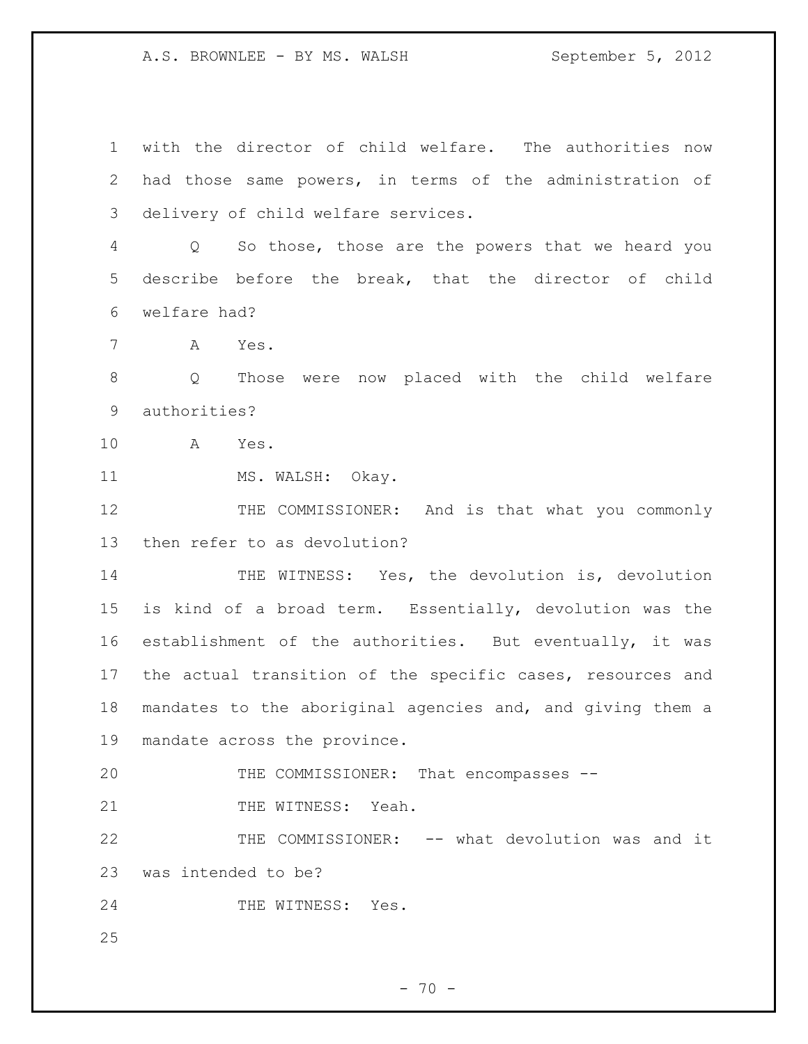with the director of child welfare. The authorities now had those same powers, in terms of the administration of delivery of child welfare services.

Q So those, those are the powers that we heard you describe before the break, that the director of child welfare had?

A Yes.

Q Those were now placed with the child welfare authorities?

A Yes.

MS. WALSH: Okay.

THE COMMISSIONER: And is that what you commonly then refer to as devolution?

THE WITNESS: Yes, the devolution is, devolution is kind of a broad term. Essentially, devolution was the establishment of the authorities. But eventually, it was the actual transition of the specific cases, resources and mandates to the aboriginal agencies and, and giving them a mandate across the province.

THE COMMISSIONER: That encompasses --

THE WITNESS: Yeah.

THE COMMISSIONER: -- what devolution was and it was intended to be?

THE WITNESS: Yes.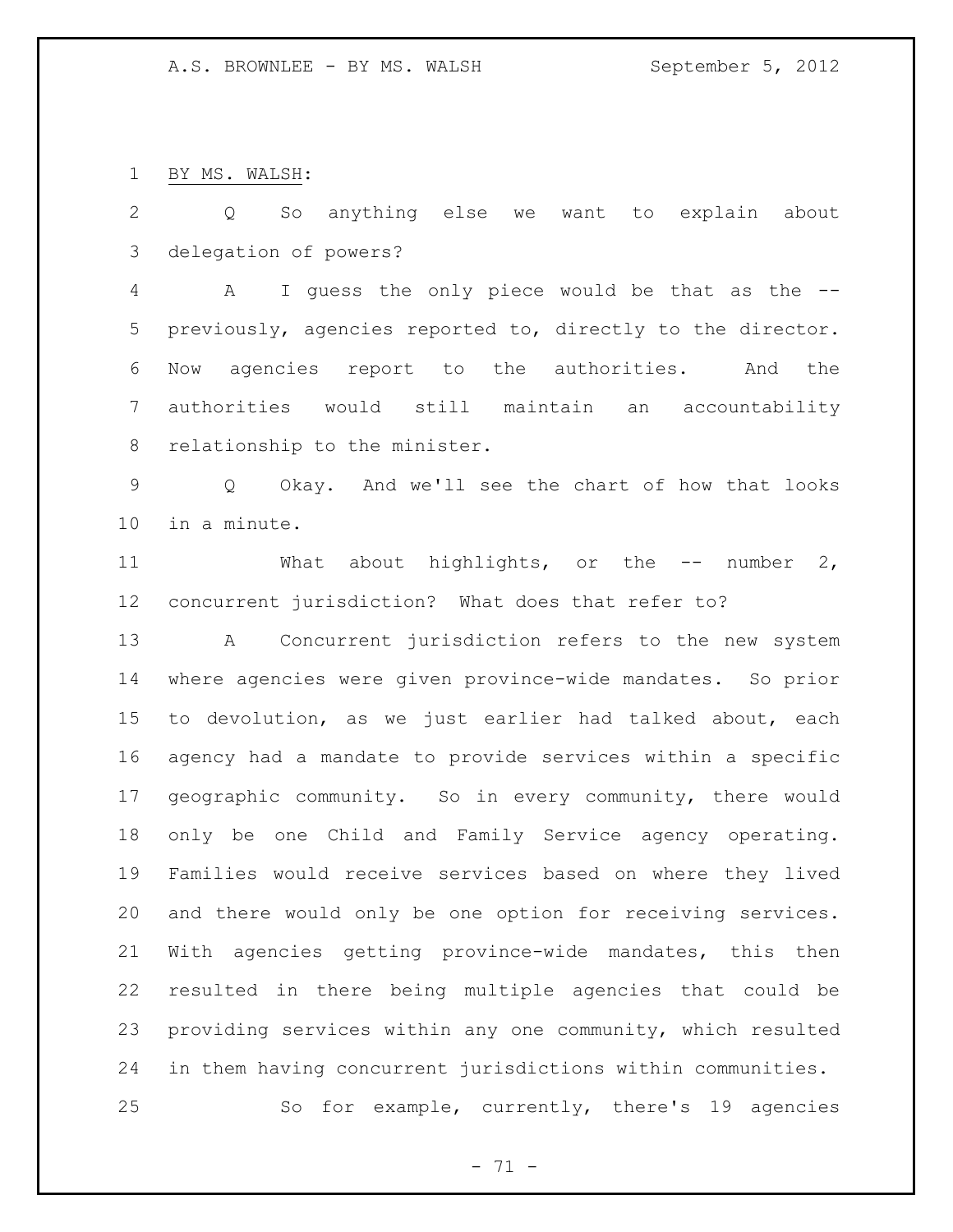BY MS. WALSH:

Q So anything else we want to explain about delegation of powers?

A I guess the only piece would be that as the -- previously, agencies reported to, directly to the director. Now agencies report to the authorities. And the authorities would still maintain an accountability relationship to the minister.

Q Okay. And we'll see the chart of how that looks in a minute.

What about highlights, or the -- number 2, concurrent jurisdiction? What does that refer to?

A Concurrent jurisdiction refers to the new system where agencies were given province-wide mandates. So prior to devolution, as we just earlier had talked about, each agency had a mandate to provide services within a specific geographic community. So in every community, there would only be one Child and Family Service agency operating. Families would receive services based on where they lived and there would only be one option for receiving services. With agencies getting province-wide mandates, this then resulted in there being multiple agencies that could be providing services within any one community, which resulted in them having concurrent jurisdictions within communities.

So for example, currently, there's 19 agencies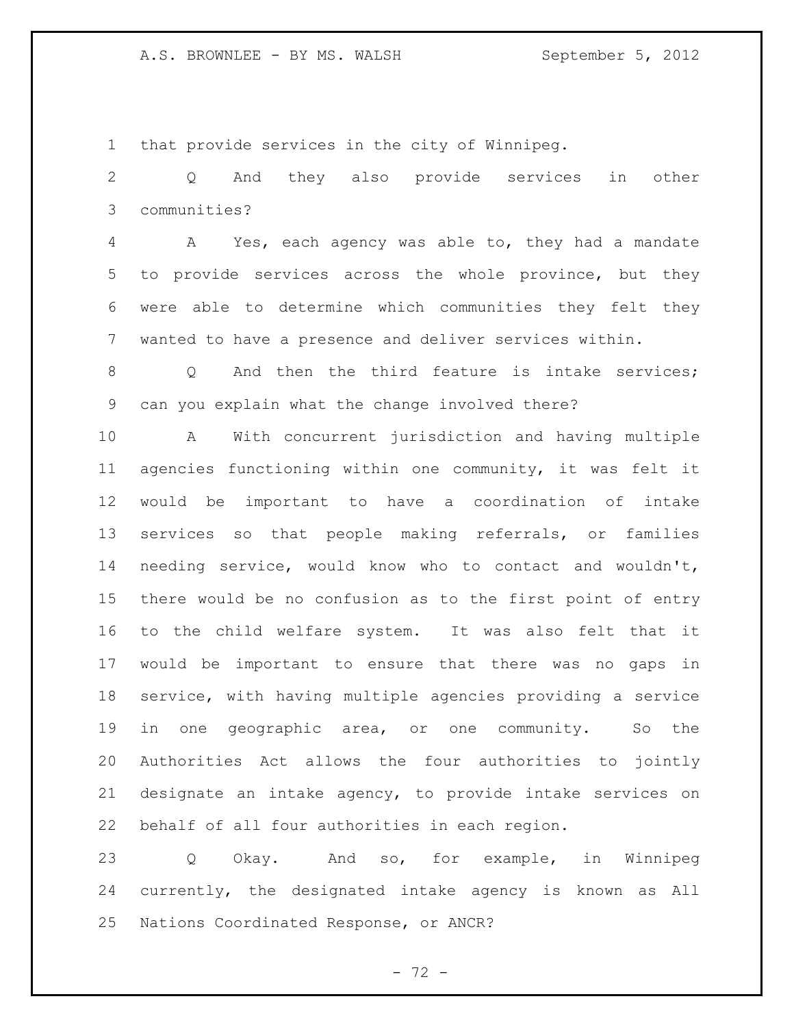that provide services in the city of Winnipeg.

Q And they also provide services in other communities?

A Yes, each agency was able to, they had a mandate to provide services across the whole province, but they were able to determine which communities they felt they wanted to have a presence and deliver services within.

Q And then the third feature is intake services; can you explain what the change involved there?

A With concurrent jurisdiction and having multiple agencies functioning within one community, it was felt it would be important to have a coordination of intake services so that people making referrals, or families needing service, would know who to contact and wouldn't, there would be no confusion as to the first point of entry to the child welfare system. It was also felt that it would be important to ensure that there was no gaps in service, with having multiple agencies providing a service in one geographic area, or one community. So the Authorities Act allows the four authorities to jointly designate an intake agency, to provide intake services on behalf of all four authorities in each region.

Q Okay. And so, for example, in Winnipeg currently, the designated intake agency is known as All Nations Coordinated Response, or ANCR?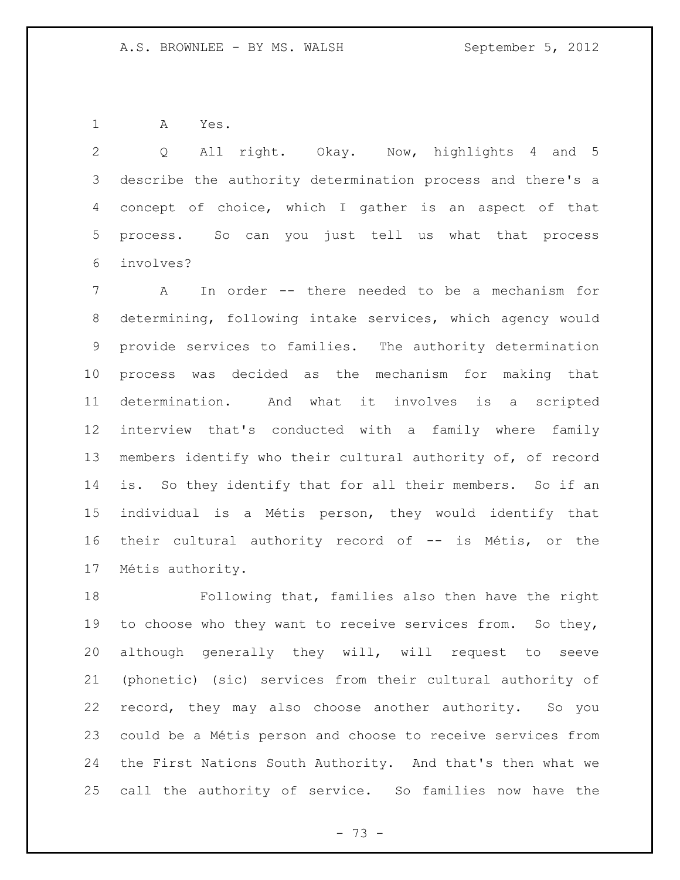A Yes.

Q All right. Okay. Now, highlights 4 and 5 describe the authority determination process and there's a concept of choice, which I gather is an aspect of that process. So can you just tell us what that process involves?

A In order -- there needed to be a mechanism for determining, following intake services, which agency would provide services to families. The authority determination process was decided as the mechanism for making that determination. And what it involves is a scripted interview that's conducted with a family where family members identify who their cultural authority of, of record is. So they identify that for all their members. So if an individual is a Métis person, they would identify that their cultural authority record of -- is Métis, or the Métis authority.

Following that, families also then have the right to choose who they want to receive services from. So they, although generally they will, will request to seeve (phonetic) (sic) services from their cultural authority of record, they may also choose another authority. So you could be a Métis person and choose to receive services from the First Nations South Authority. And that's then what we call the authority of service. So families now have the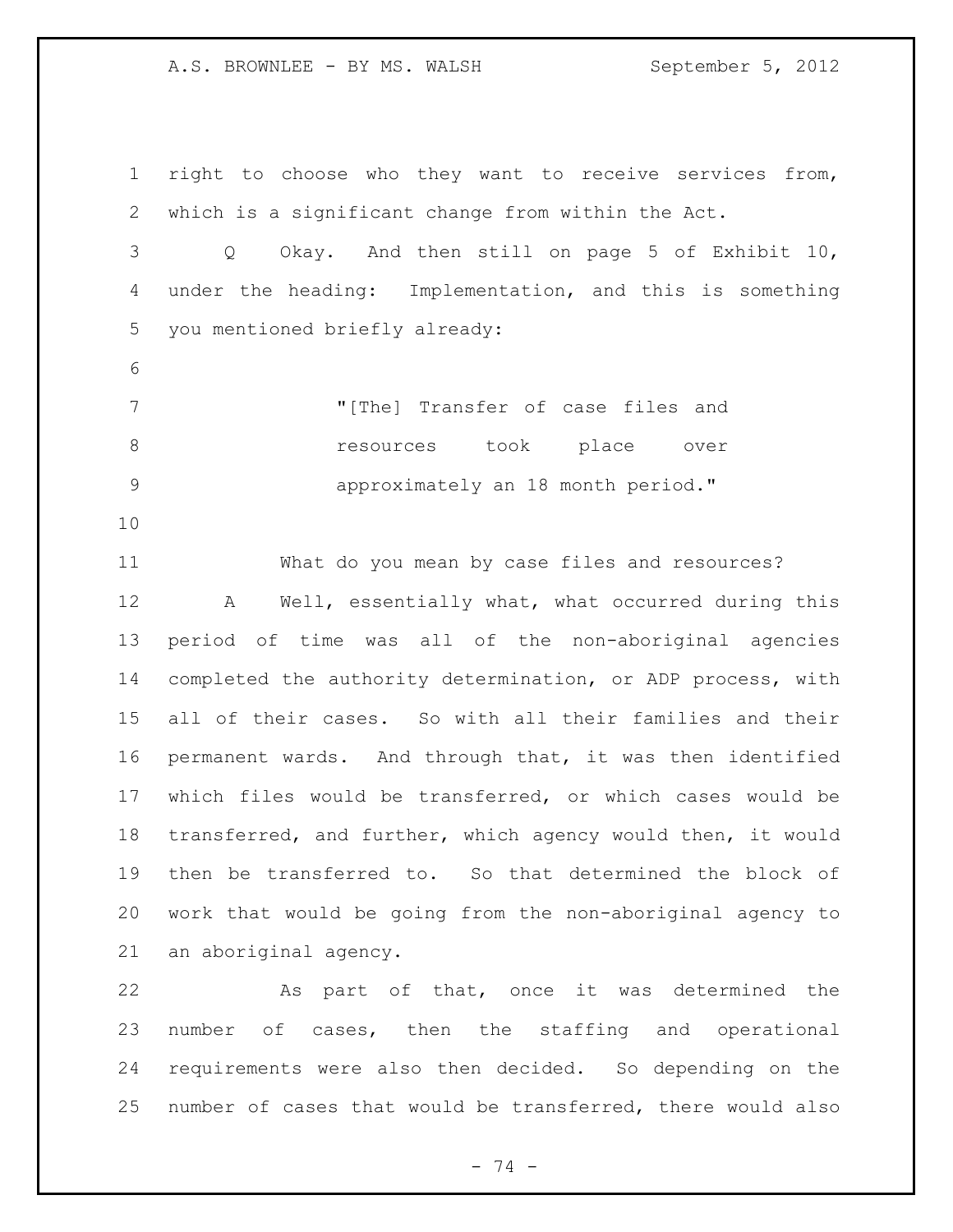right to choose who they want to receive services from, which is a significant change from within the Act.

Q Okay. And then still on page 5 of Exhibit 10, under the heading: Implementation, and this is something you mentioned briefly already:

> "[The] Transfer of case files and resources took place over approximately an 18 month period."

What do you mean by case files and resources?

A Well, essentially what, what occurred during this period of time was all of the non-aboriginal agencies completed the authority determination, or ADP process, with all of their cases. So with all their families and their permanent wards. And through that, it was then identified which files would be transferred, or which cases would be transferred, and further, which agency would then, it would then be transferred to. So that determined the block of work that would be going from the non-aboriginal agency to an aboriginal agency.

As part of that, once it was determined the number of cases, then the staffing and operational requirements were also then decided. So depending on the number of cases that would be transferred, there would also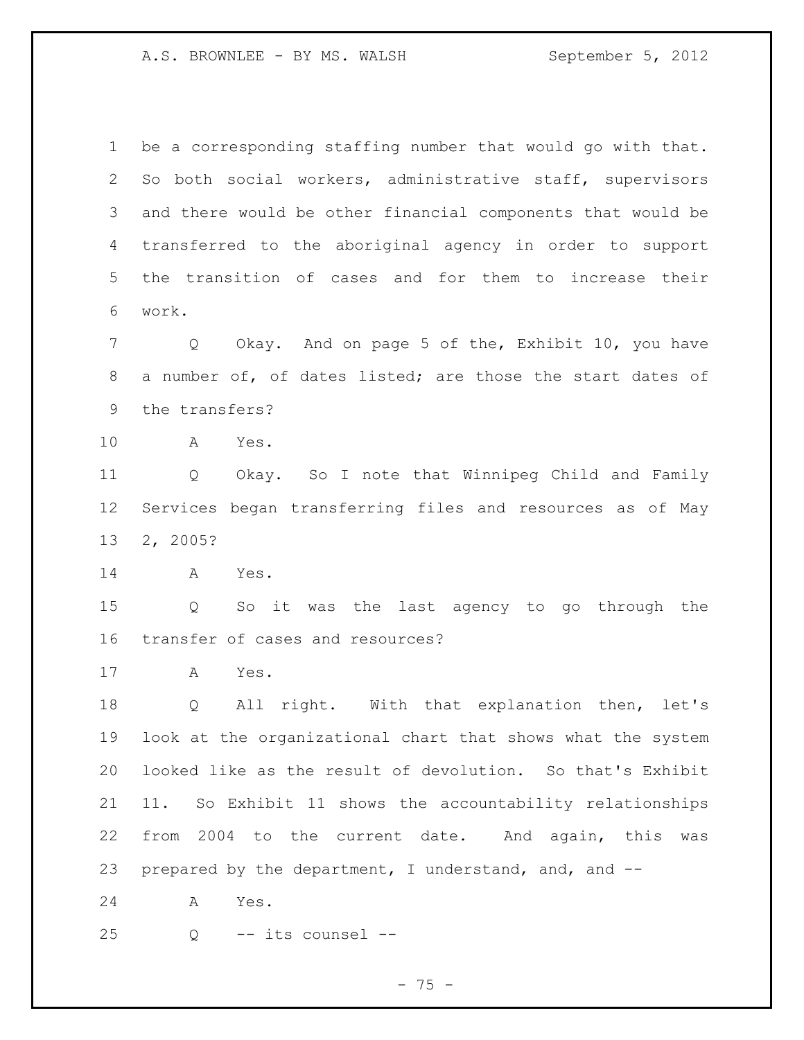be a corresponding staffing number that would go with that. So both social workers, administrative staff, supervisors and there would be other financial components that would be transferred to the aboriginal agency in order to support the transition of cases and for them to increase their work.

Q Okay. And on page 5 of the, Exhibit 10, you have a number of, of dates listed; are those the start dates of the transfers?

A Yes.

Q Okay. So I note that Winnipeg Child and Family Services began transferring files and resources as of May 2, 2005?

A Yes.

Q So it was the last agency to go through the transfer of cases and resources?

A Yes.

Q All right. With that explanation then, let's look at the organizational chart that shows what the system looked like as the result of devolution. So that's Exhibit 11. So Exhibit 11 shows the accountability relationships from 2004 to the current date. And again, this was prepared by the department, I understand, and, and --

A Yes.

Q -- its counsel --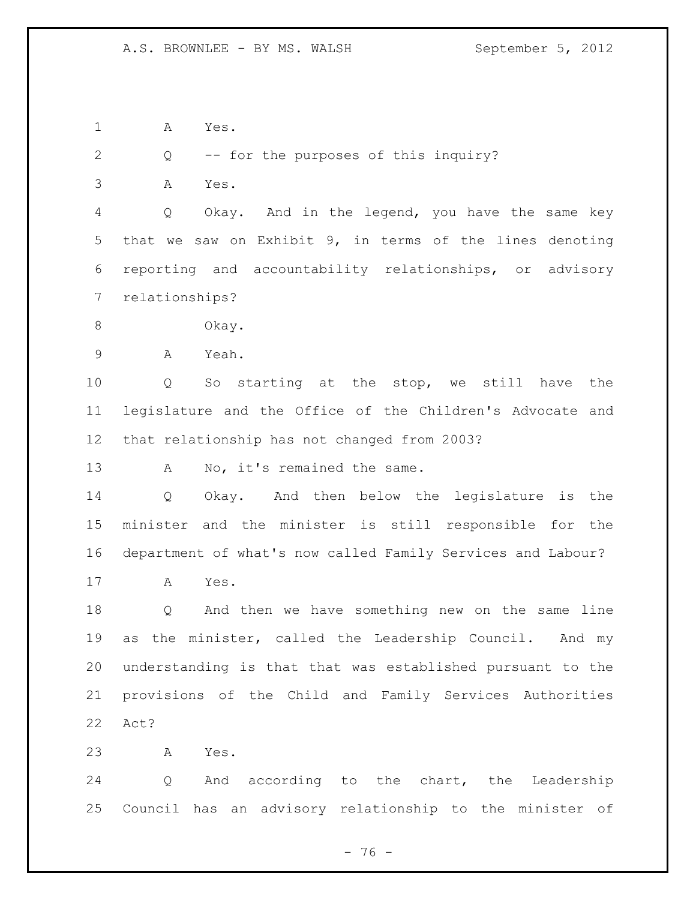A Yes.

Q -- for the purposes of this inquiry?

A Yes.

Q Okay. And in the legend, you have the same key that we saw on Exhibit 9, in terms of the lines denoting reporting and accountability relationships, or advisory relationships?

Okay.

A Yeah.

Q So starting at the stop, we still have the legislature and the Office of the Children's Advocate and that relationship has not changed from 2003?

A No, it's remained the same.

Q Okay. And then below the legislature is the minister and the minister is still responsible for the department of what's now called Family Services and Labour?

A Yes.

Q And then we have something new on the same line as the minister, called the Leadership Council. And my understanding is that that was established pursuant to the provisions of the Child and Family Services Authorities Act?

A Yes.

Q And according to the chart, the Leadership Council has an advisory relationship to the minister of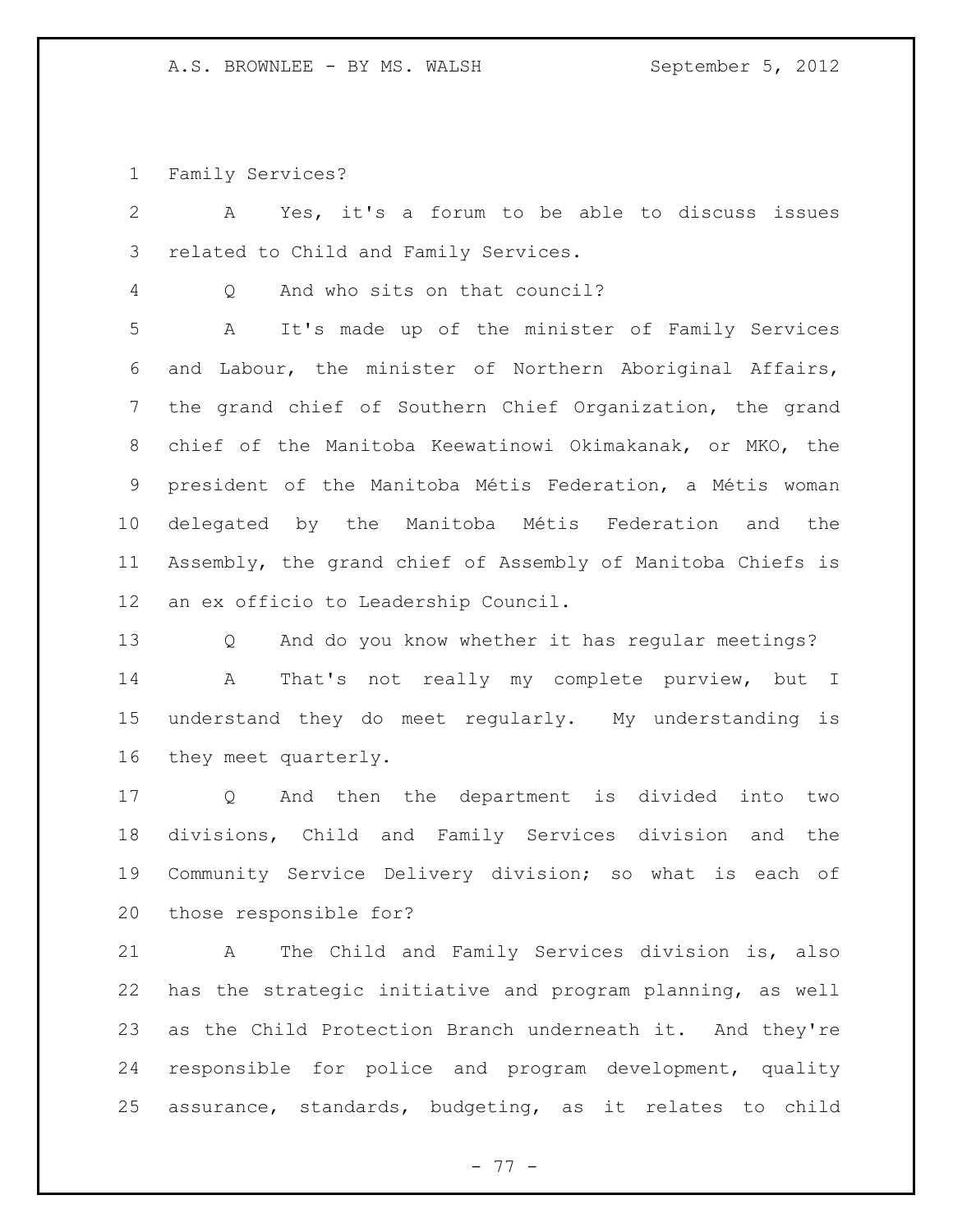Family Services?

A Yes, it's a forum to be able to discuss issues related to Child and Family Services.

Q And who sits on that council?

A It's made up of the minister of Family Services and Labour, the minister of Northern Aboriginal Affairs, the grand chief of Southern Chief Organization, the grand chief of the Manitoba Keewatinowi Okimakanak, or MKO, the president of the Manitoba Métis Federation, a Métis woman delegated by the Manitoba Métis Federation and the Assembly, the grand chief of Assembly of Manitoba Chiefs is an ex officio to Leadership Council.

Q And do you know whether it has regular meetings?

A That's not really my complete purview, but I understand they do meet regularly. My understanding is they meet quarterly.

Q And then the department is divided into two divisions, Child and Family Services division and the Community Service Delivery division; so what is each of those responsible for?

A The Child and Family Services division is, also has the strategic initiative and program planning, as well as the Child Protection Branch underneath it. And they're responsible for police and program development, quality assurance, standards, budgeting, as it relates to child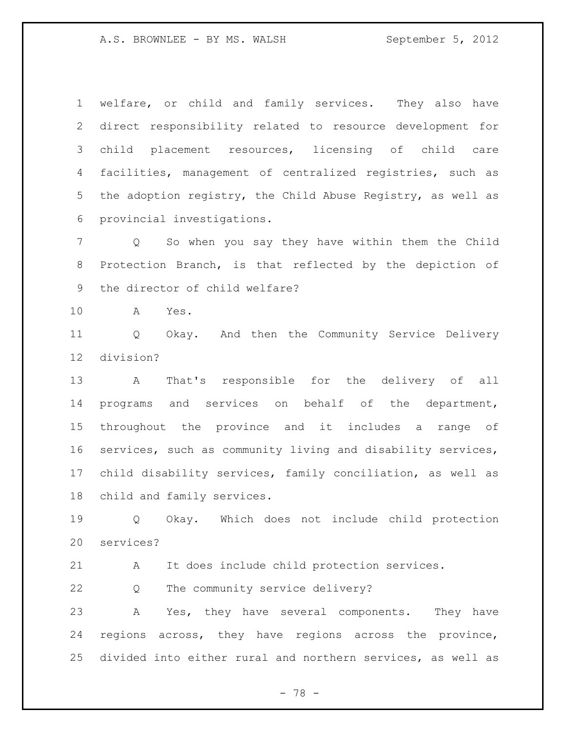welfare, or child and family services. They also have direct responsibility related to resource development for child placement resources, licensing of child care facilities, management of centralized registries, such as the adoption registry, the Child Abuse Registry, as well as provincial investigations.

Q So when you say they have within them the Child Protection Branch, is that reflected by the depiction of the director of child welfare?

A Yes.

Q Okay. And then the Community Service Delivery division?

A That's responsible for the delivery of all programs and services on behalf of the department, throughout the province and it includes a range of services, such as community living and disability services, child disability services, family conciliation, as well as child and family services.

Q Okay. Which does not include child protection services?

A It does include child protection services.

Q The community service delivery?

A Yes, they have several components. They have regions across, they have regions across the province, divided into either rural and northern services, as well as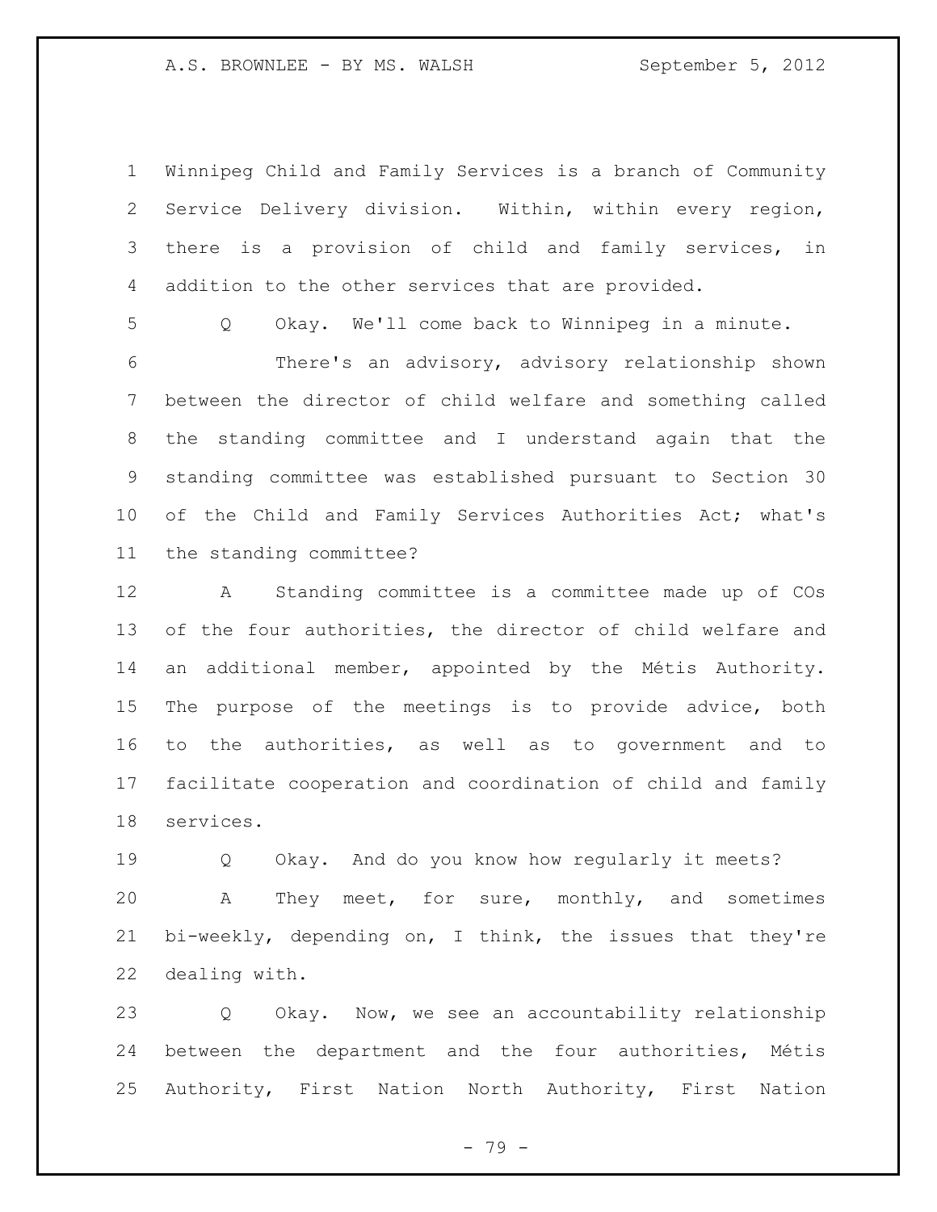Winnipeg Child and Family Services is a branch of Community Service Delivery division. Within, within every region, there is a provision of child and family services, in addition to the other services that are provided.

Q Okay. We'll come back to Winnipeg in a minute.

There's an advisory, advisory relationship shown between the director of child welfare and something called the standing committee and I understand again that the standing committee was established pursuant to Section 30 of the Child and Family Services Authorities Act; what's the standing committee?

A Standing committee is a committee made up of COs of the four authorities, the director of child welfare and an additional member, appointed by the Métis Authority. The purpose of the meetings is to provide advice, both to the authorities, as well as to government and to facilitate cooperation and coordination of child and family services.

Q Okay. And do you know how regularly it meets?

A They meet, for sure, monthly, and sometimes bi-weekly, depending on, I think, the issues that they're dealing with.

Q Okay. Now, we see an accountability relationship between the department and the four authorities, Métis Authority, First Nation North Authority, First Nation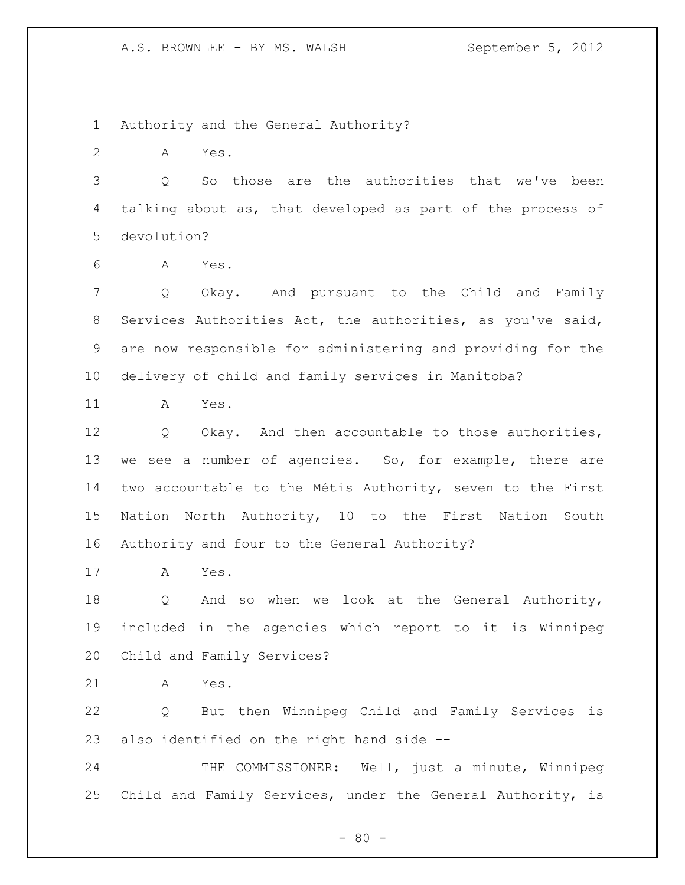Authority and the General Authority?

A Yes.

Q So those are the authorities that we've been talking about as, that developed as part of the process of devolution?

A Yes.

Q Okay. And pursuant to the Child and Family Services Authorities Act, the authorities, as you've said, are now responsible for administering and providing for the delivery of child and family services in Manitoba?

A Yes.

Q Okay. And then accountable to those authorities, we see a number of agencies. So, for example, there are two accountable to the Métis Authority, seven to the First Nation North Authority, 10 to the First Nation South Authority and four to the General Authority?

A Yes.

Q And so when we look at the General Authority, included in the agencies which report to it is Winnipeg Child and Family Services?

A Yes.

Q But then Winnipeg Child and Family Services is also identified on the right hand side --

THE COMMISSIONER: Well, just a minute, Winnipeg Child and Family Services, under the General Authority, is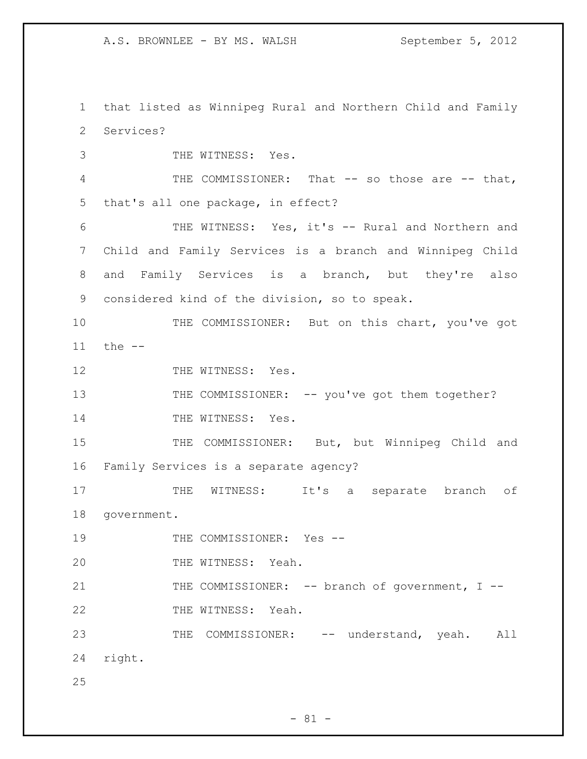that listed as Winnipeg Rural and Northern Child and Family Services?

THE WITNESS: Yes.

THE COMMISSIONER: That -- so those are -- that, that's all one package, in effect?

THE WITNESS: Yes, it's -- Rural and Northern and Child and Family Services is a branch and Winnipeg Child and Family Services is a branch, but they're also considered kind of the division, so to speak.

THE COMMISSIONER: But on this chart, you've got the --

THE WITNESS: Yes.

THE COMMISSIONER: -- you've got them together?

THE WITNESS: Yes.

THE COMMISSIONER: But, but Winnipeg Child and Family Services is a separate agency?

THE WITNESS: It's a separate branch of government.

THE COMMISSIONER: Yes --

THE WITNESS: Yeah.

THE COMMISSIONER: -- branch of government, I --

THE WITNESS: Yeah.

THE COMMISSIONER: -- understand, yeah. All right.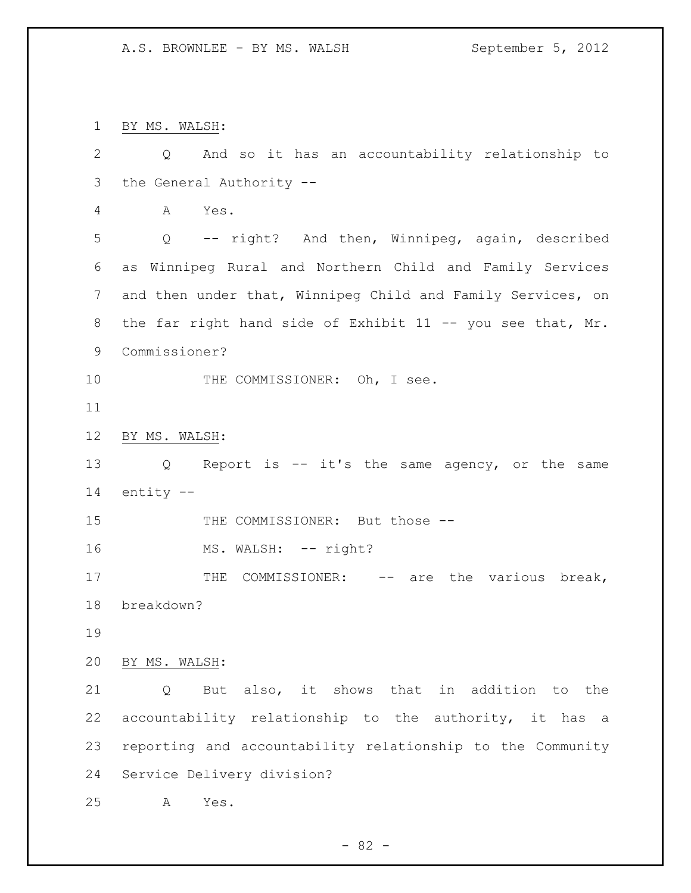BY MS. WALSH:

Q And so it has an accountability relationship to the General Authority --

A Yes.

Q -- right? And then, Winnipeg, again, described as Winnipeg Rural and Northern Child and Family Services and then under that, Winnipeg Child and Family Services, on the far right hand side of Exhibit 11 -- you see that, Mr. Commissioner?

THE COMMISSIONER: Oh, I see.

BY MS. WALSH:

Q Report is -- it's the same agency, or the same entity --

THE COMMISSIONER: But those --

MS. WALSH: -- right?

THE COMMISSIONER: -- are the various break, breakdown?

BY MS. WALSH:

Q But also, it shows that in addition to the accountability relationship to the authority, it has a reporting and accountability relationship to the Community Service Delivery division?

A Yes.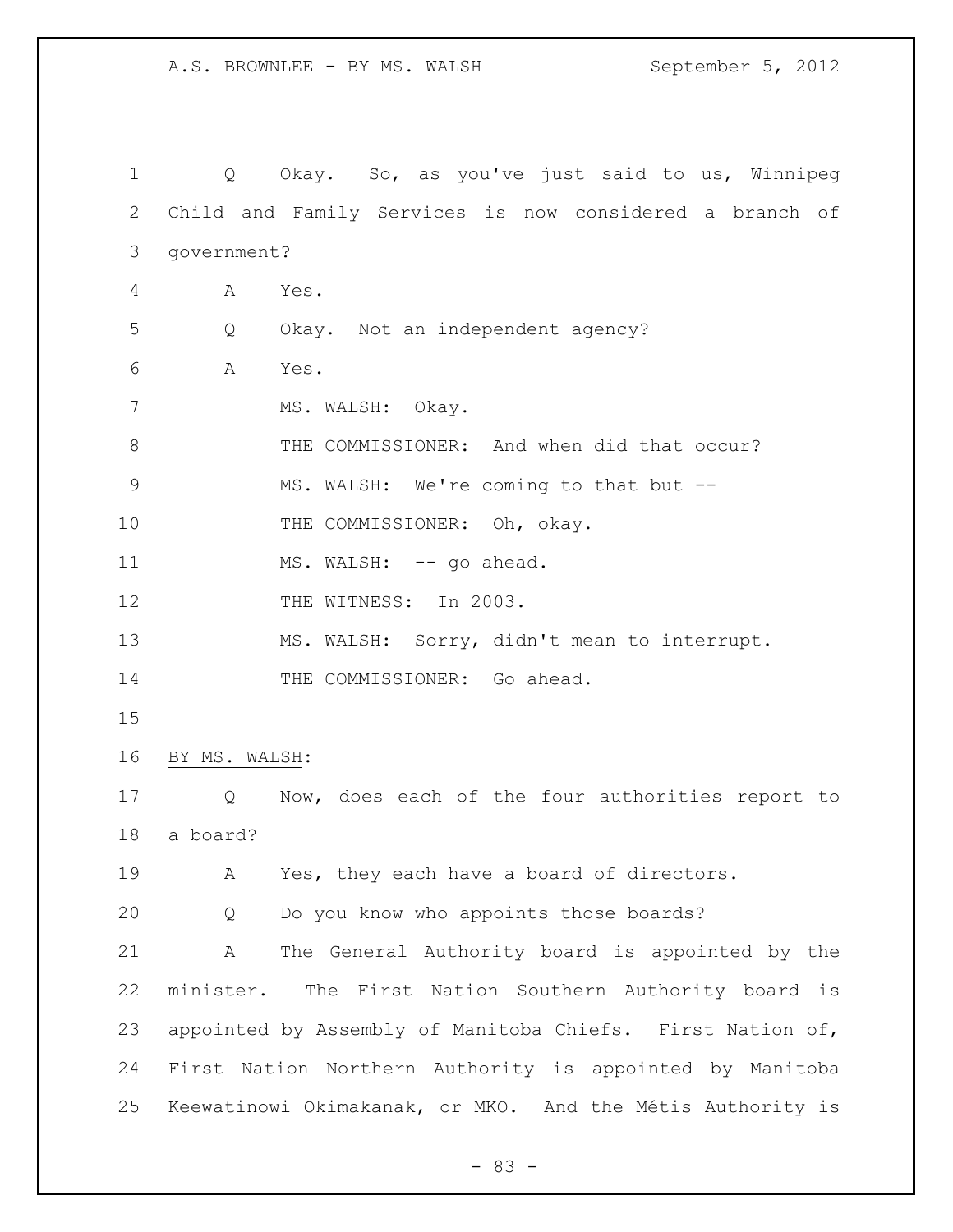Q Okay. So, as you've just said to us, Winnipeg Child and Family Services is now considered a branch of government?

A Yes.

Q Okay. Not an independent agency?

A Yes.

MS. WALSH: Okay.

THE COMMISSIONER: And when did that occur?

MS. WALSH: We're coming to that but --

THE COMMISSIONER: Oh, okay.

MS. WALSH: -- go ahead.

THE WITNESS: In 2003.

MS. WALSH: Sorry, didn't mean to interrupt.

THE COMMISSIONER: Go ahead.

BY MS. WALSH:

Q Now, does each of the four authorities report to a board?

A Yes, they each have a board of directors.

Q Do you know who appoints those boards?

A The General Authority board is appointed by the minister. The First Nation Southern Authority board is appointed by Assembly of Manitoba Chiefs. First Nation of, First Nation Northern Authority is appointed by Manitoba Keewatinowi Okimakanak, or MKO. And the Métis Authority is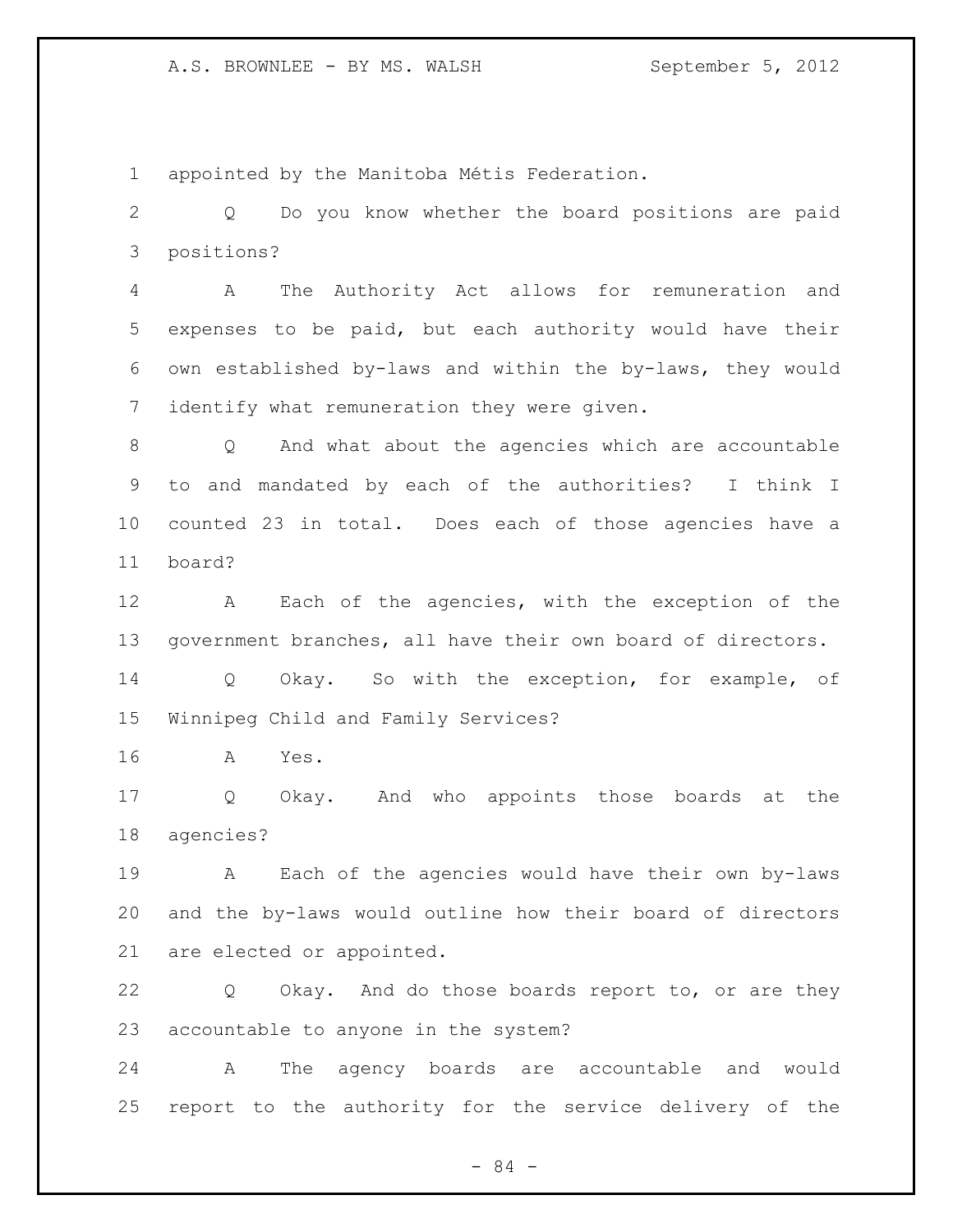appointed by the Manitoba Métis Federation.

Q Do you know whether the board positions are paid positions?

A The Authority Act allows for remuneration and expenses to be paid, but each authority would have their own established by-laws and within the by-laws, they would identify what remuneration they were given.

Q And what about the agencies which are accountable to and mandated by each of the authorities? I think I counted 23 in total. Does each of those agencies have a board?

A Each of the agencies, with the exception of the government branches, all have their own board of directors.

Q Okay. So with the exception, for example, of Winnipeg Child and Family Services?

A Yes.

Q Okay. And who appoints those boards at the agencies?

A Each of the agencies would have their own by-laws and the by-laws would outline how their board of directors are elected or appointed.

Q Okay. And do those boards report to, or are they accountable to anyone in the system?

A The agency boards are accountable and would report to the authority for the service delivery of the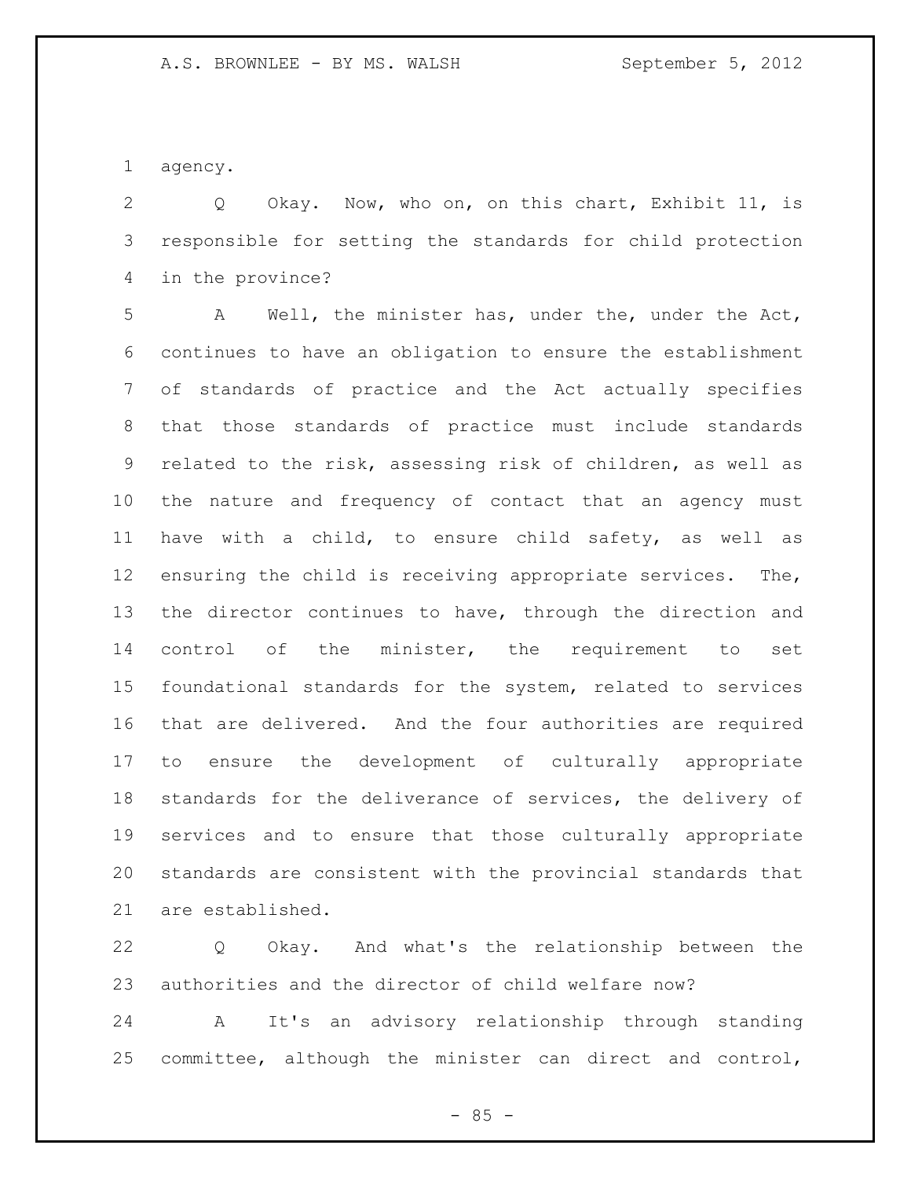agency.

Q Okay. Now, who on, on this chart, Exhibit 11, is responsible for setting the standards for child protection in the province?

A Well, the minister has, under the, under the Act, continues to have an obligation to ensure the establishment of standards of practice and the Act actually specifies that those standards of practice must include standards related to the risk, assessing risk of children, as well as the nature and frequency of contact that an agency must have with a child, to ensure child safety, as well as ensuring the child is receiving appropriate services. The, the director continues to have, through the direction and control of the minister, the requirement to set foundational standards for the system, related to services that are delivered. And the four authorities are required to ensure the development of culturally appropriate standards for the deliverance of services, the delivery of services and to ensure that those culturally appropriate standards are consistent with the provincial standards that are established.

Q Okay. And what's the relationship between the authorities and the director of child welfare now?

A It's an advisory relationship through standing committee, although the minister can direct and control,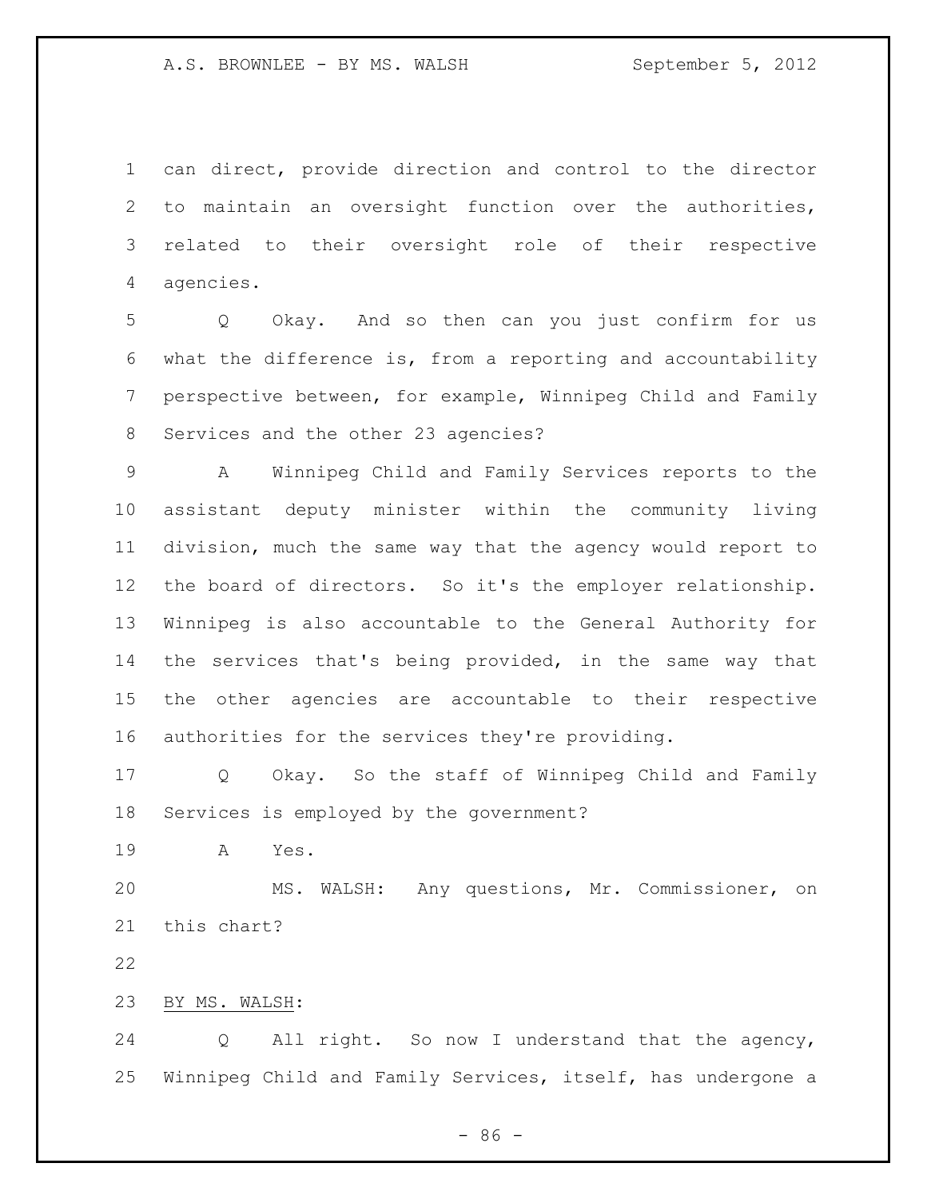can direct, provide direction and control to the director to maintain an oversight function over the authorities, related to their oversight role of their respective agencies.

Q Okay. And so then can you just confirm for us what the difference is, from a reporting and accountability perspective between, for example, Winnipeg Child and Family Services and the other 23 agencies?

A Winnipeg Child and Family Services reports to the assistant deputy minister within the community living division, much the same way that the agency would report to the board of directors. So it's the employer relationship. Winnipeg is also accountable to the General Authority for the services that's being provided, in the same way that the other agencies are accountable to their respective authorities for the services they're providing.

Q Okay. So the staff of Winnipeg Child and Family Services is employed by the government?

A Yes.

MS. WALSH: Any questions, Mr. Commissioner, on this chart?

BY MS. WALSH:

Q All right. So now I understand that the agency, Winnipeg Child and Family Services, itself, has undergone a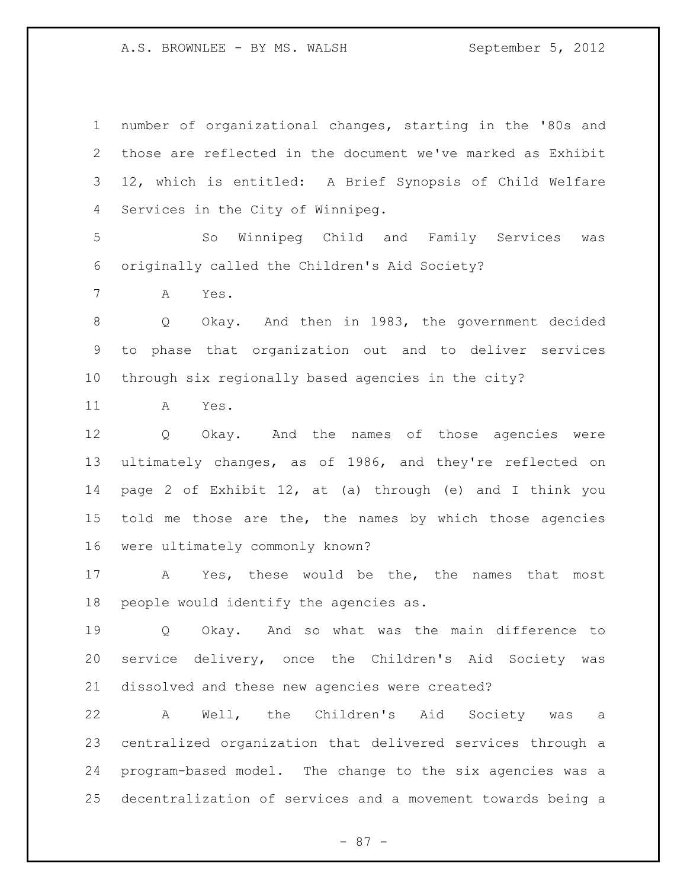number of organizational changes, starting in the '80s and those are reflected in the document we've marked as Exhibit 12, which is entitled: A Brief Synopsis of Child Welfare Services in the City of Winnipeg.

So Winnipeg Child and Family Services was originally called the Children's Aid Society?

A Yes.

Q Okay. And then in 1983, the government decided to phase that organization out and to deliver services through six regionally based agencies in the city?

A Yes.

Q Okay. And the names of those agencies were ultimately changes, as of 1986, and they're reflected on page 2 of Exhibit 12, at (a) through (e) and I think you told me those are the, the names by which those agencies were ultimately commonly known?

A Yes, these would be the, the names that most people would identify the agencies as.

Q Okay. And so what was the main difference to service delivery, once the Children's Aid Society was dissolved and these new agencies were created?

A Well, the Children's Aid Society was a centralized organization that delivered services through a program-based model. The change to the six agencies was a decentralization of services and a movement towards being a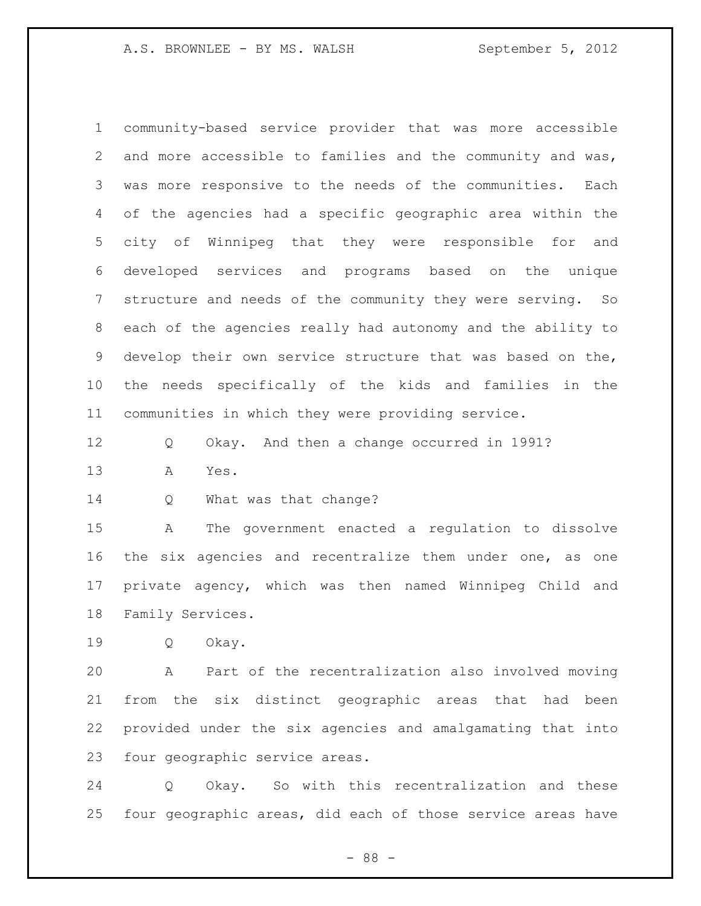community-based service provider that was more accessible and more accessible to families and the community and was, was more responsive to the needs of the communities. Each of the agencies had a specific geographic area within the city of Winnipeg that they were responsible for and developed services and programs based on the unique structure and needs of the community they were serving. So each of the agencies really had autonomy and the ability to develop their own service structure that was based on the, the needs specifically of the kids and families in the communities in which they were providing service.

Q Okay. And then a change occurred in 1991?

A Yes.

Q What was that change?

A The government enacted a regulation to dissolve the six agencies and recentralize them under one, as one private agency, which was then named Winnipeg Child and Family Services.

Q Okay.

A Part of the recentralization also involved moving from the six distinct geographic areas that had been provided under the six agencies and amalgamating that into four geographic service areas.

Q Okay. So with this recentralization and these four geographic areas, did each of those service areas have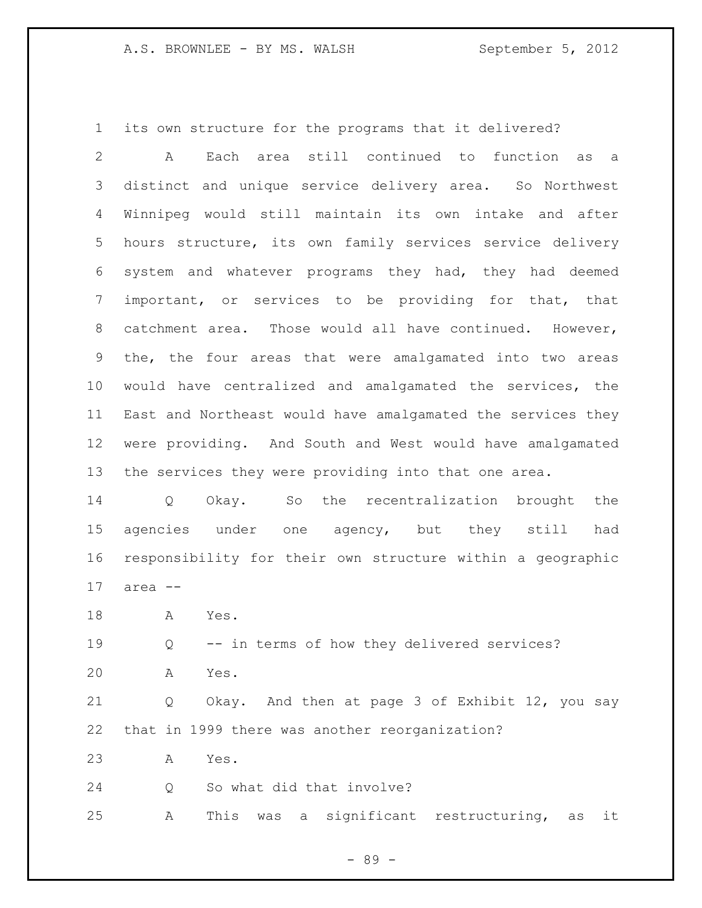its own structure for the programs that it delivered?

A Each area still continued to function as a distinct and unique service delivery area. So Northwest Winnipeg would still maintain its own intake and after hours structure, its own family services service delivery system and whatever programs they had, they had deemed important, or services to be providing for that, that catchment area. Those would all have continued. However, the, the four areas that were amalgamated into two areas would have centralized and amalgamated the services, the East and Northeast would have amalgamated the services they were providing. And South and West would have amalgamated the services they were providing into that one area.

Q Okay. So the recentralization brought the agencies under one agency, but they still had responsibility for their own structure within a geographic area --

A Yes.

Q -- in terms of how they delivered services?

A Yes.

Q Okay. And then at page 3 of Exhibit 12, you say that in 1999 there was another reorganization?

A Yes.

Q So what did that involve?

A This was a significant restructuring, as it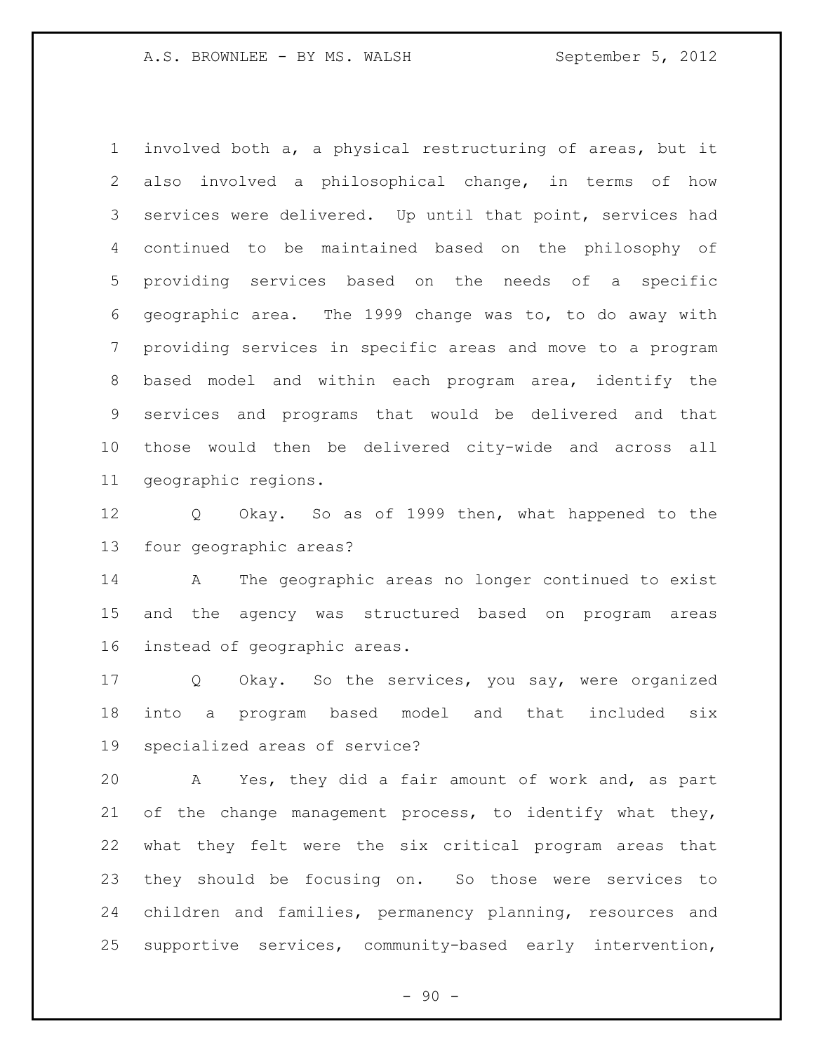involved both a, a physical restructuring of areas, but it also involved a philosophical change, in terms of how services were delivered. Up until that point, services had continued to be maintained based on the philosophy of providing services based on the needs of a specific geographic area. The 1999 change was to, to do away with providing services in specific areas and move to a program based model and within each program area, identify the services and programs that would be delivered and that those would then be delivered city-wide and across all geographic regions.

Q Okay. So as of 1999 then, what happened to the four geographic areas?

A The geographic areas no longer continued to exist and the agency was structured based on program areas instead of geographic areas.

Q Okay. So the services, you say, were organized into a program based model and that included six specialized areas of service?

A Yes, they did a fair amount of work and, as part of the change management process, to identify what they, what they felt were the six critical program areas that they should be focusing on. So those were services to children and families, permanency planning, resources and supportive services, community-based early intervention,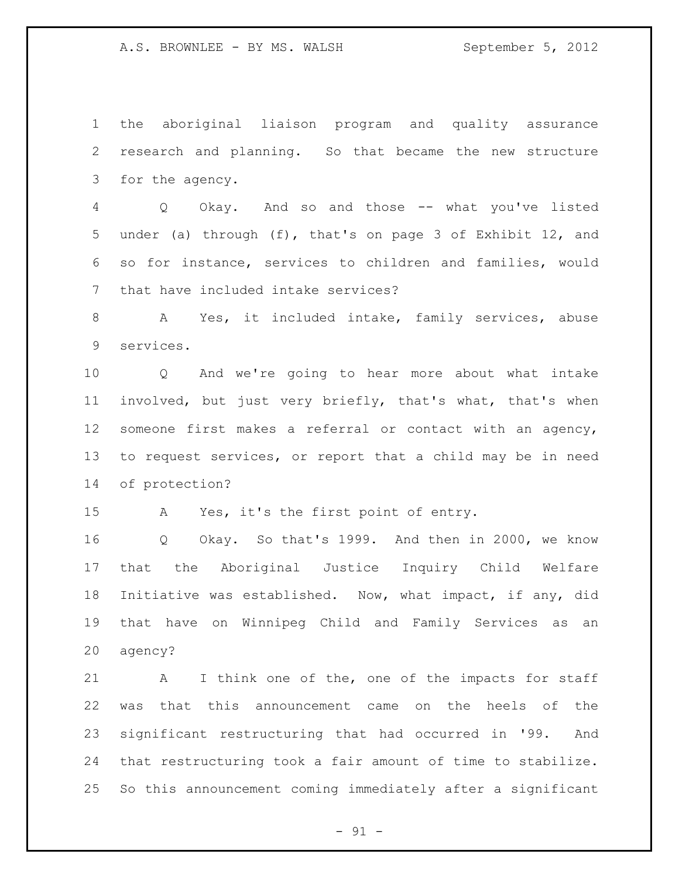the aboriginal liaison program and quality assurance research and planning. So that became the new structure for the agency.

Q Okay. And so and those -- what you've listed under (a) through (f), that's on page 3 of Exhibit 12, and so for instance, services to children and families, would that have included intake services?

A Yes, it included intake, family services, abuse services.

Q And we're going to hear more about what intake involved, but just very briefly, that's what, that's when someone first makes a referral or contact with an agency, to request services, or report that a child may be in need of protection?

A Yes, it's the first point of entry.

Q Okay. So that's 1999. And then in 2000, we know that the Aboriginal Justice Inquiry Child Welfare Initiative was established. Now, what impact, if any, did that have on Winnipeg Child and Family Services as an agency?

A I think one of the, one of the impacts for staff was that this announcement came on the heels of the significant restructuring that had occurred in '99. And that restructuring took a fair amount of time to stabilize. So this announcement coming immediately after a significant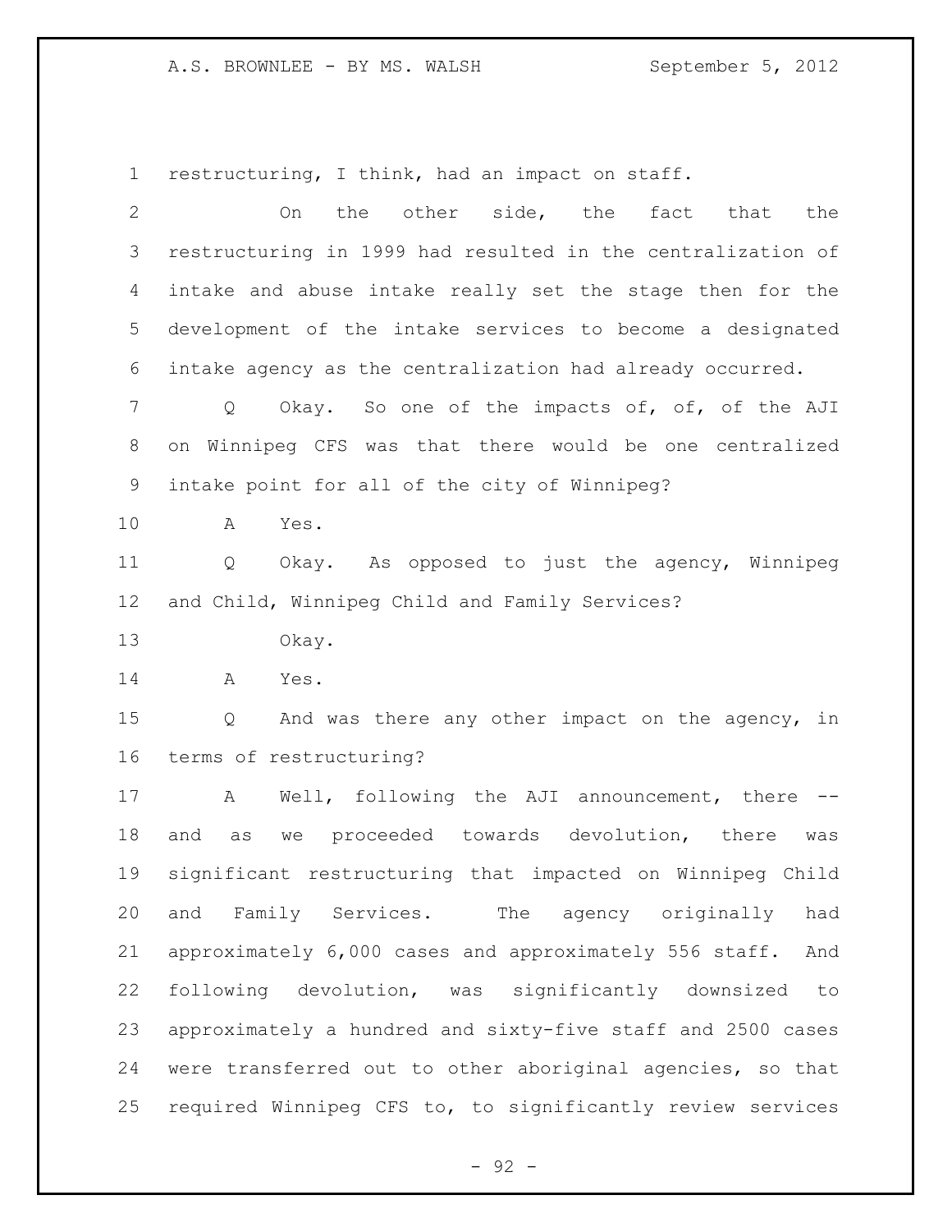restructuring, I think, had an impact on staff.

On the other side, the fact that the restructuring in 1999 had resulted in the centralization of intake and abuse intake really set the stage then for the development of the intake services to become a designated intake agency as the centralization had already occurred.

Q Okay. So one of the impacts of, of, of the AJI on Winnipeg CFS was that there would be one centralized intake point for all of the city of Winnipeg?

A Yes.

Q Okay. As opposed to just the agency, Winnipeg and Child, Winnipeg Child and Family Services?

Okay.

A Yes.

Q And was there any other impact on the agency, in terms of restructuring?

A Well, following the AJI announcement, there -- and as we proceeded towards devolution, there was significant restructuring that impacted on Winnipeg Child and Family Services. The agency originally had approximately 6,000 cases and approximately 556 staff. And following devolution, was significantly downsized to approximately a hundred and sixty-five staff and 2500 cases were transferred out to other aboriginal agencies, so that required Winnipeg CFS to, to significantly review services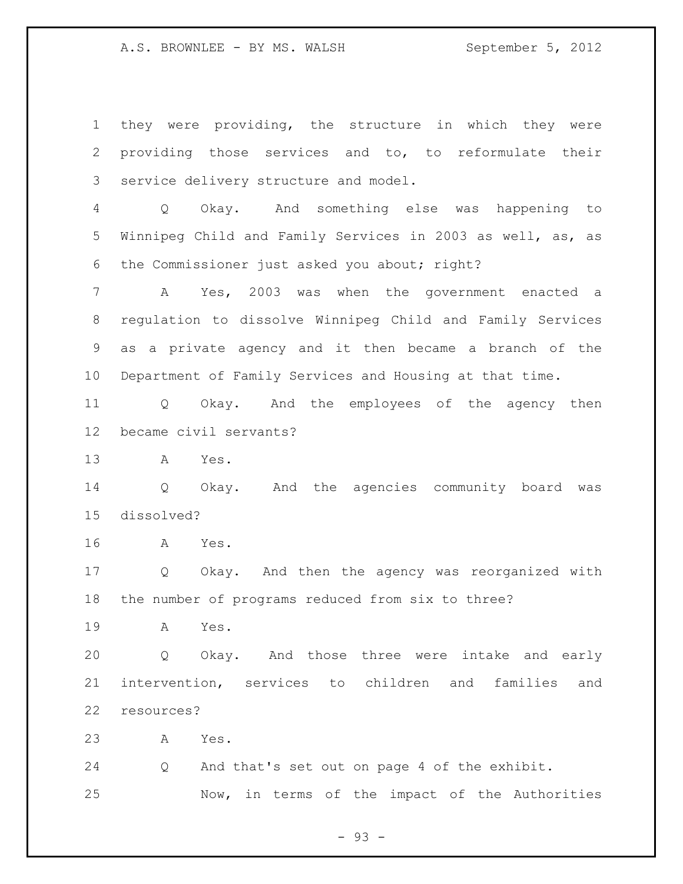they were providing, the structure in which they were providing those services and to, to reformulate their service delivery structure and model.

Q Okay. And something else was happening to Winnipeg Child and Family Services in 2003 as well, as, as the Commissioner just asked you about; right?

A Yes, 2003 was when the government enacted a regulation to dissolve Winnipeg Child and Family Services as a private agency and it then became a branch of the Department of Family Services and Housing at that time.

Q Okay. And the employees of the agency then became civil servants?

A Yes.

Q Okay. And the agencies community board was dissolved?

A Yes.

Q Okay. And then the agency was reorganized with the number of programs reduced from six to three?

A Yes.

Q Okay. And those three were intake and early intervention, services to children and families and resources?

A Yes.

Q And that's set out on page 4 of the exhibit.

Now, in terms of the impact of the Authorities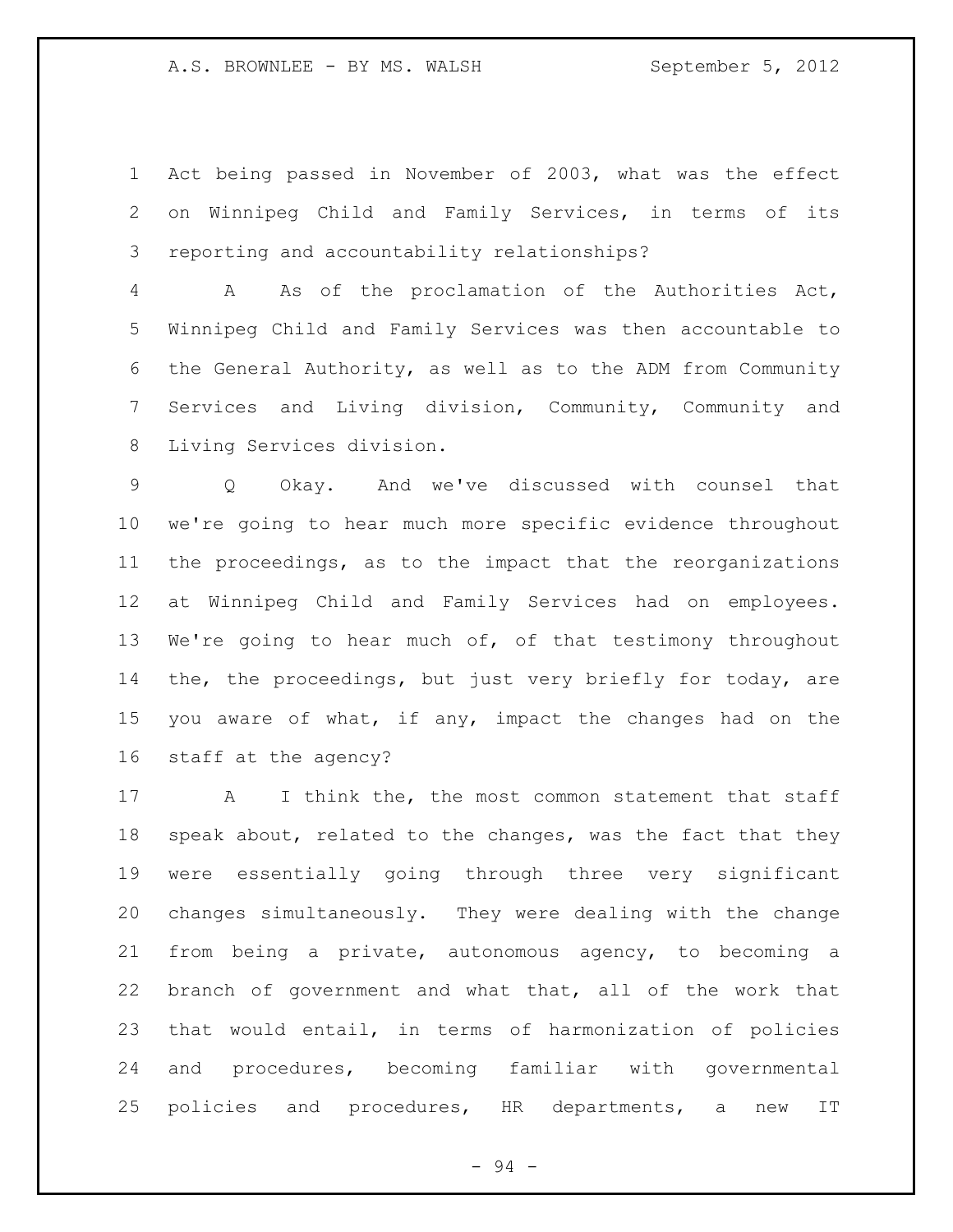Act being passed in November of 2003, what was the effect on Winnipeg Child and Family Services, in terms of its reporting and accountability relationships?

A As of the proclamation of the Authorities Act, Winnipeg Child and Family Services was then accountable to the General Authority, as well as to the ADM from Community Services and Living division, Community, Community and Living Services division.

Q Okay. And we've discussed with counsel that we're going to hear much more specific evidence throughout the proceedings, as to the impact that the reorganizations at Winnipeg Child and Family Services had on employees. We're going to hear much of, of that testimony throughout the, the proceedings, but just very briefly for today, are you aware of what, if any, impact the changes had on the staff at the agency?

A I think the, the most common statement that staff speak about, related to the changes, was the fact that they were essentially going through three very significant changes simultaneously. They were dealing with the change from being a private, autonomous agency, to becoming a branch of government and what that, all of the work that that would entail, in terms of harmonization of policies and procedures, becoming familiar with governmental policies and procedures, HR departments, a new IT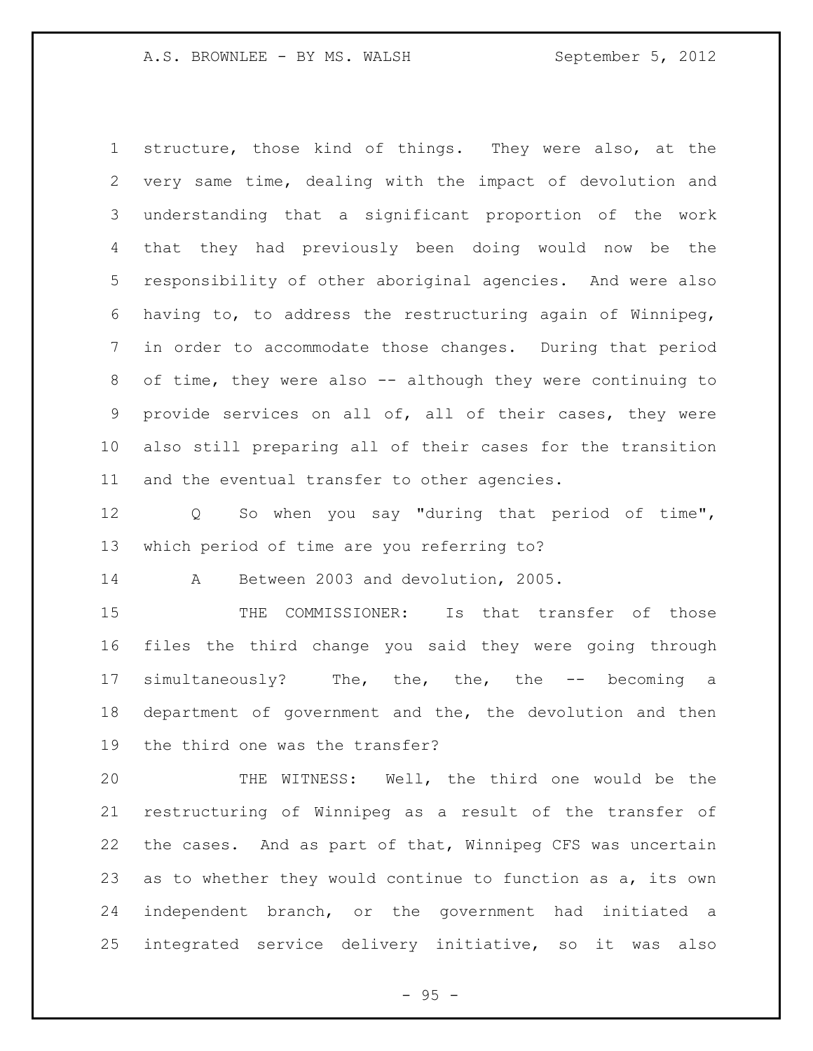structure, those kind of things. They were also, at the very same time, dealing with the impact of devolution and understanding that a significant proportion of the work that they had previously been doing would now be the responsibility of other aboriginal agencies. And were also having to, to address the restructuring again of Winnipeg, in order to accommodate those changes. During that period of time, they were also -- although they were continuing to provide services on all of, all of their cases, they were also still preparing all of their cases for the transition and the eventual transfer to other agencies.

Q So when you say "during that period of time", which period of time are you referring to?

A Between 2003 and devolution, 2005.

THE COMMISSIONER: Is that transfer of those files the third change you said they were going through simultaneously? The, the, the, the -- becoming a department of government and the, the devolution and then the third one was the transfer?

THE WITNESS: Well, the third one would be the restructuring of Winnipeg as a result of the transfer of the cases. And as part of that, Winnipeg CFS was uncertain as to whether they would continue to function as a, its own independent branch, or the government had initiated a integrated service delivery initiative, so it was also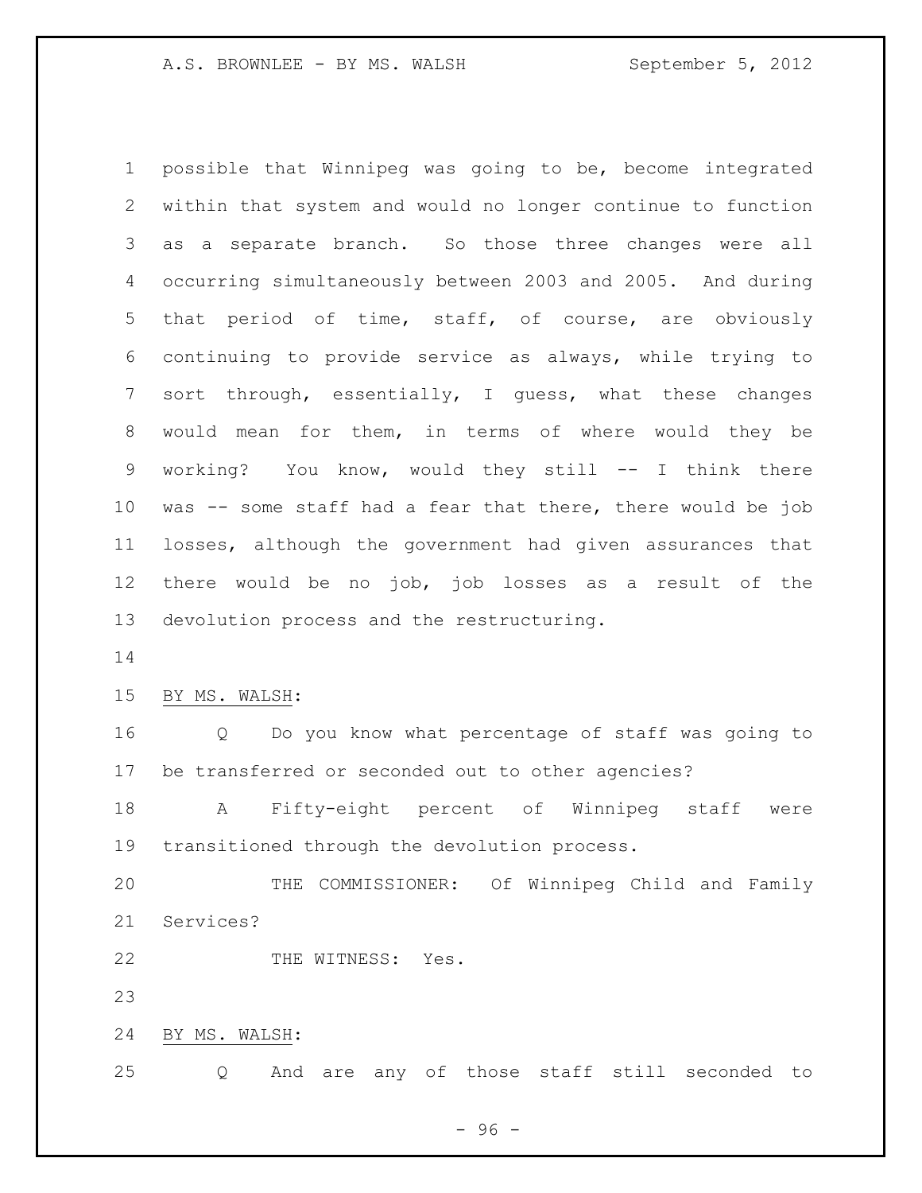possible that Winnipeg was going to be, become integrated within that system and would no longer continue to function as a separate branch. So those three changes were all occurring simultaneously between 2003 and 2005. And during that period of time, staff, of course, are obviously continuing to provide service as always, while trying to sort through, essentially, I guess, what these changes would mean for them, in terms of where would they be working? You know, would they still -- I think there was -- some staff had a fear that there, there would be job losses, although the government had given assurances that there would be no job, job losses as a result of the devolution process and the restructuring.

BY MS. WALSH:

Q Do you know what percentage of staff was going to be transferred or seconded out to other agencies?

A Fifty-eight percent of Winnipeg staff were transitioned through the devolution process.

THE COMMISSIONER: Of Winnipeg Child and Family Services?

THE WITNESS: Yes.

BY MS. WALSH:

Q And are any of those staff still seconded to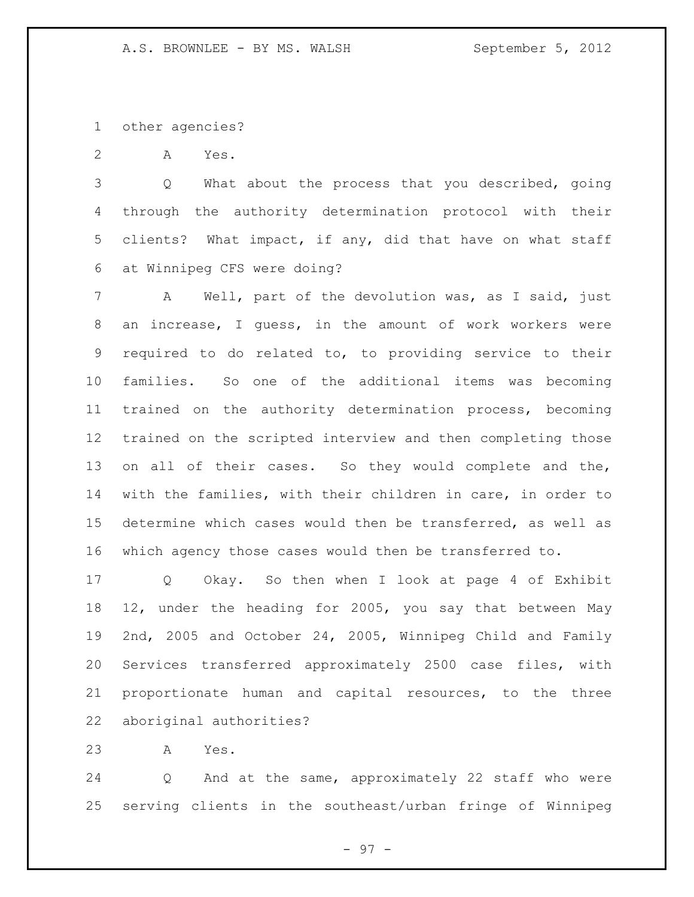other agencies?

A Yes.

Q What about the process that you described, going through the authority determination protocol with their clients? What impact, if any, did that have on what staff at Winnipeg CFS were doing?

A Well, part of the devolution was, as I said, just an increase, I guess, in the amount of work workers were required to do related to, to providing service to their families. So one of the additional items was becoming trained on the authority determination process, becoming trained on the scripted interview and then completing those on all of their cases. So they would complete and the, with the families, with their children in care, in order to determine which cases would then be transferred, as well as which agency those cases would then be transferred to.

Q Okay. So then when I look at page 4 of Exhibit 12, under the heading for 2005, you say that between May 2nd, 2005 and October 24, 2005, Winnipeg Child and Family Services transferred approximately 2500 case files, with proportionate human and capital resources, to the three aboriginal authorities?

A Yes.

Q And at the same, approximately 22 staff who were serving clients in the southeast/urban fringe of Winnipeg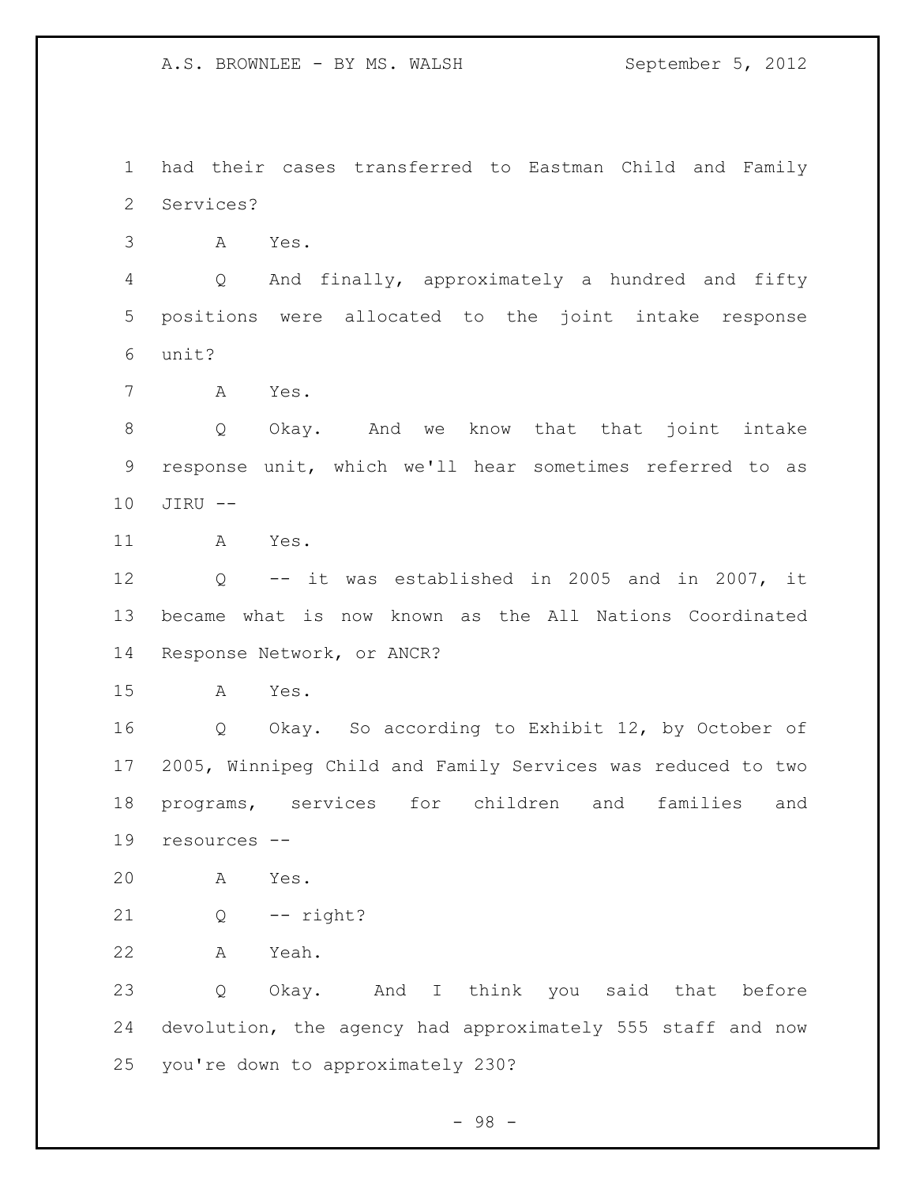had their cases transferred to Eastman Child and Family Services?

A Yes.

Q And finally, approximately a hundred and fifty positions were allocated to the joint intake response unit?

A Yes.

Q Okay. And we know that that joint intake response unit, which we'll hear sometimes referred to as JIRU --

A Yes.

Q -- it was established in 2005 and in 2007, it became what is now known as the All Nations Coordinated Response Network, or ANCR?

A Yes.

Q Okay. So according to Exhibit 12, by October of 2005, Winnipeg Child and Family Services was reduced to two programs, services for children and families and resources --

A Yes.

Q -- right?

A Yeah.

Q Okay. And I think you said that before devolution, the agency had approximately 555 staff and now you're down to approximately 230?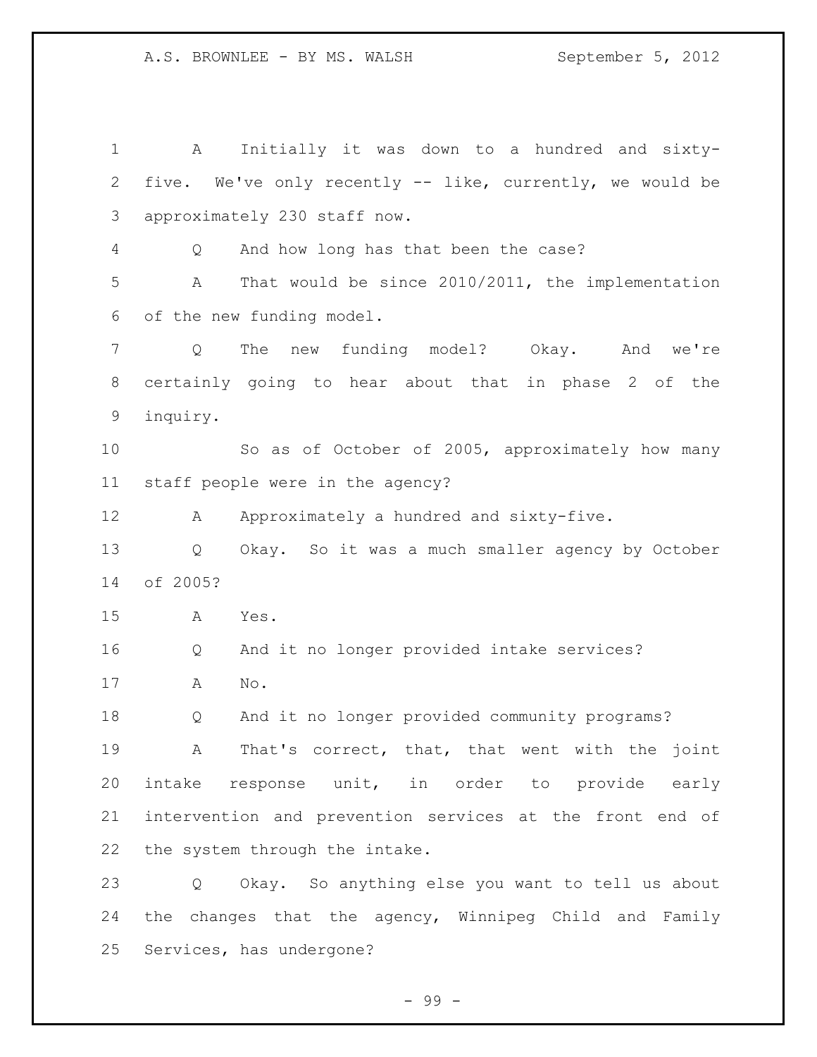A Initially it was down to a hundred and sixty-five. We've only recently -- like, currently, we would be approximately 230 staff now.

Q And how long has that been the case?

A That would be since 2010/2011, the implementation of the new funding model.

Q The new funding model? Okay. And we're certainly going to hear about that in phase 2 of the inquiry.

So as of October of 2005, approximately how many staff people were in the agency?

A Approximately a hundred and sixty-five.

Q Okay. So it was a much smaller agency by October of 2005?

A Yes.

Q And it no longer provided intake services?

A No.

Q And it no longer provided community programs?

A That's correct, that, that went with the joint intake response unit, in order to provide early intervention and prevention services at the front end of the system through the intake.

Q Okay. So anything else you want to tell us about the changes that the agency, Winnipeg Child and Family Services, has undergone?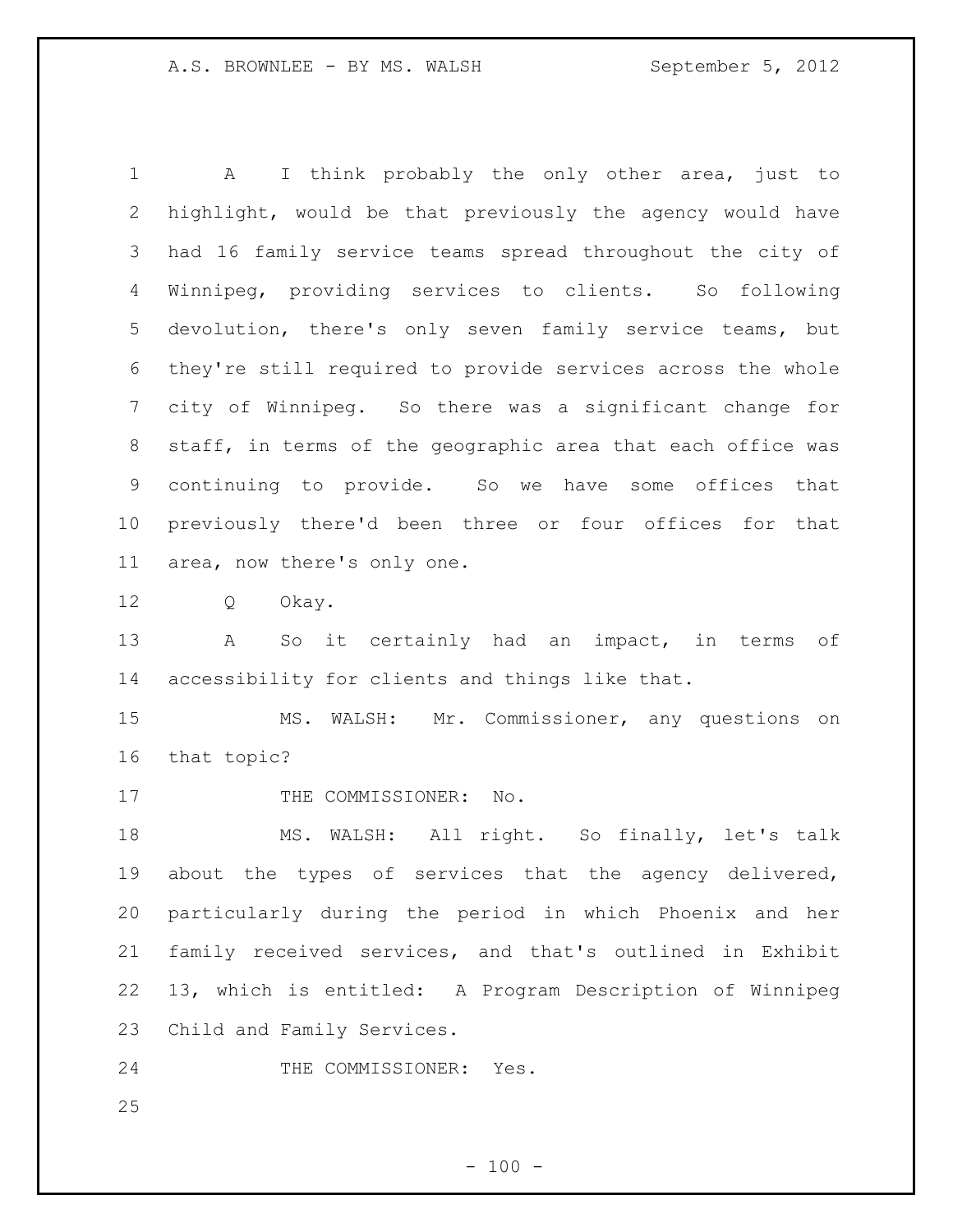A I think probably the only other area, just to highlight, would be that previously the agency would have had 16 family service teams spread throughout the city of Winnipeg, providing services to clients. So following devolution, there's only seven family service teams, but they're still required to provide services across the whole city of Winnipeg. So there was a significant change for staff, in terms of the geographic area that each office was continuing to provide. So we have some offices that previously there'd been three or four offices for that area, now there's only one.

Q Okay.

A So it certainly had an impact, in terms of accessibility for clients and things like that.

MS. WALSH: Mr. Commissioner, any questions on that topic?

THE COMMISSIONER: No.

MS. WALSH: All right. So finally, let's talk about the types of services that the agency delivered, particularly during the period in which Phoenix and her family received services, and that's outlined in Exhibit 13, which is entitled: A Program Description of Winnipeg Child and Family Services.

THE COMMISSIONER: Yes.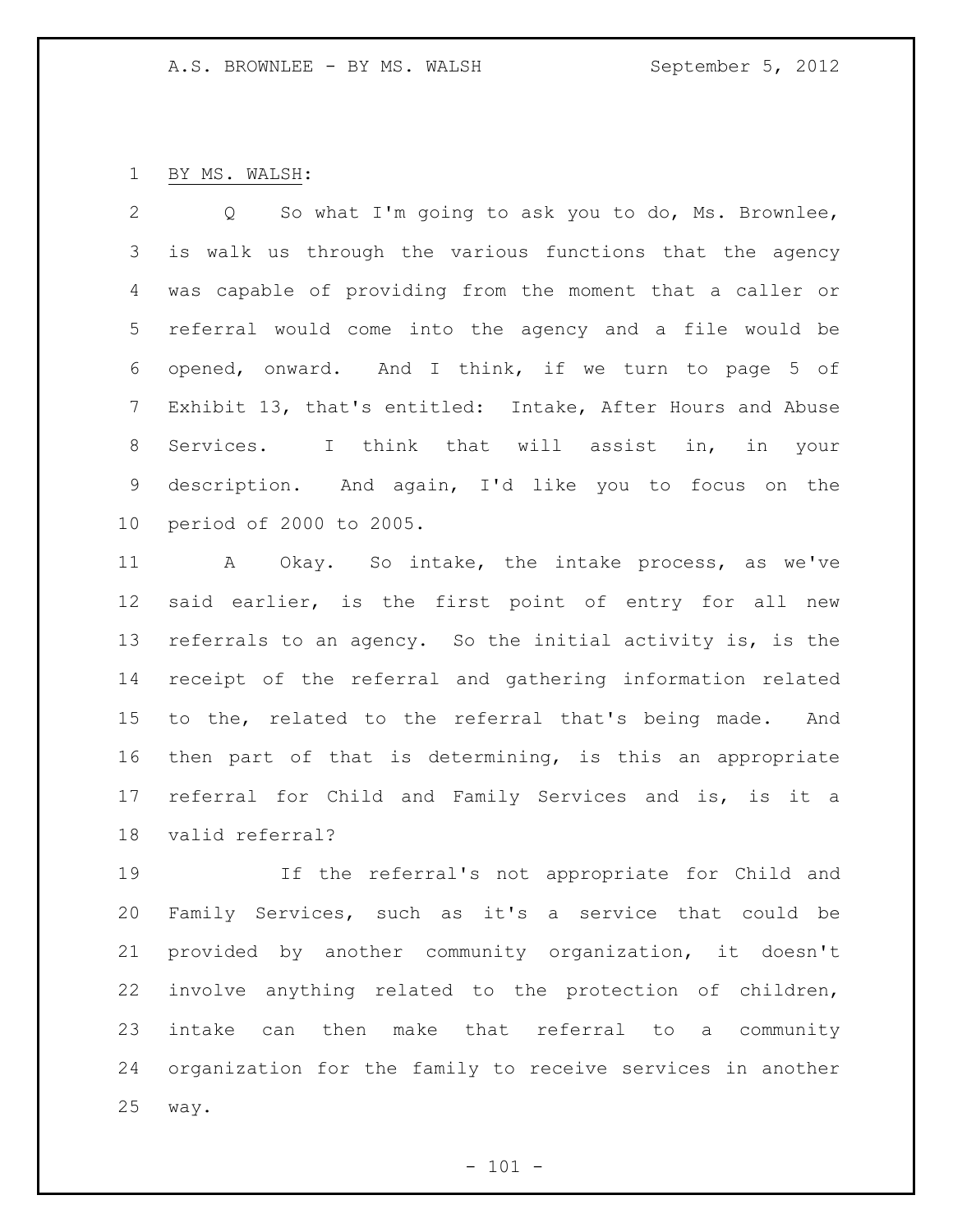BY MS. WALSH:

Q So what I'm going to ask you to do, Ms. Brownlee, is walk us through the various functions that the agency was capable of providing from the moment that a caller or referral would come into the agency and a file would be opened, onward. And I think, if we turn to page 5 of Exhibit 13, that's entitled: Intake, After Hours and Abuse Services. I think that will assist in, in your description. And again, I'd like you to focus on the period of 2000 to 2005.

A Okay. So intake, the intake process, as we've said earlier, is the first point of entry for all new referrals to an agency. So the initial activity is, is the receipt of the referral and gathering information related to the, related to the referral that's being made. And then part of that is determining, is this an appropriate referral for Child and Family Services and is, is it a valid referral?

If the referral's not appropriate for Child and Family Services, such as it's a service that could be provided by another community organization, it doesn't involve anything related to the protection of children, intake can then make that referral to a community organization for the family to receive services in another way.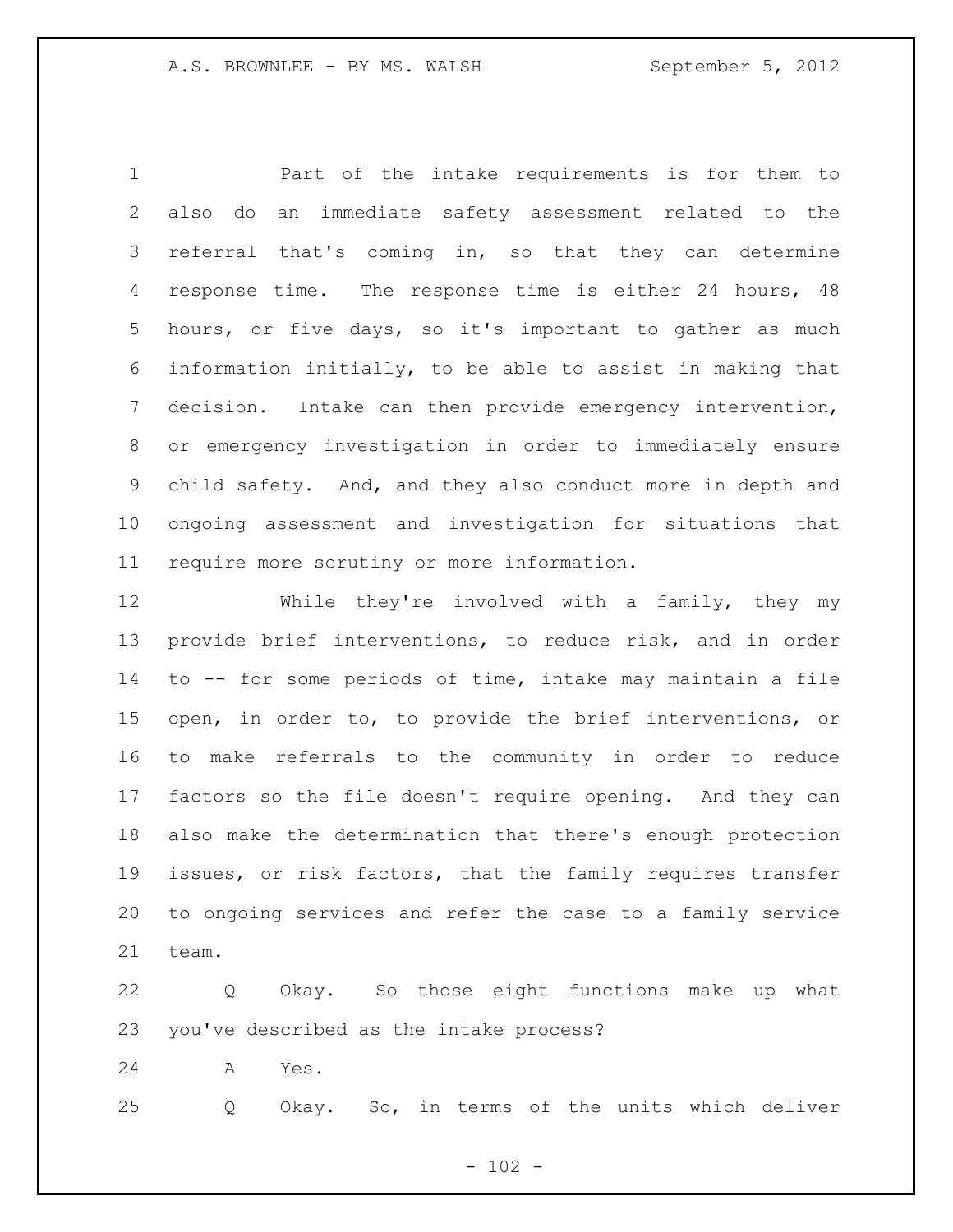Part of the intake requirements is for them to also do an immediate safety assessment related to the referral that's coming in, so that they can determine response time. The response time is either 24 hours, 48 hours, or five days, so it's important to gather as much information initially, to be able to assist in making that decision. Intake can then provide emergency intervention, or emergency investigation in order to immediately ensure child safety. And, and they also conduct more in depth and ongoing assessment and investigation for situations that require more scrutiny or more information.

While they're involved with a family, they my provide brief interventions, to reduce risk, and in order to -- for some periods of time, intake may maintain a file open, in order to, to provide the brief interventions, or to make referrals to the community in order to reduce factors so the file doesn't require opening. And they can also make the determination that there's enough protection issues, or risk factors, that the family requires transfer to ongoing services and refer the case to a family service team.

Q Okay. So those eight functions make up what you've described as the intake process?

A Yes.

Q Okay. So, in terms of the units which deliver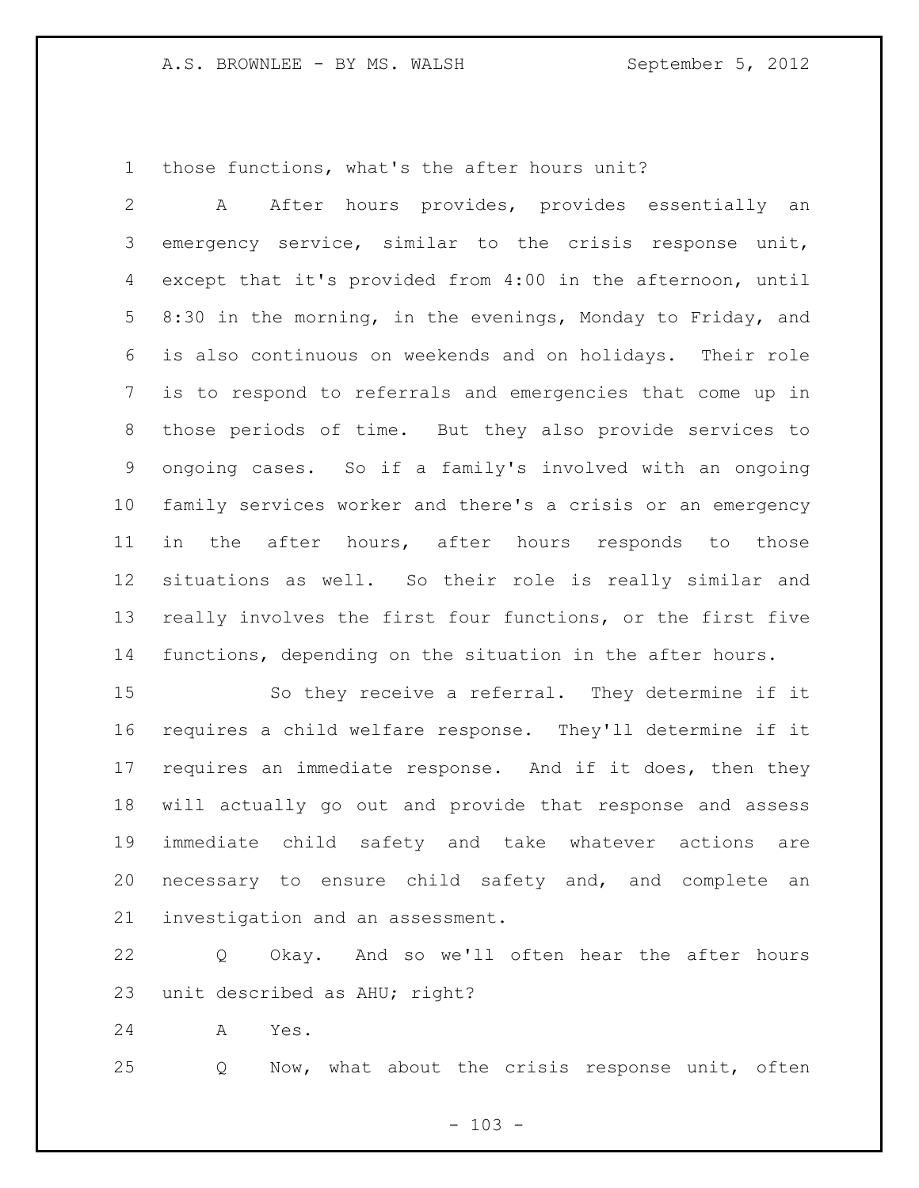those functions, what's the after hours unit?

A After hours provides, provides essentially an emergency service, similar to the crisis response unit, except that it's provided from 4:00 in the afternoon, until 8:30 in the morning, in the evenings, Monday to Friday, and is also continuous on weekends and on holidays. Their role is to respond to referrals and emergencies that come up in those periods of time. But they also provide services to ongoing cases. So if a family's involved with an ongoing family services worker and there's a crisis or an emergency in the after hours, after hours responds to those situations as well. So their role is really similar and really involves the first four functions, or the first five functions, depending on the situation in the after hours.

So they receive a referral. They determine if it requires a child welfare response. They'll determine if it requires an immediate response. And if it does, then they will actually go out and provide that response and assess immediate child safety and take whatever actions are necessary to ensure child safety and, and complete an investigation and an assessment.

Q Okay. And so we'll often hear the after hours unit described as AHU; right?

A Yes.

Q Now, what about the crisis response unit, often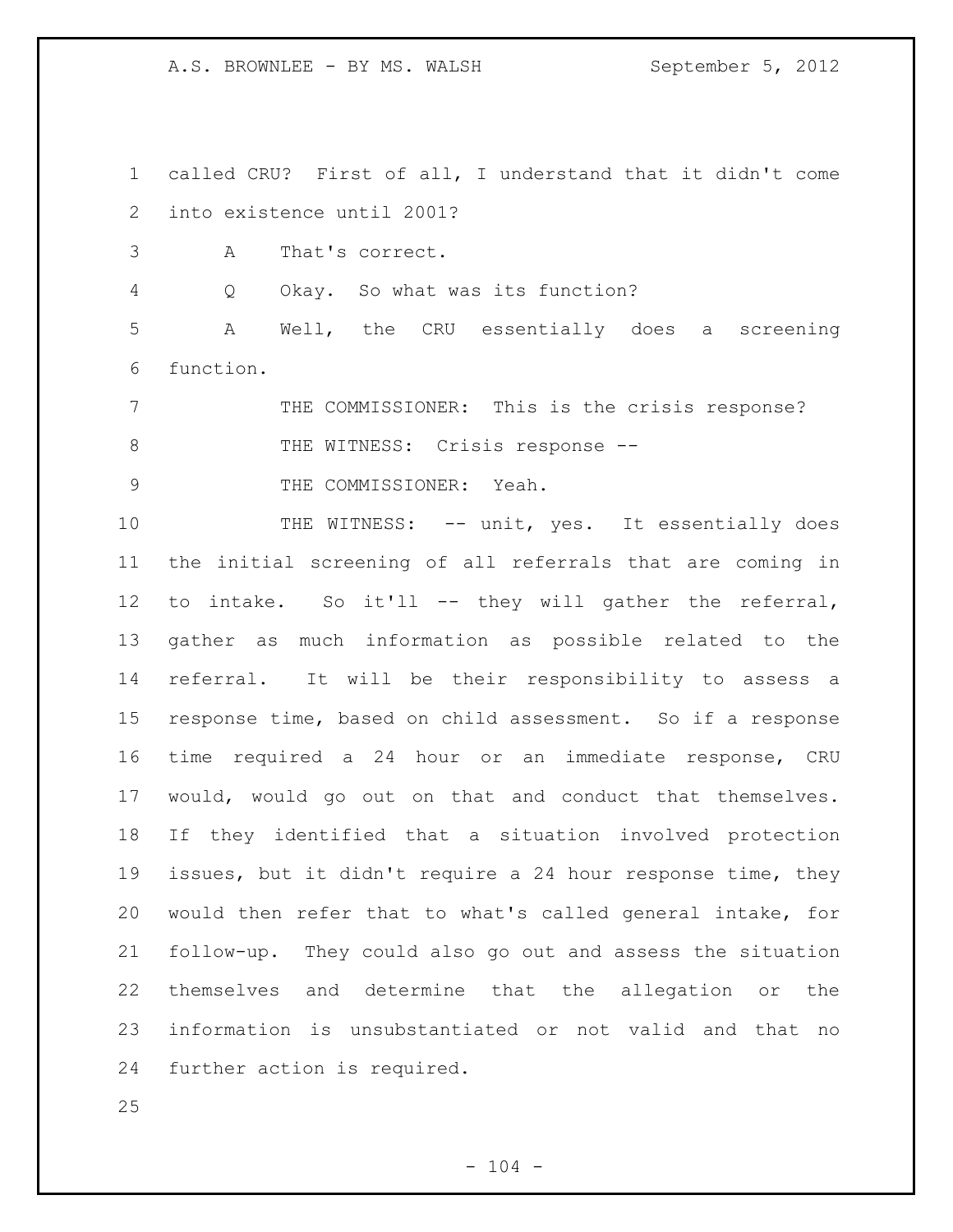called CRU? First of all, I understand that it didn't come into existence until 2001?

A That's correct.

Q Okay. So what was its function?

A Well, the CRU essentially does a screening function.

THE COMMISSIONER: This is the crisis response?

THE WITNESS: Crisis response --

THE COMMISSIONER: Yeah.

THE WITNESS: -- unit, yes. It essentially does the initial screening of all referrals that are coming in to intake. So it'll -- they will gather the referral, gather as much information as possible related to the referral. It will be their responsibility to assess a response time, based on child assessment. So if a response time required a 24 hour or an immediate response, CRU would, would go out on that and conduct that themselves. If they identified that a situation involved protection issues, but it didn't require a 24 hour response time, they would then refer that to what's called general intake, for follow-up. They could also go out and assess the situation themselves and determine that the allegation or the information is unsubstantiated or not valid and that no further action is required.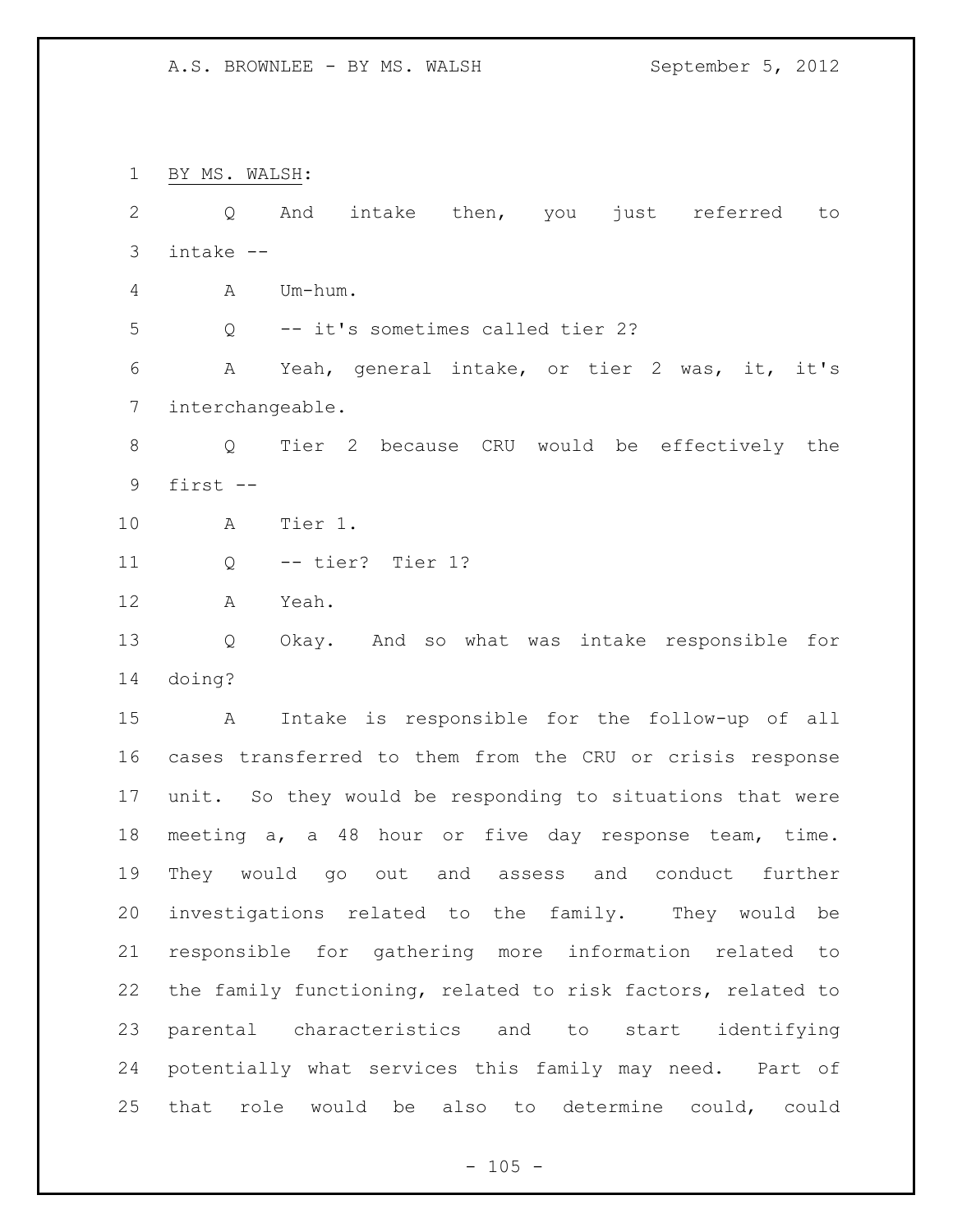BY MS. WALSH:

Q And intake then, you just referred to intake --

A Um-hum.

Q -- it's sometimes called tier 2?

A Yeah, general intake, or tier 2 was, it, it's interchangeable.

Q Tier 2 because CRU would be effectively the first --

A Tier 1.

Q -- tier? Tier 1?

A Yeah.

Q Okay. And so what was intake responsible for doing?

A Intake is responsible for the follow-up of all cases transferred to them from the CRU or crisis response unit. So they would be responding to situations that were meeting a, a 48 hour or five day response team, time. They would go out and assess and conduct further investigations related to the family. They would be responsible for gathering more information related to the family functioning, related to risk factors, related to parental characteristics and to start identifying potentially what services this family may need. Part of that role would be also to determine could, could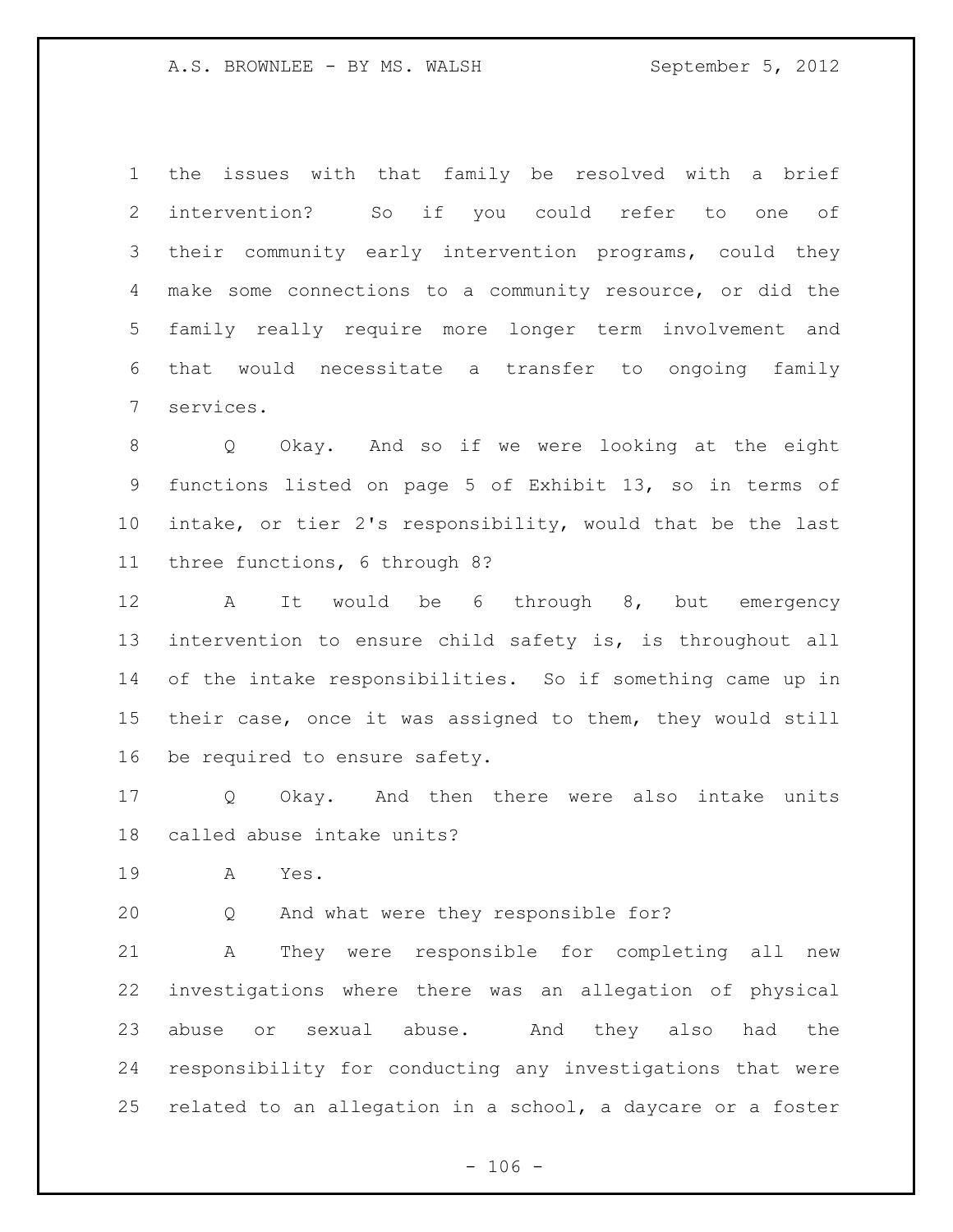the issues with that family be resolved with a brief intervention? So if you could refer to one of their community early intervention programs, could they make some connections to a community resource, or did the family really require more longer term involvement and that would necessitate a transfer to ongoing family services.

Q Okay. And so if we were looking at the eight functions listed on page 5 of Exhibit 13, so in terms of intake, or tier 2's responsibility, would that be the last three functions, 6 through 8?

A It would be 6 through 8, but emergency intervention to ensure child safety is, is throughout all of the intake responsibilities. So if something came up in their case, once it was assigned to them, they would still be required to ensure safety.

Q Okay. And then there were also intake units called abuse intake units?

A Yes.

Q And what were they responsible for?

A They were responsible for completing all new investigations where there was an allegation of physical abuse or sexual abuse. And they also had the responsibility for conducting any investigations that were related to an allegation in a school, a daycare or a foster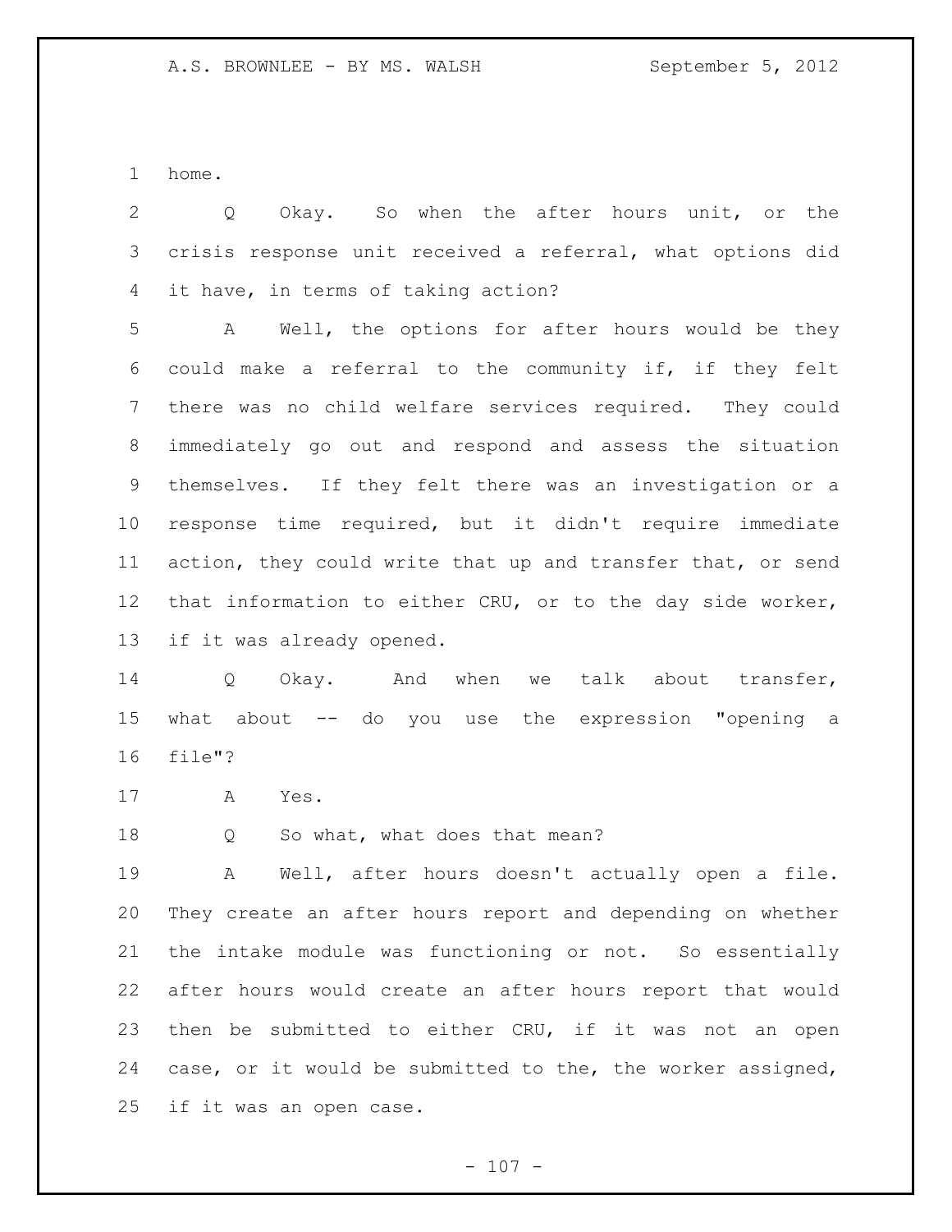home.

Q Okay. So when the after hours unit, or the crisis response unit received a referral, what options did it have, in terms of taking action?

A Well, the options for after hours would be they could make a referral to the community if, if they felt there was no child welfare services required. They could immediately go out and respond and assess the situation themselves. If they felt there was an investigation or a response time required, but it didn't require immediate action, they could write that up and transfer that, or send that information to either CRU, or to the day side worker, if it was already opened.

Q Okay. And when we talk about transfer, what about -- do you use the expression "opening a file"?

A Yes.

Q So what, what does that mean?

A Well, after hours doesn't actually open a file. They create an after hours report and depending on whether the intake module was functioning or not. So essentially after hours would create an after hours report that would then be submitted to either CRU, if it was not an open case, or it would be submitted to the, the worker assigned, if it was an open case.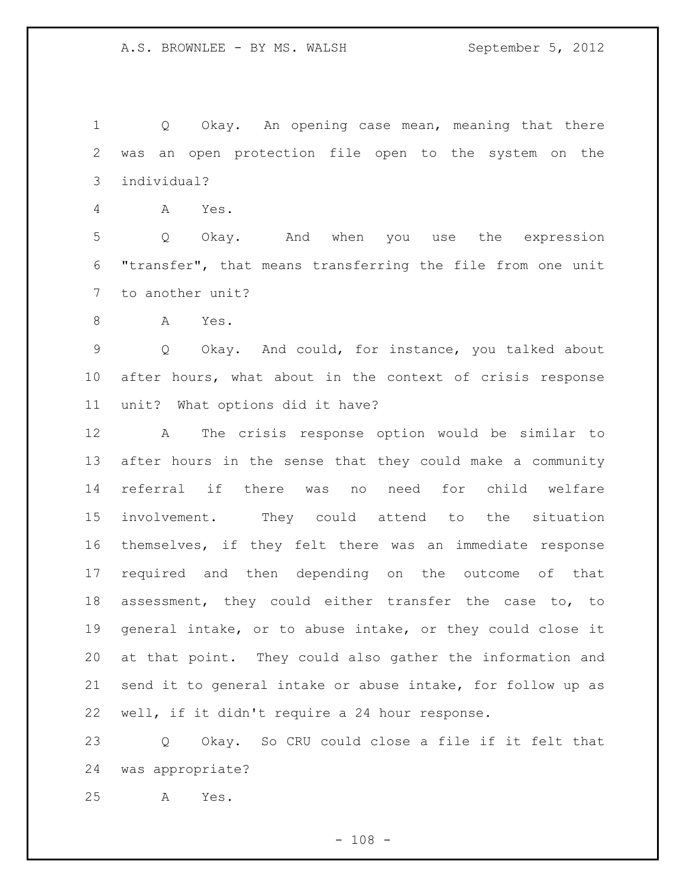Q Okay. An opening case mean, meaning that there was an open protection file open to the system on the individual?

A Yes.

Q Okay. And when you use the expression "transfer", that means transferring the file from one unit to another unit?

A Yes.

Q Okay. And could, for instance, you talked about after hours, what about in the context of crisis response unit? What options did it have?

A The crisis response option would be similar to after hours in the sense that they could make a community referral if there was no need for child welfare involvement. They could attend to the situation themselves, if they felt there was an immediate response required and then depending on the outcome of that assessment, they could either transfer the case to, to general intake, or to abuse intake, or they could close it at that point. They could also gather the information and send it to general intake or abuse intake, for follow up as well, if it didn't require a 24 hour response.

Q Okay. So CRU could close a file if it felt that was appropriate?

A Yes.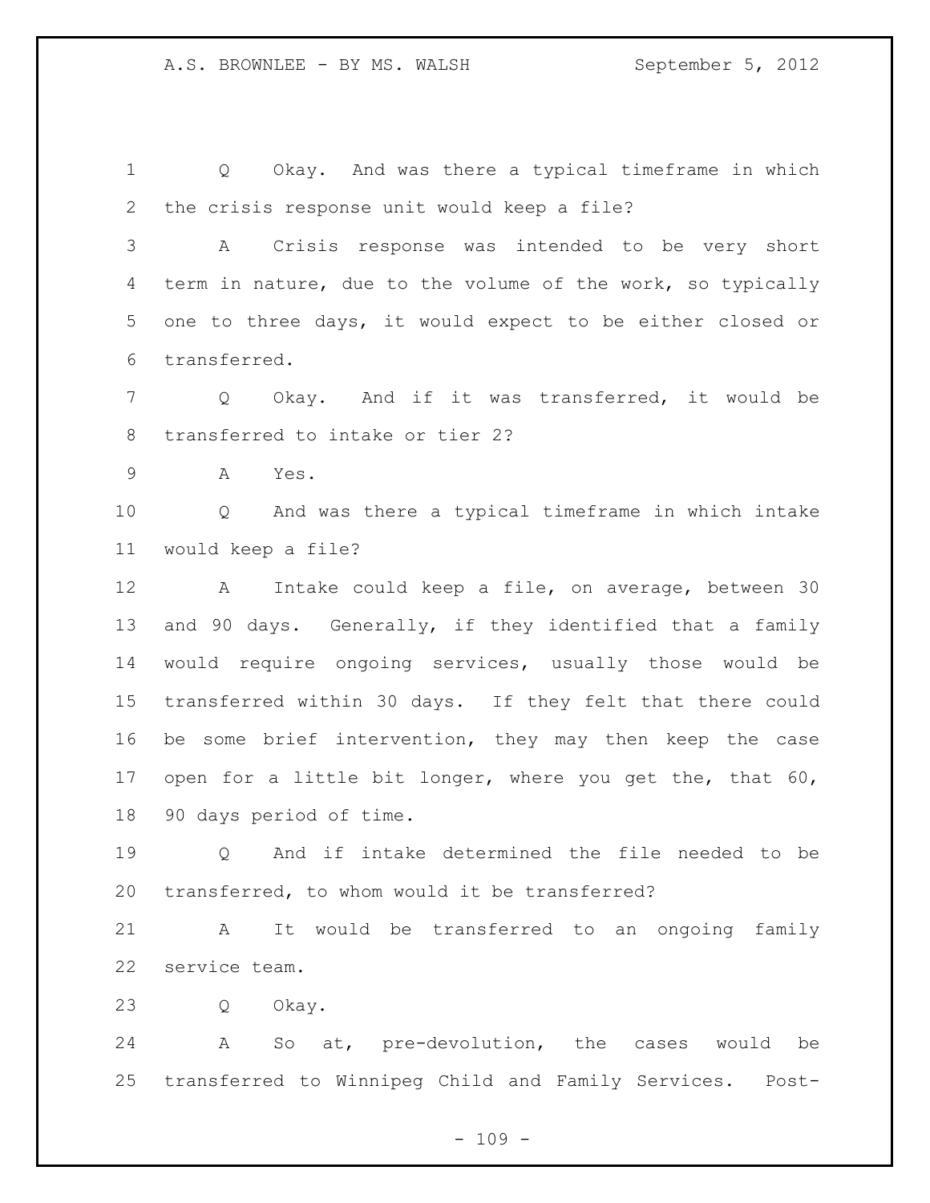Q Okay. And was there a typical timeframe in which the crisis response unit would keep a file?

A Crisis response was intended to be very short term in nature, due to the volume of the work, so typically one to three days, it would expect to be either closed or transferred.

Q Okay. And if it was transferred, it would be transferred to intake or tier 2?

A Yes.

Q And was there a typical timeframe in which intake would keep a file?

A Intake could keep a file, on average, between 30 and 90 days. Generally, if they identified that a family would require ongoing services, usually those would be transferred within 30 days. If they felt that there could be some brief intervention, they may then keep the case open for a little bit longer, where you get the, that 60, 90 days period of time.

Q And if intake determined the file needed to be transferred, to whom would it be transferred?

A It would be transferred to an ongoing family service team.

Q Okay.

A So at, pre-devolution, the cases would be transferred to Winnipeg Child and Family Services. Post-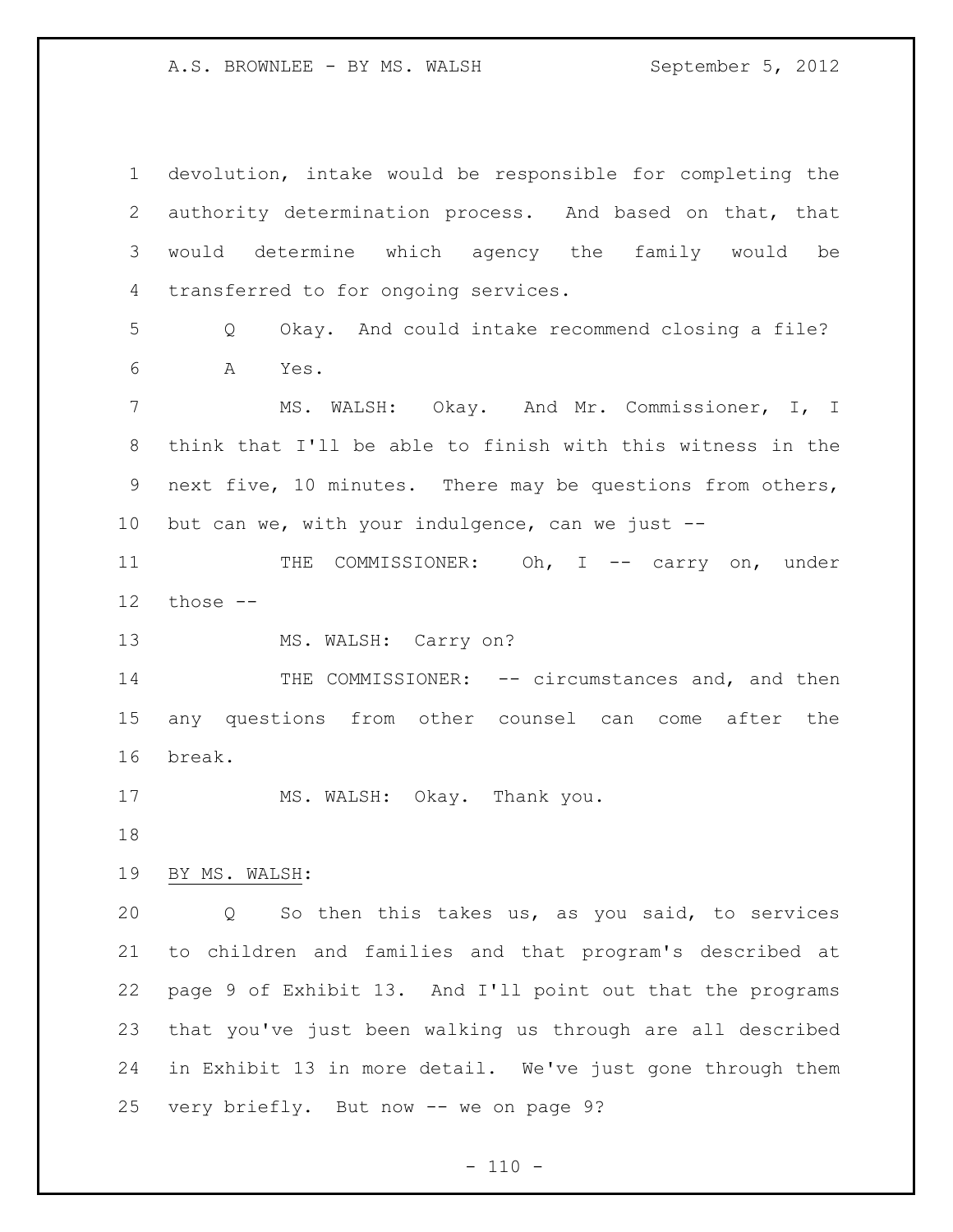devolution, intake would be responsible for completing the authority determination process. And based on that, that would determine which agency the family would be transferred to for ongoing services.

Q Okay. And could intake recommend closing a file?

A Yes.

MS. WALSH: Okay. And Mr. Commissioner, I, I think that I'll be able to finish with this witness in the next five, 10 minutes. There may be questions from others, but can we, with your indulgence, can we just --

THE COMMISSIONER: Oh, I -- carry on, under those --

MS. WALSH: Carry on?

THE COMMISSIONER: -- circumstances and, and then any questions from other counsel can come after the break.

MS. WALSH: Okay. Thank you.

BY MS. WALSH:

Q So then this takes us, as you said, to services to children and families and that program's described at page 9 of Exhibit 13. And I'll point out that the programs that you've just been walking us through are all described in Exhibit 13 in more detail. We've just gone through them very briefly. But now -- we on page 9?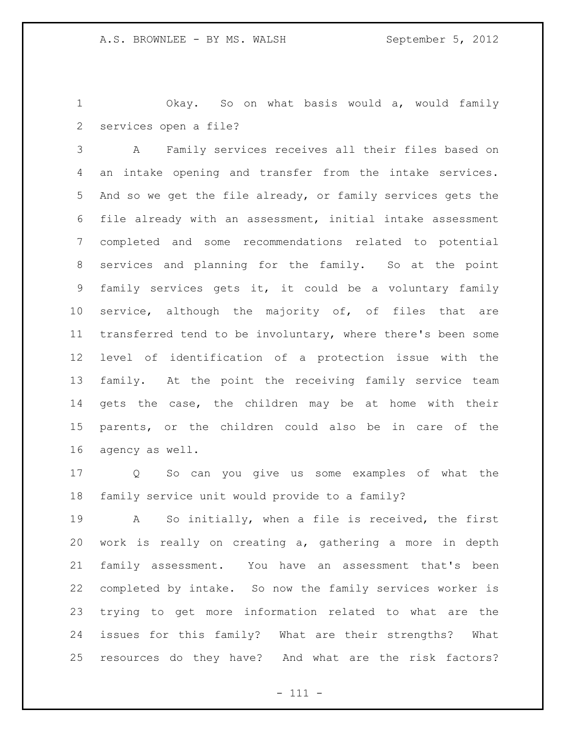Okay. So on what basis would a, would family services open a file?

A Family services receives all their files based on an intake opening and transfer from the intake services. And so we get the file already, or family services gets the file already with an assessment, initial intake assessment completed and some recommendations related to potential services and planning for the family. So at the point family services gets it, it could be a voluntary family service, although the majority of, of files that are transferred tend to be involuntary, where there's been some level of identification of a protection issue with the family. At the point the receiving family service team gets the case, the children may be at home with their parents, or the children could also be in care of the agency as well.

Q So can you give us some examples of what the family service unit would provide to a family?

A So initially, when a file is received, the first work is really on creating a, gathering a more in depth family assessment. You have an assessment that's been completed by intake. So now the family services worker is trying to get more information related to what are the issues for this family? What are their strengths? What resources do they have? And what are the risk factors?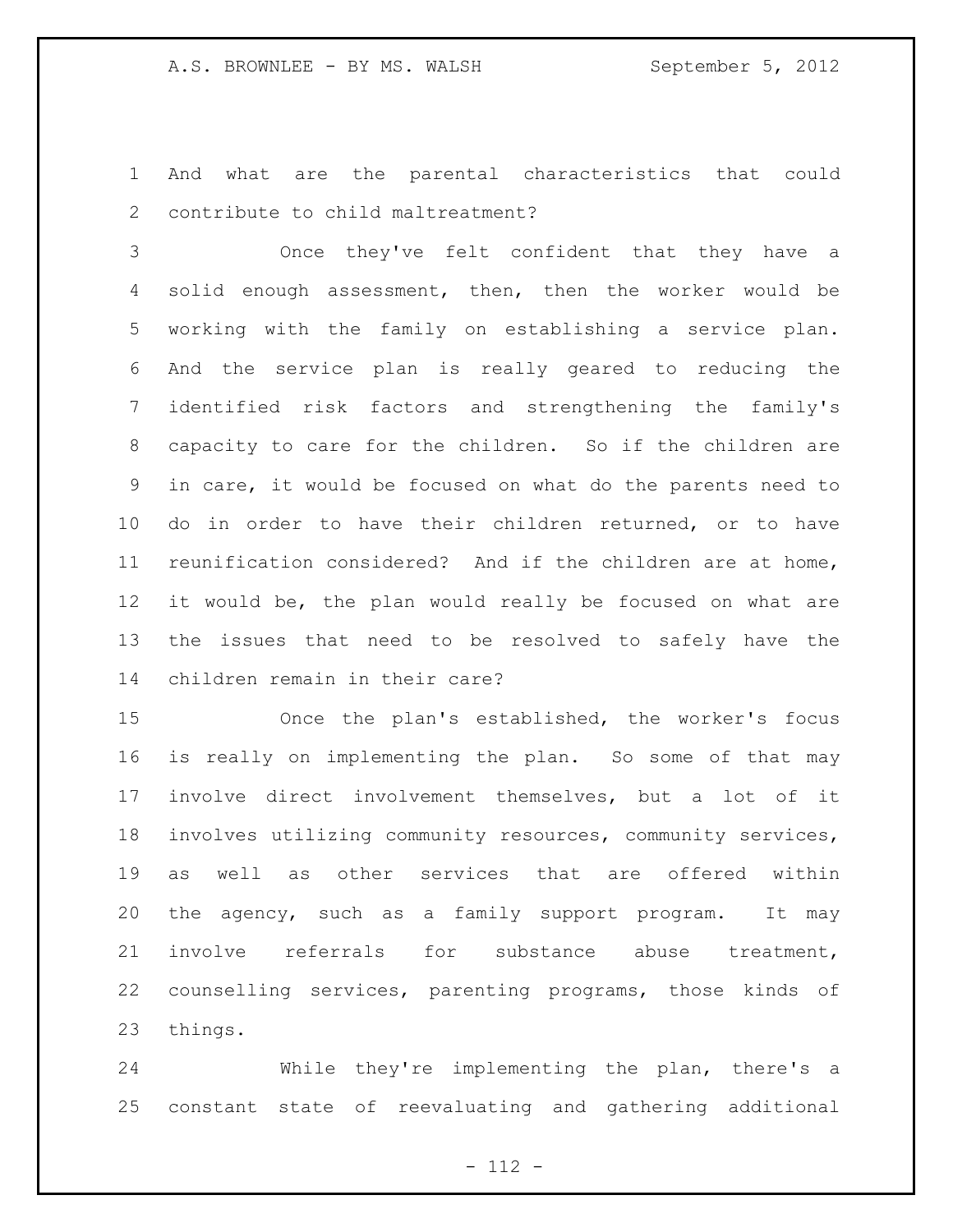And what are the parental characteristics that could contribute to child maltreatment?

Once they've felt confident that they have a solid enough assessment, then, then the worker would be working with the family on establishing a service plan. And the service plan is really geared to reducing the identified risk factors and strengthening the family's capacity to care for the children. So if the children are in care, it would be focused on what do the parents need to do in order to have their children returned, or to have reunification considered? And if the children are at home, it would be, the plan would really be focused on what are the issues that need to be resolved to safely have the children remain in their care?

Once the plan's established, the worker's focus is really on implementing the plan. So some of that may involve direct involvement themselves, but a lot of it involves utilizing community resources, community services, as well as other services that are offered within the agency, such as a family support program. It may involve referrals for substance abuse treatment, counselling services, parenting programs, those kinds of things.

While they're implementing the plan, there's a constant state of reevaluating and gathering additional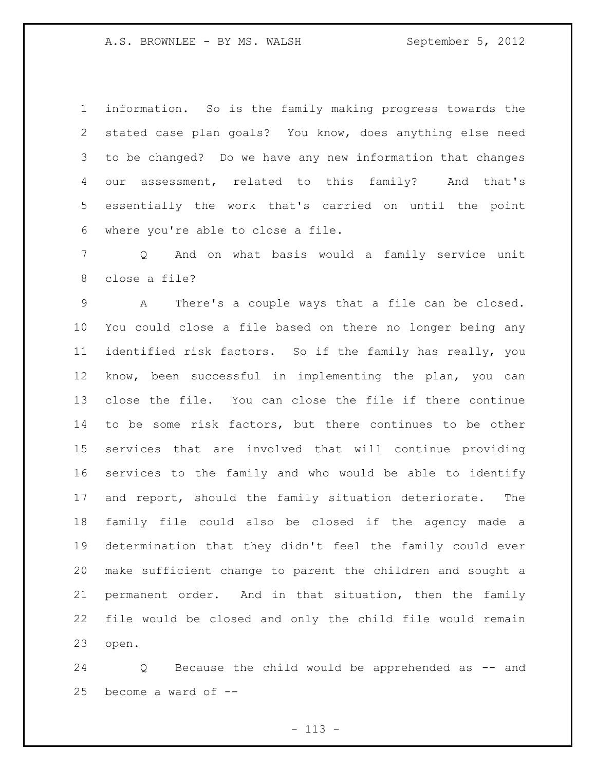information. So is the family making progress towards the stated case plan goals? You know, does anything else need to be changed? Do we have any new information that changes our assessment, related to this family? And that's essentially the work that's carried on until the point where you're able to close a file.

Q And on what basis would a family service unit close a file?

A There's a couple ways that a file can be closed. You could close a file based on there no longer being any identified risk factors. So if the family has really, you know, been successful in implementing the plan, you can close the file. You can close the file if there continue to be some risk factors, but there continues to be other services that are involved that will continue providing services to the family and who would be able to identify and report, should the family situation deteriorate. The family file could also be closed if the agency made a determination that they didn't feel the family could ever make sufficient change to parent the children and sought a permanent order. And in that situation, then the family file would be closed and only the child file would remain open.

Q Because the child would be apprehended as -- and become a ward of --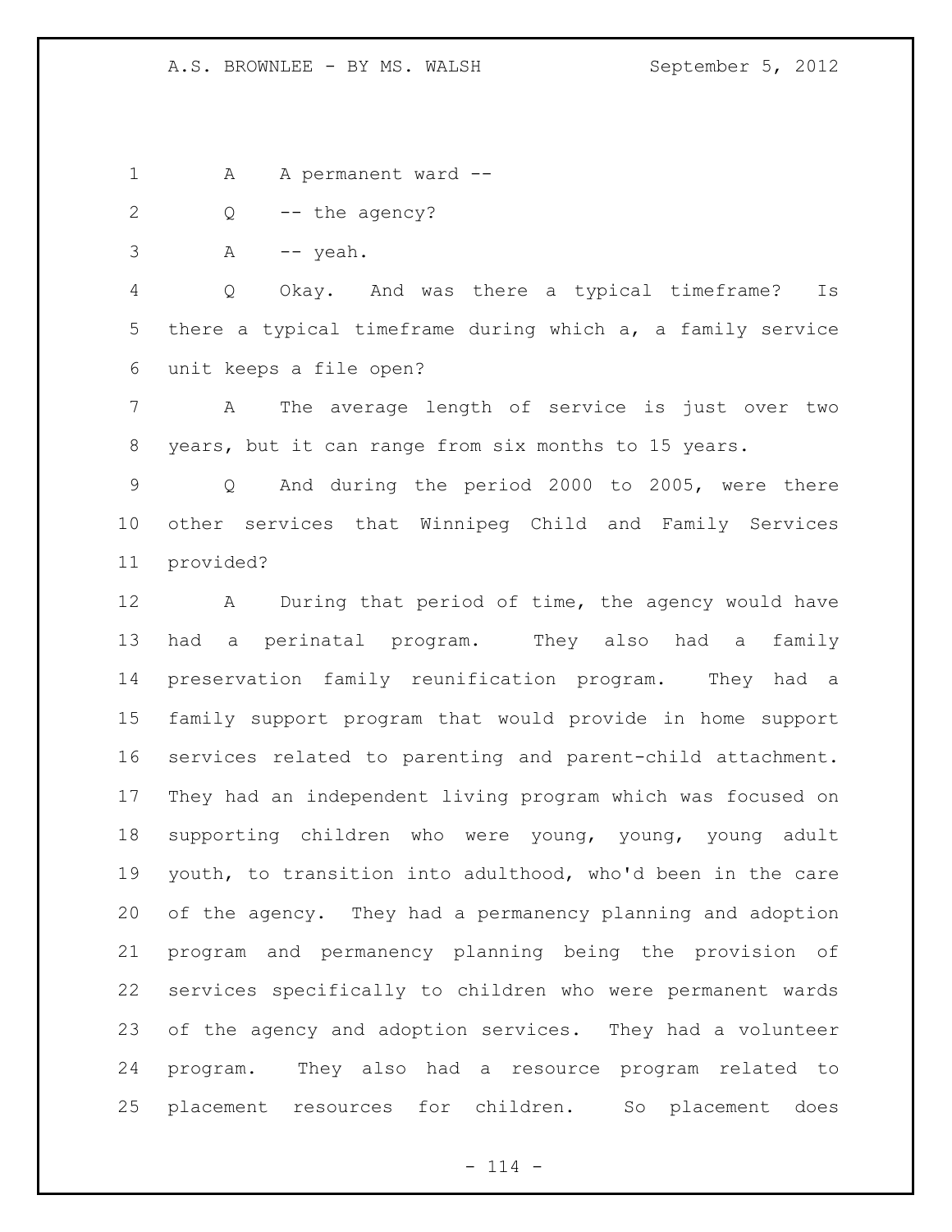A  A permanent ward --

Q  -- the agency?

A  -- yeah.

Q  Okay. And was there a typical timeframe? Is there a typical timeframe during which a, a family service unit keeps a file open?

A  The average length of service is just over two years, but it can range from six months to 15 years.

Q  And during the period 2000 to 2005, were there other services that Winnipeg Child and Family Services provided?

A  During that period of time, the agency would have had a perinatal program. They also had a family preservation family reunification program. They had a family support program that would provide in home support services related to parenting and parent-child attachment. They had an independent living program which was focused on supporting children who were young, young, young adult youth, to transition into adulthood, who'd been in the care of the agency. They had a permanency planning and adoption program and permanency planning being the provision of services specifically to children who were permanent wards of the agency and adoption services. They had a volunteer program. They also had a resource program related to placement resources for children. So placement does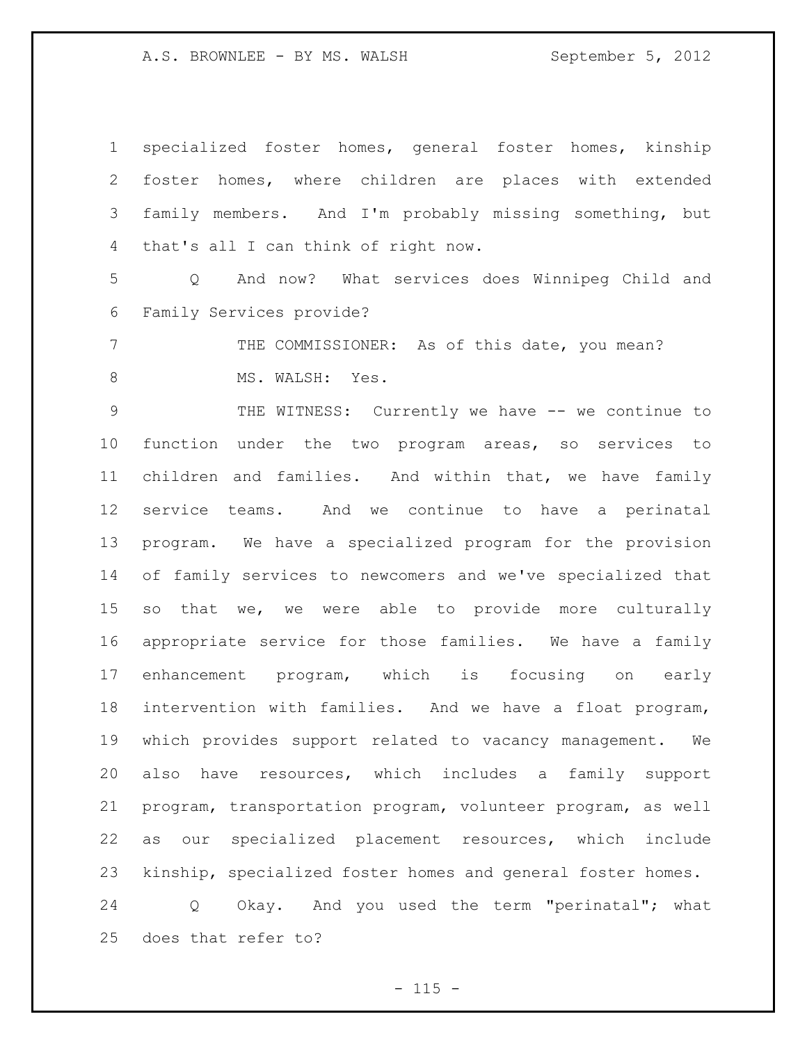specialized foster homes, general foster homes, kinship foster homes, where children are places with extended family members. And I'm probably missing something, but that's all I can think of right now.

Q And now? What services does Winnipeg Child and Family Services provide?

THE COMMISSIONER: As of this date, you mean?

MS. WALSH: Yes.

THE WITNESS: Currently we have -- we continue to function under the two program areas, so services to children and families. And within that, we have family service teams. And we continue to have a perinatal program. We have a specialized program for the provision of family services to newcomers and we've specialized that so that we, we were able to provide more culturally appropriate service for those families. We have a family enhancement program, which is focusing on early intervention with families. And we have a float program, which provides support related to vacancy management. We also have resources, which includes a family support program, transportation program, volunteer program, as well as our specialized placement resources, which include kinship, specialized foster homes and general foster homes.

Q Okay. And you used the term "perinatal"; what does that refer to?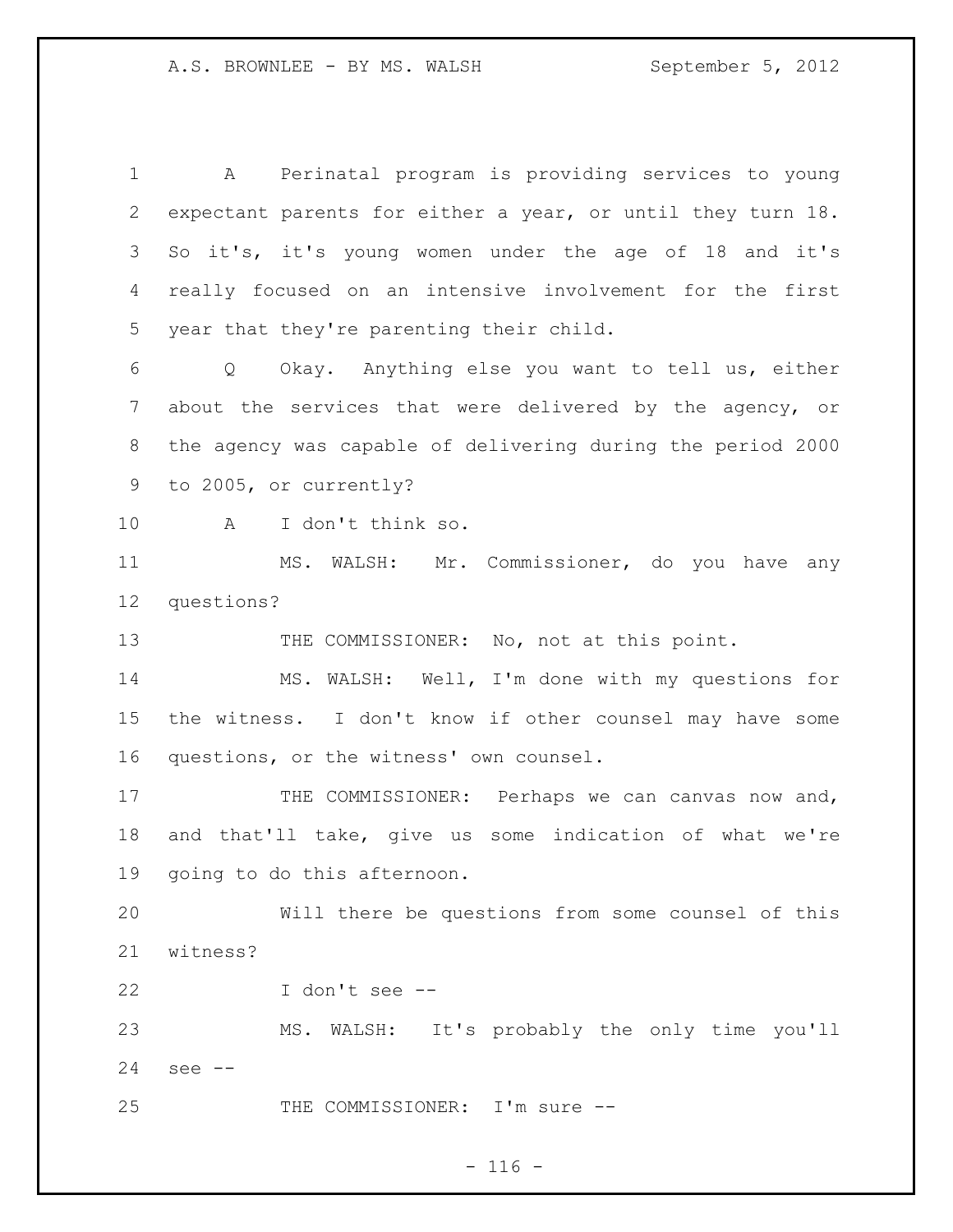A Perinatal program is providing services to young expectant parents for either a year, or until they turn 18. So it's, it's young women under the age of 18 and it's really focused on an intensive involvement for the first year that they're parenting their child.

Q Okay. Anything else you want to tell us, either about the services that were delivered by the agency, or the agency was capable of delivering during the period 2000 to 2005, or currently?

A I don't think so.

MS. WALSH: Mr. Commissioner, do you have any questions?

THE COMMISSIONER: No, not at this point.

MS. WALSH: Well, I'm done with my questions for the witness. I don't know if other counsel may have some questions, or the witness' own counsel.

THE COMMISSIONER: Perhaps we can canvas now and, and that'll take, give us some indication of what we're going to do this afternoon.

Will there be questions from some counsel of this witness?

I don't see --

MS. WALSH: It's probably the only time you'll see --

THE COMMISSIONER: I'm sure --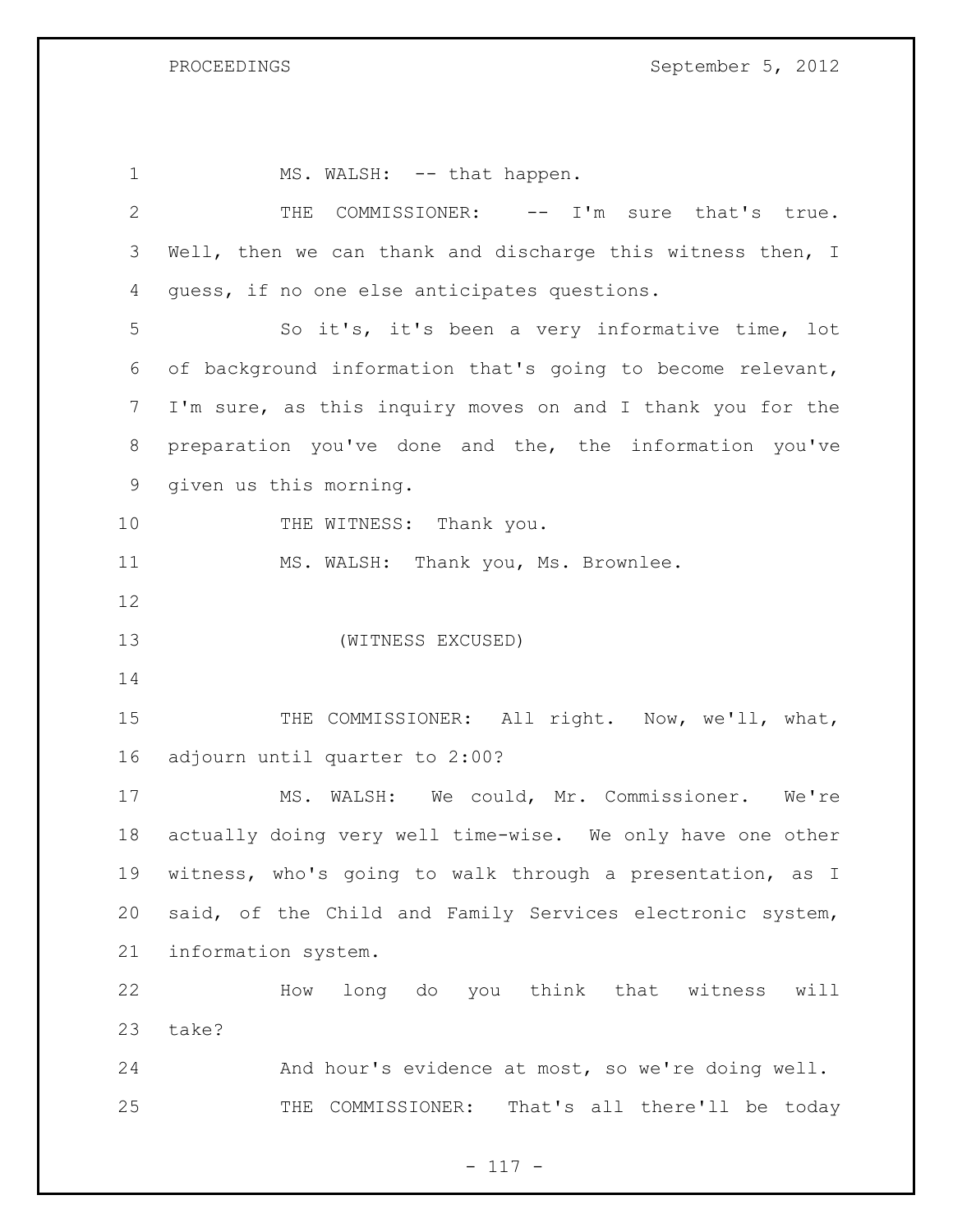MS. WALSH: -- that happen.

THE COMMISSIONER: -- I'm sure that's true. Well, then we can thank and discharge this witness then, I guess, if no one else anticipates questions.

So it's, it's been a very informative time, lot of background information that's going to become relevant, I'm sure, as this inquiry moves on and I thank you for the preparation you've done and the, the information you've given us this morning.

THE WITNESS: Thank you.

MS. WALSH: Thank you, Ms. Brownlee.

(WITNESS EXCUSED)

THE COMMISSIONER: All right. Now, we'll, what, adjourn until quarter to 2:00?

MS. WALSH: We could, Mr. Commissioner. We're actually doing very well time-wise. We only have one other witness, who's going to walk through a presentation, as I said, of the Child and Family Services electronic system, information system.

How long do you think that witness will take?

And hour's evidence at most, so we're doing well.

THE COMMISSIONER: That's all there'll be today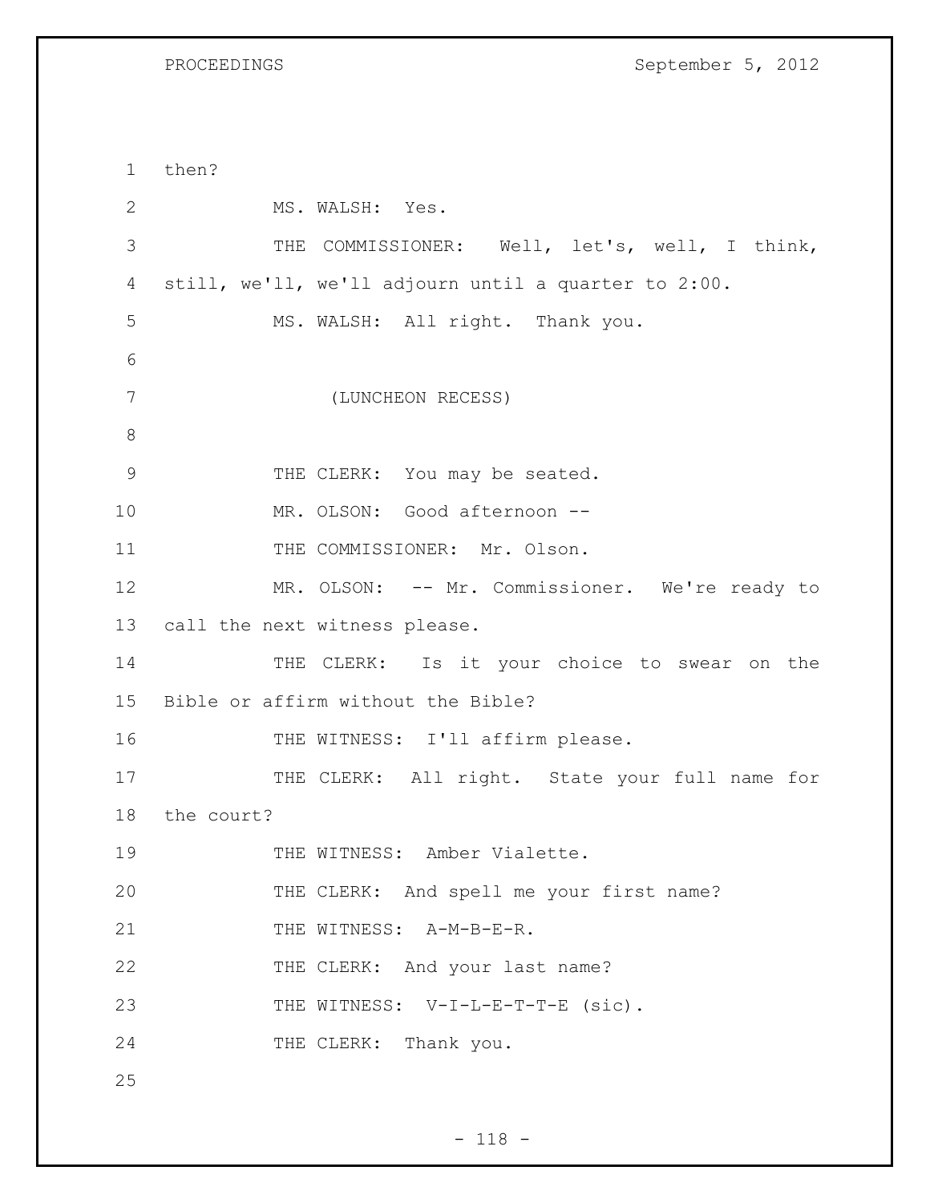then?

MS. WALSH: Yes.

THE COMMISSIONER: Well, let's, well, I think, still, we'll, we'll adjourn until a quarter to 2:00.

MS. WALSH: All right. Thank you.

(LUNCHEON RECESS)

THE CLERK: You may be seated.

MR. OLSON: Good afternoon --

THE COMMISSIONER: Mr. Olson.

MR. OLSON: -- Mr. Commissioner. We're ready to call the next witness please.

THE CLERK: Is it your choice to swear on the Bible or affirm without the Bible?

THE WITNESS: I'll affirm please.

THE CLERK: All right. State your full name for the court?

THE WITNESS: Amber Vialette.

THE CLERK: And spell me your first name?

THE WITNESS: A-M-B-E-R.

THE CLERK: And your last name?

THE WITNESS: V-I-L-E-T-T-E (sic).

THE CLERK: Thank you.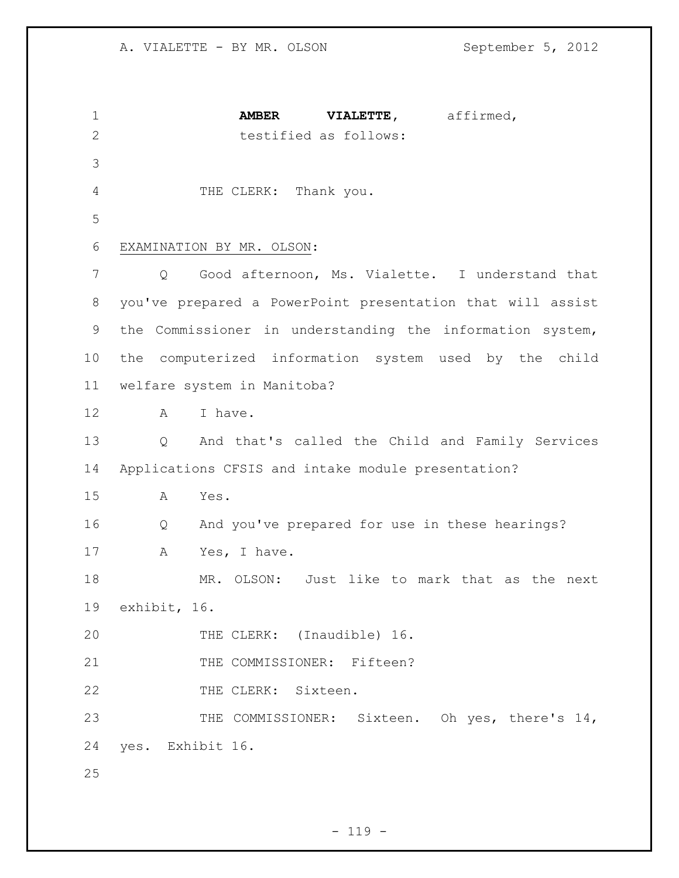**AMBER VIALETTE**, affirmed,
testified as follows:

THE CLERK: Thank you.

EXAMINATION BY MR. OLSON:

Q Good afternoon, Ms. Vialette. I understand that you've prepared a PowerPoint presentation that will assist the Commissioner in understanding the information system, the computerized information system used by the child welfare system in Manitoba?

A I have.

Q And that's called the Child and Family Services Applications CFSIS and intake module presentation?

A Yes.

Q And you've prepared for use in these hearings?

A Yes, I have.

MR. OLSON: Just like to mark that as the next exhibit, 16.

THE CLERK: (Inaudible) 16.

THE COMMISSIONER: Fifteen?

THE CLERK: Sixteen.

THE COMMISSIONER: Sixteen. Oh yes, there's 14, yes. Exhibit 16.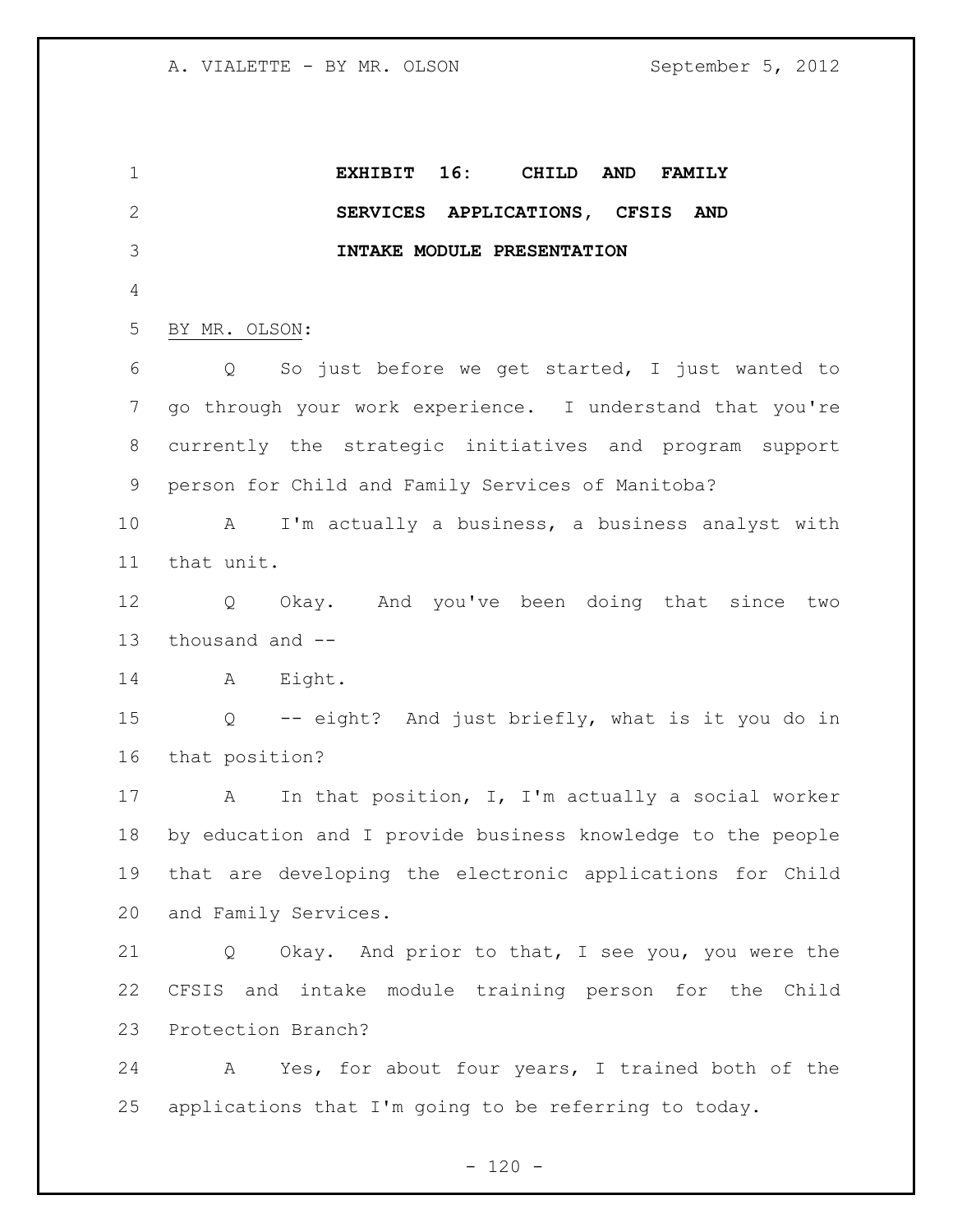**EXHIBIT 16: CHILD AND FAMILY SERVICES APPLICATIONS, CFSIS AND INTAKE MODULE PRESENTATION**

BY MR. OLSON:

Q So just before we get started, I just wanted to go through your work experience. I understand that you're currently the strategic initiatives and program support person for Child and Family Services of Manitoba?

A I'm actually a business, a business analyst with that unit.

Q Okay. And you've been doing that since two thousand and --

A Eight.

Q -- eight? And just briefly, what is it you do in that position?

A In that position, I, I'm actually a social worker by education and I provide business knowledge to the people that are developing the electronic applications for Child and Family Services.

Q Okay. And prior to that, I see you, you were the CFSIS and intake module training person for the Child Protection Branch?

A Yes, for about four years, I trained both of the applications that I'm going to be referring to today.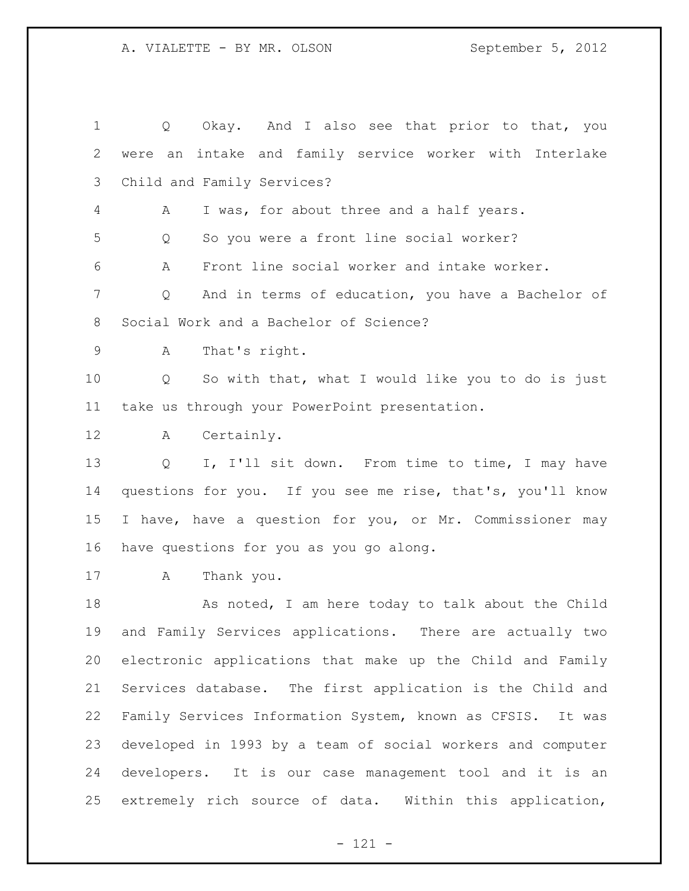Q Okay. And I also see that prior to that, you were an intake and family service worker with Interlake Child and Family Services?

A I was, for about three and a half years.

Q So you were a front line social worker?

A Front line social worker and intake worker.

Q And in terms of education, you have a Bachelor of Social Work and a Bachelor of Science?

A That's right.

Q So with that, what I would like you to do is just take us through your PowerPoint presentation.

A Certainly.

Q I, I'll sit down. From time to time, I may have questions for you. If you see me rise, that's, you'll know I have, have a question for you, or Mr. Commissioner may have questions for you as you go along.

A Thank you.

As noted, I am here today to talk about the Child and Family Services applications. There are actually two electronic applications that make up the Child and Family Services database. The first application is the Child and Family Services Information System, known as CFSIS. It was developed in 1993 by a team of social workers and computer developers. It is our case management tool and it is an extremely rich source of data. Within this application,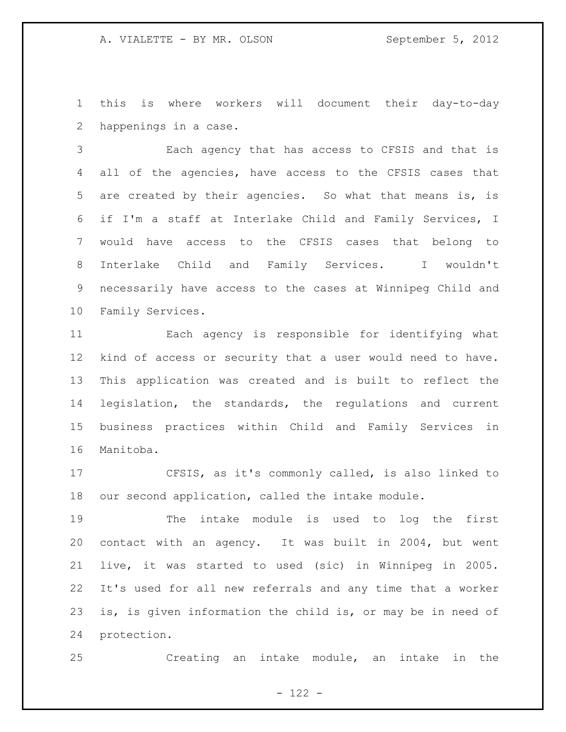this is where workers will document their day-to-day happenings in a case.

Each agency that has access to CFSIS and that is all of the agencies, have access to the CFSIS cases that are created by their agencies. So what that means is, is if I'm a staff at Interlake Child and Family Services, I would have access to the CFSIS cases that belong to Interlake Child and Family Services. I wouldn't necessarily have access to the cases at Winnipeg Child and Family Services.

Each agency is responsible for identifying what kind of access or security that a user would need to have. This application was created and is built to reflect the legislation, the standards, the regulations and current business practices within Child and Family Services in Manitoba.

CFSIS, as it's commonly called, is also linked to our second application, called the intake module.

The intake module is used to log the first contact with an agency. It was built in 2004, but went live, it was started to used (sic) in Winnipeg in 2005. It's used for all new referrals and any time that a worker is, is given information the child is, or may be in need of protection.

Creating an intake module, an intake in the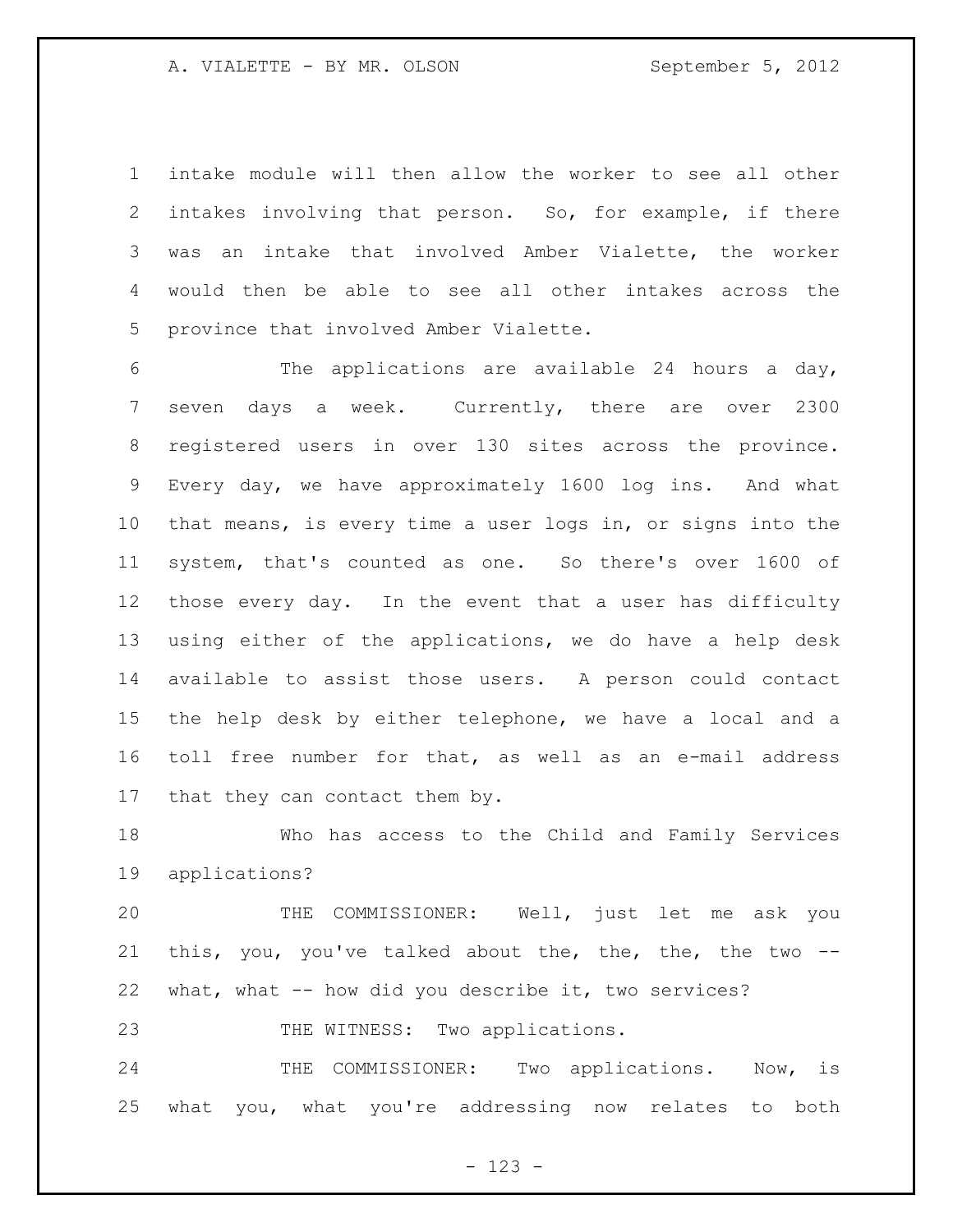intake module will then allow the worker to see all other intakes involving that person. So, for example, if there was an intake that involved Amber Vialette, the worker would then be able to see all other intakes across the province that involved Amber Vialette.

The applications are available 24 hours a day, seven days a week. Currently, there are over 2300 registered users in over 130 sites across the province. Every day, we have approximately 1600 log ins. And what that means, is every time a user logs in, or signs into the system, that's counted as one. So there's over 1600 of those every day. In the event that a user has difficulty using either of the applications, we do have a help desk available to assist those users. A person could contact the help desk by either telephone, we have a local and a toll free number for that, as well as an e-mail address that they can contact them by.

Who has access to the Child and Family Services applications?

THE COMMISSIONER: Well, just let me ask you this, you, you've talked about the, the, the, the two -- what, what -- how did you describe it, two services?

THE WITNESS: Two applications.

THE COMMISSIONER: Two applications. Now, is what you, what you're addressing now relates to both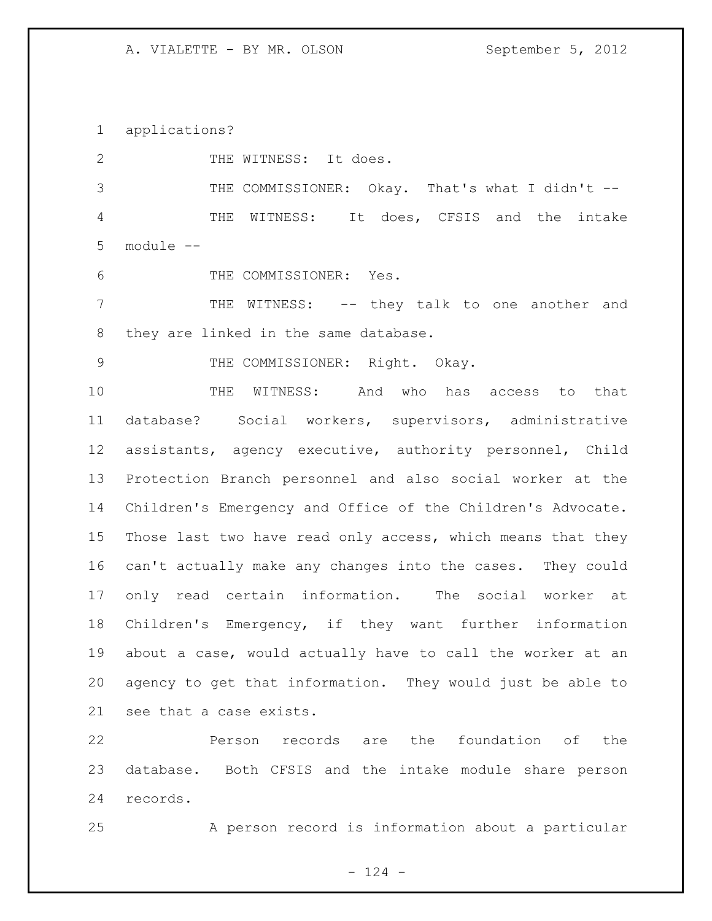applications?

THE WITNESS: It does.

THE COMMISSIONER: Okay. That's what I didn't --

THE WITNESS: It does, CFSIS and the intake module --

THE COMMISSIONER: Yes.

THE WITNESS: -- they talk to one another and they are linked in the same database.

THE COMMISSIONER: Right. Okay.

THE WITNESS: And who has access to that database? Social workers, supervisors, administrative assistants, agency executive, authority personnel, Child Protection Branch personnel and also social worker at the Children's Emergency and Office of the Children's Advocate. Those last two have read only access, which means that they can't actually make any changes into the cases. They could only read certain information. The social worker at Children's Emergency, if they want further information about a case, would actually have to call the worker at an agency to get that information. They would just be able to see that a case exists.

Person records are the foundation of the database. Both CFSIS and the intake module share person records.

A person record is information about a particular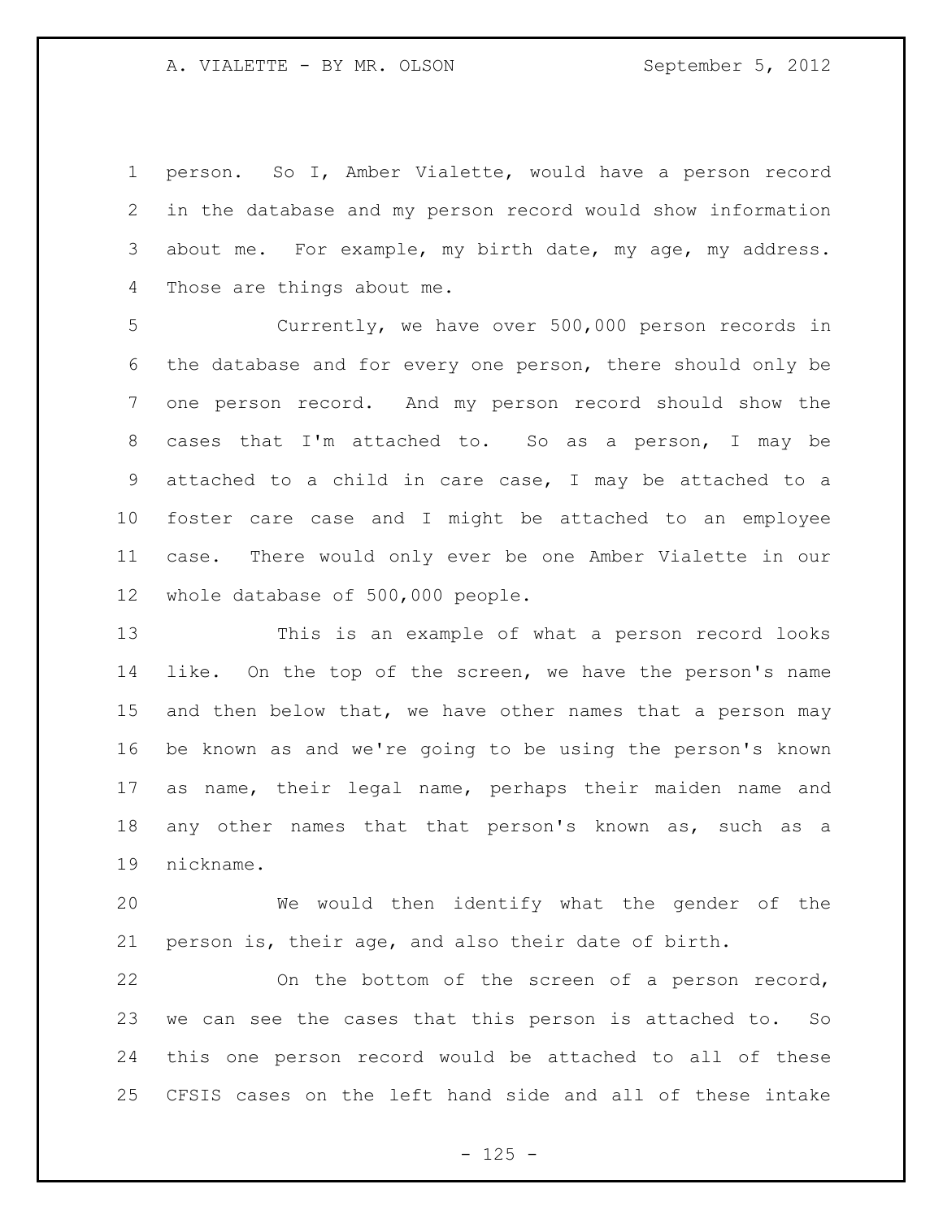person. So I, Amber Vialette, would have a person record in the database and my person record would show information about me. For example, my birth date, my age, my address. Those are things about me.

Currently, we have over 500,000 person records in the database and for every one person, there should only be one person record. And my person record should show the cases that I'm attached to. So as a person, I may be attached to a child in care case, I may be attached to a foster care case and I might be attached to an employee case. There would only ever be one Amber Vialette in our whole database of 500,000 people.

This is an example of what a person record looks like. On the top of the screen, we have the person's name and then below that, we have other names that a person may be known as and we're going to be using the person's known as name, their legal name, perhaps their maiden name and any other names that that person's known as, such as a nickname.

We would then identify what the gender of the person is, their age, and also their date of birth.

On the bottom of the screen of a person record, we can see the cases that this person is attached to. So this one person record would be attached to all of these CFSIS cases on the left hand side and all of these intake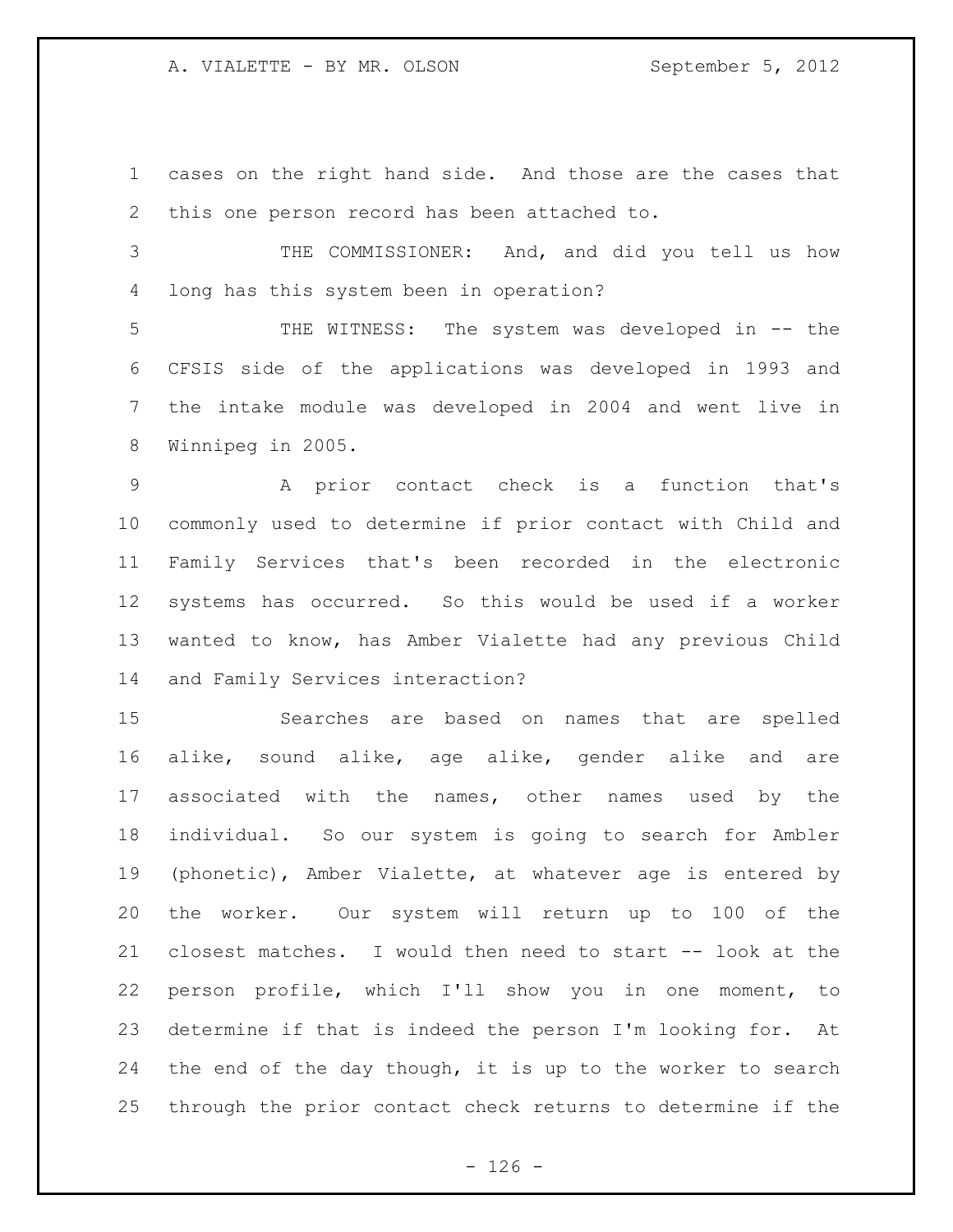cases on the right hand side. And those are the cases that this one person record has been attached to.

THE COMMISSIONER: And, and did you tell us how long has this system been in operation?

THE WITNESS: The system was developed in -- the CFSIS side of the applications was developed in 1993 and the intake module was developed in 2004 and went live in Winnipeg in 2005.

A prior contact check is a function that's commonly used to determine if prior contact with Child and Family Services that's been recorded in the electronic systems has occurred. So this would be used if a worker wanted to know, has Amber Vialette had any previous Child and Family Services interaction?

Searches are based on names that are spelled alike, sound alike, age alike, gender alike and are associated with the names, other names used by the individual. So our system is going to search for Ambler (phonetic), Amber Vialette, at whatever age is entered by the worker. Our system will return up to 100 of the closest matches. I would then need to start -- look at the person profile, which I'll show you in one moment, to determine if that is indeed the person I'm looking for. At the end of the day though, it is up to the worker to search through the prior contact check returns to determine if the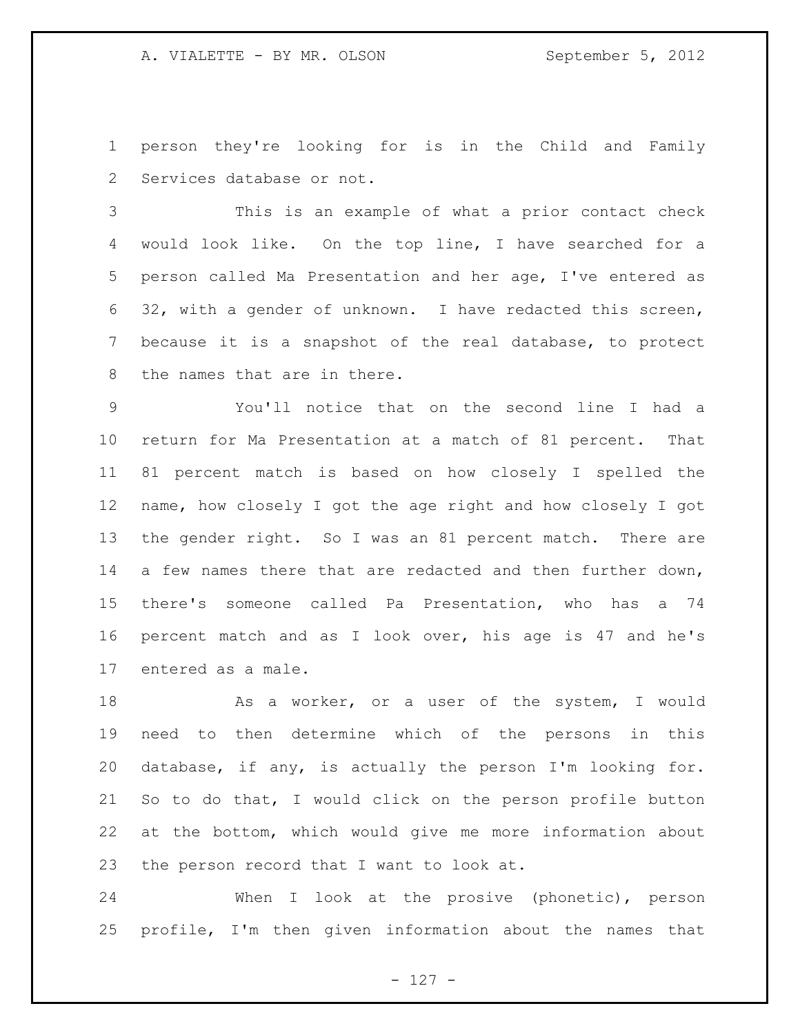person they're looking for is in the Child and Family Services database or not.

This is an example of what a prior contact check would look like. On the top line, I have searched for a person called Ma Presentation and her age, I've entered as 32, with a gender of unknown. I have redacted this screen, because it is a snapshot of the real database, to protect the names that are in there.

You'll notice that on the second line I had a return for Ma Presentation at a match of 81 percent. That 81 percent match is based on how closely I spelled the name, how closely I got the age right and how closely I got the gender right. So I was an 81 percent match. There are a few names there that are redacted and then further down, there's someone called Pa Presentation, who has a 74 percent match and as I look over, his age is 47 and he's entered as a male.

As a worker, or a user of the system, I would need to then determine which of the persons in this database, if any, is actually the person I'm looking for. So to do that, I would click on the person profile button at the bottom, which would give me more information about the person record that I want to look at.

When I look at the prosive (phonetic), person profile, I'm then given information about the names that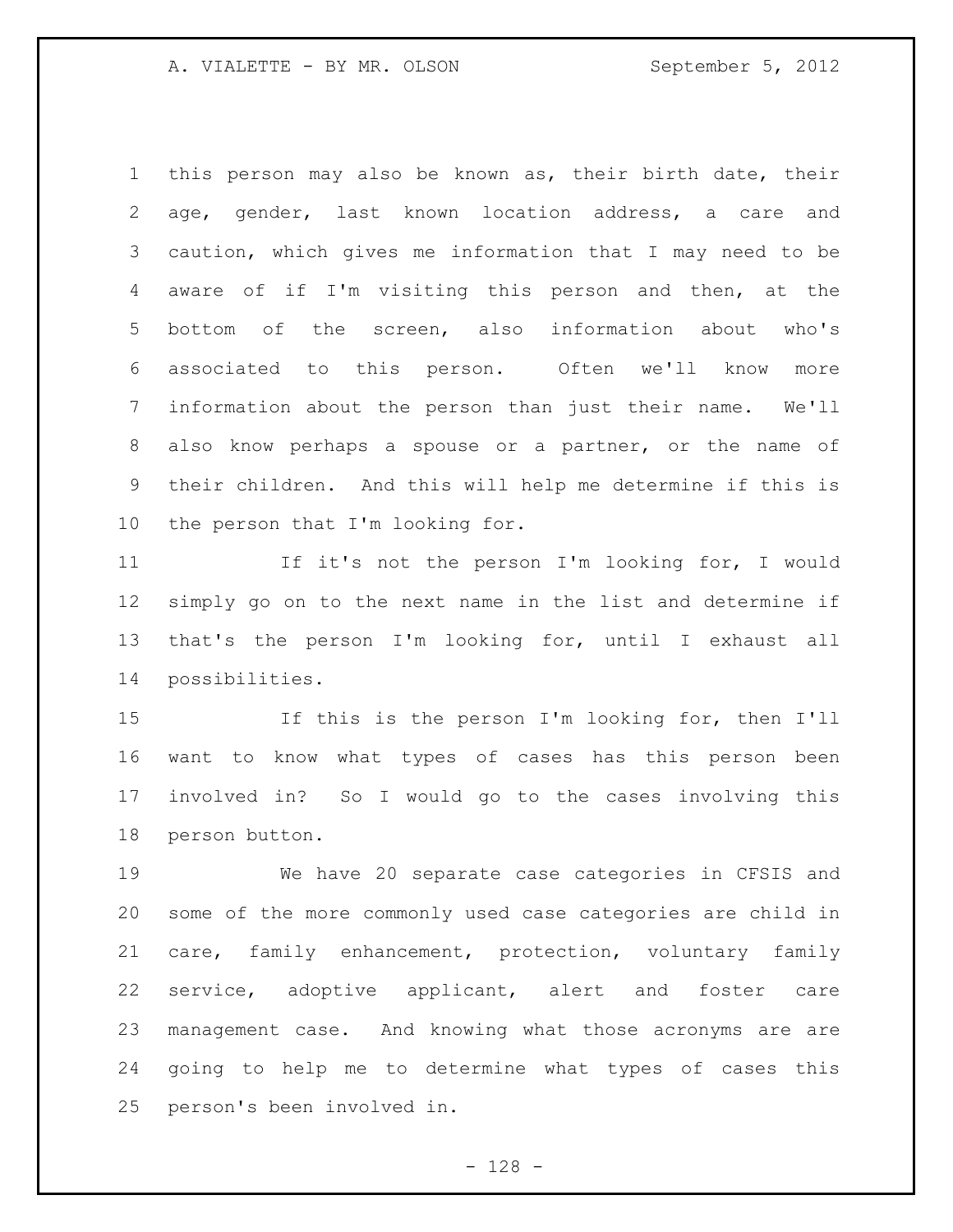this person may also be known as, their birth date, their age, gender, last known location address, a care and caution, which gives me information that I may need to be aware of if I'm visiting this person and then, at the bottom of the screen, also information about who's associated to this person. Often we'll know more information about the person than just their name. We'll also know perhaps a spouse or a partner, or the name of their children. And this will help me determine if this is the person that I'm looking for.

If it's not the person I'm looking for, I would simply go on to the next name in the list and determine if that's the person I'm looking for, until I exhaust all possibilities.

If this is the person I'm looking for, then I'll want to know what types of cases has this person been involved in? So I would go to the cases involving this person button.

We have 20 separate case categories in CFSIS and some of the more commonly used case categories are child in care, family enhancement, protection, voluntary family service, adoptive applicant, alert and foster care management case. And knowing what those acronyms are are going to help me to determine what types of cases this person's been involved in.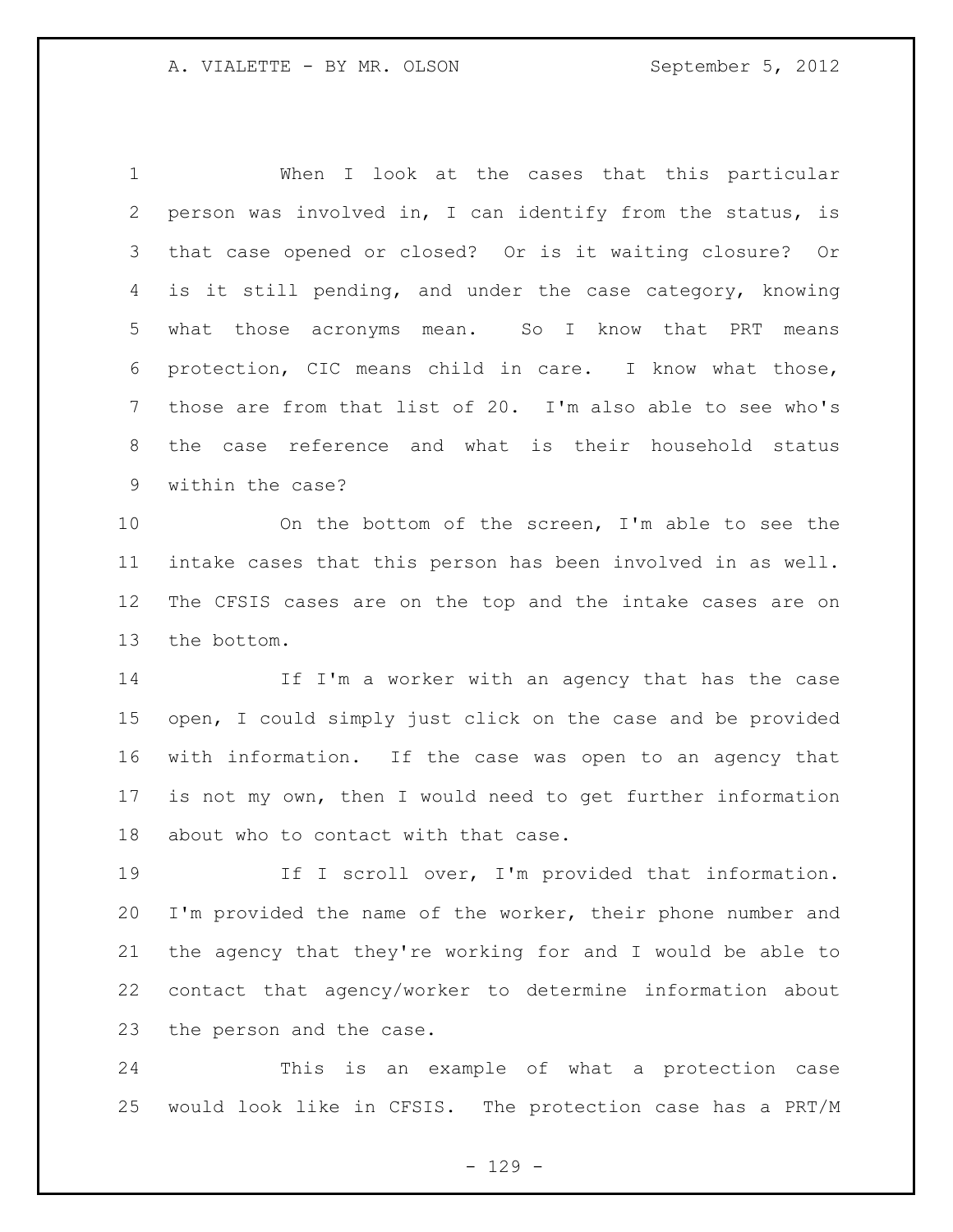When I look at the cases that this particular person was involved in, I can identify from the status, is that case opened or closed? Or is it waiting closure? Or is it still pending, and under the case category, knowing what those acronyms mean. So I know that PRT means protection, CIC means child in care. I know what those, those are from that list of 20. I'm also able to see who's the case reference and what is their household status within the case?

On the bottom of the screen, I'm able to see the intake cases that this person has been involved in as well. The CFSIS cases are on the top and the intake cases are on the bottom.

If I'm a worker with an agency that has the case open, I could simply just click on the case and be provided with information. If the case was open to an agency that is not my own, then I would need to get further information about who to contact with that case.

If I scroll over, I'm provided that information. I'm provided the name of the worker, their phone number and the agency that they're working for and I would be able to contact that agency/worker to determine information about the person and the case.

This is an example of what a protection case would look like in CFSIS. The protection case has a PRT/M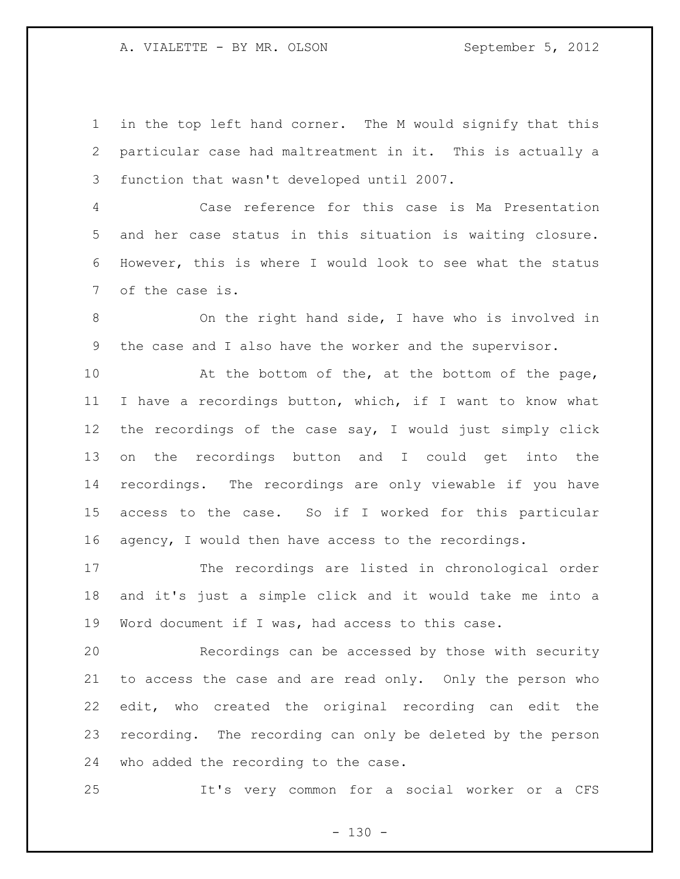in the top left hand corner. The M would signify that this particular case had maltreatment in it. This is actually a function that wasn't developed until 2007.

Case reference for this case is Ma Presentation and her case status in this situation is waiting closure. However, this is where I would look to see what the status of the case is.

On the right hand side, I have who is involved in the case and I also have the worker and the supervisor.

At the bottom of the, at the bottom of the page, I have a recordings button, which, if I want to know what the recordings of the case say, I would just simply click on the recordings button and I could get into the recordings. The recordings are only viewable if you have access to the case. So if I worked for this particular agency, I would then have access to the recordings.

The recordings are listed in chronological order and it's just a simple click and it would take me into a Word document if I was, had access to this case.

Recordings can be accessed by those with security to access the case and are read only. Only the person who edit, who created the original recording can edit the recording. The recording can only be deleted by the person who added the recording to the case.

It's very common for a social worker or a CFS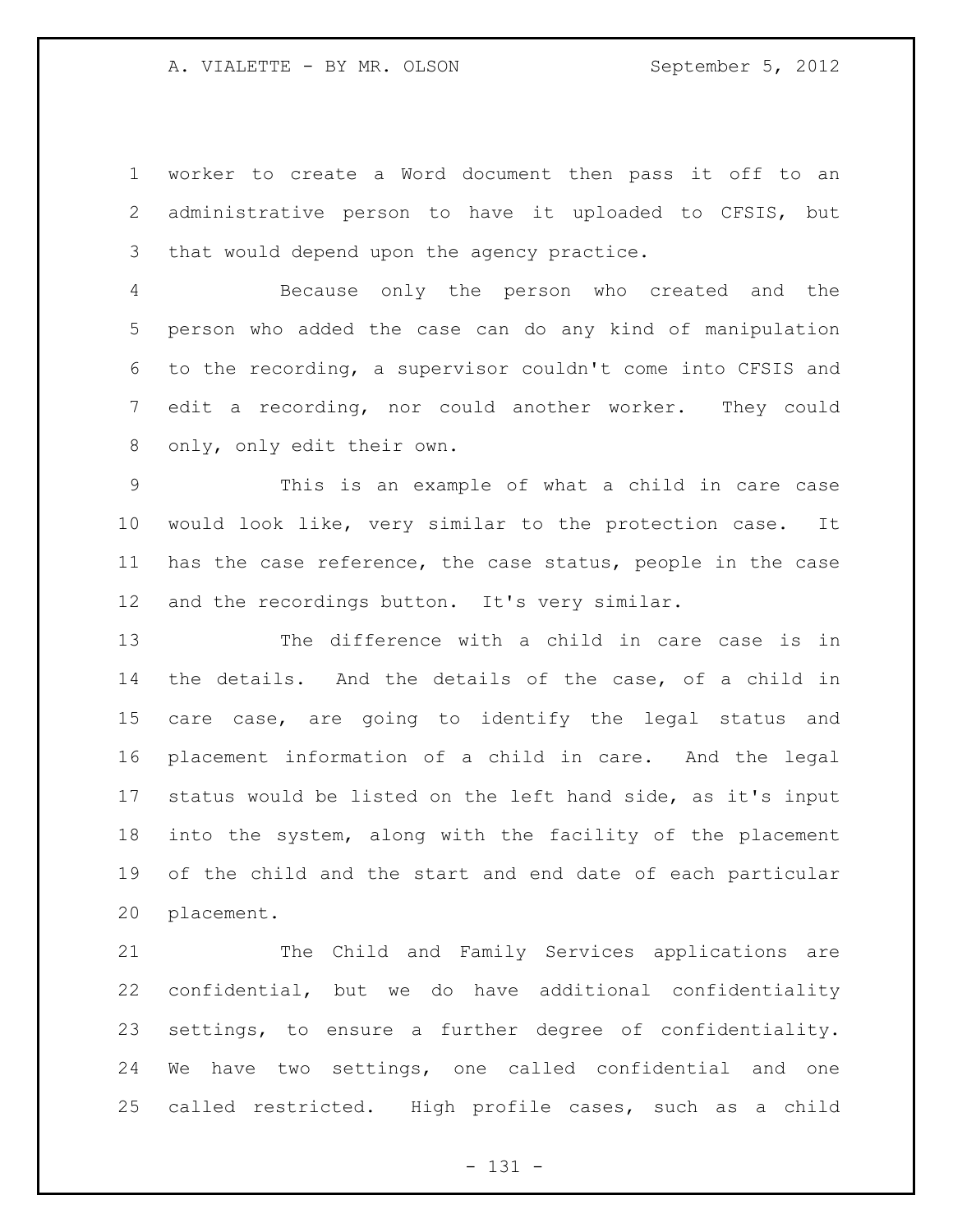worker to create a Word document then pass it off to an administrative person to have it uploaded to CFSIS, but that would depend upon the agency practice.

Because only the person who created and the person who added the case can do any kind of manipulation to the recording, a supervisor couldn't come into CFSIS and edit a recording, nor could another worker. They could only, only edit their own.

This is an example of what a child in care case would look like, very similar to the protection case. It has the case reference, the case status, people in the case and the recordings button. It's very similar.

The difference with a child in care case is in the details. And the details of the case, of a child in care case, are going to identify the legal status and placement information of a child in care. And the legal status would be listed on the left hand side, as it's input into the system, along with the facility of the placement of the child and the start and end date of each particular placement.

The Child and Family Services applications are confidential, but we do have additional confidentiality settings, to ensure a further degree of confidentiality. We have two settings, one called confidential and one called restricted. High profile cases, such as a child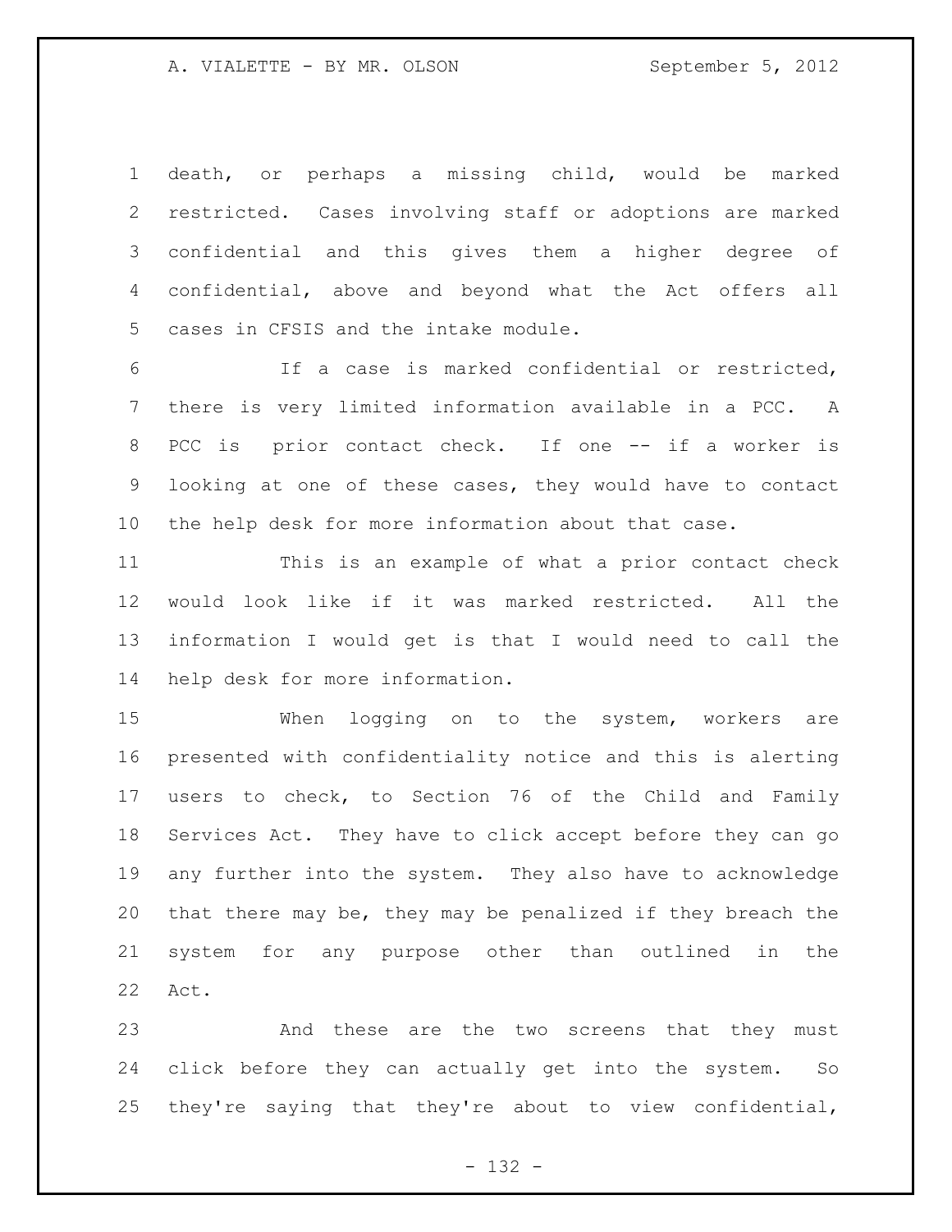death, or perhaps a missing child, would be marked restricted. Cases involving staff or adoptions are marked confidential and this gives them a higher degree of confidential, above and beyond what the Act offers all cases in CFSIS and the intake module.

If a case is marked confidential or restricted, there is very limited information available in a PCC. A PCC is prior contact check. If one -- if a worker is looking at one of these cases, they would have to contact the help desk for more information about that case.

This is an example of what a prior contact check would look like if it was marked restricted. All the information I would get is that I would need to call the help desk for more information.

When logging on to the system, workers are presented with confidentiality notice and this is alerting users to check, to Section 76 of the Child and Family Services Act. They have to click accept before they can go any further into the system. They also have to acknowledge that there may be, they may be penalized if they breach the system for any purpose other than outlined in the Act.

And these are the two screens that they must click before they can actually get into the system. So they're saying that they're about to view confidential,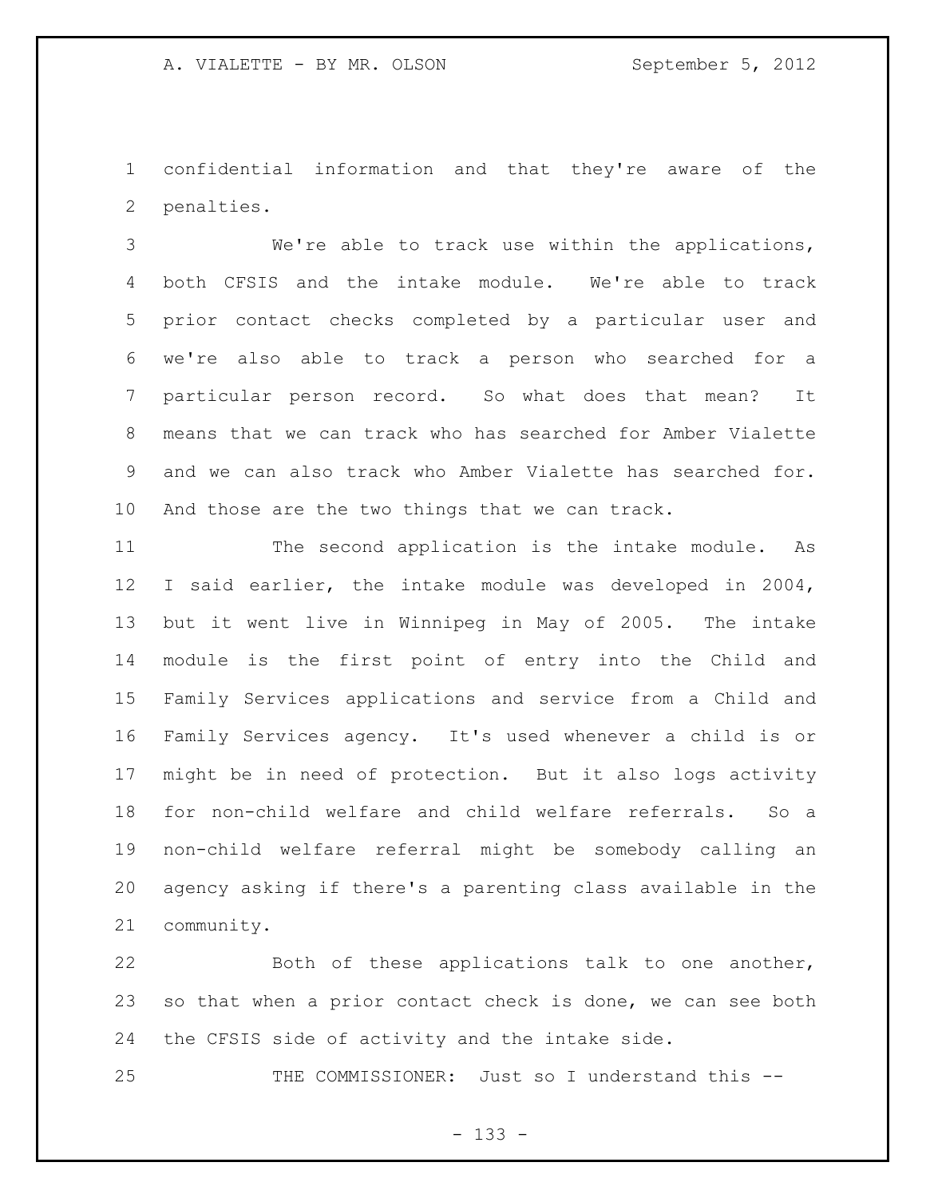confidential information and that they're aware of the penalties.

We're able to track use within the applications, both CFSIS and the intake module. We're able to track prior contact checks completed by a particular user and we're also able to track a person who searched for a particular person record. So what does that mean? It means that we can track who has searched for Amber Vialette and we can also track who Amber Vialette has searched for. And those are the two things that we can track.

The second application is the intake module. As I said earlier, the intake module was developed in 2004, but it went live in Winnipeg in May of 2005. The intake module is the first point of entry into the Child and Family Services applications and service from a Child and Family Services agency. It's used whenever a child is or might be in need of protection. But it also logs activity for non-child welfare and child welfare referrals. So a non-child welfare referral might be somebody calling an agency asking if there's a parenting class available in the community.

Both of these applications talk to one another, so that when a prior contact check is done, we can see both the CFSIS side of activity and the intake side.

THE COMMISSIONER: Just so I understand this --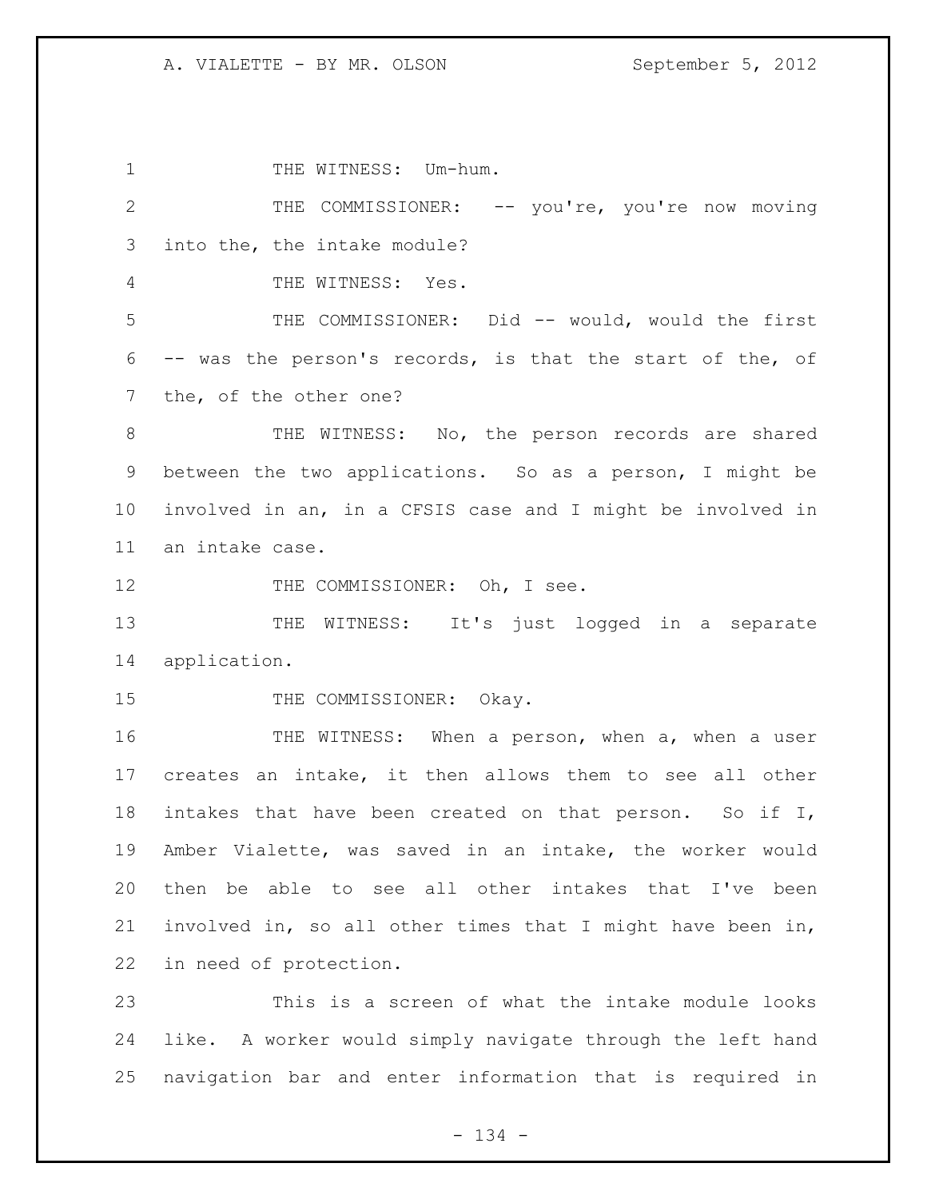THE WITNESS: Um-hum.

THE COMMISSIONER: -- you're, you're now moving into the, the intake module?

THE WITNESS: Yes.

THE COMMISSIONER: Did -- would, would the first -- was the person's records, is that the start of the, of the, of the other one?

THE WITNESS: No, the person records are shared between the two applications. So as a person, I might be involved in an, in a CFSIS case and I might be involved in an intake case.

THE COMMISSIONER: Oh, I see.

THE WITNESS: It's just logged in a separate application.

THE COMMISSIONER: Okay.

THE WITNESS: When a person, when a, when a user creates an intake, it then allows them to see all other intakes that have been created on that person. So if I, Amber Vialette, was saved in an intake, the worker would then be able to see all other intakes that I've been involved in, so all other times that I might have been in, in need of protection.

This is a screen of what the intake module looks like. A worker would simply navigate through the left hand navigation bar and enter information that is required in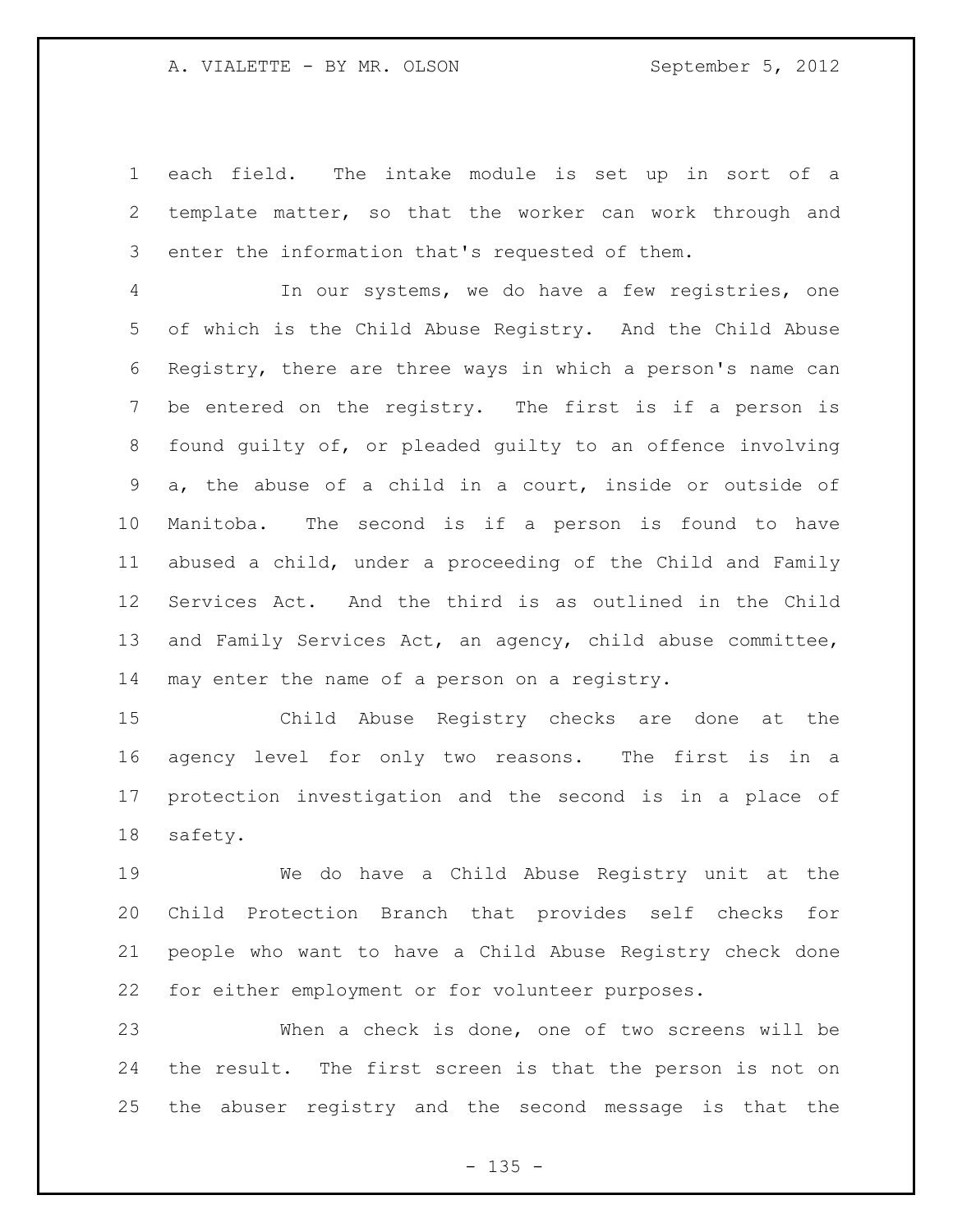each field. The intake module is set up in sort of a template matter, so that the worker can work through and enter the information that's requested of them.

In our systems, we do have a few registries, one of which is the Child Abuse Registry. And the Child Abuse Registry, there are three ways in which a person's name can be entered on the registry. The first is if a person is found guilty of, or pleaded guilty to an offence involving a, the abuse of a child in a court, inside or outside of Manitoba. The second is if a person is found to have abused a child, under a proceeding of the Child and Family Services Act. And the third is as outlined in the Child and Family Services Act, an agency, child abuse committee, may enter the name of a person on a registry.

Child Abuse Registry checks are done at the agency level for only two reasons. The first is in a protection investigation and the second is in a place of safety.

We do have a Child Abuse Registry unit at the Child Protection Branch that provides self checks for people who want to have a Child Abuse Registry check done for either employment or for volunteer purposes.

When a check is done, one of two screens will be the result. The first screen is that the person is not on the abuser registry and the second message is that the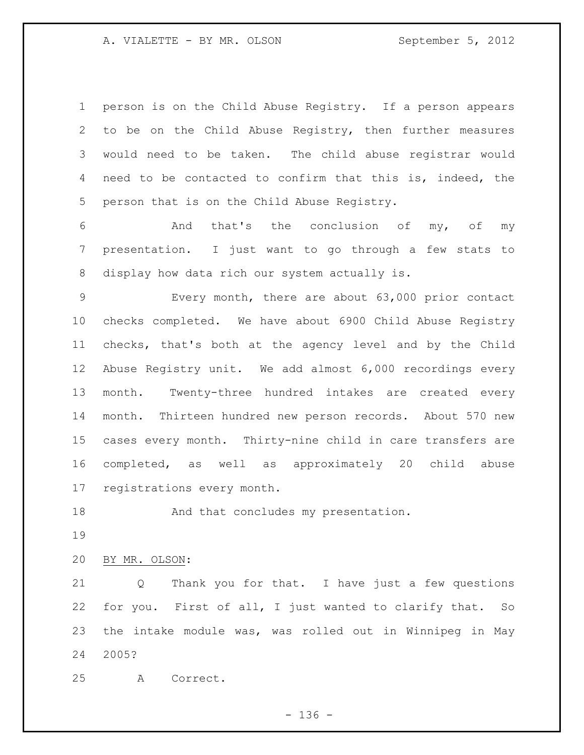person is on the Child Abuse Registry. If a person appears to be on the Child Abuse Registry, then further measures would need to be taken. The child abuse registrar would need to be contacted to confirm that this is, indeed, the person that is on the Child Abuse Registry.

And that's the conclusion of my, of my presentation. I just want to go through a few stats to display how data rich our system actually is.

Every month, there are about 63,000 prior contact checks completed. We have about 6900 Child Abuse Registry checks, that's both at the agency level and by the Child Abuse Registry unit. We add almost 6,000 recordings every month. Twenty-three hundred intakes are created every month. Thirteen hundred new person records. About 570 new cases every month. Thirty-nine child in care transfers are completed, as well as approximately 20 child abuse registrations every month.

And that concludes my presentation.

BY MR. OLSON:

Q Thank you for that. I have just a few questions for you. First of all, I just wanted to clarify that. So the intake module was, was rolled out in Winnipeg in May 2005?

A Correct.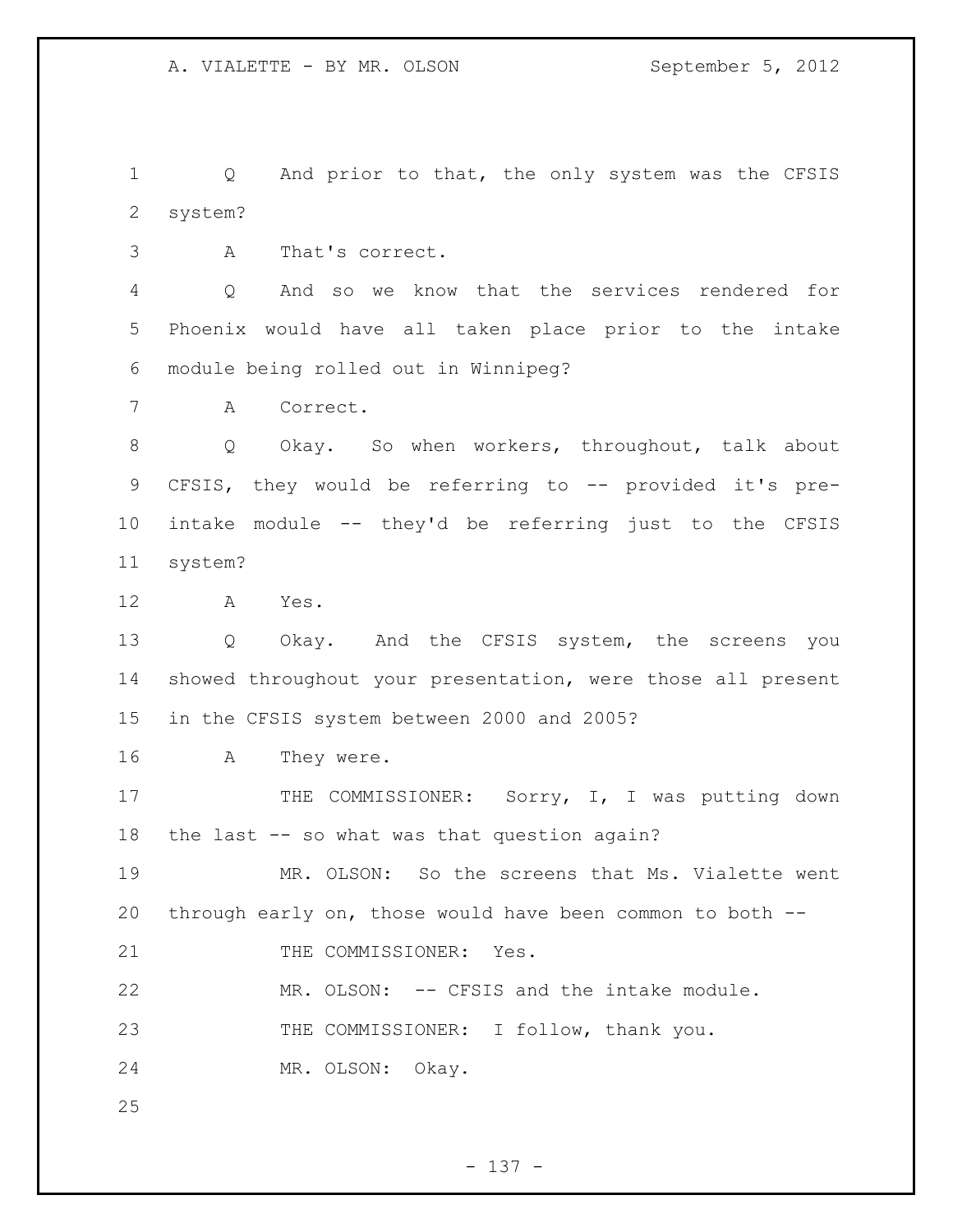Q And prior to that, the only system was the CFSIS system?

A That's correct.

Q And so we know that the services rendered for Phoenix would have all taken place prior to the intake module being rolled out in Winnipeg?

A Correct.

Q Okay. So when workers, throughout, talk about CFSIS, they would be referring to -- provided it's pre-intake module -- they'd be referring just to the CFSIS system?

A Yes.

Q Okay. And the CFSIS system, the screens you showed throughout your presentation, were those all present in the CFSIS system between 2000 and 2005?

A They were.

THE COMMISSIONER: Sorry, I, I was putting down the last -- so what was that question again?

MR. OLSON: So the screens that Ms. Vialette went through early on, those would have been common to both --

THE COMMISSIONER: Yes.

MR. OLSON: -- CFSIS and the intake module.

THE COMMISSIONER: I follow, thank you.

MR. OLSON: Okay.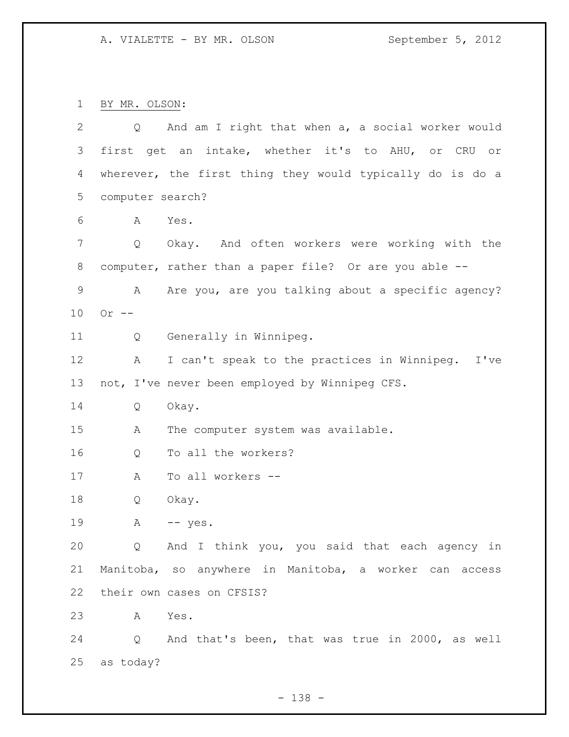BY MR. OLSON:

Q And am I right that when a, a social worker would first get an intake, whether it's to AHU, or CRU or wherever, the first thing they would typically do is do a computer search?

A Yes.

Q Okay. And often workers were working with the computer, rather than a paper file? Or are you able --

A Are you, are you talking about a specific agency? Or --

Q Generally in Winnipeg.

A I can't speak to the practices in Winnipeg. I've not, I've never been employed by Winnipeg CFS.

Q Okay.

A The computer system was available.

Q To all the workers?

A To all workers --

Q Okay.

A -- yes.

Q And I think you, you said that each agency in Manitoba, so anywhere in Manitoba, a worker can access their own cases on CFSIS?

A Yes.

Q And that's been, that was true in 2000, as well as today?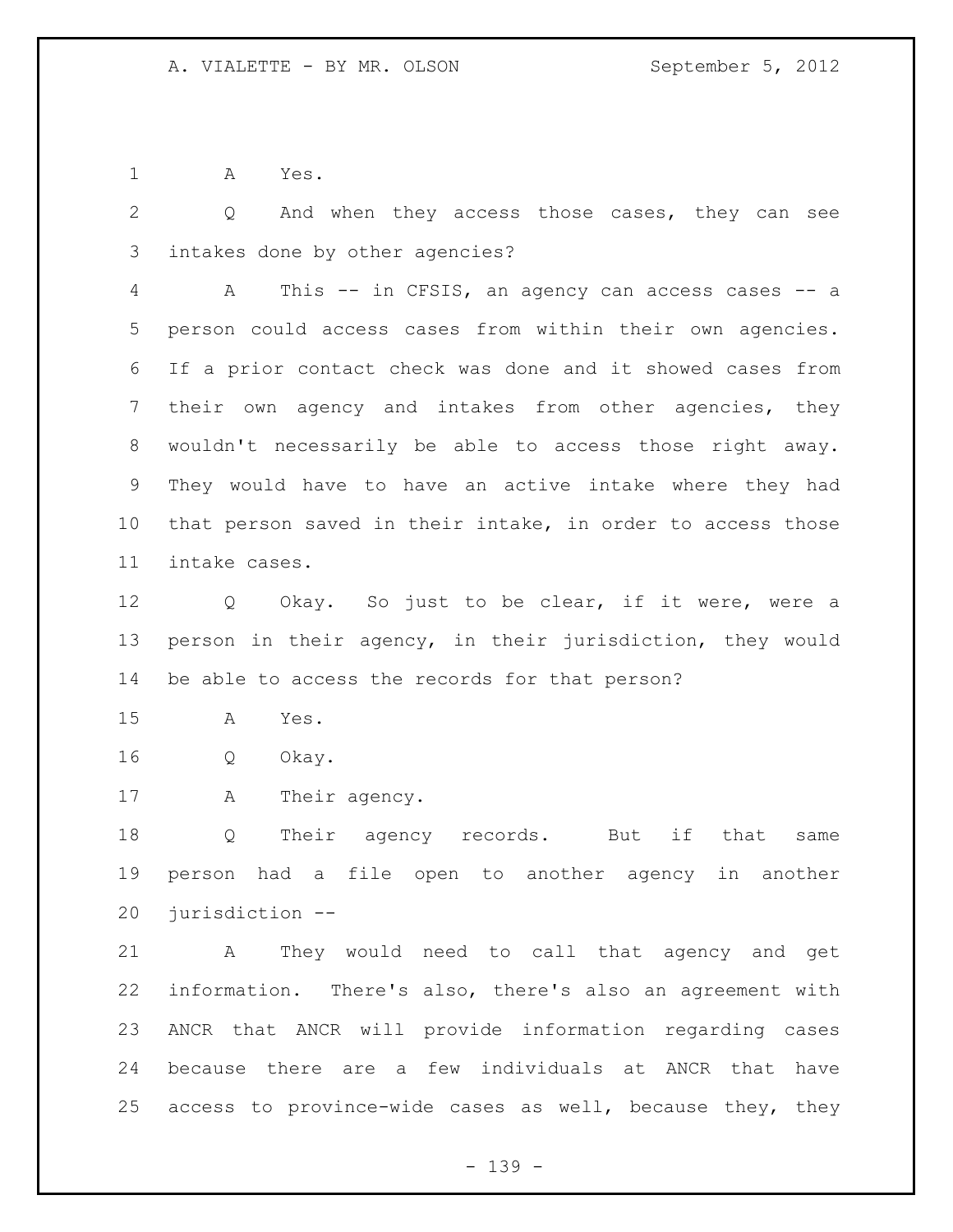1 A Yes.

2 Q And when they access those cases, they can see

3 intakes done by other agencies?

4 A This -- in CFSIS, an agency can access cases -- a

5 person could access cases from within their own agencies.

6 If a prior contact check was done and it showed cases from

7 their own agency and intakes from other agencies, they

8 wouldn't necessarily be able to access those right away.

9 They would have to have an active intake where they had

10 that person saved in their intake, in order to access those

11 intake cases.

12 Q Okay. So just to be clear, if it were, were a

13 person in their agency, in their jurisdiction, they would

14 be able to access the records for that person?

15 A Yes.

16 Q Okay.

17 A Their agency.

18 Q Their agency records. But if that same

19 person had a file open to another agency in another

20 jurisdiction --

21 A They would need to call that agency and get

22 information. There's also, there's also an agreement with

23 ANCR that ANCR will provide information regarding cases

24 because there are a few individuals at ANCR that have

25 access to province-wide cases as well, because they, they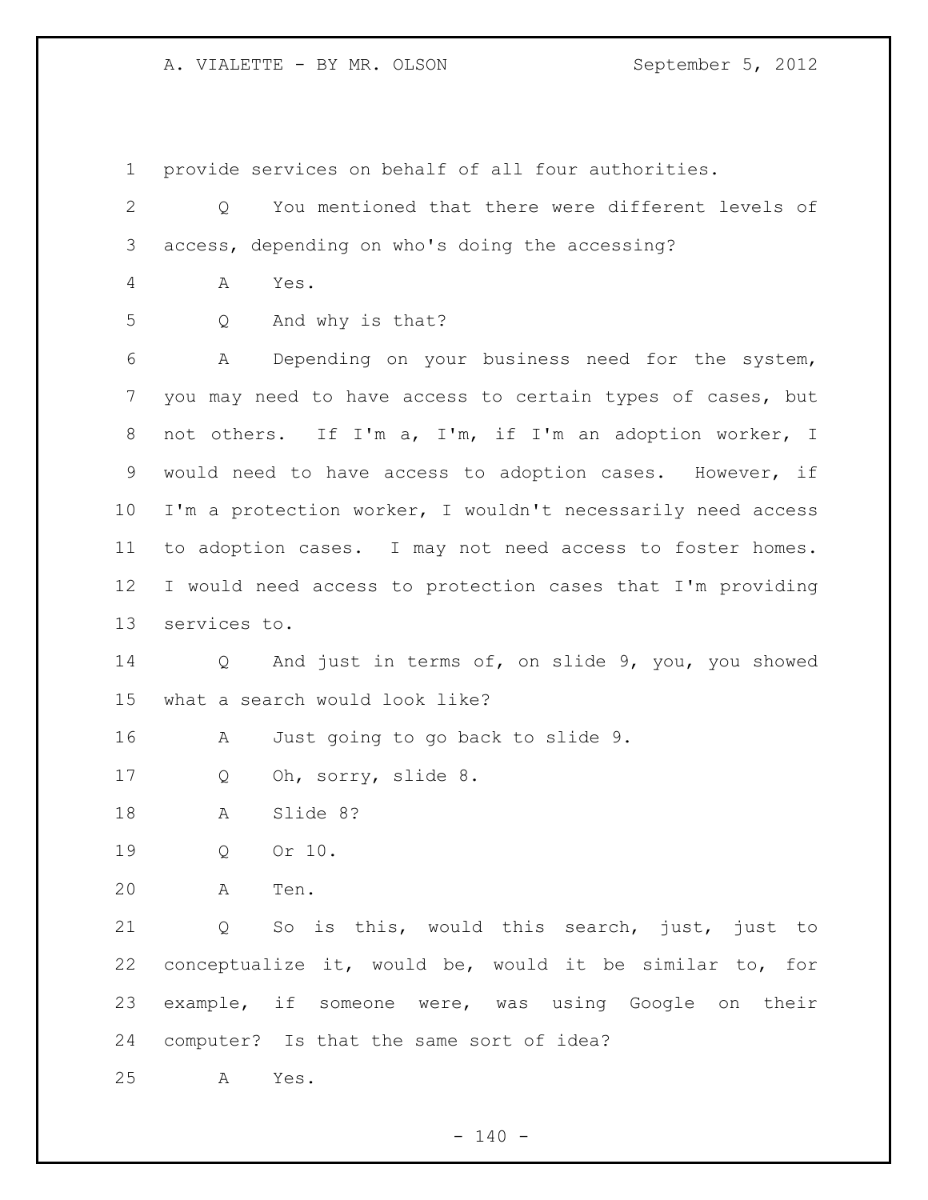provide services on behalf of all four authorities.

Q You mentioned that there were different levels of access, depending on who's doing the accessing?

A Yes.

Q And why is that?

A Depending on your business need for the system, you may need to have access to certain types of cases, but not others. If I'm a, I'm, if I'm an adoption worker, I would need to have access to adoption cases. However, if I'm a protection worker, I wouldn't necessarily need access to adoption cases. I may not need access to foster homes. I would need access to protection cases that I'm providing services to.

Q And just in terms of, on slide 9, you, you showed what a search would look like?

A Just going to go back to slide 9.

Q Oh, sorry, slide 8.

A Slide 8?

Q Or 10.

A Ten.

Q So is this, would this search, just, just to conceptualize it, would be, would it be similar to, for example, if someone were, was using Google on their computer? Is that the same sort of idea?

A Yes.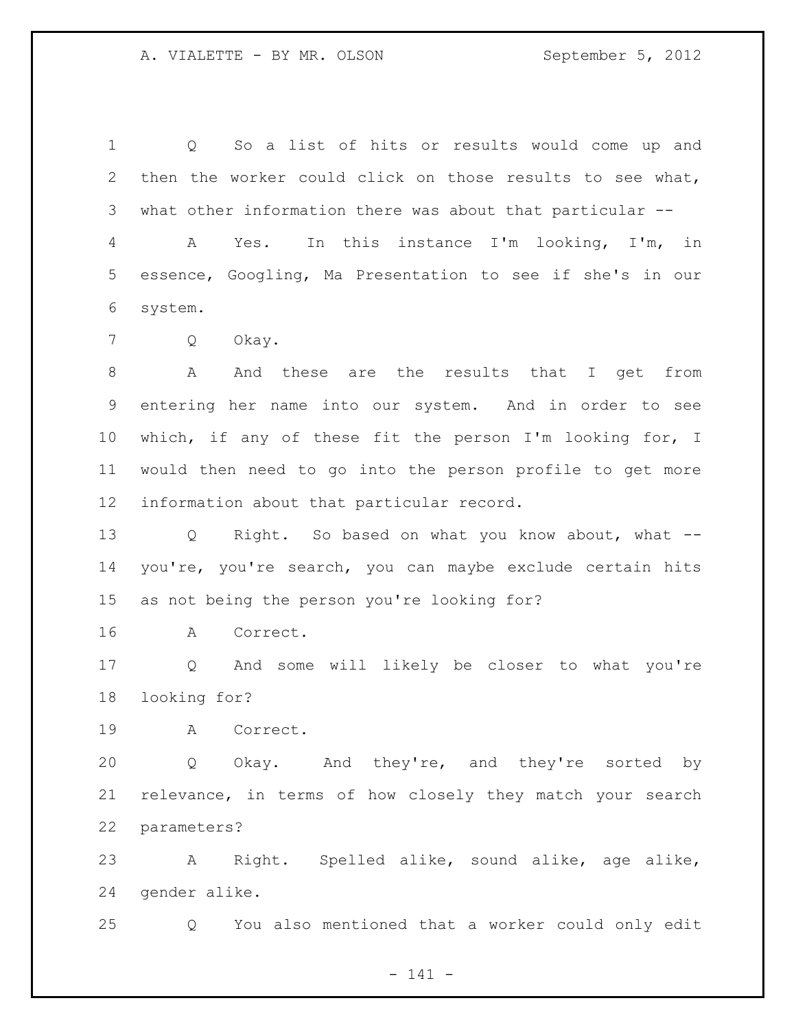Q So a list of hits or results would come up and then the worker could click on those results to see what, what other information there was about that particular --

A Yes. In this instance I'm looking, I'm, in essence, Googling, Ma Presentation to see if she's in our system.

Q Okay.

A And these are the results that I get from entering her name into our system. And in order to see which, if any of these fit the person I'm looking for, I would then need to go into the person profile to get more information about that particular record.

Q Right. So based on what you know about, what -- you're, you're search, you can maybe exclude certain hits as not being the person you're looking for?

A Correct.

Q And some will likely be closer to what you're looking for?

A Correct.

Q Okay. And they're, and they're sorted by relevance, in terms of how closely they match your search parameters?

A Right. Spelled alike, sound alike, age alike, gender alike.

Q You also mentioned that a worker could only edit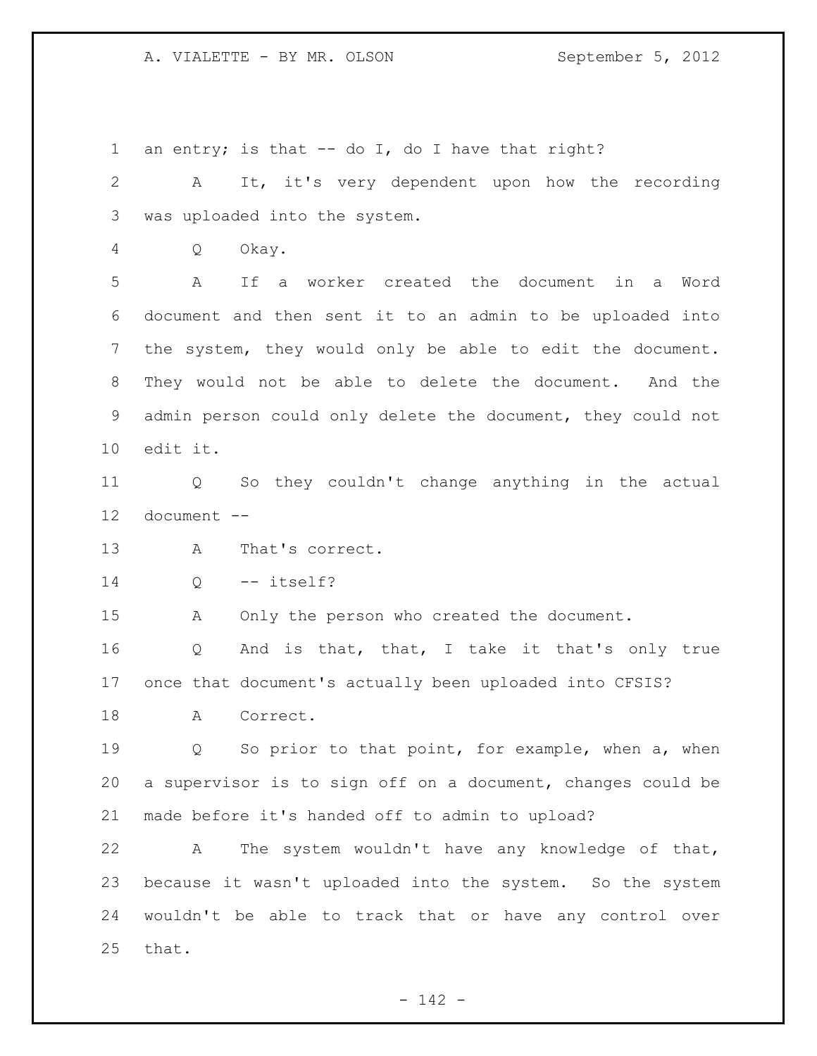an entry; is that -- do I, do I have that right?

A It, it's very dependent upon how the recording was uploaded into the system.

Q Okay.

A If a worker created the document in a Word document and then sent it to an admin to be uploaded into the system, they would only be able to edit the document. They would not be able to delete the document. And the admin person could only delete the document, they could not edit it.

Q So they couldn't change anything in the actual document --

A That's correct.

Q -- itself?

A Only the person who created the document.

Q And is that, that, I take it that's only true once that document's actually been uploaded into CFSIS?

A Correct.

Q So prior to that point, for example, when a, when a supervisor is to sign off on a document, changes could be made before it's handed off to admin to upload?

A The system wouldn't have any knowledge of that, because it wasn't uploaded into the system. So the system wouldn't be able to track that or have any control over that.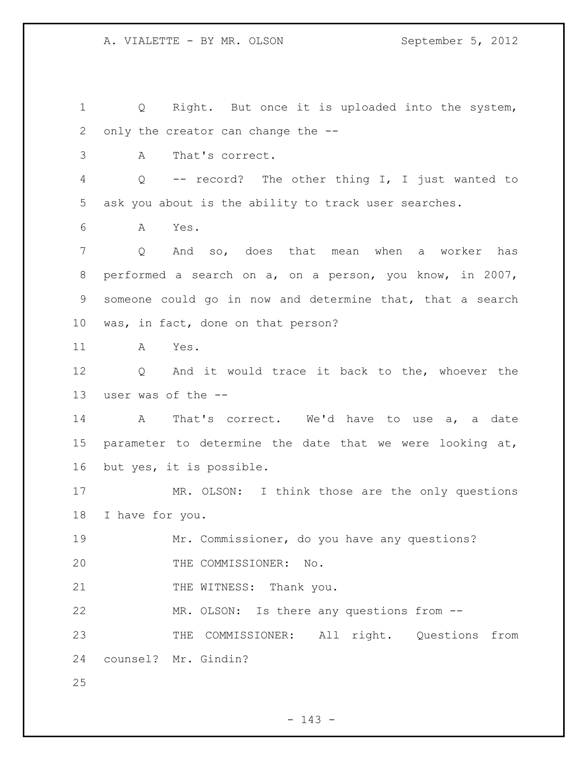Q Right. But once it is uploaded into the system, only the creator can change the --

A That's correct.

Q -- record? The other thing I, I just wanted to ask you about is the ability to track user searches.

A Yes.

Q And so, does that mean when a worker has performed a search on a, on a person, you know, in 2007, someone could go in now and determine that, that a search was, in fact, done on that person?

A Yes.

Q And it would trace it back to the, whoever the user was of the --

A That's correct. We'd have to use a, a date parameter to determine the date that we were looking at, but yes, it is possible.

MR. OLSON: I think those are the only questions I have for you.

Mr. Commissioner, do you have any questions?

THE COMMISSIONER: No.

THE WITNESS: Thank you.

MR. OLSON: Is there any questions from --

THE COMMISSIONER: All right. Questions from counsel? Mr. Gindin?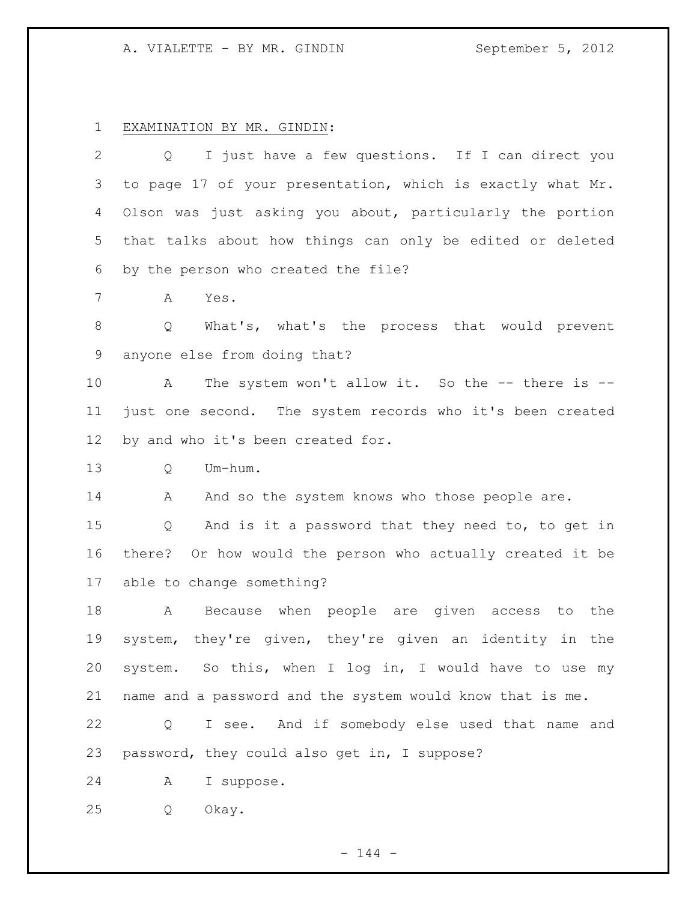EXAMINATION BY MR. GINDIN:

Q I just have a few questions. If I can direct you to page 17 of your presentation, which is exactly what Mr. Olson was just asking you about, particularly the portion that talks about how things can only be edited or deleted by the person who created the file?

A Yes.

Q What's, what's the process that would prevent anyone else from doing that?

A The system won't allow it. So the -- there is -- just one second. The system records who it's been created by and who it's been created for.

Q Um-hum.

A And so the system knows who those people are.

Q And is it a password that they need to, to get in there? Or how would the person who actually created it be able to change something?

A Because when people are given access to the system, they're given, they're given an identity in the system. So this, when I log in, I would have to use my name and a password and the system would know that is me.

Q I see. And if somebody else used that name and password, they could also get in, I suppose?

A I suppose.

Q Okay.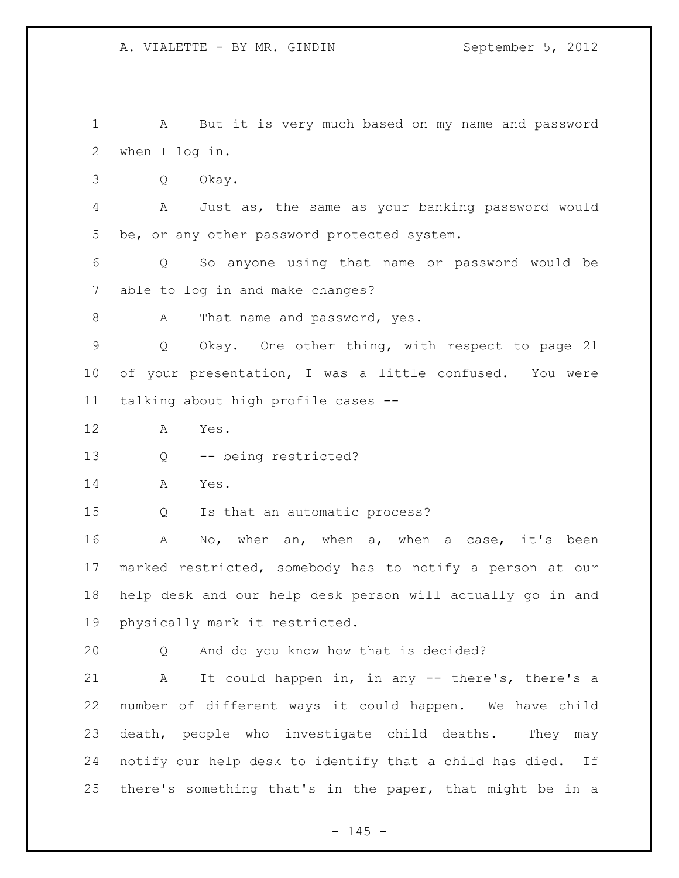A But it is very much based on my name and password when I log in.

Q Okay.

A Just as, the same as your banking password would be, or any other password protected system.

Q So anyone using that name or password would be able to log in and make changes?

A That name and password, yes.

Q Okay. One other thing, with respect to page 21 of your presentation, I was a little confused. You were talking about high profile cases --

A Yes.

Q -- being restricted?

A Yes.

Q Is that an automatic process?

A No, when an, when a, when a case, it's been marked restricted, somebody has to notify a person at our help desk and our help desk person will actually go in and physically mark it restricted.

Q And do you know how that is decided?

A It could happen in, in any -- there's, there's a number of different ways it could happen. We have child death, people who investigate child deaths. They may notify our help desk to identify that a child has died. If there's something that's in the paper, that might be in a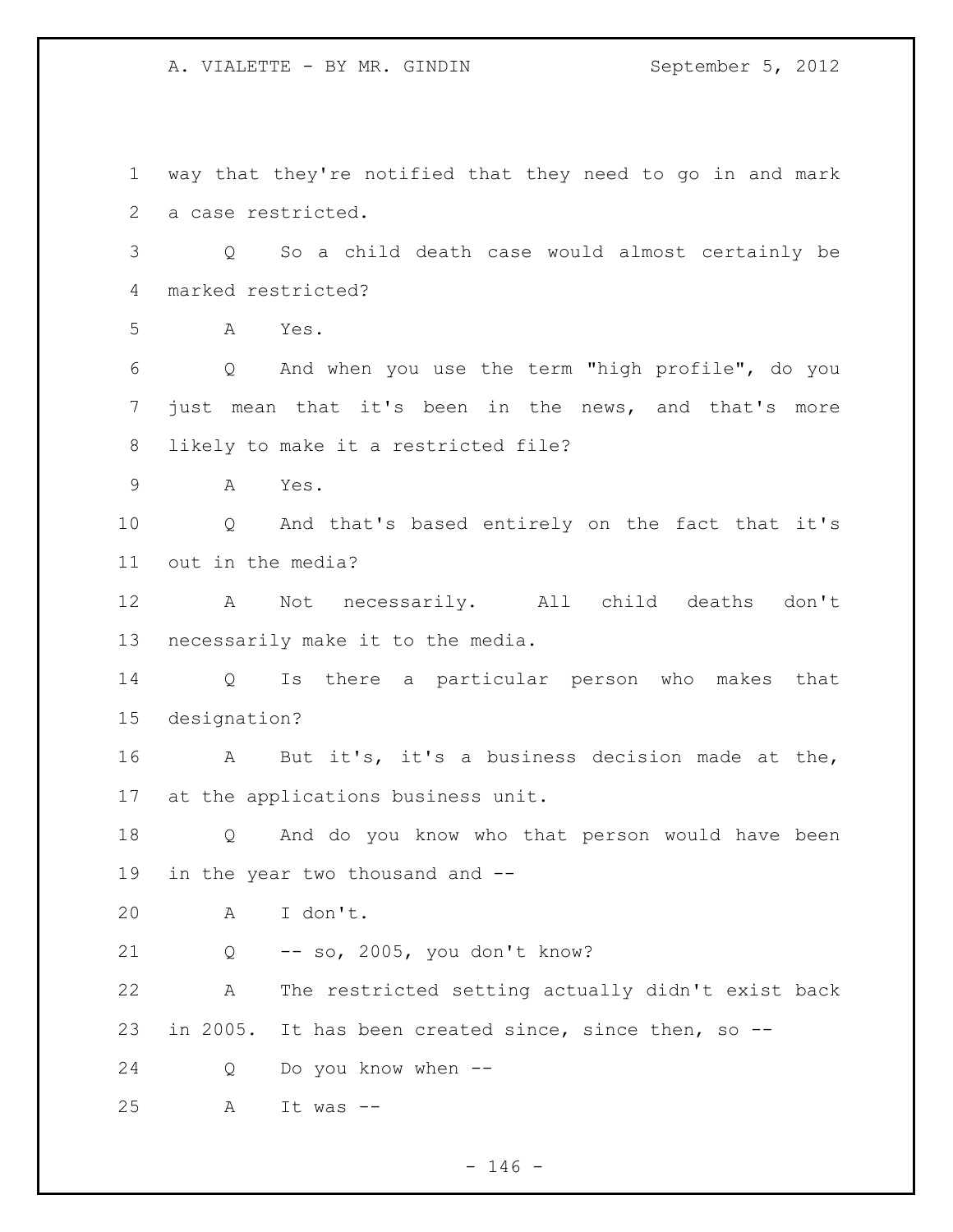way that they're notified that they need to go in and mark a case restricted.

Q So a child death case would almost certainly be marked restricted?

A Yes.

Q And when you use the term "high profile", do you just mean that it's been in the news, and that's more likely to make it a restricted file?

A Yes.

Q And that's based entirely on the fact that it's out in the media?

A Not necessarily. All child deaths don't necessarily make it to the media.

Q Is there a particular person who makes that designation?

A But it's, it's a business decision made at the, at the applications business unit.

Q And do you know who that person would have been in the year two thousand and --

A I don't.

Q -- so, 2005, you don't know?

A The restricted setting actually didn't exist back in 2005. It has been created since, since then, so --

Q Do you know when --

A It was --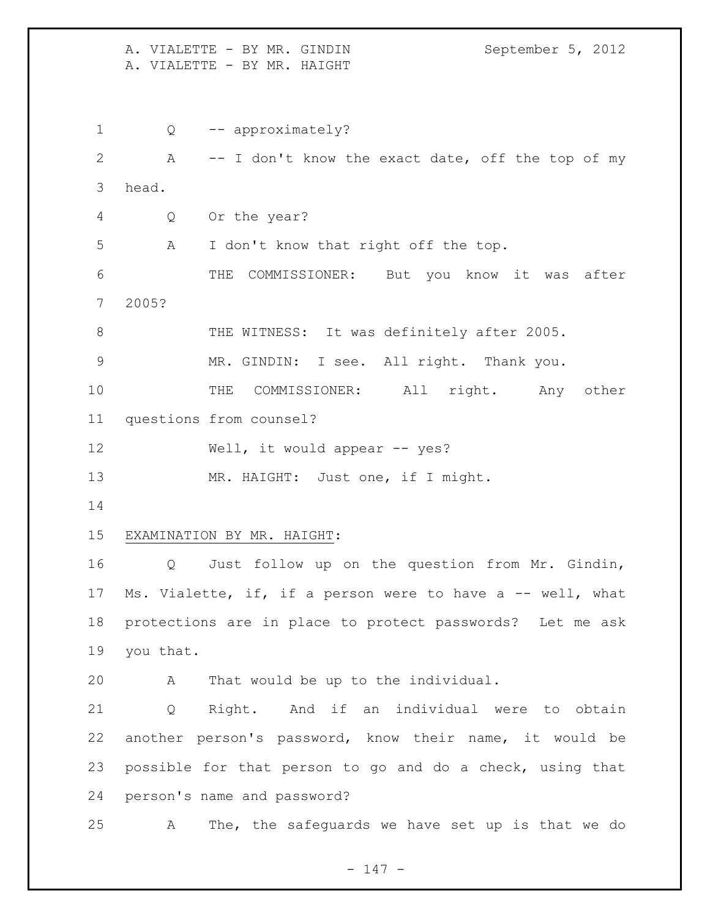Q -- approximately?

A -- I don't know the exact date, off the top of my head.

Q Or the year?

A I don't know that right off the top.

THE COMMISSIONER: But you know it was after 2005?

THE WITNESS: It was definitely after 2005.

MR. GINDIN: I see. All right. Thank you.

THE COMMISSIONER: All right. Any other questions from counsel?

Well, it would appear -- yes?

MR. HAIGHT: Just one, if I might.

<u>EXAMINATION BY MR. HAIGHT</u>:

Q Just follow up on the question from Mr. Gindin, Ms. Vialette, if, if a person were to have a -- well, what protections are in place to protect passwords? Let me ask you that.

A That would be up to the individual.

Q Right. And if an individual were to obtain another person's password, know their name, it would be possible for that person to go and do a check, using that person's name and password?

A The, the safeguards we have set up is that we do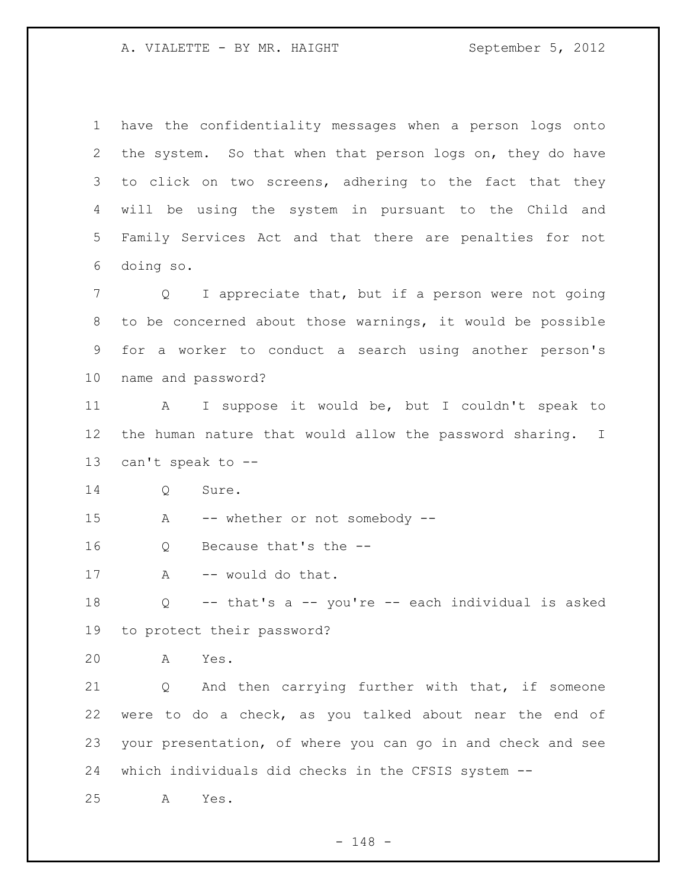have the confidentiality messages when a person logs onto the system. So that when that person logs on, they do have to click on two screens, adhering to the fact that they will be using the system in pursuant to the Child and Family Services Act and that there are penalties for not doing so.

Q I appreciate that, but if a person were not going to be concerned about those warnings, it would be possible for a worker to conduct a search using another person's name and password?

A I suppose it would be, but I couldn't speak to the human nature that would allow the password sharing. I can't speak to --

Q Sure.

A -- whether or not somebody --

Q Because that's the --

A -- would do that.

Q -- that's a -- you're -- each individual is asked to protect their password?

A Yes.

Q And then carrying further with that, if someone were to do a check, as you talked about near the end of your presentation, of where you can go in and check and see which individuals did checks in the CFSIS system --

A Yes.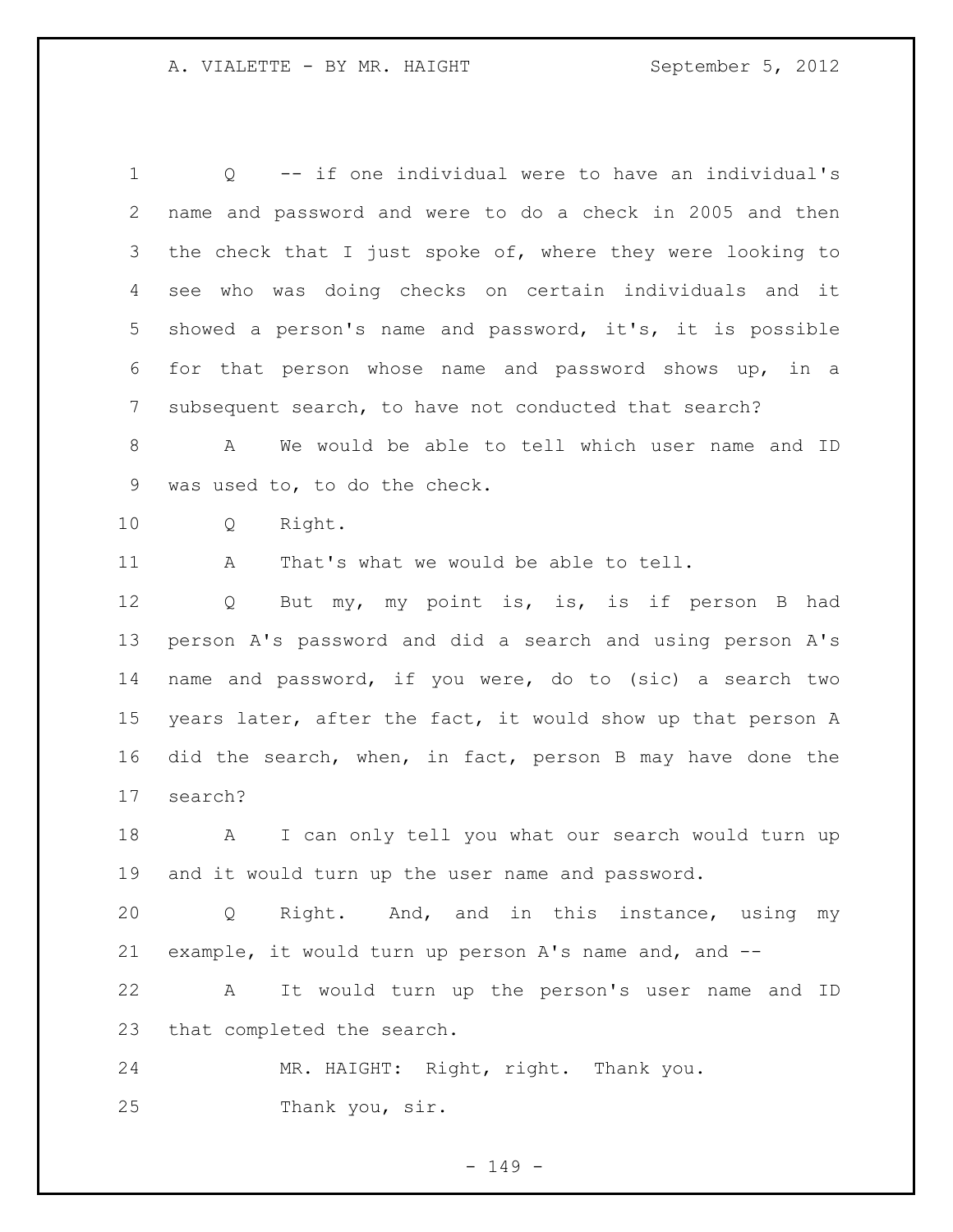Q -- if one individual were to have an individual's name and password and were to do a check in 2005 and then the check that I just spoke of, where they were looking to see who was doing checks on certain individuals and it showed a person's name and password, it's, it is possible for that person whose name and password shows up, in a subsequent search, to have not conducted that search?

A We would be able to tell which user name and ID was used to, to do the check.

Q Right.

A That's what we would be able to tell.

Q But my, my point is, is, is if person B had person A's password and did a search and using person A's name and password, if you were, do to (sic) a search two years later, after the fact, it would show up that person A did the search, when, in fact, person B may have done the search?

A I can only tell you what our search would turn up and it would turn up the user name and password.

Q Right. And, and in this instance, using my example, it would turn up person A's name and, and --

A It would turn up the person's user name and ID that completed the search.

MR. HAIGHT: Right, right. Thank you.

Thank you, sir.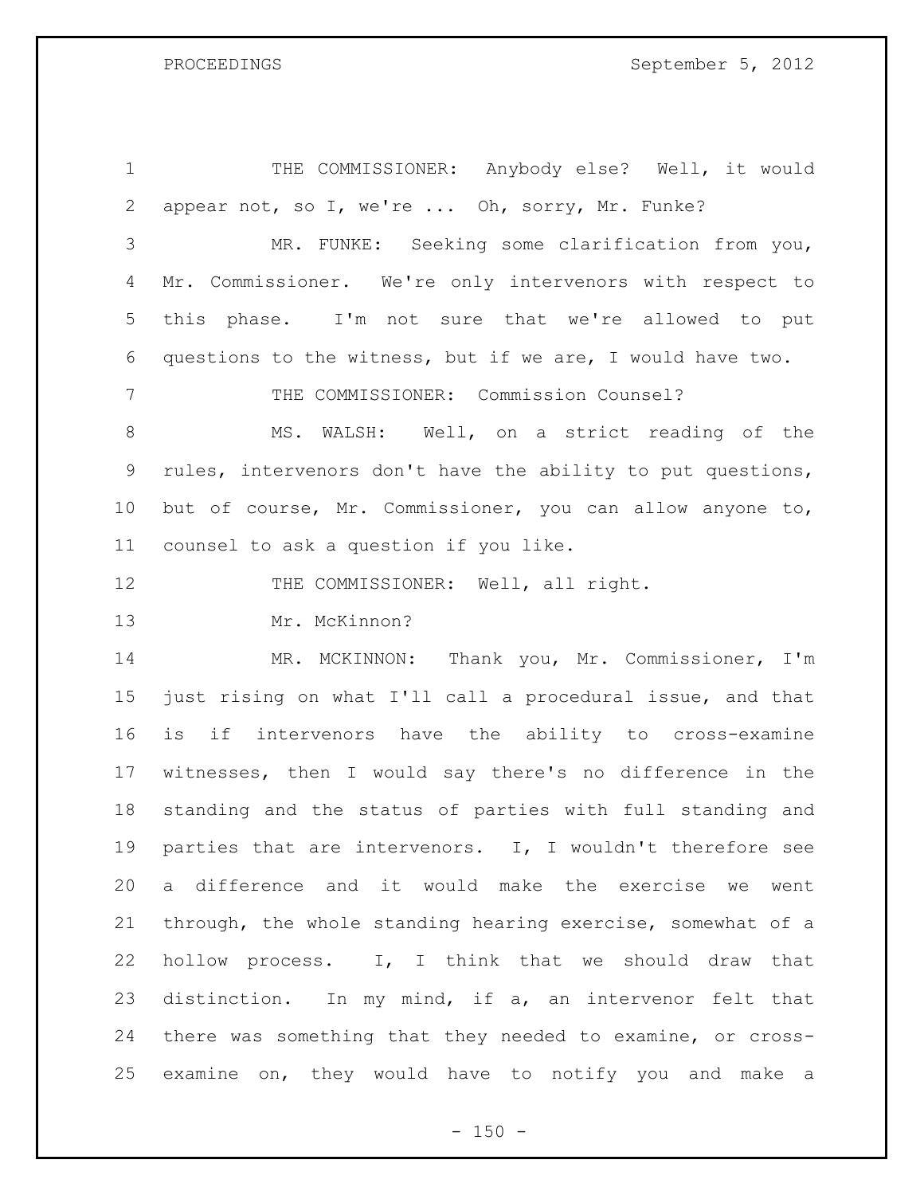THE COMMISSIONER: Anybody else? Well, it would appear not, so I, we're ... Oh, sorry, Mr. Funke?

MR. FUNKE: Seeking some clarification from you, Mr. Commissioner. We're only intervenors with respect to this phase. I'm not sure that we're allowed to put questions to the witness, but if we are, I would have two.

THE COMMISSIONER: Commission Counsel?

MS. WALSH: Well, on a strict reading of the rules, intervenors don't have the ability to put questions, but of course, Mr. Commissioner, you can allow anyone to, counsel to ask a question if you like.

THE COMMISSIONER: Well, all right.

Mr. McKinnon?

MR. MCKINNON: Thank you, Mr. Commissioner, I'm just rising on what I'll call a procedural issue, and that is if intervenors have the ability to cross-examine witnesses, then I would say there's no difference in the standing and the status of parties with full standing and parties that are intervenors. I, I wouldn't therefore see a difference and it would make the exercise we went through, the whole standing hearing exercise, somewhat of a hollow process. I, I think that we should draw that distinction. In my mind, if a, an intervenor felt that there was something that they needed to examine, or cross-examine on, they would have to notify you and make a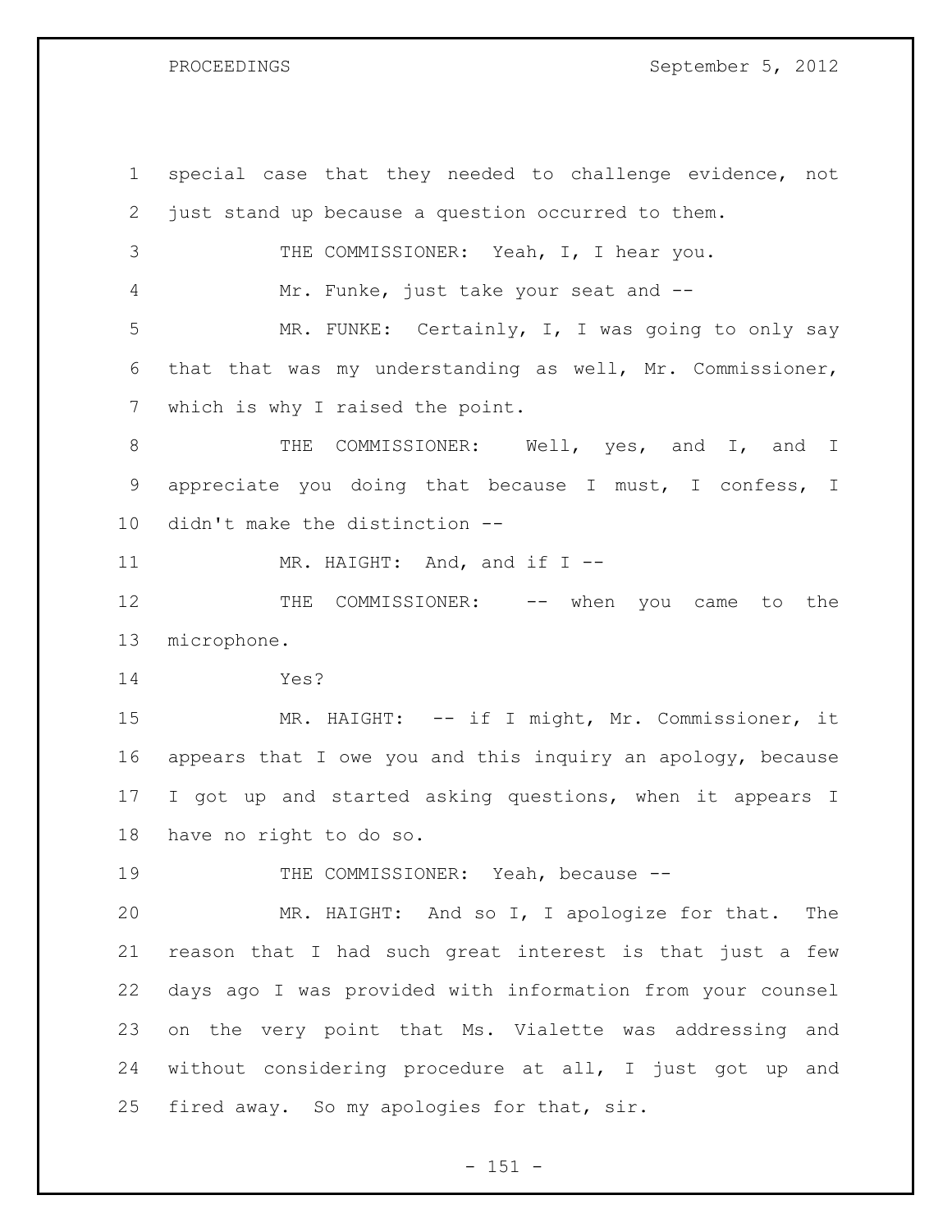special case that they needed to challenge evidence, not just stand up because a question occurred to them.

THE COMMISSIONER: Yeah, I, I hear you.

Mr. Funke, just take your seat and --

MR. FUNKE: Certainly, I, I was going to only say that that was my understanding as well, Mr. Commissioner, which is why I raised the point.

THE COMMISSIONER: Well, yes, and I, and I appreciate you doing that because I must, I confess, I didn't make the distinction --

MR. HAIGHT: And, and if I --

THE COMMISSIONER: -- when you came to the microphone.

Yes?

MR. HAIGHT: -- if I might, Mr. Commissioner, it appears that I owe you and this inquiry an apology, because I got up and started asking questions, when it appears I have no right to do so.

THE COMMISSIONER: Yeah, because --

MR. HAIGHT: And so I, I apologize for that. The reason that I had such great interest is that just a few days ago I was provided with information from your counsel on the very point that Ms. Vialette was addressing and without considering procedure at all, I just got up and fired away. So my apologies for that, sir.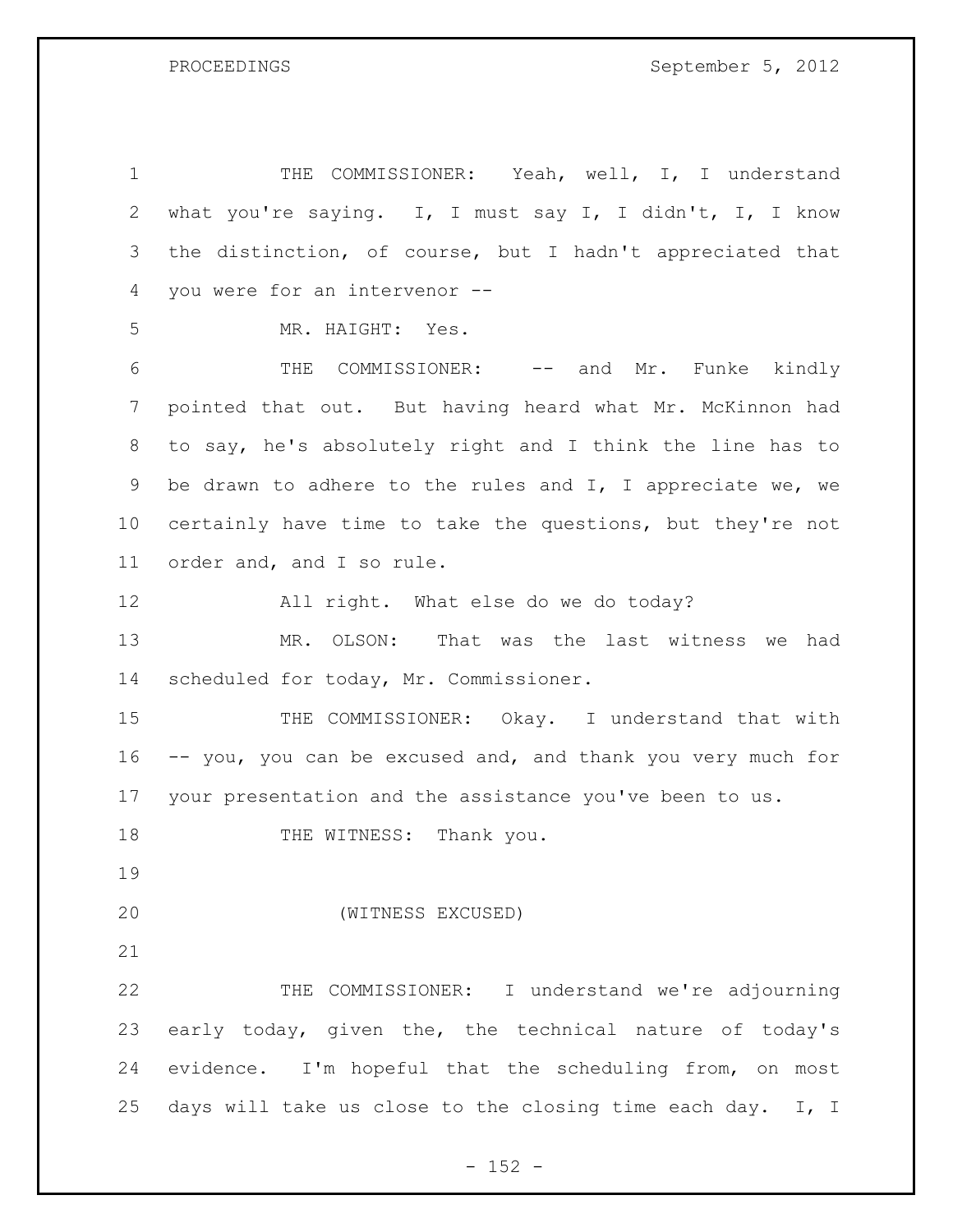THE COMMISSIONER: Yeah, well, I, I understand what you're saying. I, I must say I, I didn't, I, I know the distinction, of course, but I hadn't appreciated that you were for an intervenor --

MR. HAIGHT: Yes.

THE COMMISSIONER: -- and Mr. Funke kindly pointed that out. But having heard what Mr. McKinnon had to say, he's absolutely right and I think the line has to be drawn to adhere to the rules and I, I appreciate we, we certainly have time to take the questions, but they're not order and, and I so rule.

All right. What else do we do today?

MR. OLSON: That was the last witness we had scheduled for today, Mr. Commissioner.

THE COMMISSIONER: Okay. I understand that with -- you, you can be excused and, and thank you very much for your presentation and the assistance you've been to us.

THE WITNESS: Thank you.

(WITNESS EXCUSED)

THE COMMISSIONER: I understand we're adjourning early today, given the, the technical nature of today's evidence. I'm hopeful that the scheduling from, on most days will take us close to the closing time each day. I, I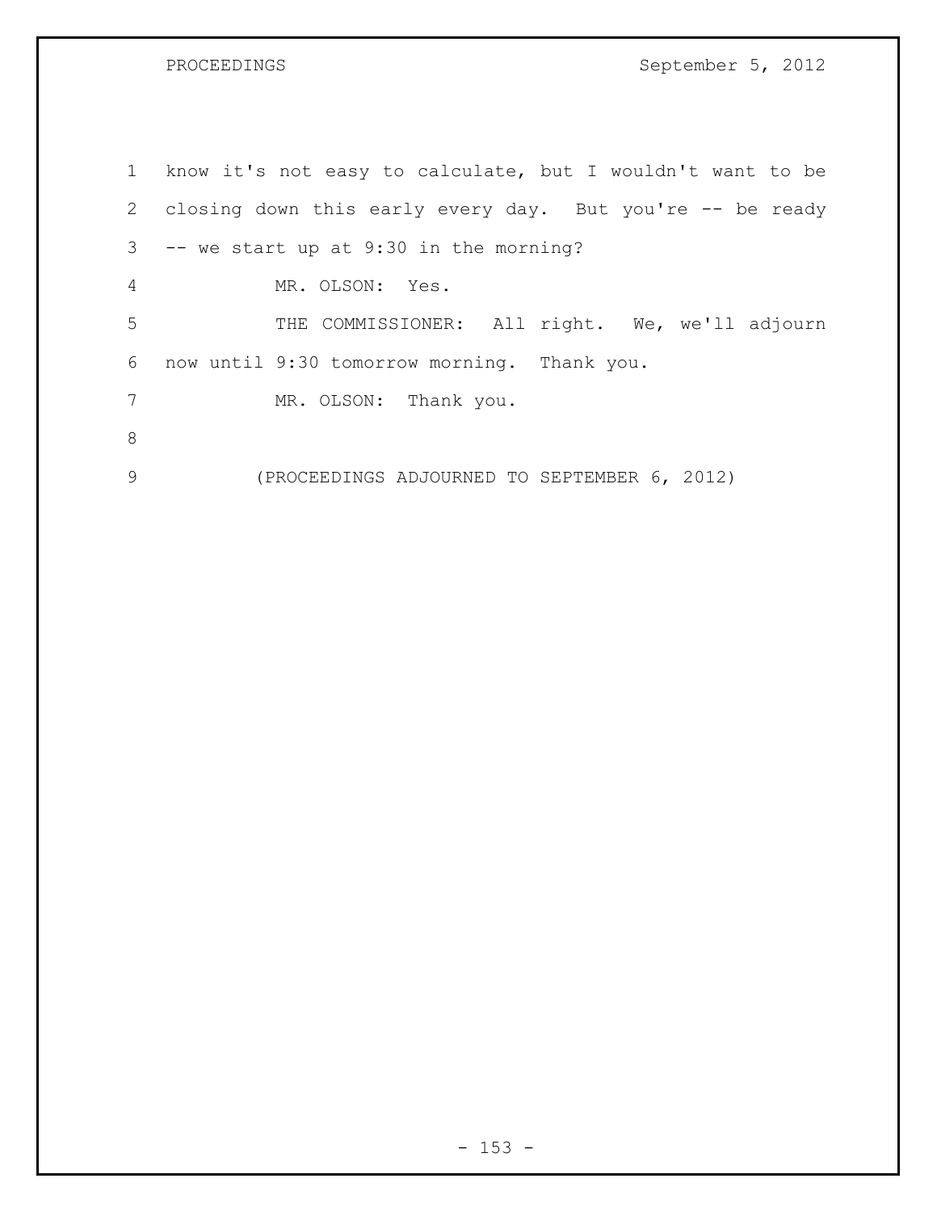know it's not easy to calculate, but I wouldn't want to be closing down this early every day. But you're -- be ready -- we start up at 9:30 in the morning?

MR. OLSON: Yes.

THE COMMISSIONER: All right. We, we'll adjourn now until 9:30 tomorrow morning. Thank you.

MR. OLSON: Thank you.

(PROCEEDINGS ADJOURNED TO SEPTEMBER 6, 2012)